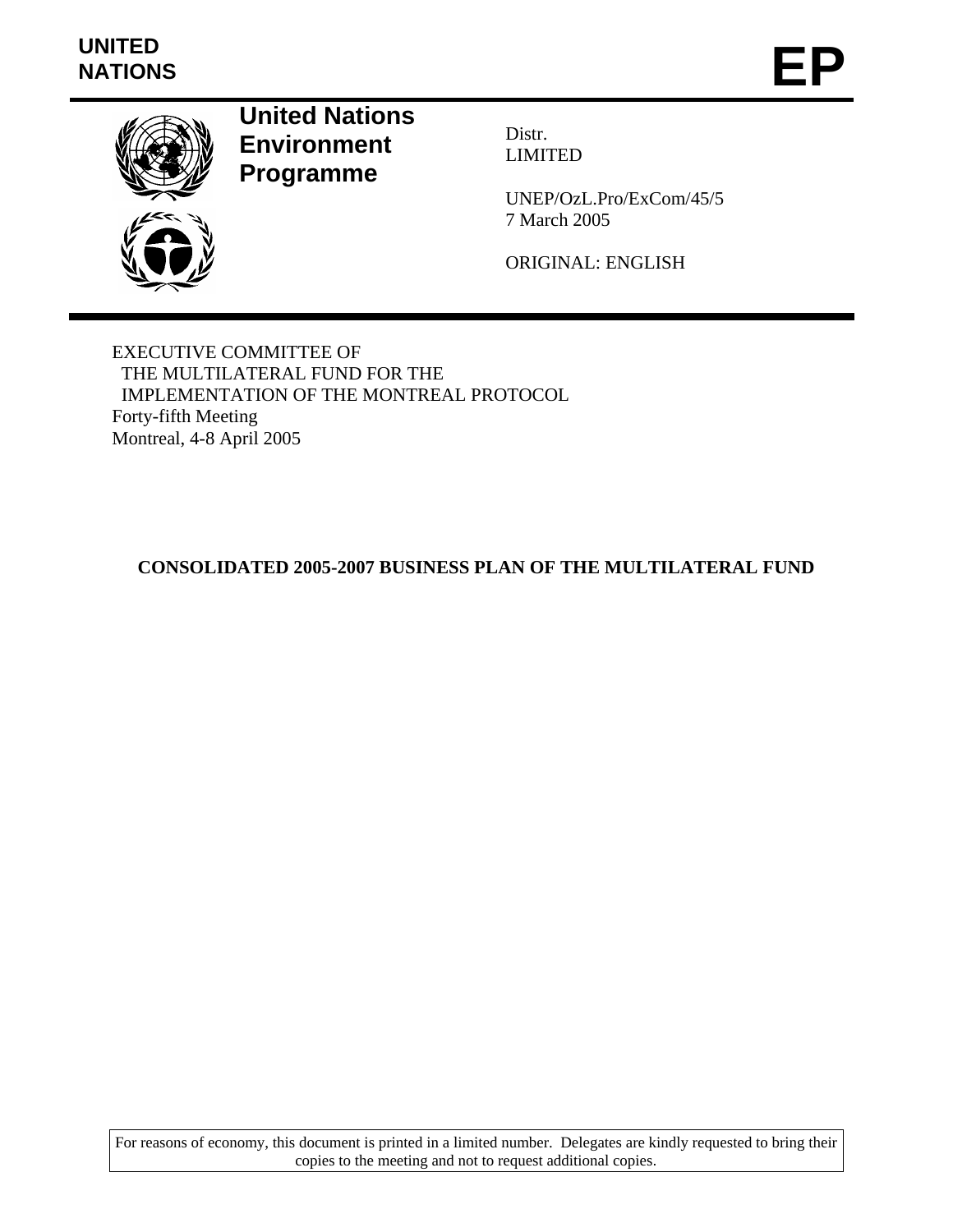UNITED NATIONS

# EP

**United Nations Environment Programme**

Distr.
LIMITED

UNEP/OzL.Pro/ExCom/45/5
7 March 2005

ORIGINAL: ENGLISH

EXECUTIVE COMMITTEE OF
THE MULTILATERAL FUND FOR THE
IMPLEMENTATION OF THE MONTREAL PROTOCOL
Forty-fifth Meeting
Montreal, 4-8 April 2005

## CONSOLIDATED 2005-2007 BUSINESS PLAN OF THE MULTILATERAL FUND

For reasons of economy, this document is printed in a limited number. Delegates are kindly requested to bring their copies to the meeting and not to request additional copies.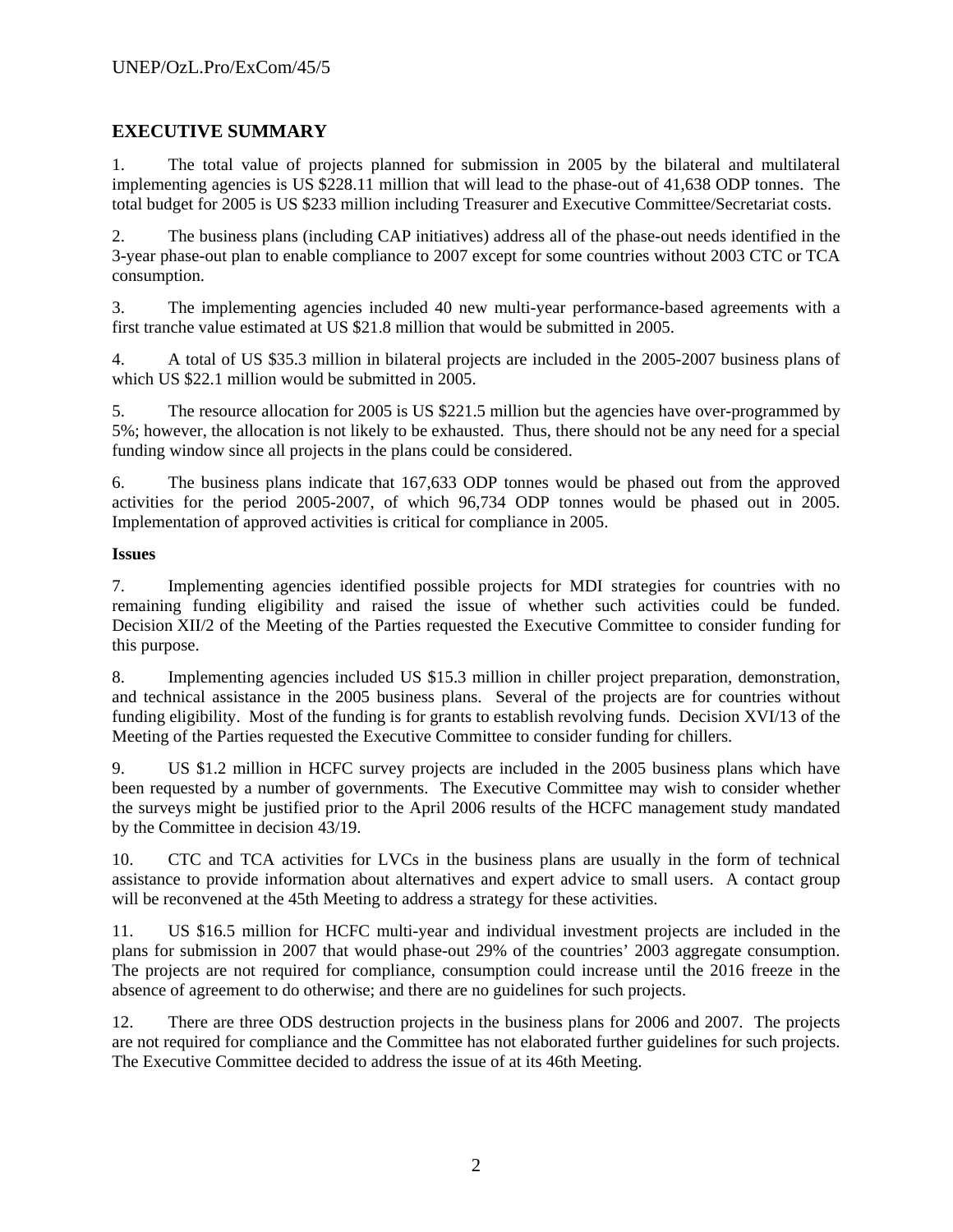## EXECUTIVE SUMMARY

1. The total value of projects planned for submission in 2005 by the bilateral and multilateral implementing agencies is US $228.11 million that will lead to the phase-out of 41,638 ODP tonnes. The total budget for 2005 is US $233 million including Treasurer and Executive Committee/Secretariat costs.

2. The business plans (including CAP initiatives) address all of the phase-out needs identified in the 3-year phase-out plan to enable compliance to 2007 except for some countries without 2003 CTC or TCA consumption.

3. The implementing agencies included 40 new multi-year performance-based agreements with a first tranche value estimated at US $21.8 million that would be submitted in 2005.

4. A total of US $35.3 million in bilateral projects are included in the 2005-2007 business plans of which US $22.1 million would be submitted in 2005.

5. The resource allocation for 2005 is US $221.5 million but the agencies have over-programmed by 5%; however, the allocation is not likely to be exhausted. Thus, there should not be any need for a special funding window since all projects in the plans could be considered.

6. The business plans indicate that 167,633 ODP tonnes would be phased out from the approved activities for the period 2005-2007, of which 96,734 ODP tonnes would be phased out in 2005. Implementation of approved activities is critical for compliance in 2005.

**Issues**

7. Implementing agencies identified possible projects for MDI strategies for countries with no remaining funding eligibility and raised the issue of whether such activities could be funded. Decision XII/2 of the Meeting of the Parties requested the Executive Committee to consider funding for this purpose.

8. Implementing agencies included US $15.3 million in chiller project preparation, demonstration, and technical assistance in the 2005 business plans. Several of the projects are for countries without funding eligibility. Most of the funding is for grants to establish revolving funds. Decision XVI/13 of the Meeting of the Parties requested the Executive Committee to consider funding for chillers.

9. US $1.2 million in HCFC survey projects are included in the 2005 business plans which have been requested by a number of governments. The Executive Committee may wish to consider whether the surveys might be justified prior to the April 2006 results of the HCFC management study mandated by the Committee in decision 43/19.

10. CTC and TCA activities for LVCs in the business plans are usually in the form of technical assistance to provide information about alternatives and expert advice to small users. A contact group will be reconvened at the 45th Meeting to address a strategy for these activities.

11. US $16.5 million for HCFC multi-year and individual investment projects are included in the plans for submission in 2007 that would phase-out 29% of the countries' 2003 aggregate consumption. The projects are not required for compliance, consumption could increase until the 2016 freeze in the absence of agreement to do otherwise; and there are no guidelines for such projects.

12. There are three ODS destruction projects in the business plans for 2006 and 2007. The projects are not required for compliance and the Committee has not elaborated further guidelines for such projects. The Executive Committee decided to address the issue of at its 46th Meeting.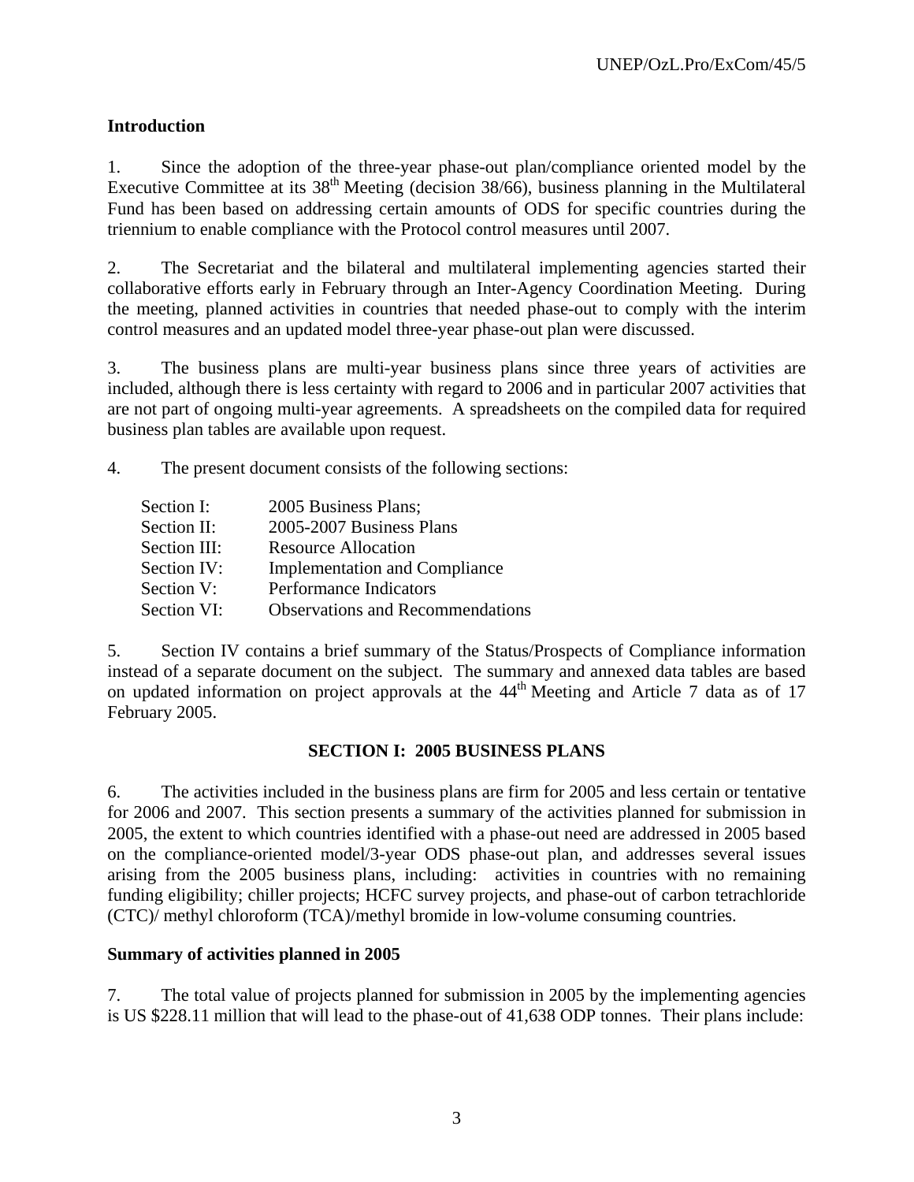## Introduction

1. Since the adoption of the three-year phase-out plan/compliance oriented model by the Executive Committee at its 38th Meeting (decision 38/66), business planning in the Multilateral Fund has been based on addressing certain amounts of ODS for specific countries during the triennium to enable compliance with the Protocol control measures until 2007.

2. The Secretariat and the bilateral and multilateral implementing agencies started their collaborative efforts early in February through an Inter-Agency Coordination Meeting. During the meeting, planned activities in countries that needed phase-out to comply with the interim control measures and an updated model three-year phase-out plan were discussed.

3. The business plans are multi-year business plans since three years of activities are included, although there is less certainty with regard to 2006 and in particular 2007 activities that are not part of ongoing multi-year agreements. A spreadsheets on the compiled data for required business plan tables are available upon request.

4. The present document consists of the following sections:

| | |
|---|---|
| Section I: | 2005 Business Plans; |
| Section II: | 2005-2007 Business Plans |
| Section III: | Resource Allocation |
| Section IV: | Implementation and Compliance |
| Section V: | Performance Indicators |
| Section VI: | Observations and Recommendations |

5. Section IV contains a brief summary of the Status/Prospects of Compliance information instead of a separate document on the subject. The summary and annexed data tables are based on updated information on project approvals at the 44th Meeting and Article 7 data as of 17 February 2005.

## SECTION I: 2005 BUSINESS PLANS

6. The activities included in the business plans are firm for 2005 and less certain or tentative for 2006 and 2007. This section presents a summary of the activities planned for submission in 2005, the extent to which countries identified with a phase-out need are addressed in 2005 based on the compliance-oriented model/3-year ODS phase-out plan, and addresses several issues arising from the 2005 business plans, including: activities in countries with no remaining funding eligibility; chiller projects; HCFC survey projects, and phase-out of carbon tetrachloride (CTC)/ methyl chloroform (TCA)/methyl bromide in low-volume consuming countries.

### Summary of activities planned in 2005

7. The total value of projects planned for submission in 2005 by the implementing agencies is US $228.11 million that will lead to the phase-out of 41,638 ODP tonnes. Their plans include: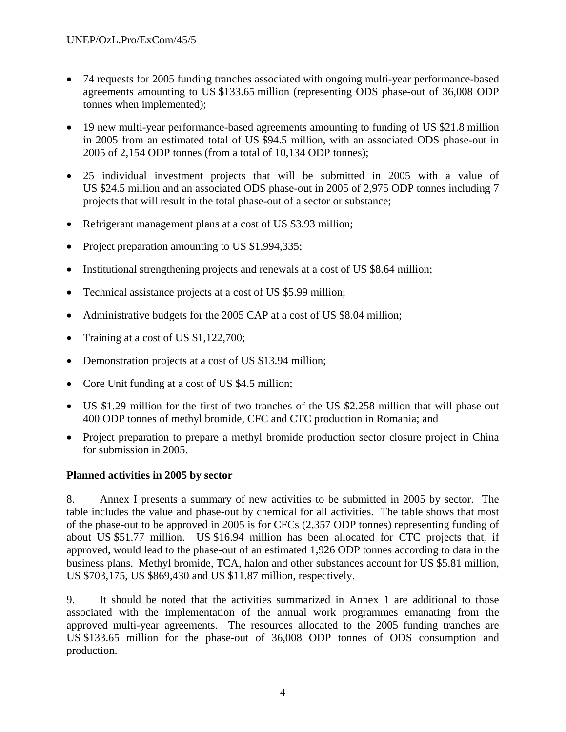- 74 requests for 2005 funding tranches associated with ongoing multi-year performance-based agreements amounting to US $133.65 million (representing ODS phase-out of 36,008 ODP tonnes when implemented);
- 19 new multi-year performance-based agreements amounting to funding of US $21.8 million in 2005 from an estimated total of US $94.5 million, with an associated ODS phase-out in 2005 of 2,154 ODP tonnes (from a total of 10,134 ODP tonnes);
- 25 individual investment projects that will be submitted in 2005 with a value of US $24.5 million and an associated ODS phase-out in 2005 of 2,975 ODP tonnes including 7 projects that will result in the total phase-out of a sector or substance;
- Refrigerant management plans at a cost of US $3.93 million;
- Project preparation amounting to US $1,994,335;
- Institutional strengthening projects and renewals at a cost of US $8.64 million;
- Technical assistance projects at a cost of US $5.99 million;
- Administrative budgets for the 2005 CAP at a cost of US $8.04 million;
- Training at a cost of US $1,122,700;
- Demonstration projects at a cost of US $13.94 million;
- Core Unit funding at a cost of US $4.5 million;
- US $1.29 million for the first of two tranches of the US $2.258 million that will phase out 400 ODP tonnes of methyl bromide, CFC and CTC production in Romania; and
- Project preparation to prepare a methyl bromide production sector closure project in China for submission in 2005.

**Planned activities in 2005 by sector**

8. Annex I presents a summary of new activities to be submitted in 2005 by sector. The table includes the value and phase-out by chemical for all activities. The table shows that most of the phase-out to be approved in 2005 is for CFCs (2,357 ODP tonnes) representing funding of about US $51.77 million. US $16.94 million has been allocated for CTC projects that, if approved, would lead to the phase-out of an estimated 1,926 ODP tonnes according to data in the business plans. Methyl bromide, TCA, halon and other substances account for US $5.81 million, US $703,175, US $869,430 and US $11.87 million, respectively.

9. It should be noted that the activities summarized in Annex 1 are additional to those associated with the implementation of the annual work programmes emanating from the approved multi-year agreements. The resources allocated to the 2005 funding tranches are US $133.65 million for the phase-out of 36,008 ODP tonnes of ODS consumption and production.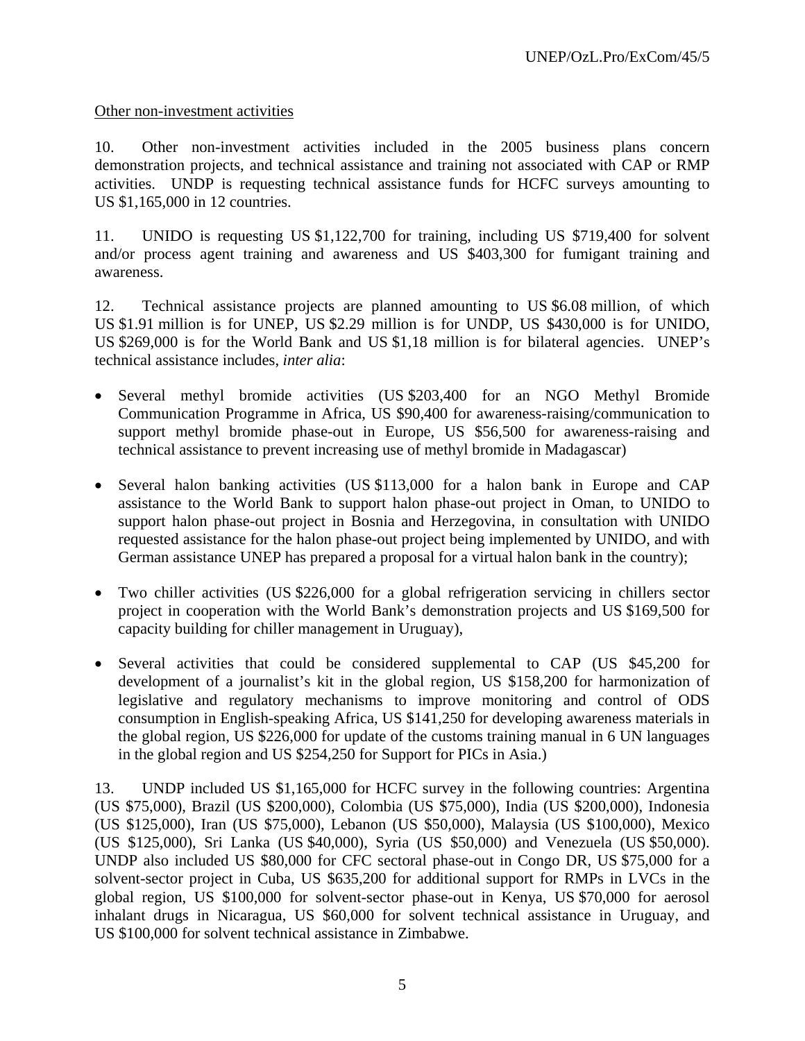Other non-investment activities

10. Other non-investment activities included in the 2005 business plans concern demonstration projects, and technical assistance and training not associated with CAP or RMP activities. UNDP is requesting technical assistance funds for HCFC surveys amounting to US $1,165,000 in 12 countries.

11. UNIDO is requesting US $1,122,700 for training, including US $719,400 for solvent and/or process agent training and awareness and US $403,300 for fumigant training and awareness.

12. Technical assistance projects are planned amounting to US $6.08 million, of which US $1.91 million is for UNEP, US $2.29 million is for UNDP, US $430,000 is for UNIDO, US $269,000 is for the World Bank and US $1,18 million is for bilateral agencies. UNEP's technical assistance includes, *inter alia*:

- Several methyl bromide activities (US $203,400 for an NGO Methyl Bromide Communication Programme in Africa, US $90,400 for awareness-raising/communication to support methyl bromide phase-out in Europe, US $56,500 for awareness-raising and technical assistance to prevent increasing use of methyl bromide in Madagascar)

- Several halon banking activities (US $113,000 for a halon bank in Europe and CAP assistance to the World Bank to support halon phase-out project in Oman, to UNIDO to support halon phase-out project in Bosnia and Herzegovina, in consultation with UNIDO requested assistance for the halon phase-out project being implemented by UNIDO, and with German assistance UNEP has prepared a proposal for a virtual halon bank in the country);

- Two chiller activities (US $226,000 for a global refrigeration servicing in chillers sector project in cooperation with the World Bank's demonstration projects and US $169,500 for capacity building for chiller management in Uruguay),

- Several activities that could be considered supplemental to CAP (US $45,200 for development of a journalist's kit in the global region, US $158,200 for harmonization of legislative and regulatory mechanisms to improve monitoring and control of ODS consumption in English-speaking Africa, US $141,250 for developing awareness materials in the global region, US $226,000 for update of the customs training manual in 6 UN languages in the global region and US $254,250 for Support for PICs in Asia.)

13. UNDP included US $1,165,000 for HCFC survey in the following countries: Argentina (US $75,000), Brazil (US $200,000), Colombia (US $75,000), India (US $200,000), Indonesia (US $125,000), Iran (US $75,000), Lebanon (US $50,000), Malaysia (US $100,000), Mexico (US $125,000), Sri Lanka (US $40,000), Syria (US $50,000) and Venezuela (US $50,000). UNDP also included US $80,000 for CFC sectoral phase-out in Congo DR, US $75,000 for a solvent-sector project in Cuba, US $635,200 for additional support for RMPs in LVCs in the global region, US $100,000 for solvent-sector phase-out in Kenya, US $70,000 for aerosol inhalant drugs in Nicaragua, US $60,000 for solvent technical assistance in Uruguay, and US $100,000 for solvent technical assistance in Zimbabwe.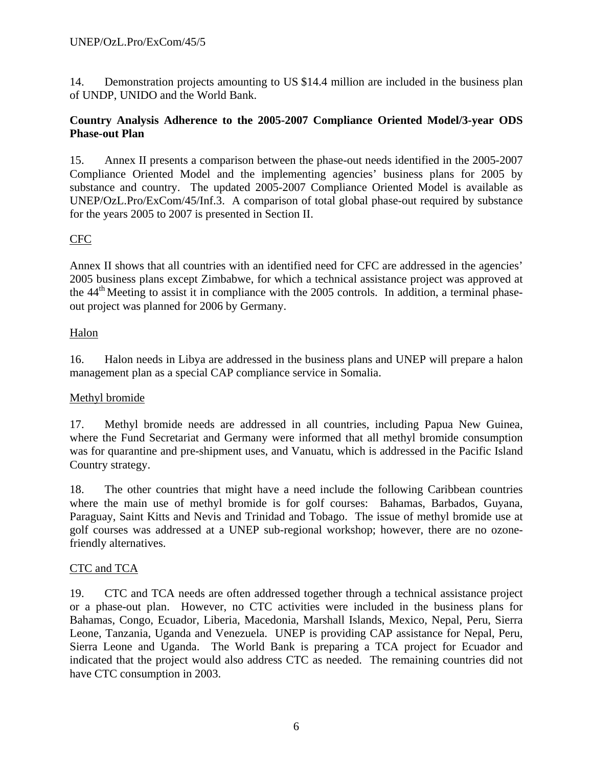14. Demonstration projects amounting to US $14.4 million are included in the business plan of UNDP, UNIDO and the World Bank.

**Country Analysis Adherence to the 2005-2007 Compliance Oriented Model/3-year ODS Phase-out Plan**

15. Annex II presents a comparison between the phase-out needs identified in the 2005-2007 Compliance Oriented Model and the implementing agencies' business plans for 2005 by substance and country. The updated 2005-2007 Compliance Oriented Model is available as UNEP/OzL.Pro/ExCom/45/Inf.3. A comparison of total global phase-out required by substance for the years 2005 to 2007 is presented in Section II.

CFC

Annex II shows that all countries with an identified need for CFC are addressed in the agencies' 2005 business plans except Zimbabwe, for which a technical assistance project was approved at the 44th Meeting to assist it in compliance with the 2005 controls. In addition, a terminal phase-out project was planned for 2006 by Germany.

Halon

16. Halon needs in Libya are addressed in the business plans and UNEP will prepare a halon management plan as a special CAP compliance service in Somalia.

Methyl bromide

17. Methyl bromide needs are addressed in all countries, including Papua New Guinea, where the Fund Secretariat and Germany were informed that all methyl bromide consumption was for quarantine and pre-shipment uses, and Vanuatu, which is addressed in the Pacific Island Country strategy.

18. The other countries that might have a need include the following Caribbean countries where the main use of methyl bromide is for golf courses: Bahamas, Barbados, Guyana, Paraguay, Saint Kitts and Nevis and Trinidad and Tobago. The issue of methyl bromide use at golf courses was addressed at a UNEP sub-regional workshop; however, there are no ozone-friendly alternatives.

CTC and TCA

19. CTC and TCA needs are often addressed together through a technical assistance project or a phase-out plan. However, no CTC activities were included in the business plans for Bahamas, Congo, Ecuador, Liberia, Macedonia, Marshall Islands, Mexico, Nepal, Peru, Sierra Leone, Tanzania, Uganda and Venezuela. UNEP is providing CAP assistance for Nepal, Peru, Sierra Leone and Uganda. The World Bank is preparing a TCA project for Ecuador and indicated that the project would also address CTC as needed. The remaining countries did not have CTC consumption in 2003.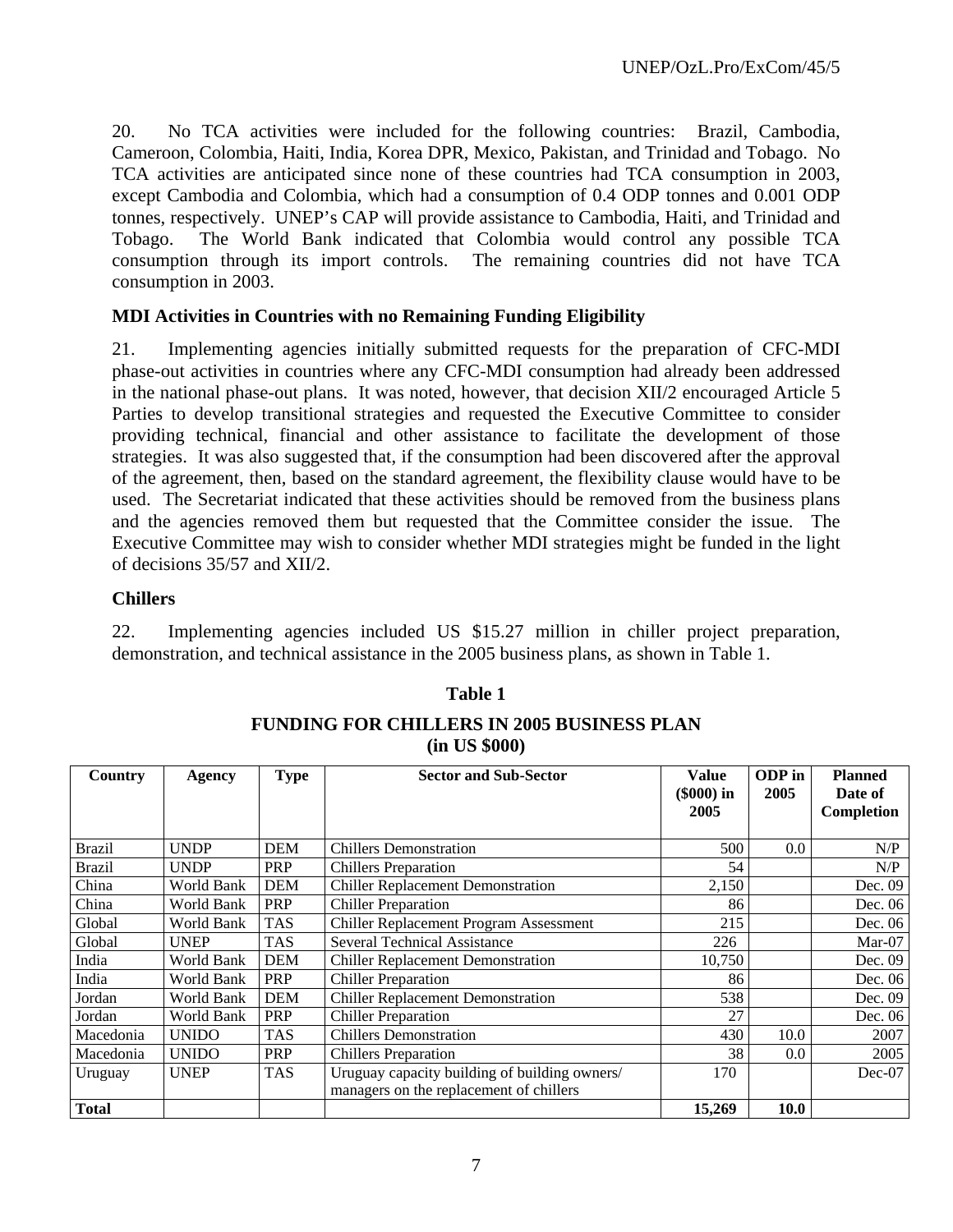20. No TCA activities were included for the following countries: Brazil, Cambodia, Cameroon, Colombia, Haiti, India, Korea DPR, Mexico, Pakistan, and Trinidad and Tobago. No TCA activities are anticipated since none of these countries had TCA consumption in 2003, except Cambodia and Colombia, which had a consumption of 0.4 ODP tonnes and 0.001 ODP tonnes, respectively. UNEP's CAP will provide assistance to Cambodia, Haiti, and Trinidad and Tobago. The World Bank indicated that Colombia would control any possible TCA consumption through its import controls. The remaining countries did not have TCA consumption in 2003.

**MDI Activities in Countries with no Remaining Funding Eligibility**

21. Implementing agencies initially submitted requests for the preparation of CFC-MDI phase-out activities in countries where any CFC-MDI consumption had already been addressed in the national phase-out plans. It was noted, however, that decision XII/2 encouraged Article 5 Parties to develop transitional strategies and requested the Executive Committee to consider providing technical, financial and other assistance to facilitate the development of those strategies. It was also suggested that, if the consumption had been discovered after the approval of the agreement, then, based on the standard agreement, the flexibility clause would have to be used. The Secretariat indicated that these activities should be removed from the business plans and the agencies removed them but requested that the Committee consider the issue. The Executive Committee may wish to consider whether MDI strategies might be funded in the light of decisions 35/57 and XII/2.

**Chillers**

22. Implementing agencies included US $15.27 million in chiller project preparation, demonstration, and technical assistance in the 2005 business plans, as shown in Table 1.

**Table 1**

**FUNDING FOR CHILLERS IN 2005 BUSINESS PLAN (in US $000)**

| Country | Agency | Type | Sector and Sub-Sector | Value ($000) in 2005 | ODP in 2005 | Planned Date of Completion |
|---|---|---|---|---|---|---|
| Brazil | UNDP | DEM | Chillers Demonstration | 500 | 0.0 | N/P |
| Brazil | UNDP | PRP | Chillers Preparation | 54 | | N/P |
| China | World Bank | DEM | Chiller Replacement Demonstration | 2,150 | | Dec. 09 |
| China | World Bank | PRP | Chiller Preparation | 86 | | Dec. 06 |
| Global | World Bank | TAS | Chiller Replacement Program Assessment | 215 | | Dec. 06 |
| Global | UNEP | TAS | Several Technical Assistance | 226 | | Mar-07 |
| India | World Bank | DEM | Chiller Replacement Demonstration | 10,750 | | Dec. 09 |
| India | World Bank | PRP | Chiller Preparation | 86 | | Dec. 06 |
| Jordan | World Bank | DEM | Chiller Replacement Demonstration | 538 | | Dec. 09 |
| Jordan | World Bank | PRP | Chiller Preparation | 27 | | Dec. 06 |
| Macedonia | UNIDO | TAS | Chillers Demonstration | 430 | 10.0 | 2007 |
| Macedonia | UNIDO | PRP | Chillers Preparation | 38 | 0.0 | 2005 |
| Uruguay | UNEP | TAS | Uruguay capacity building of building owners/ managers on the replacement of chillers | 170 | | Dec-07 |
| **Total** | | | | **15,269** | **10.0** | |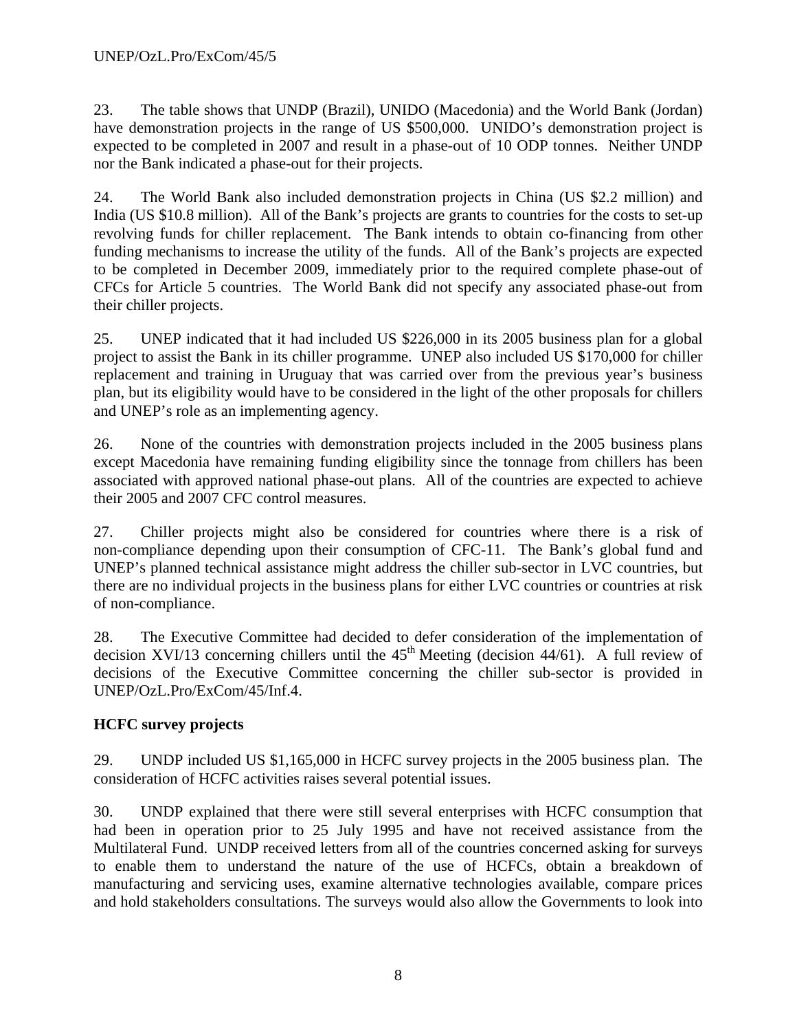23. The table shows that UNDP (Brazil), UNIDO (Macedonia) and the World Bank (Jordan) have demonstration projects in the range of US $500,000. UNIDO's demonstration project is expected to be completed in 2007 and result in a phase-out of 10 ODP tonnes. Neither UNDP nor the Bank indicated a phase-out for their projects.

24. The World Bank also included demonstration projects in China (US $2.2 million) and India (US $10.8 million). All of the Bank's projects are grants to countries for the costs to set-up revolving funds for chiller replacement. The Bank intends to obtain co-financing from other funding mechanisms to increase the utility of the funds. All of the Bank's projects are expected to be completed in December 2009, immediately prior to the required complete phase-out of CFCs for Article 5 countries. The World Bank did not specify any associated phase-out from their chiller projects.

25. UNEP indicated that it had included US $226,000 in its 2005 business plan for a global project to assist the Bank in its chiller programme. UNEP also included US $170,000 for chiller replacement and training in Uruguay that was carried over from the previous year's business plan, but its eligibility would have to be considered in the light of the other proposals for chillers and UNEP's role as an implementing agency.

26. None of the countries with demonstration projects included in the 2005 business plans except Macedonia have remaining funding eligibility since the tonnage from chillers has been associated with approved national phase-out plans. All of the countries are expected to achieve their 2005 and 2007 CFC control measures.

27. Chiller projects might also be considered for countries where there is a risk of non-compliance depending upon their consumption of CFC-11. The Bank's global fund and UNEP's planned technical assistance might address the chiller sub-sector in LVC countries, but there are no individual projects in the business plans for either LVC countries or countries at risk of non-compliance.

28. The Executive Committee had decided to defer consideration of the implementation of decision XVI/13 concerning chillers until the 45th Meeting (decision 44/61). A full review of decisions of the Executive Committee concerning the chiller sub-sector is provided in UNEP/OzL.Pro/ExCom/45/Inf.4.

**HCFC survey projects**

29. UNDP included US $1,165,000 in HCFC survey projects in the 2005 business plan. The consideration of HCFC activities raises several potential issues.

30. UNDP explained that there were still several enterprises with HCFC consumption that had been in operation prior to 25 July 1995 and have not received assistance from the Multilateral Fund. UNDP received letters from all of the countries concerned asking for surveys to enable them to understand the nature of the use of HCFCs, obtain a breakdown of manufacturing and servicing uses, examine alternative technologies available, compare prices and hold stakeholders consultations. The surveys would also allow the Governments to look into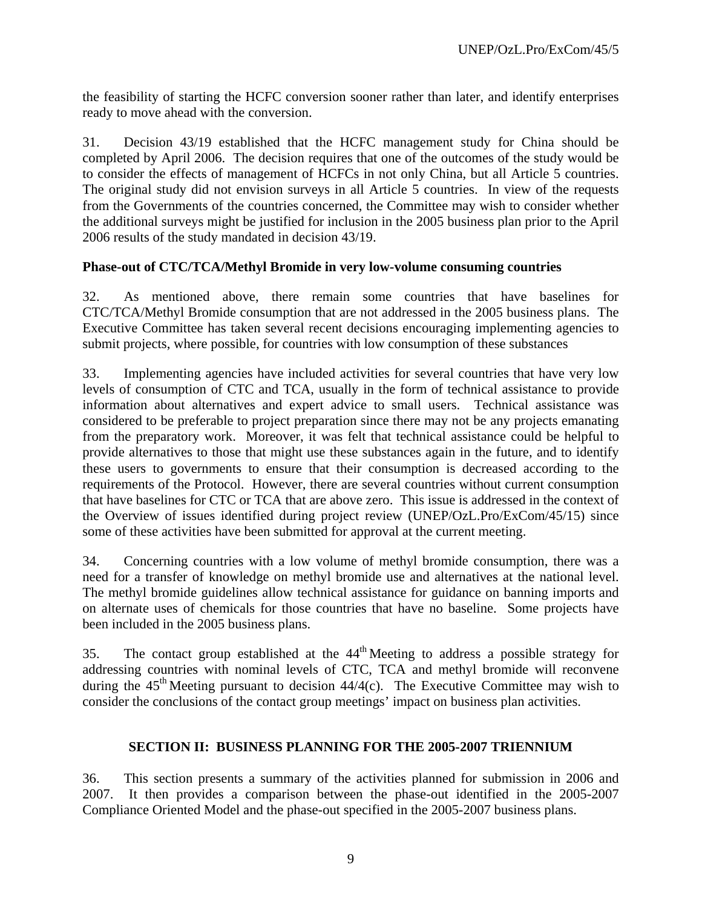the feasibility of starting the HCFC conversion sooner rather than later, and identify enterprises ready to move ahead with the conversion.

31. Decision 43/19 established that the HCFC management study for China should be completed by April 2006. The decision requires that one of the outcomes of the study would be to consider the effects of management of HCFCs in not only China, but all Article 5 countries. The original study did not envision surveys in all Article 5 countries. In view of the requests from the Governments of the countries concerned, the Committee may wish to consider whether the additional surveys might be justified for inclusion in the 2005 business plan prior to the April 2006 results of the study mandated in decision 43/19.

**Phase-out of CTC/TCA/Methyl Bromide in very low-volume consuming countries**

32. As mentioned above, there remain some countries that have baselines for CTC/TCA/Methyl Bromide consumption that are not addressed in the 2005 business plans. The Executive Committee has taken several recent decisions encouraging implementing agencies to submit projects, where possible, for countries with low consumption of these substances

33. Implementing agencies have included activities for several countries that have very low levels of consumption of CTC and TCA, usually in the form of technical assistance to provide information about alternatives and expert advice to small users. Technical assistance was considered to be preferable to project preparation since there may not be any projects emanating from the preparatory work. Moreover, it was felt that technical assistance could be helpful to provide alternatives to those that might use these substances again in the future, and to identify these users to governments to ensure that their consumption is decreased according to the requirements of the Protocol. However, there are several countries without current consumption that have baselines for CTC or TCA that are above zero. This issue is addressed in the context of the Overview of issues identified during project review (UNEP/OzL.Pro/ExCom/45/15) since some of these activities have been submitted for approval at the current meeting.

34. Concerning countries with a low volume of methyl bromide consumption, there was a need for a transfer of knowledge on methyl bromide use and alternatives at the national level. The methyl bromide guidelines allow technical assistance for guidance on banning imports and on alternate uses of chemicals for those countries that have no baseline. Some projects have been included in the 2005 business plans.

35. The contact group established at the 44th Meeting to address a possible strategy for addressing countries with nominal levels of CTC, TCA and methyl bromide will reconvene during the 45th Meeting pursuant to decision 44/4(c). The Executive Committee may wish to consider the conclusions of the contact group meetings' impact on business plan activities.

## SECTION II: BUSINESS PLANNING FOR THE 2005-2007 TRIENNIUM

36. This section presents a summary of the activities planned for submission in 2006 and 2007. It then provides a comparison between the phase-out identified in the 2005-2007 Compliance Oriented Model and the phase-out specified in the 2005-2007 business plans.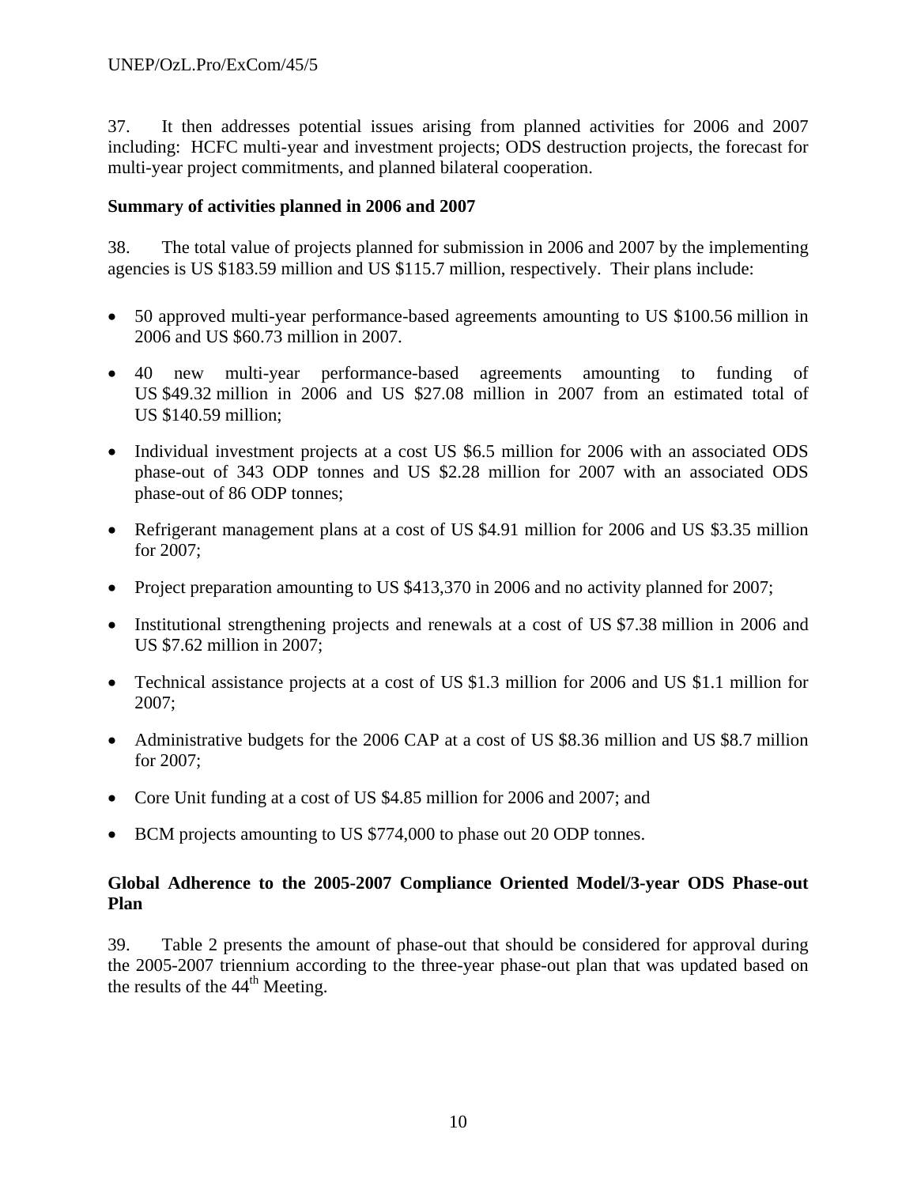37. It then addresses potential issues arising from planned activities for 2006 and 2007 including: HCFC multi-year and investment projects; ODS destruction projects, the forecast for multi-year project commitments, and planned bilateral cooperation.

**Summary of activities planned in 2006 and 2007**

38. The total value of projects planned for submission in 2006 and 2007 by the implementing agencies is US $183.59 million and US $115.7 million, respectively. Their plans include:

- 50 approved multi-year performance-based agreements amounting to US $100.56 million in 2006 and US $60.73 million in 2007.
- 40 new multi-year performance-based agreements amounting to funding of US $49.32 million in 2006 and US $27.08 million in 2007 from an estimated total of US $140.59 million;
- Individual investment projects at a cost US $6.5 million for 2006 with an associated ODS phase-out of 343 ODP tonnes and US $2.28 million for 2007 with an associated ODS phase-out of 86 ODP tonnes;
- Refrigerant management plans at a cost of US $4.91 million for 2006 and US $3.35 million for 2007;
- Project preparation amounting to US $413,370 in 2006 and no activity planned for 2007;
- Institutional strengthening projects and renewals at a cost of US $7.38 million in 2006 and US $7.62 million in 2007;
- Technical assistance projects at a cost of US $1.3 million for 2006 and US $1.1 million for 2007;
- Administrative budgets for the 2006 CAP at a cost of US $8.36 million and US $8.7 million for 2007;
- Core Unit funding at a cost of US $4.85 million for 2006 and 2007; and
- BCM projects amounting to US $774,000 to phase out 20 ODP tonnes.

**Global Adherence to the 2005-2007 Compliance Oriented Model/3-year ODS Phase-out Plan**

39. Table 2 presents the amount of phase-out that should be considered for approval during the 2005-2007 triennium according to the three-year phase-out plan that was updated based on the results of the 44th Meeting.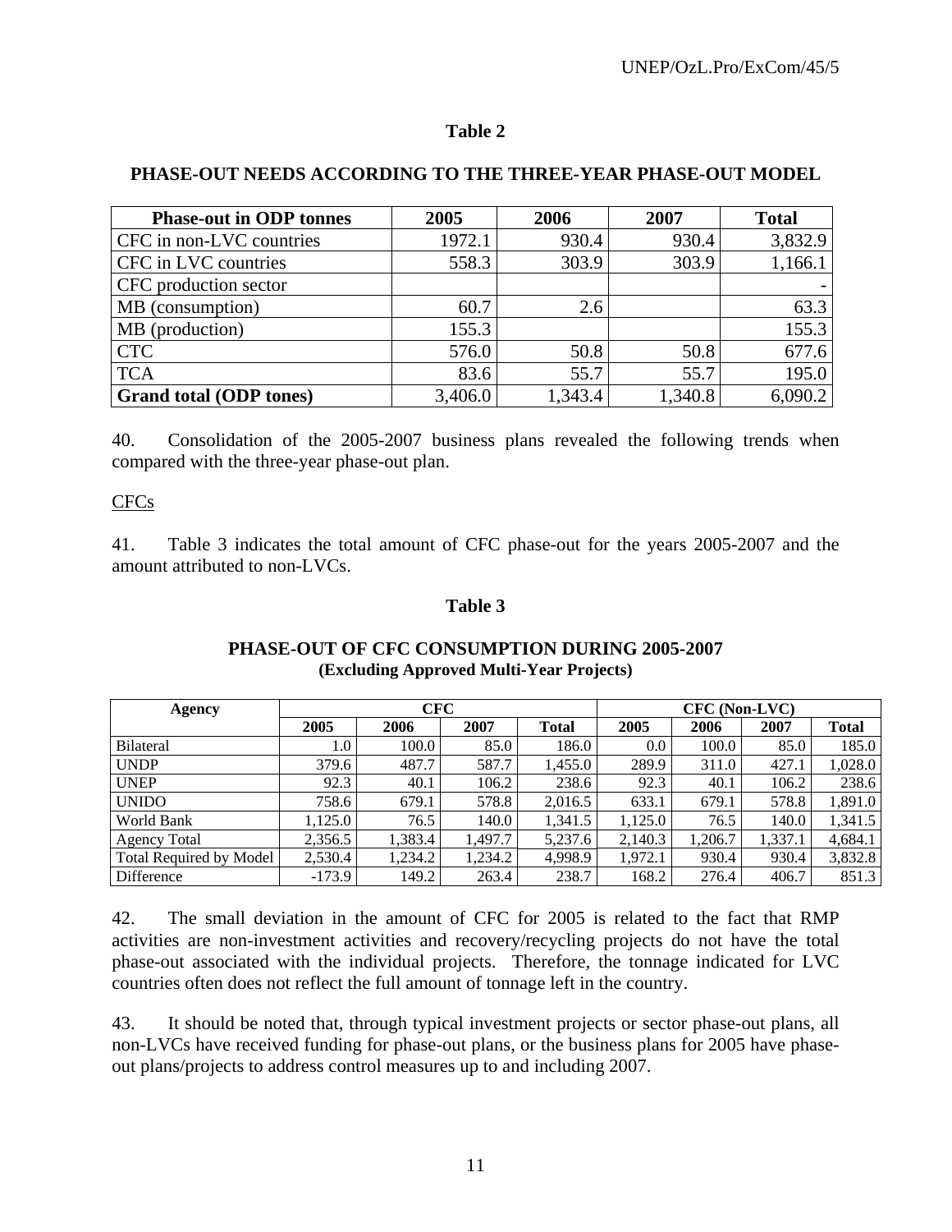**Table 2**

**PHASE-OUT NEEDS ACCORDING TO THE THREE-YEAR PHASE-OUT MODEL**

| Phase-out in ODP tonnes | 2005 | 2006 | 2007 | Total |
|---|---|---|---|---|
| CFC in non-LVC countries | 1972.1 | 930.4 | 930.4 | 3,832.9 |
| CFC in LVC countries | 558.3 | 303.9 | 303.9 | 1,166.1 |
| CFC production sector | | | | - |
| MB (consumption) | 60.7 | 2.6 | | 63.3 |
| MB (production) | 155.3 | | | 155.3 |
| CTC | 576.0 | 50.8 | 50.8 | 677.6 |
| TCA | 83.6 | 55.7 | 55.7 | 195.0 |
| **Grand total (ODP tones)** | 3,406.0 | 1,343.4 | 1,340.8 | 6,090.2 |

40. Consolidation of the 2005-2007 business plans revealed the following trends when compared with the three-year phase-out plan.

CFCs

41. Table 3 indicates the total amount of CFC phase-out for the years 2005-2007 and the amount attributed to non-LVCs.

**Table 3**

**PHASE-OUT OF CFC CONSUMPTION DURING 2005-2007**
**(Excluding Approved Multi-Year Projects)**

| Agency | CFC | | | | CFC (Non-LVC) | | | |
|---|---|---|---|---|---|---|---|---|
| | 2005 | 2006 | 2007 | Total | 2005 | 2006 | 2007 | Total |
| Bilateral | 1.0 | 100.0 | 85.0 | 186.0 | 0.0 | 100.0 | 85.0 | 185.0 |
| UNDP | 379.6 | 487.7 | 587.7 | 1,455.0 | 289.9 | 311.0 | 427.1 | 1,028.0 |
| UNEP | 92.3 | 40.1 | 106.2 | 238.6 | 92.3 | 40.1 | 106.2 | 238.6 |
| UNIDO | 758.6 | 679.1 | 578.8 | 2,016.5 | 633.1 | 679.1 | 578.8 | 1,891.0 |
| World Bank | 1,125.0 | 76.5 | 140.0 | 1,341.5 | 1,125.0 | 76.5 | 140.0 | 1,341.5 |
| Agency Total | 2,356.5 | 1,383.4 | 1,497.7 | 5,237.6 | 2,140.3 | 1,206.7 | 1,337.1 | 4,684.1 |
| Total Required by Model | 2,530.4 | 1,234.2 | 1,234.2 | 4,998.9 | 1,972.1 | 930.4 | 930.4 | 3,832.8 |
| Difference | -173.9 | 149.2 | 263.4 | 238.7 | 168.2 | 276.4 | 406.7 | 851.3 |

42. The small deviation in the amount of CFC for 2005 is related to the fact that RMP activities are non-investment activities and recovery/recycling projects do not have the total phase-out associated with the individual projects. Therefore, the tonnage indicated for LVC countries often does not reflect the full amount of tonnage left in the country.

43. It should be noted that, through typical investment projects or sector phase-out plans, all non-LVCs have received funding for phase-out plans, or the business plans for 2005 have phase-out plans/projects to address control measures up to and including 2007.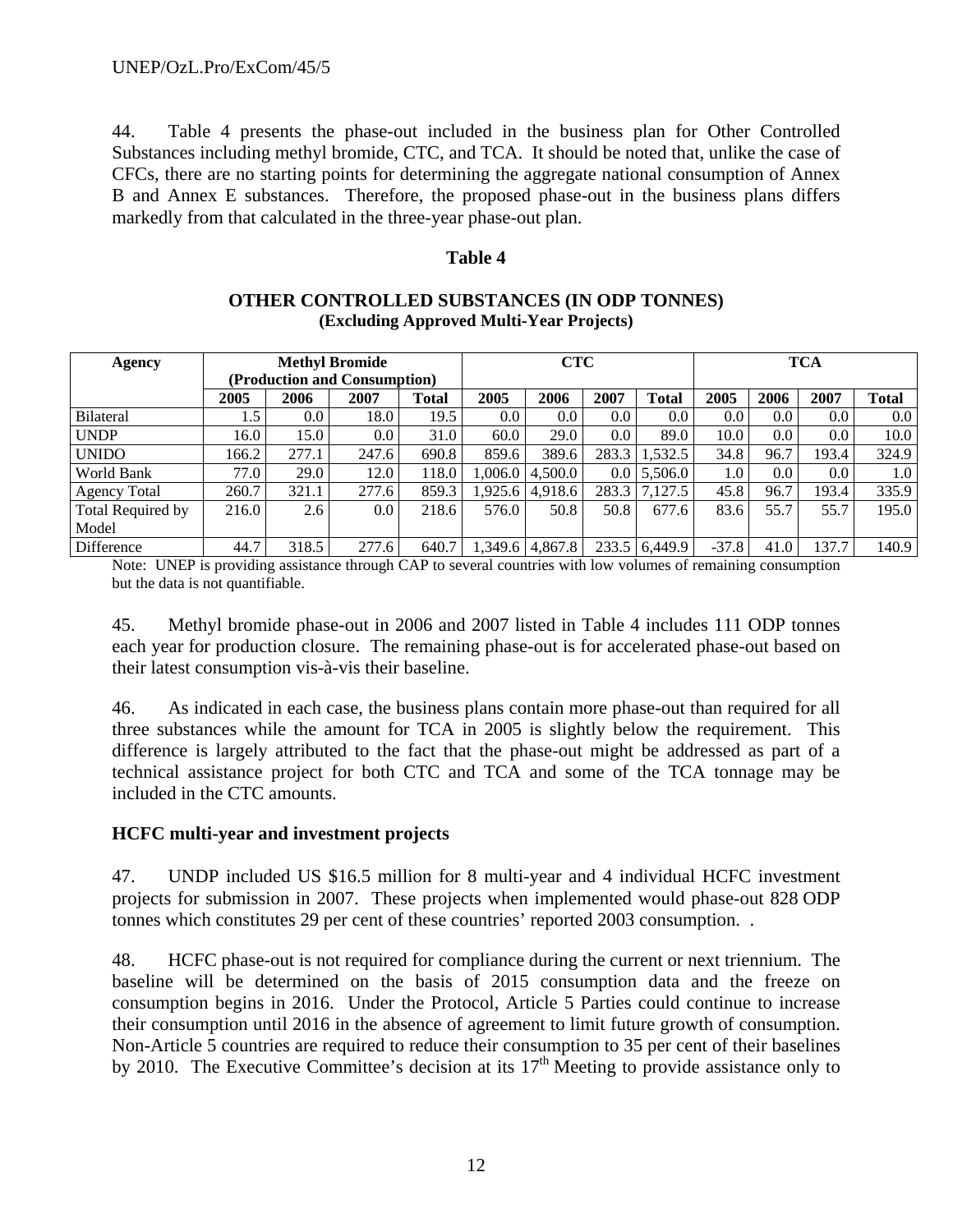44. Table 4 presents the phase-out included in the business plan for Other Controlled Substances including methyl bromide, CTC, and TCA. It should be noted that, unlike the case of CFCs, there are no starting points for determining the aggregate national consumption of Annex B and Annex E substances. Therefore, the proposed phase-out in the business plans differs markedly from that calculated in the three-year phase-out plan.

**Table 4**

**OTHER CONTROLLED SUBSTANCES (IN ODP TONNES)**
**(Excluding Approved Multi-Year Projects)**

| Agency | Methyl Bromide (Production and Consumption) | | | | CTC | | | | TCA | | | |
|---|---|---|---|---|---|---|---|---|---|---|---|---|
| | 2005 | 2006 | 2007 | Total | 2005 | 2006 | 2007 | Total | 2005 | 2006 | 2007 | Total |
| Bilateral | 1.5 | 0.0 | 18.0 | 19.5 | 0.0 | 0.0 | 0.0 | 0.0 | 0.0 | 0.0 | 0.0 | 0.0 |
| UNDP | 16.0 | 15.0 | 0.0 | 31.0 | 60.0 | 29.0 | 0.0 | 89.0 | 10.0 | 0.0 | 0.0 | 10.0 |
| UNIDO | 166.2 | 277.1 | 247.6 | 690.8 | 859.6 | 389.6 | 283.3 | 1,532.5 | 34.8 | 96.7 | 193.4 | 324.9 |
| World Bank | 77.0 | 29.0 | 12.0 | 118.0 | 1,006.0 | 4,500.0 | 0.0 | 5,506.0 | 1.0 | 0.0 | 0.0 | 1.0 |
| Agency Total | 260.7 | 321.1 | 277.6 | 859.3 | 1,925.6 | 4,918.6 | 283.3 | 7,127.5 | 45.8 | 96.7 | 193.4 | 335.9 |
| Total Required by Model | 216.0 | 2.6 | 0.0 | 218.6 | 576.0 | 50.8 | 50.8 | 677.6 | 83.6 | 55.7 | 55.7 | 195.0 |
| Difference | 44.7 | 318.5 | 277.6 | 640.7 | 1,349.6 | 4,867.8 | 233.5 | 6,449.9 | -37.8 | 41.0 | 137.7 | 140.9 |

Note: UNEP is providing assistance through CAP to several countries with low volumes of remaining consumption but the data is not quantifiable.

45. Methyl bromide phase-out in 2006 and 2007 listed in Table 4 includes 111 ODP tonnes each year for production closure. The remaining phase-out is for accelerated phase-out based on their latest consumption vis-à-vis their baseline.

46. As indicated in each case, the business plans contain more phase-out than required for all three substances while the amount for TCA in 2005 is slightly below the requirement. This difference is largely attributed to the fact that the phase-out might be addressed as part of a technical assistance project for both CTC and TCA and some of the TCA tonnage may be included in the CTC amounts.

### HCFC multi-year and investment projects

47. UNDP included US $16.5 million for 8 multi-year and 4 individual HCFC investment projects for submission in 2007. These projects when implemented would phase-out 828 ODP tonnes which constitutes 29 per cent of these countries' reported 2003 consumption. .

48. HCFC phase-out is not required for compliance during the current or next triennium. The baseline will be determined on the basis of 2015 consumption data and the freeze on consumption begins in 2016. Under the Protocol, Article 5 Parties could continue to increase their consumption until 2016 in the absence of agreement to limit future growth of consumption. Non-Article 5 countries are required to reduce their consumption to 35 per cent of their baselines by 2010. The Executive Committee's decision at its 17th Meeting to provide assistance only to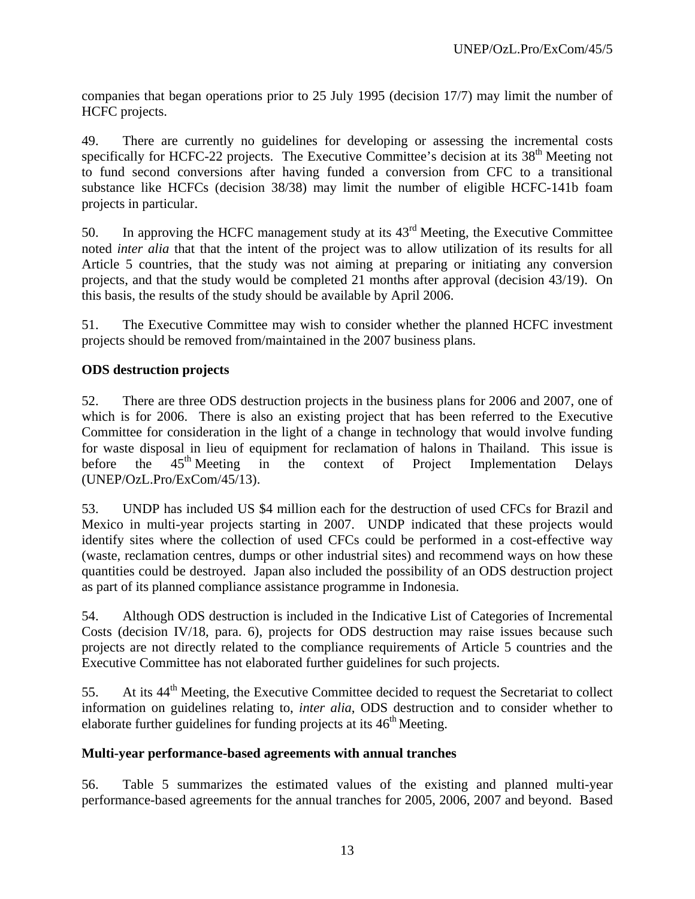companies that began operations prior to 25 July 1995 (decision 17/7) may limit the number of HCFC projects.

49. There are currently no guidelines for developing or assessing the incremental costs specifically for HCFC-22 projects. The Executive Committee's decision at its 38th Meeting not to fund second conversions after having funded a conversion from CFC to a transitional substance like HCFCs (decision 38/38) may limit the number of eligible HCFC-141b foam projects in particular.

50. In approving the HCFC management study at its 43rd Meeting, the Executive Committee noted *inter alia* that that the intent of the project was to allow utilization of its results for all Article 5 countries, that the study was not aiming at preparing or initiating any conversion projects, and that the study would be completed 21 months after approval (decision 43/19). On this basis, the results of the study should be available by April 2006.

51. The Executive Committee may wish to consider whether the planned HCFC investment projects should be removed from/maintained in the 2007 business plans.

**ODS destruction projects**

52. There are three ODS destruction projects in the business plans for 2006 and 2007, one of which is for 2006. There is also an existing project that has been referred to the Executive Committee for consideration in the light of a change in technology that would involve funding for waste disposal in lieu of equipment for reclamation of halons in Thailand. This issue is before the 45th Meeting in the context of Project Implementation Delays (UNEP/OzL.Pro/ExCom/45/13).

53. UNDP has included US $4 million each for the destruction of used CFCs for Brazil and Mexico in multi-year projects starting in 2007. UNDP indicated that these projects would identify sites where the collection of used CFCs could be performed in a cost-effective way (waste, reclamation centres, dumps or other industrial sites) and recommend ways on how these quantities could be destroyed. Japan also included the possibility of an ODS destruction project as part of its planned compliance assistance programme in Indonesia.

54. Although ODS destruction is included in the Indicative List of Categories of Incremental Costs (decision IV/18, para. 6), projects for ODS destruction may raise issues because such projects are not directly related to the compliance requirements of Article 5 countries and the Executive Committee has not elaborated further guidelines for such projects.

55. At its 44th Meeting, the Executive Committee decided to request the Secretariat to collect information on guidelines relating to, *inter alia*, ODS destruction and to consider whether to elaborate further guidelines for funding projects at its 46th Meeting.

**Multi-year performance-based agreements with annual tranches**

56. Table 5 summarizes the estimated values of the existing and planned multi-year performance-based agreements for the annual tranches for 2005, 2006, 2007 and beyond. Based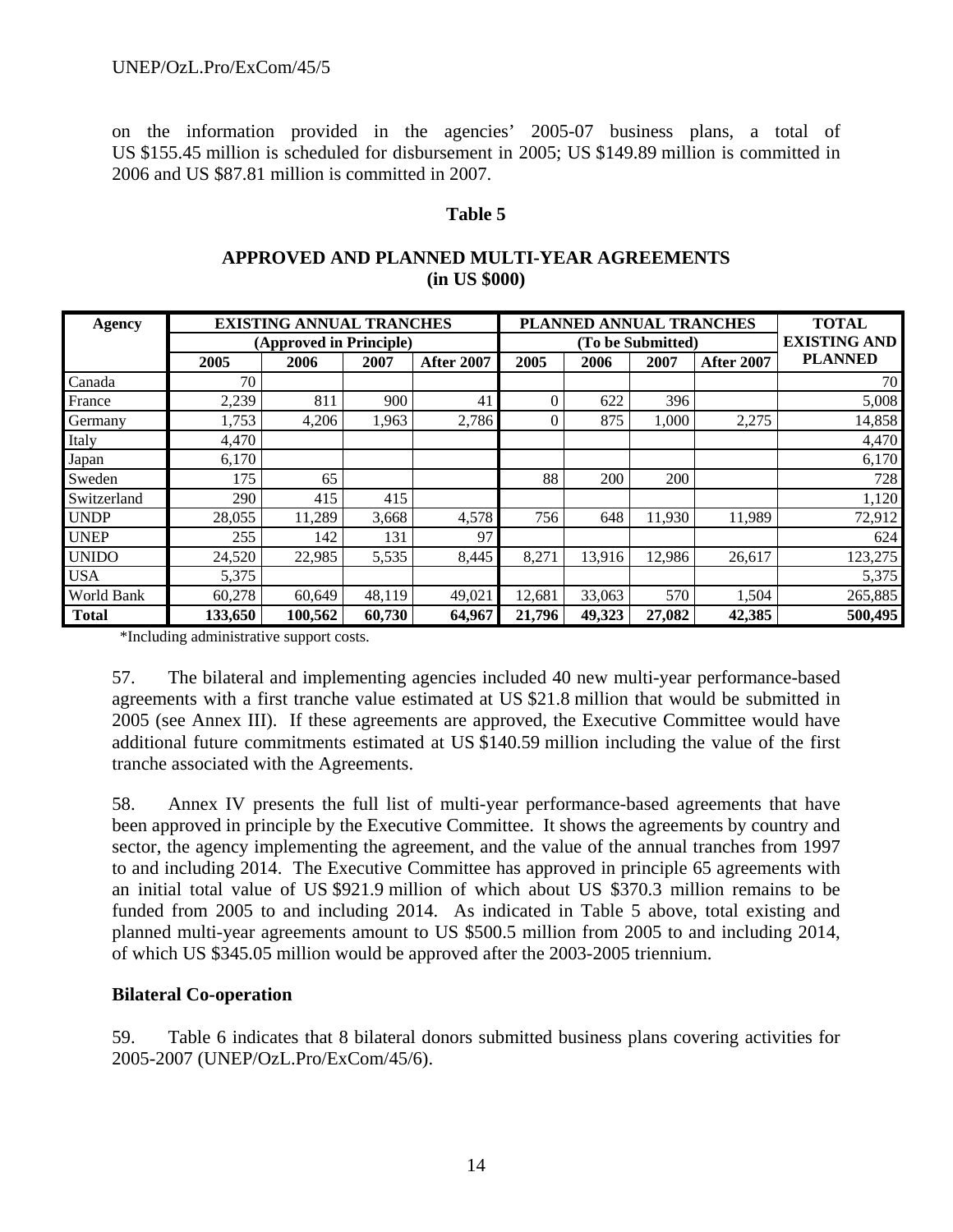on the information provided in the agencies' 2005-07 business plans, a total of US $155.45 million is scheduled for disbursement in 2005; US $149.89 million is committed in 2006 and US $87.81 million is committed in 2007.

**Table 5**

**APPROVED AND PLANNED MULTI-YEAR AGREEMENTS (in US $000)**

| Agency | EXISTING ANNUAL TRANCHES (Approved in Principle) | | | | PLANNED ANNUAL TRANCHES (To be Submitted) | | | | TOTAL EXISTING AND PLANNED |
|---|---|---|---|---|---|---|---|---|---|
| | 2005 | 2006 | 2007 | After 2007 | 2005 | 2006 | 2007 | After 2007 | |
| Canada | 70 | | | | | | | | 70 |
| France | 2,239 | 811 | 900 | 41 | 0 | 622 | 396 | | 5,008 |
| Germany | 1,753 | 4,206 | 1,963 | 2,786 | 0 | 875 | 1,000 | 2,275 | 14,858 |
| Italy | 4,470 | | | | | | | | 4,470 |
| Japan | 6,170 | | | | | | | | 6,170 |
| Sweden | 175 | 65 | | | 88 | 200 | 200 | | 728 |
| Switzerland | 290 | 415 | 415 | | | | | | 1,120 |
| UNDP | 28,055 | 11,289 | 3,668 | 4,578 | 756 | 648 | 11,930 | 11,989 | 72,912 |
| UNEP | 255 | 142 | 131 | 97 | | | | | 624 |
| UNIDO | 24,520 | 22,985 | 5,535 | 8,445 | 8,271 | 13,916 | 12,986 | 26,617 | 123,275 |
| USA | 5,375 | | | | | | | | 5,375 |
| World Bank | 60,278 | 60,649 | 48,119 | 49,021 | 12,681 | 33,063 | 570 | 1,504 | 265,885 |
| **Total** | **133,650** | **100,562** | **60,730** | **64,967** | **21,796** | **49,323** | **27,082** | **42,385** | **500,495** |

*Including administrative support costs.

57. The bilateral and implementing agencies included 40 new multi-year performance-based agreements with a first tranche value estimated at US $21.8 million that would be submitted in 2005 (see Annex III). If these agreements are approved, the Executive Committee would have additional future commitments estimated at US $140.59 million including the value of the first tranche associated with the Agreements.

58. Annex IV presents the full list of multi-year performance-based agreements that have been approved in principle by the Executive Committee. It shows the agreements by country and sector, the agency implementing the agreement, and the value of the annual tranches from 1997 to and including 2014. The Executive Committee has approved in principle 65 agreements with an initial total value of US $921.9 million of which about US $370.3 million remains to be funded from 2005 to and including 2014. As indicated in Table 5 above, total existing and planned multi-year agreements amount to US $500.5 million from 2005 to and including 2014, of which US $345.05 million would be approved after the 2003-2005 triennium.

## Bilateral Co-operation

59. Table 6 indicates that 8 bilateral donors submitted business plans covering activities for 2005-2007 (UNEP/OzL.Pro/ExCom/45/6).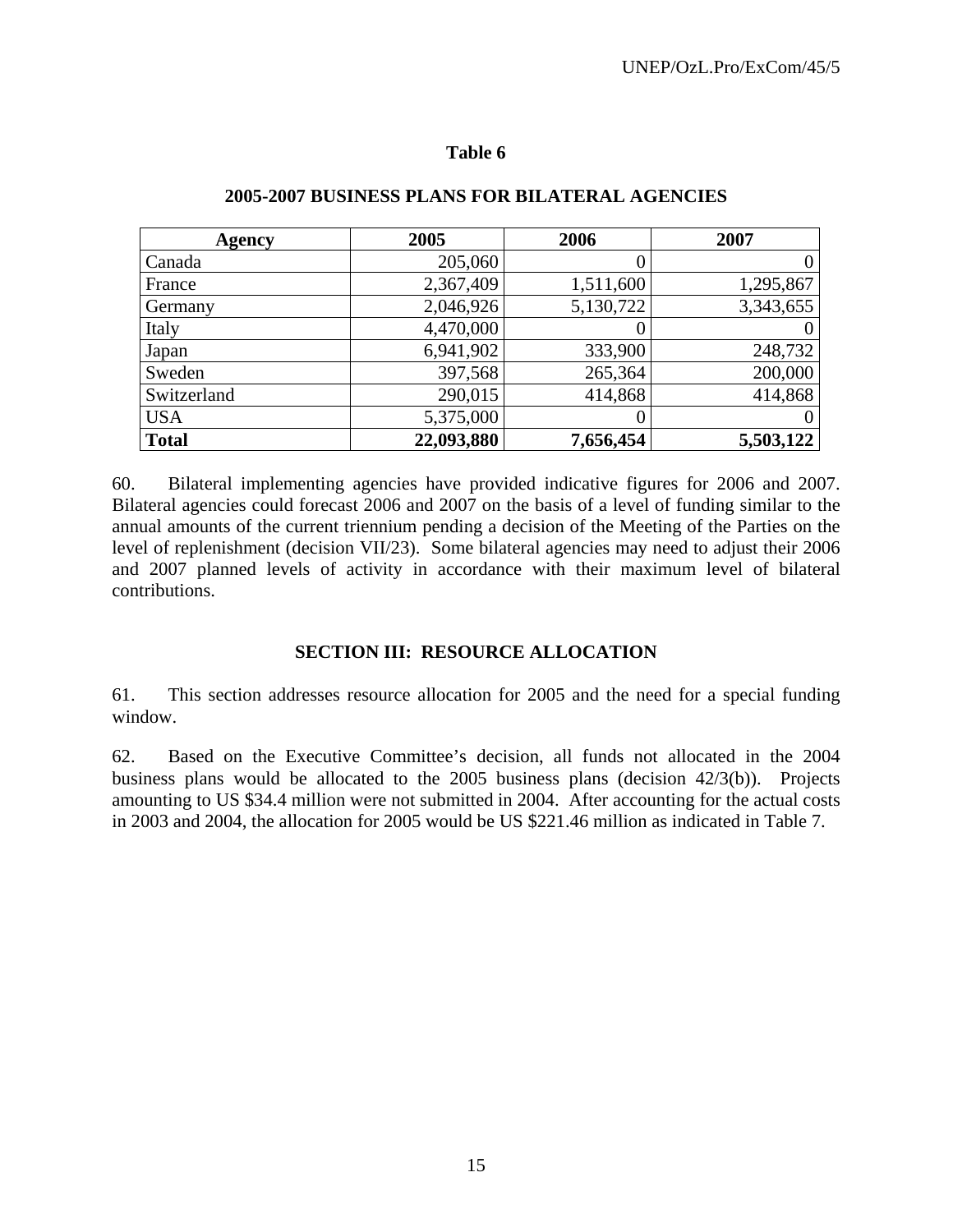**Table 6**

**2005-2007 BUSINESS PLANS FOR BILATERAL AGENCIES**

| Agency | 2005 | 2006 | 2007 |
|---|---|---|---|
| Canada | 205,060 | 0 | 0 |
| France | 2,367,409 | 1,511,600 | 1,295,867 |
| Germany | 2,046,926 | 5,130,722 | 3,343,655 |
| Italy | 4,470,000 | 0 | 0 |
| Japan | 6,941,902 | 333,900 | 248,732 |
| Sweden | 397,568 | 265,364 | 200,000 |
| Switzerland | 290,015 | 414,868 | 414,868 |
| USA | 5,375,000 | 0 | 0 |
| **Total** | **22,093,880** | **7,656,454** | **5,503,122** |

60. Bilateral implementing agencies have provided indicative figures for 2006 and 2007. Bilateral agencies could forecast 2006 and 2007 on the basis of a level of funding similar to the annual amounts of the current triennium pending a decision of the Meeting of the Parties on the level of replenishment (decision VII/23). Some bilateral agencies may need to adjust their 2006 and 2007 planned levels of activity in accordance with their maximum level of bilateral contributions.

## SECTION III: RESOURCE ALLOCATION

61. This section addresses resource allocation for 2005 and the need for a special funding window.

62. Based on the Executive Committee's decision, all funds not allocated in the 2004 business plans would be allocated to the 2005 business plans (decision 42/3(b)). Projects amounting to US $34.4 million were not submitted in 2004. After accounting for the actual costs in 2003 and 2004, the allocation for 2005 would be US $221.46 million as indicated in Table 7.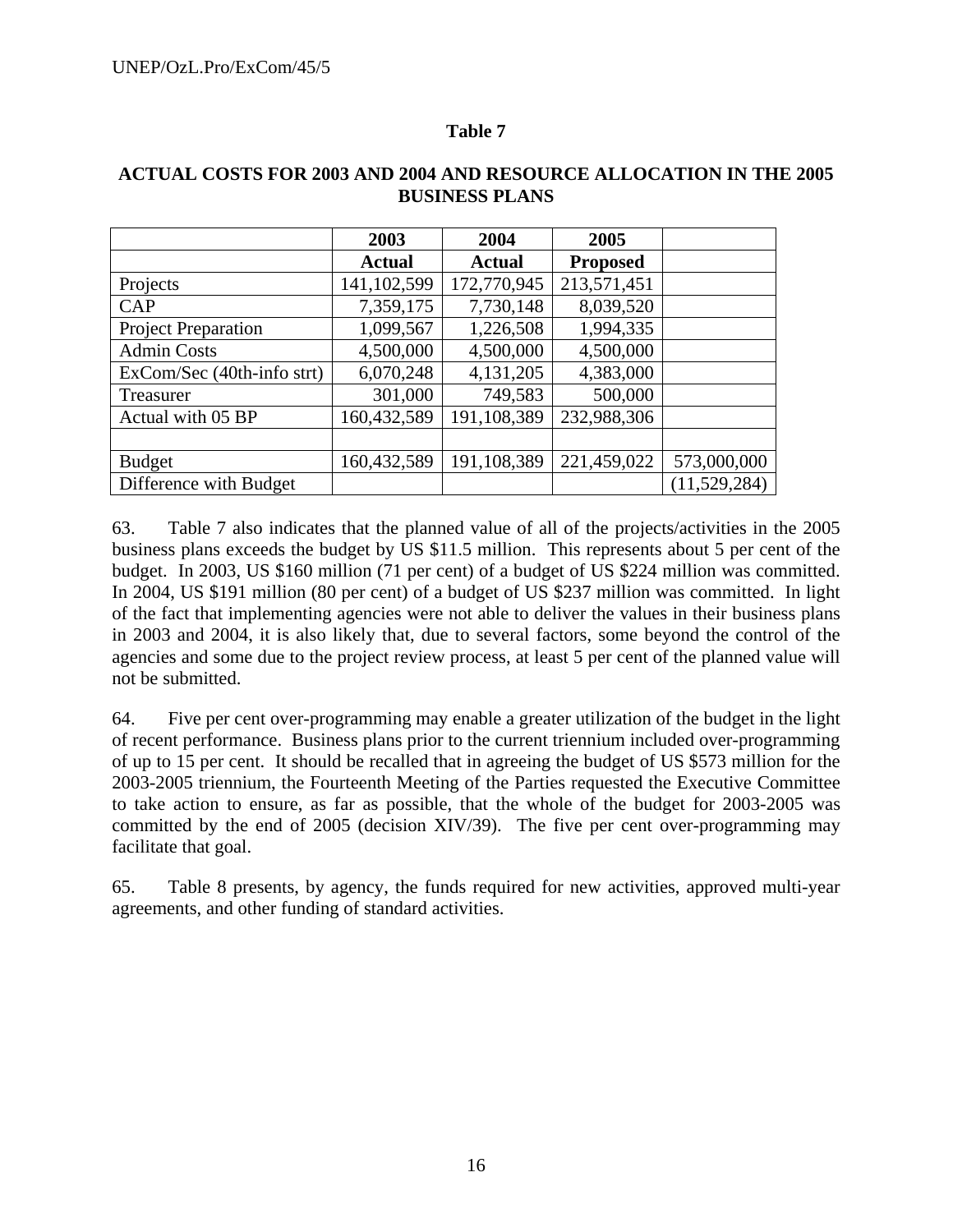**Table 7**

**ACTUAL COSTS FOR 2003 AND 2004 AND RESOURCE ALLOCATION IN THE 2005 BUSINESS PLANS**

| | 2003 | 2004 | 2005 | |
|---|---|---|---|---|
| | Actual | Actual | Proposed | |
| Projects | 141,102,599 | 172,770,945 | 213,571,451 | |
| CAP | 7,359,175 | 7,730,148 | 8,039,520 | |
| Project Preparation | 1,099,567 | 1,226,508 | 1,994,335 | |
| Admin Costs | 4,500,000 | 4,500,000 | 4,500,000 | |
| ExCom/Sec (40th-info strt) | 6,070,248 | 4,131,205 | 4,383,000 | |
| Treasurer | 301,000 | 749,583 | 500,000 | |
| Actual with 05 BP | 160,432,589 | 191,108,389 | 232,988,306 | |
| | | | | |
| Budget | 160,432,589 | 191,108,389 | 221,459,022 | 573,000,000 |
| Difference with Budget | | | | (11,529,284) |

63. Table 7 also indicates that the planned value of all of the projects/activities in the 2005 business plans exceeds the budget by US $11.5 million. This represents about 5 per cent of the budget. In 2003, US $160 million (71 per cent) of a budget of US $224 million was committed. In 2004, US $191 million (80 per cent) of a budget of US $237 million was committed. In light of the fact that implementing agencies were not able to deliver the values in their business plans in 2003 and 2004, it is also likely that, due to several factors, some beyond the control of the agencies and some due to the project review process, at least 5 per cent of the planned value will not be submitted.

64. Five per cent over-programming may enable a greater utilization of the budget in the light of recent performance. Business plans prior to the current triennium included over-programming of up to 15 per cent. It should be recalled that in agreeing the budget of US $573 million for the 2003-2005 triennium, the Fourteenth Meeting of the Parties requested the Executive Committee to take action to ensure, as far as possible, that the whole of the budget for 2003-2005 was committed by the end of 2005 (decision XIV/39). The five per cent over-programming may facilitate that goal.

65. Table 8 presents, by agency, the funds required for new activities, approved multi-year agreements, and other funding of standard activities.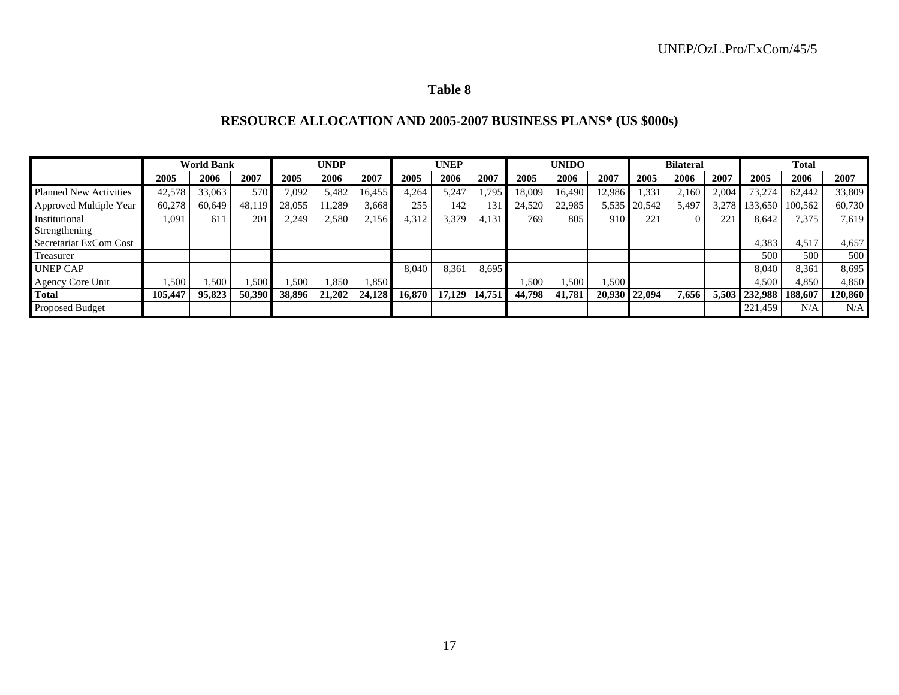# Table 8

## RESOURCE ALLOCATION AND 2005-2007 BUSINESS PLANS* (US $000s)

| | World Bank | | | UNDP | | | UNEP | | | UNIDO | | | Bilateral | | | Total | | |
|---|---|---|---|---|---|---|---|---|---|---|---|---|---|---|---|---|---|---|
| | 2005 | 2006 | 2007 | 2005 | 2006 | 2007 | 2005 | 2006 | 2007 | 2005 | 2006 | 2007 | 2005 | 2006 | 2007 | 2005 | 2006 | 2007 |
| Planned New Activities | 42,578 | 33,063 | 570 | 7,092 | 5,482 | 16,455 | 4,264 | 5,247 | 1,795 | 18,009 | 16,490 | 12,986 | 1,331 | 2,160 | 2,004 | 73,274 | 62,442 | 33,809 |
| Approved Multiple Year | 60,278 | 60,649 | 48,119 | 28,055 | 11,289 | 3,668 | 255 | 142 | 131 | 24,520 | 22,985 | 5,535 | 20,542 | 5,497 | 3,278 | 133,650 | 100,562 | 60,730 |
| Institutional Strengthening | 1,091 | 611 | 201 | 2,249 | 2,580 | 2,156 | 4,312 | 3,379 | 4,131 | 769 | 805 | 910 | 221 | 0 | 221 | 8,642 | 7,375 | 7,619 |
| Secretariat ExCom Cost | | | | | | | | | | | | | | | | 4,383 | 4,517 | 4,657 |
| Treasurer | | | | | | | | | | | | | | | | 500 | 500 | 500 |
| UNEP CAP | | | | | | | 8,040 | 8,361 | 8,695 | | | | | | | 8,040 | 8,361 | 8,695 |
| Agency Core Unit | 1,500 | 1,500 | 1,500 | 1,500 | 1,850 | 1,850 | | | | 1,500 | 1,500 | 1,500 | | | | 4,500 | 4,850 | 4,850 |
| **Total** | **105,447** | **95,823** | **50,390** | **38,896** | **21,202** | **24,128** | **16,870** | **17,129** | **14,751** | **44,798** | **41,781** | **20,930** | **22,094** | **7,656** | **5,503** | **232,988** | **188,607** | **120,860** |
| Proposed Budget | | | | | | | | | | | | | | | | 221,459 | N/A | N/A |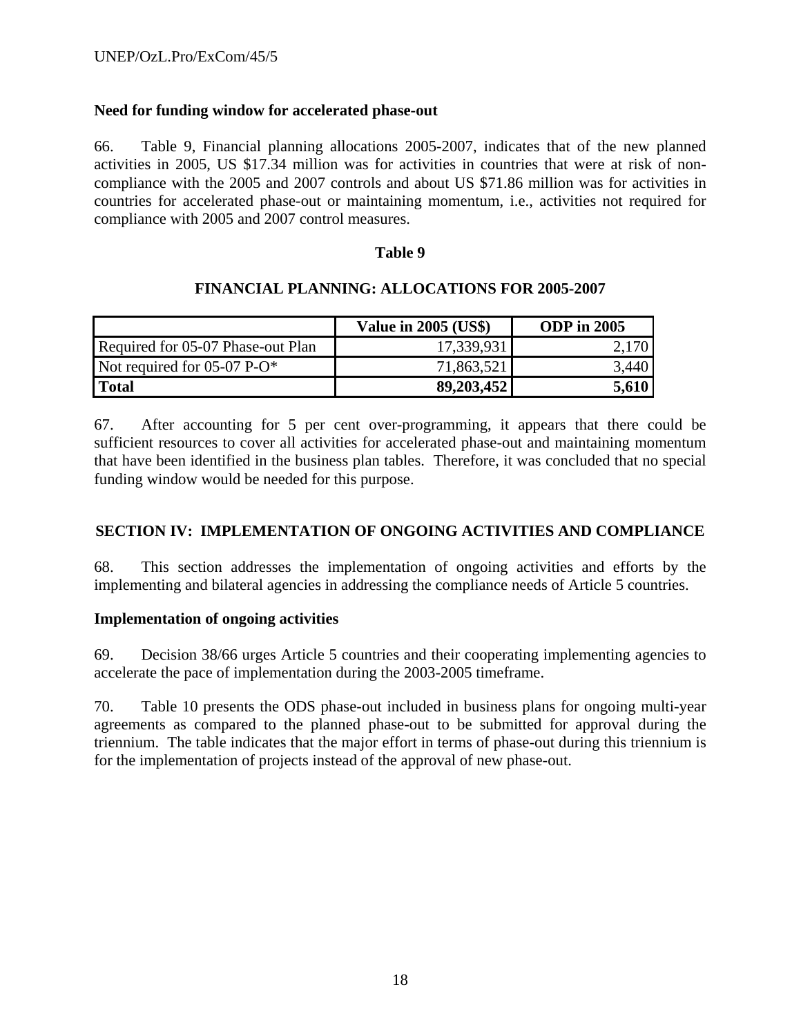**Need for funding window for accelerated phase-out**

66. Table 9, Financial planning allocations 2005-2007, indicates that of the new planned activities in 2005, US $17.34 million was for activities in countries that were at risk of non-compliance with the 2005 and 2007 controls and about US $71.86 million was for activities in countries for accelerated phase-out or maintaining momentum, i.e., activities not required for compliance with 2005 and 2007 control measures.

**Table 9**

**FINANCIAL PLANNING: ALLOCATIONS FOR 2005-2007**

| | Value in 2005 (US$) | ODP in 2005 |
|---|---|---|
| Required for 05-07 Phase-out Plan | 17,339,931 | 2,170 |
| Not required for 05-07 P-O* | 71,863,521 | 3,440 |
| **Total** | **89,203,452** | **5,610** |

67. After accounting for 5 per cent over-programming, it appears that there could be sufficient resources to cover all activities for accelerated phase-out and maintaining momentum that have been identified in the business plan tables. Therefore, it was concluded that no special funding window would be needed for this purpose.

## SECTION IV: IMPLEMENTATION OF ONGOING ACTIVITIES AND COMPLIANCE

68. This section addresses the implementation of ongoing activities and efforts by the implementing and bilateral agencies in addressing the compliance needs of Article 5 countries.

**Implementation of ongoing activities**

69. Decision 38/66 urges Article 5 countries and their cooperating implementing agencies to accelerate the pace of implementation during the 2003-2005 timeframe.

70. Table 10 presents the ODS phase-out included in business plans for ongoing multi-year agreements as compared to the planned phase-out to be submitted for approval during the triennium. The table indicates that the major effort in terms of phase-out during this triennium is for the implementation of projects instead of the approval of new phase-out.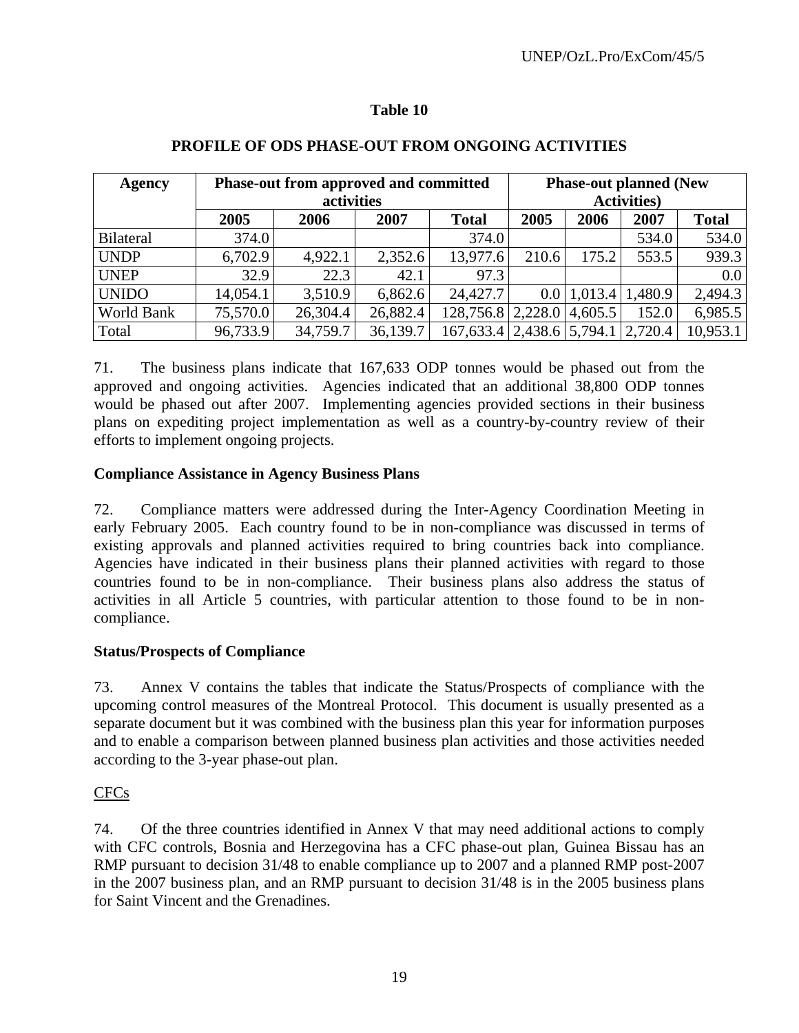## Table 10

### PROFILE OF ODS PHASE-OUT FROM ONGOING ACTIVITIES

| Agency | Phase-out from approved and committed activities | | | | Phase-out planned (New Activities) | | | |
|---|---|---|---|---|---|---|---|---|
| | 2005 | 2006 | 2007 | Total | 2005 | 2006 | 2007 | Total |
| Bilateral | 374.0 | | | 374.0 | | | 534.0 | 534.0 |
| UNDP | 6,702.9 | 4,922.1 | 2,352.6 | 13,977.6 | 210.6 | 175.2 | 553.5 | 939.3 |
| UNEP | 32.9 | 22.3 | 42.1 | 97.3 | | | | 0.0 |
| UNIDO | 14,054.1 | 3,510.9 | 6,862.6 | 24,427.7 | 0.0 | 1,013.4 | 1,480.9 | 2,494.3 |
| World Bank | 75,570.0 | 26,304.4 | 26,882.4 | 128,756.8 | 2,228.0 | 4,605.5 | 152.0 | 6,985.5 |
| Total | 96,733.9 | 34,759.7 | 36,139.7 | 167,633.4 | 2,438.6 | 5,794.1 | 2,720.4 | 10,953.1 |

71. The business plans indicate that 167,633 ODP tonnes would be phased out from the approved and ongoing activities. Agencies indicated that an additional 38,800 ODP tonnes would be phased out after 2007. Implementing agencies provided sections in their business plans on expediting project implementation as well as a country-by-country review of their efforts to implement ongoing projects.

**Compliance Assistance in Agency Business Plans**

72. Compliance matters were addressed during the Inter-Agency Coordination Meeting in early February 2005. Each country found to be in non-compliance was discussed in terms of existing approvals and planned activities required to bring countries back into compliance. Agencies have indicated in their business plans their planned activities with regard to those countries found to be in non-compliance. Their business plans also address the status of activities in all Article 5 countries, with particular attention to those found to be in non-compliance.

**Status/Prospects of Compliance**

73. Annex V contains the tables that indicate the Status/Prospects of compliance with the upcoming control measures of the Montreal Protocol. This document is usually presented as a separate document but it was combined with the business plan this year for information purposes and to enable a comparison between planned business plan activities and those activities needed according to the 3-year phase-out plan.

<u>CFCs</u>

74. Of the three countries identified in Annex V that may need additional actions to comply with CFC controls, Bosnia and Herzegovina has a CFC phase-out plan, Guinea Bissau has an RMP pursuant to decision 31/48 to enable compliance up to 2007 and a planned RMP post-2007 in the 2007 business plan, and an RMP pursuant to decision 31/48 is in the 2005 business plans for Saint Vincent and the Grenadines.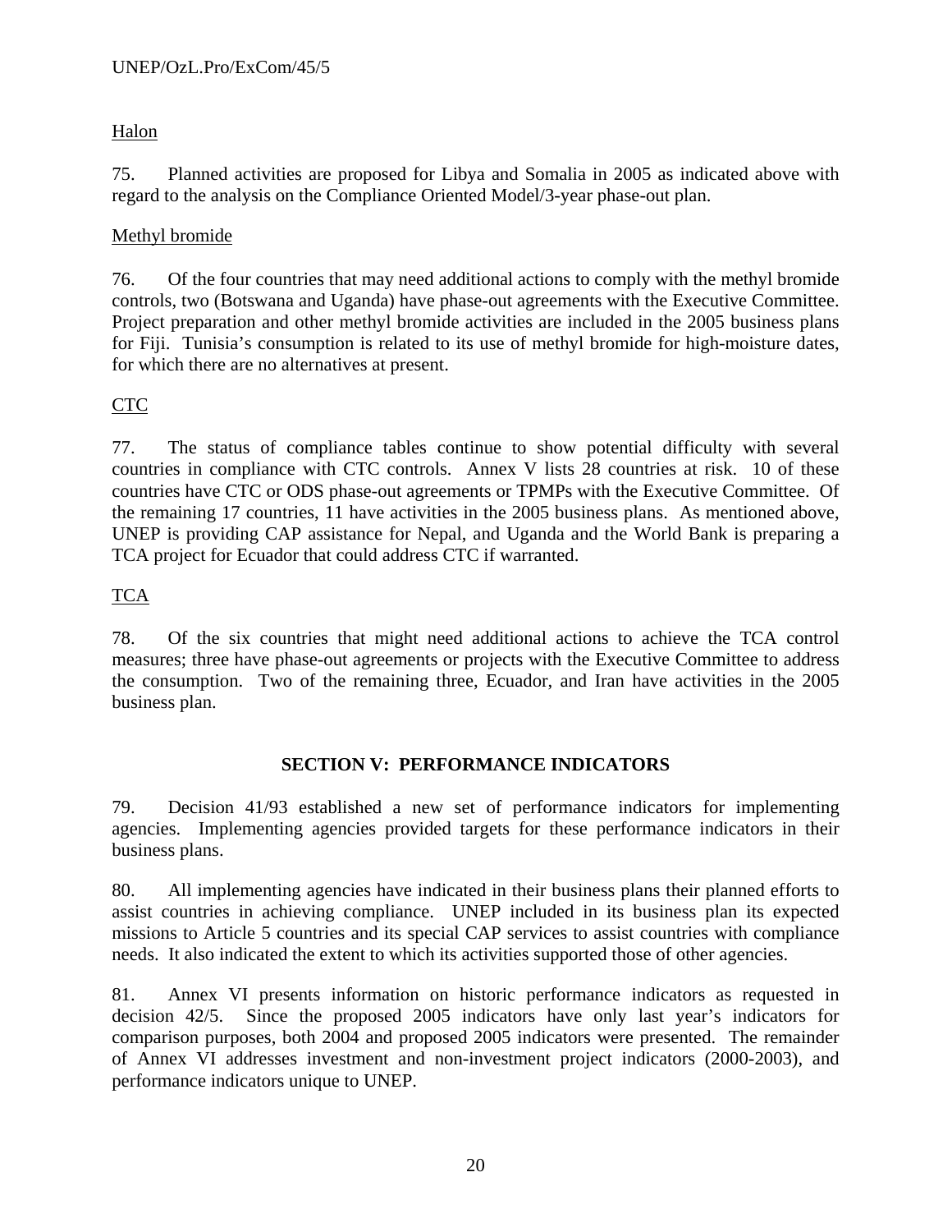Halon

75. Planned activities are proposed for Libya and Somalia in 2005 as indicated above with regard to the analysis on the Compliance Oriented Model/3-year phase-out plan.

Methyl bromide

76. Of the four countries that may need additional actions to comply with the methyl bromide controls, two (Botswana and Uganda) have phase-out agreements with the Executive Committee. Project preparation and other methyl bromide activities are included in the 2005 business plans for Fiji. Tunisia's consumption is related to its use of methyl bromide for high-moisture dates, for which there are no alternatives at present.

CTC

77. The status of compliance tables continue to show potential difficulty with several countries in compliance with CTC controls. Annex V lists 28 countries at risk. 10 of these countries have CTC or ODS phase-out agreements or TPMPs with the Executive Committee. Of the remaining 17 countries, 11 have activities in the 2005 business plans. As mentioned above, UNEP is providing CAP assistance for Nepal, and Uganda and the World Bank is preparing a TCA project for Ecuador that could address CTC if warranted.

TCA

78. Of the six countries that might need additional actions to achieve the TCA control measures; three have phase-out agreements or projects with the Executive Committee to address the consumption. Two of the remaining three, Ecuador, and Iran have activities in the 2005 business plan.

## SECTION V: PERFORMANCE INDICATORS

79. Decision 41/93 established a new set of performance indicators for implementing agencies. Implementing agencies provided targets for these performance indicators in their business plans.

80. All implementing agencies have indicated in their business plans their planned efforts to assist countries in achieving compliance. UNEP included in its business plan its expected missions to Article 5 countries and its special CAP services to assist countries with compliance needs. It also indicated the extent to which its activities supported those of other agencies.

81. Annex VI presents information on historic performance indicators as requested in decision 42/5. Since the proposed 2005 indicators have only last year's indicators for comparison purposes, both 2004 and proposed 2005 indicators were presented. The remainder of Annex VI addresses investment and non-investment project indicators (2000-2003), and performance indicators unique to UNEP.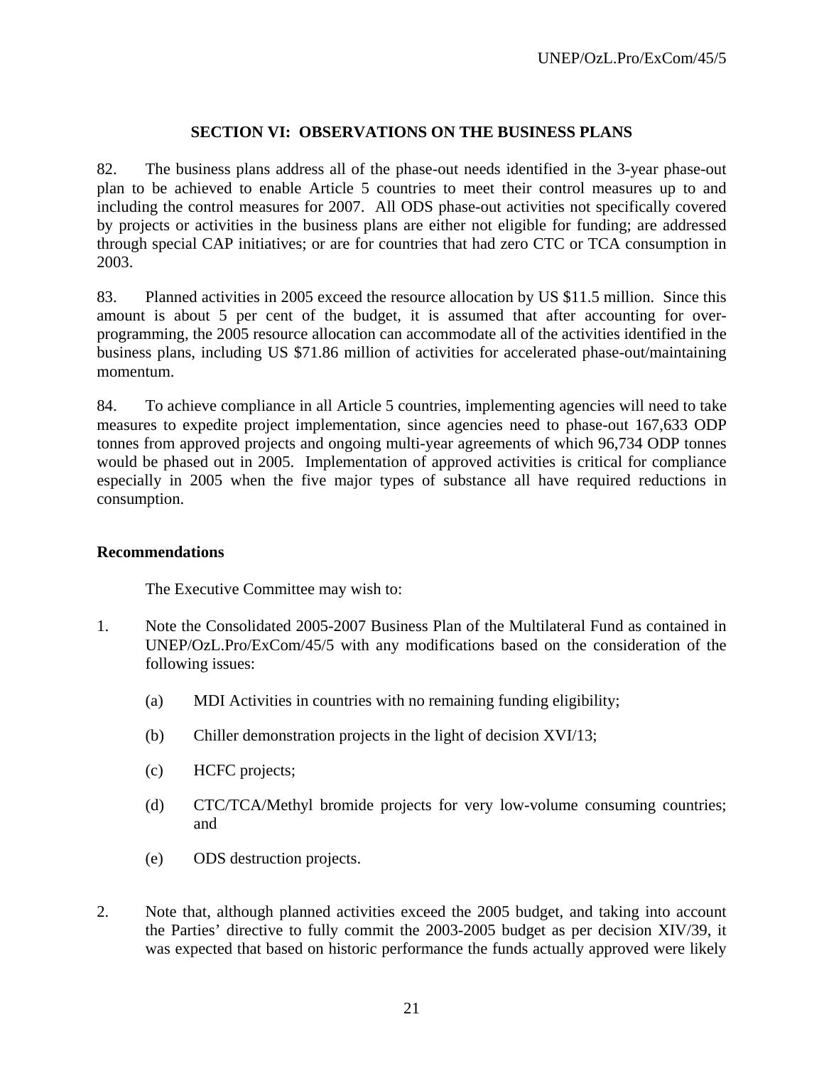## SECTION VI: OBSERVATIONS ON THE BUSINESS PLANS

82. The business plans address all of the phase-out needs identified in the 3-year phase-out plan to be achieved to enable Article 5 countries to meet their control measures up to and including the control measures for 2007. All ODS phase-out activities not specifically covered by projects or activities in the business plans are either not eligible for funding; are addressed through special CAP initiatives; or are for countries that had zero CTC or TCA consumption in 2003.

83. Planned activities in 2005 exceed the resource allocation by US $11.5 million. Since this amount is about 5 per cent of the budget, it is assumed that after accounting for over-programming, the 2005 resource allocation can accommodate all of the activities identified in the business plans, including US $71.86 million of activities for accelerated phase-out/maintaining momentum.

84. To achieve compliance in all Article 5 countries, implementing agencies will need to take measures to expedite project implementation, since agencies need to phase-out 167,633 ODP tonnes from approved projects and ongoing multi-year agreements of which 96,734 ODP tonnes would be phased out in 2005. Implementation of approved activities is critical for compliance especially in 2005 when the five major types of substance all have required reductions in consumption.

### Recommendations

The Executive Committee may wish to:

1. Note the Consolidated 2005-2007 Business Plan of the Multilateral Fund as contained in UNEP/OzL.Pro/ExCom/45/5 with any modifications based on the consideration of the following issues:

    (a) MDI Activities in countries with no remaining funding eligibility;

    (b) Chiller demonstration projects in the light of decision XVI/13;

    (c) HCFC projects;

    (d) CTC/TCA/Methyl bromide projects for very low-volume consuming countries; and

    (e) ODS destruction projects.

2. Note that, although planned activities exceed the 2005 budget, and taking into account the Parties' directive to fully commit the 2003-2005 budget as per decision XIV/39, it was expected that based on historic performance the funds actually approved were likely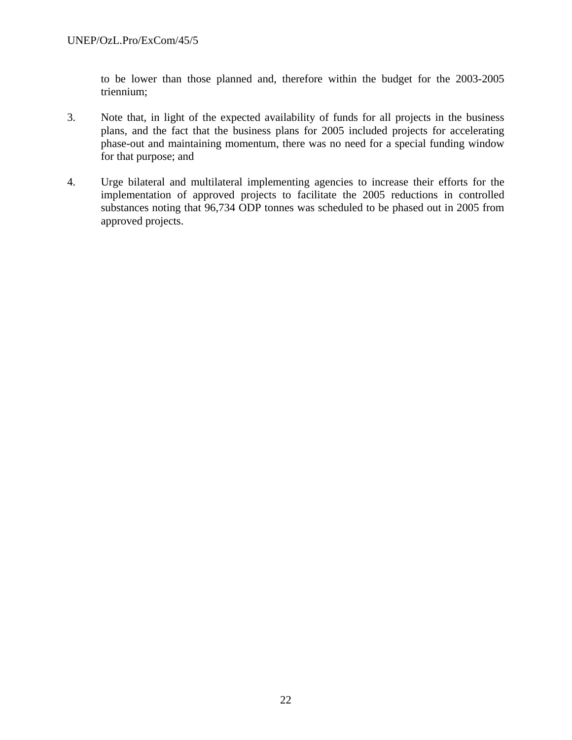to be lower than those planned and, therefore within the budget for the 2003-2005 triennium;

3. Note that, in light of the expected availability of funds for all projects in the business plans, and the fact that the business plans for 2005 included projects for accelerating phase-out and maintaining momentum, there was no need for a special funding window for that purpose; and

4. Urge bilateral and multilateral implementing agencies to increase their efforts for the implementation of approved projects to facilitate the 2005 reductions in controlled substances noting that 96,734 ODP tonnes was scheduled to be phased out in 2005 from approved projects.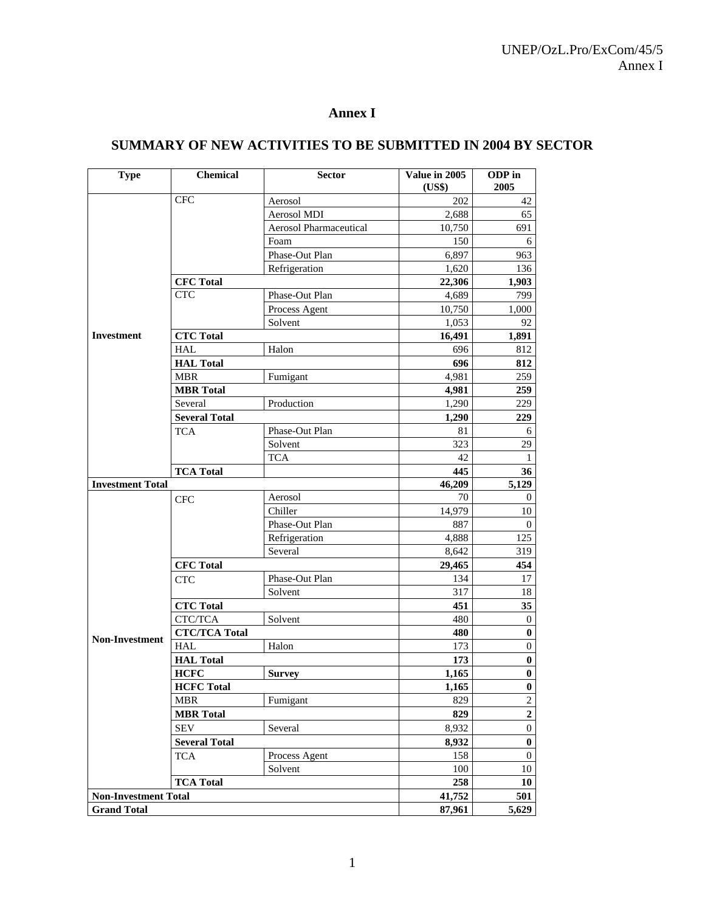# Annex I

## SUMMARY OF NEW ACTIVITIES TO BE SUBMITTED IN 2004 BY SECTOR

| Type | Chemical | Sector | Value in 2005 (US$) | ODP in 2005 |
|---|---|---|---|---|
| Investment | CFC | Aerosol | 202 | 42 |
| | | Aerosol MDI | 2,688 | 65 |
| | | Aerosol Pharmaceutical | 10,750 | 691 |
| | | Foam | 150 | 6 |
| | | Phase-Out Plan | 6,897 | 963 |
| | | Refrigeration | 1,620 | 136 |
| | **CFC Total** | | **22,306** | **1,903** |
| | CTC | Phase-Out Plan | 4,689 | 799 |
| | | Process Agent | 10,750 | 1,000 |
| | | Solvent | 1,053 | 92 |
| | **CTC Total** | | **16,491** | **1,891** |
| | HAL | Halon | 696 | 812 |
| | **HAL Total** | | **696** | **812** |
| | MBR | Fumigant | 4,981 | 259 |
| | **MBR Total** | | **4,981** | **259** |
| | Several | Production | 1,290 | 229 |
| | **Several Total** | | **1,290** | **229** |
| | TCA | Phase-Out Plan | 81 | 6 |
| | | Solvent | 323 | 29 |
| | | TCA | 42 | 1 |
| | **TCA Total** | | **445** | **36** |
| **Investment Total** | | | **46,209** | **5,129** |
| Non-Investment | CFC | Aerosol | 70 | 0 |
| | | Chiller | 14,979 | 10 |
| | | Phase-Out Plan | 887 | 0 |
| | | Refrigeration | 4,888 | 125 |
| | | Several | 8,642 | 319 |
| | **CFC Total** | | **29,465** | **454** |
| | CTC | Phase-Out Plan | 134 | 17 |
| | | Solvent | 317 | 18 |
| | **CTC Total** | | **451** | **35** |
| | CTC/TCA | Solvent | 480 | 0 |
| | **CTC/TCA Total** | | **480** | **0** |
| | HAL | Halon | 173 | 0 |
| | **HAL Total** | | **173** | **0** |
| | **HCFC** | **Survey** | **1,165** | **0** |
| | **HCFC Total** | | **1,165** | **0** |
| | MBR | Fumigant | 829 | 2 |
| | **MBR Total** | | **829** | **2** |
| | SEV | Several | 8,932 | 0 |
| | **Several Total** | | **8,932** | **0** |
| | TCA | Process Agent | 158 | 0 |
| | | Solvent | 100 | 10 |
| | **TCA Total** | | **258** | **10** |
| **Non-Investment Total** | | | **41,752** | **501** |
| **Grand Total** | | | **87,961** | **5,629** |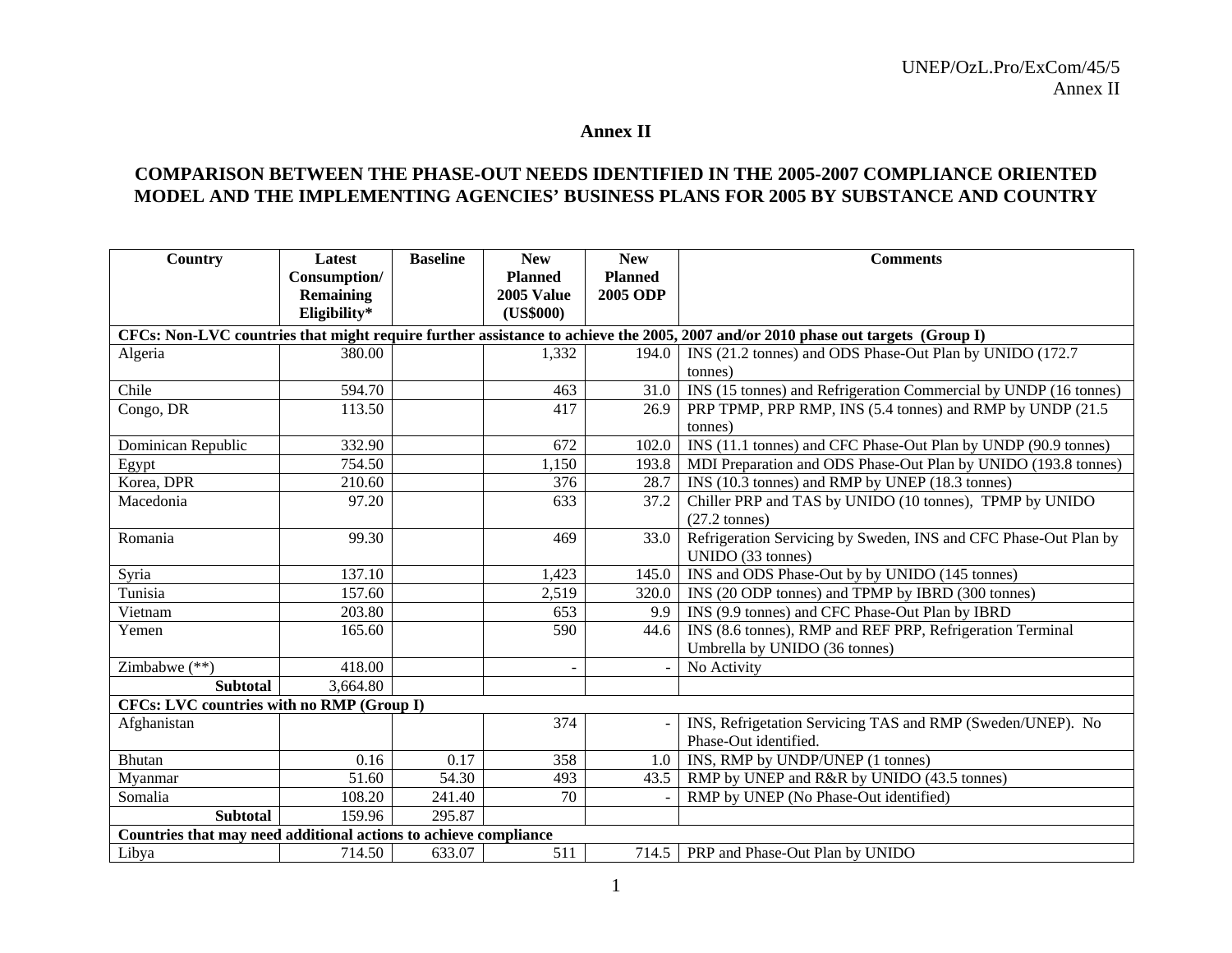# Annex II

## COMPARISON BETWEEN THE PHASE-OUT NEEDS IDENTIFIED IN THE 2005-2007 COMPLIANCE ORIENTED MODEL AND THE IMPLEMENTING AGENCIES' BUSINESS PLANS FOR 2005 BY SUBSTANCE AND COUNTRY

| Country | Latest Consumption/ Remaining Eligibility* | Baseline | New Planned 2005 Value (US$000) | New Planned 2005 ODP | Comments |
|---|---|---|---|---|---|
| **CFCs: Non-LVC countries that might require further assistance to achieve the 2005, 2007 and/or 2010 phase out targets (Group I)** | | | | | |
| Algeria | 380.00 | | 1,332 | 194.0 | INS (21.2 tonnes) and ODS Phase-Out Plan by UNIDO (172.7 tonnes) |
| Chile | 594.70 | | 463 | 31.0 | INS (15 tonnes) and Refrigeration Commercial by UNDP (16 tonnes) |
| Congo, DR | 113.50 | | 417 | 26.9 | PRP TPMP, PRP RMP, INS (5.4 tonnes) and RMP by UNDP (21.5 tonnes) |
| Dominican Republic | 332.90 | | 672 | 102.0 | INS (11.1 tonnes) and CFC Phase-Out Plan by UNDP (90.9 tonnes) |
| Egypt | 754.50 | | 1,150 | 193.8 | MDI Preparation and ODS Phase-Out Plan by UNIDO (193.8 tonnes) |
| Korea, DPR | 210.60 | | 376 | 28.7 | INS (10.3 tonnes) and RMP by UNEP (18.3 tonnes) |
| Macedonia | 97.20 | | 633 | 37.2 | Chiller PRP and TAS by UNIDO (10 tonnes), TPMP by UNIDO (27.2 tonnes) |
| Romania | 99.30 | | 469 | 33.0 | Refrigeration Servicing by Sweden, INS and CFC Phase-Out Plan by UNIDO (33 tonnes) |
| Syria | 137.10 | | 1,423 | 145.0 | INS and ODS Phase-Out by by UNIDO (145 tonnes) |
| Tunisia | 157.60 | | 2,519 | 320.0 | INS (20 ODP tonnes) and TPMP by IBRD (300 tonnes) |
| Vietnam | 203.80 | | 653 | 9.9 | INS (9.9 tonnes) and CFC Phase-Out Plan by IBRD |
| Yemen | 165.60 | | 590 | 44.6 | INS (8.6 tonnes), RMP and REF PRP, Refrigeration Terminal Umbrella by UNIDO (36 tonnes) |
| Zimbabwe (**) | 418.00 | | - | - | No Activity |
| **Subtotal** | 3,664.80 | | | | |
| **CFCs: LVC countries with no RMP (Group I)** | | | | | |
| Afghanistan | | | 374 | - | INS, Refrigetation Servicing TAS and RMP (Sweden/UNEP). No Phase-Out identified. |
| Bhutan | 0.16 | 0.17 | 358 | 1.0 | INS, RMP by UNDP/UNEP (1 tonnes) |
| Myanmar | 51.60 | 54.30 | 493 | 43.5 | RMP by UNEP and R&R by UNIDO (43.5 tonnes) |
| Somalia | 108.20 | 241.40 | 70 | - | RMP by UNEP (No Phase-Out identified) |
| **Subtotal** | 159.96 | 295.87 | | | |
| **Countries that may need additional actions to achieve compliance** | | | | | |
| Libya | 714.50 | 633.07 | 511 | 714.5 | PRP and Phase-Out Plan by UNIDO |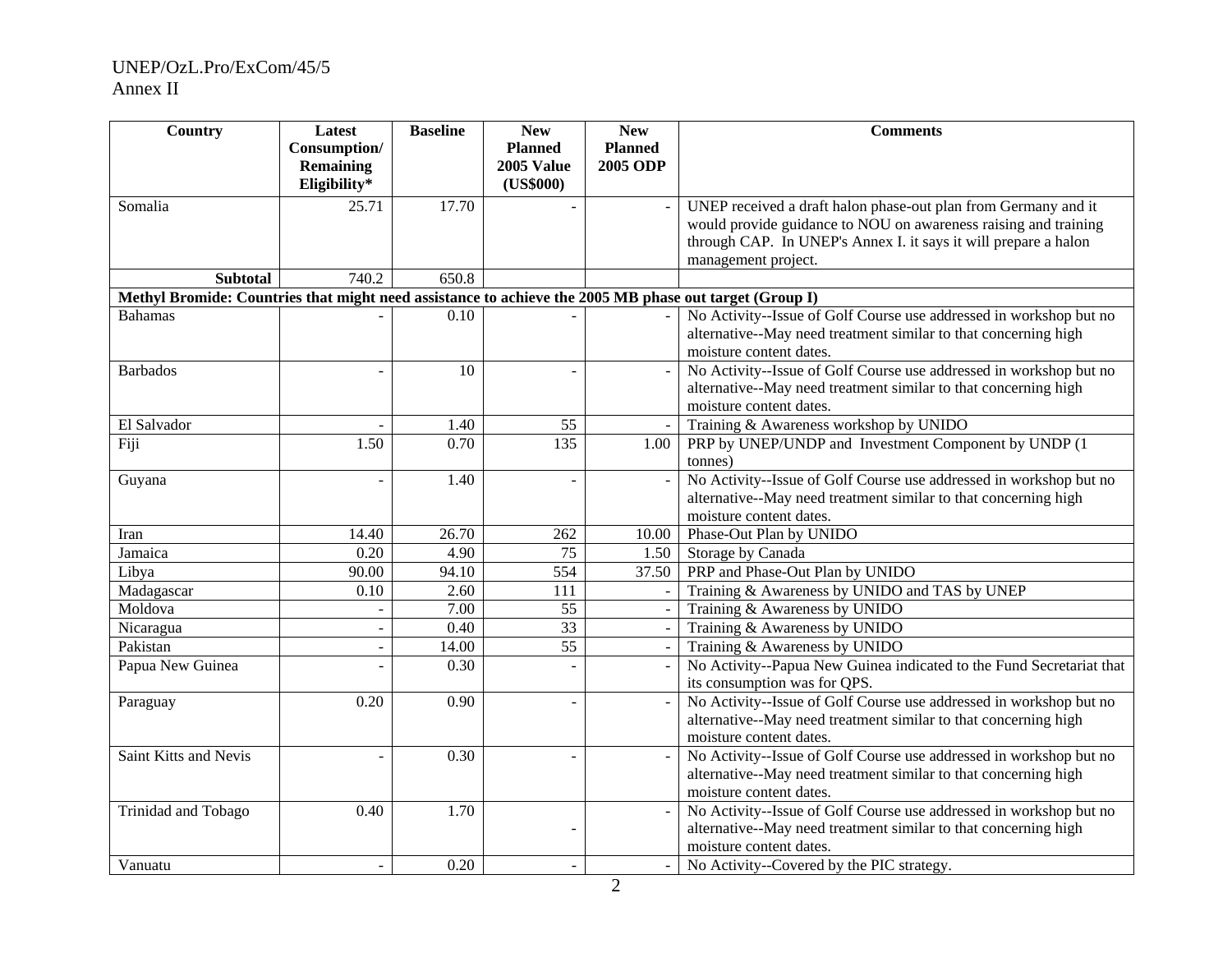| Country | Latest Consumption/ Remaining Eligibility* | Baseline | New Planned 2005 Value (US$000) | New Planned 2005 ODP | Comments |
|---|---|---|---|---|---|
| Somalia | 25.71 | 17.70 | - | - | UNEP received a draft halon phase-out plan from Germany and it would provide guidance to NOU on awareness raising and training through CAP. In UNEP's Annex I. it says it will prepare a halon management project. |
| **Subtotal** | 740.2 | 650.8 | | | |
| **Methyl Bromide: Countries that might need assistance to achieve the 2005 MB phase out target (Group I)** | | | | | |
| Bahamas | - | 0.10 | - | - | No Activity--Issue of Golf Course use addressed in workshop but no alternative--May need treatment similar to that concerning high moisture content dates. |
| Barbados | - | 10 | - | - | No Activity--Issue of Golf Course use addressed in workshop but no alternative--May need treatment similar to that concerning high moisture content dates. |
| El Salvador | - | 1.40 | 55 | - | Training & Awareness workshop by UNIDO |
| Fiji | 1.50 | 0.70 | 135 | 1.00 | PRP by UNEP/UNDP and Investment Component by UNDP (1 tonnes) |
| Guyana | - | 1.40 | - | - | No Activity--Issue of Golf Course use addressed in workshop but no alternative--May need treatment similar to that concerning high moisture content dates. |
| Iran | 14.40 | 26.70 | 262 | 10.00 | Phase-Out Plan by UNIDO |
| Jamaica | 0.20 | 4.90 | 75 | 1.50 | Storage by Canada |
| Libya | 90.00 | 94.10 | 554 | 37.50 | PRP and Phase-Out Plan by UNIDO |
| Madagascar | 0.10 | 2.60 | 111 | - | Training & Awareness by UNIDO and TAS by UNEP |
| Moldova | - | 7.00 | 55 | - | Training & Awareness by UNIDO |
| Nicaragua | - | 0.40 | 33 | - | Training & Awareness by UNIDO |
| Pakistan | - | 14.00 | 55 | - | Training & Awareness by UNIDO |
| Papua New Guinea | - | 0.30 | - | - | No Activity--Papua New Guinea indicated to the Fund Secretariat that its consumption was for QPS. |
| Paraguay | 0.20 | 0.90 | - | - | No Activity--Issue of Golf Course use addressed in workshop but no alternative--May need treatment similar to that concerning high moisture content dates. |
| Saint Kitts and Nevis | - | 0.30 | - | - | No Activity--Issue of Golf Course use addressed in workshop but no alternative--May need treatment similar to that concerning high moisture content dates. |
| Trinidad and Tobago | 0.40 | 1.70 | - | - | No Activity--Issue of Golf Course use addressed in workshop but no alternative--May need treatment similar to that concerning high moisture content dates. |
| Vanuatu | - | 0.20 | - | - | No Activity--Covered by the PIC strategy. |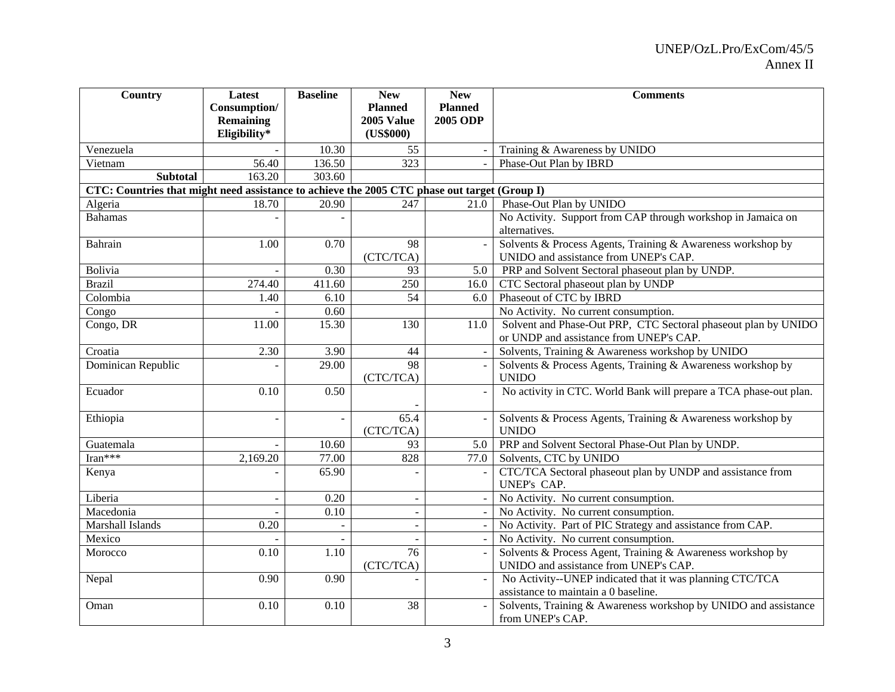| Country | Latest Consumption/ Remaining Eligibility* | Baseline | New Planned 2005 Value (US$000) | New Planned 2005 ODP | Comments |
|---|---|---|---|---|---|
| Venezuela | - | 10.30 | 55 | - | Training & Awareness by UNIDO |
| Vietnam | 56.40 | 136.50 | 323 | - | Phase-Out Plan by IBRD |
| **Subtotal** | 163.20 | 303.60 | | | |
| **CTC: Countries that might need assistance to achieve the 2005 CTC phase out target (Group I)** | | | | | |
| Algeria | 18.70 | 20.90 | 247 | 21.0 | Phase-Out Plan by UNIDO |
| Bahamas | - | - | | | No Activity. Support from CAP through workshop in Jamaica on alternatives. |
| Bahrain | 1.00 | 0.70 | 98 (CTC/TCA) | - | Solvents & Process Agents, Training & Awareness workshop by UNIDO and assistance from UNEP's CAP. |
| Bolivia | - | 0.30 | 93 | 5.0 | PRP and Solvent Sectoral phaseout plan by UNDP. |
| Brazil | 274.40 | 411.60 | 250 | 16.0 | CTC Sectoral phaseout plan by UNDP |
| Colombia | 1.40 | 6.10 | 54 | 6.0 | Phaseout of CTC by IBRD |
| Congo | - | 0.60 | | | No Activity. No current consumption. |
| Congo, DR | 11.00 | 15.30 | 130 | 11.0 | Solvent and Phase-Out PRP, CTC Sectoral phaseout plan by UNIDO or UNDP and assistance from UNEP's CAP. |
| Croatia | 2.30 | 3.90 | 44 | - | Solvents, Training & Awareness workshop by UNIDO |
| Dominican Republic | - | 29.00 | 98 (CTC/TCA) | - | Solvents & Process Agents, Training & Awareness workshop by UNIDO |
| Ecuador | 0.10 | 0.50 | - | - | No activity in CTC. World Bank will prepare a TCA phase-out plan. |
| Ethiopia | - | - | 65.4 (CTC/TCA) | - | Solvents & Process Agents, Training & Awareness workshop by UNIDO |
| Guatemala | - | 10.60 | 93 | 5.0 | PRP and Solvent Sectoral Phase-Out Plan by UNDP. |
| Iran*** | 2,169.20 | 77.00 | 828 | 77.0 | Solvents, CTC by UNIDO |
| Kenya | - | 65.90 | - | - | CTC/TCA Sectoral phaseout plan by UNDP and assistance from UNEP's CAP. |
| Liberia | - | 0.20 | - | - | No Activity. No current consumption. |
| Macedonia | - | 0.10 | - | - | No Activity. No current consumption. |
| Marshall Islands | 0.20 | - | - | - | No Activity. Part of PIC Strategy and assistance from CAP. |
| Mexico | - | - | - | - | No Activity. No current consumption. |
| Morocco | 0.10 | 1.10 | 76 (CTC/TCA) | - | Solvents & Process Agent, Training & Awareness workshop by UNIDO and assistance from UNEP's CAP. |
| Nepal | 0.90 | 0.90 | - | - | No Activity--UNEP indicated that it was planning CTC/TCA assistance to maintain a 0 baseline. |
| Oman | 0.10 | 0.10 | 38 | - | Solvents, Training & Awareness workshop by UNIDO and assistance from UNEP's CAP. |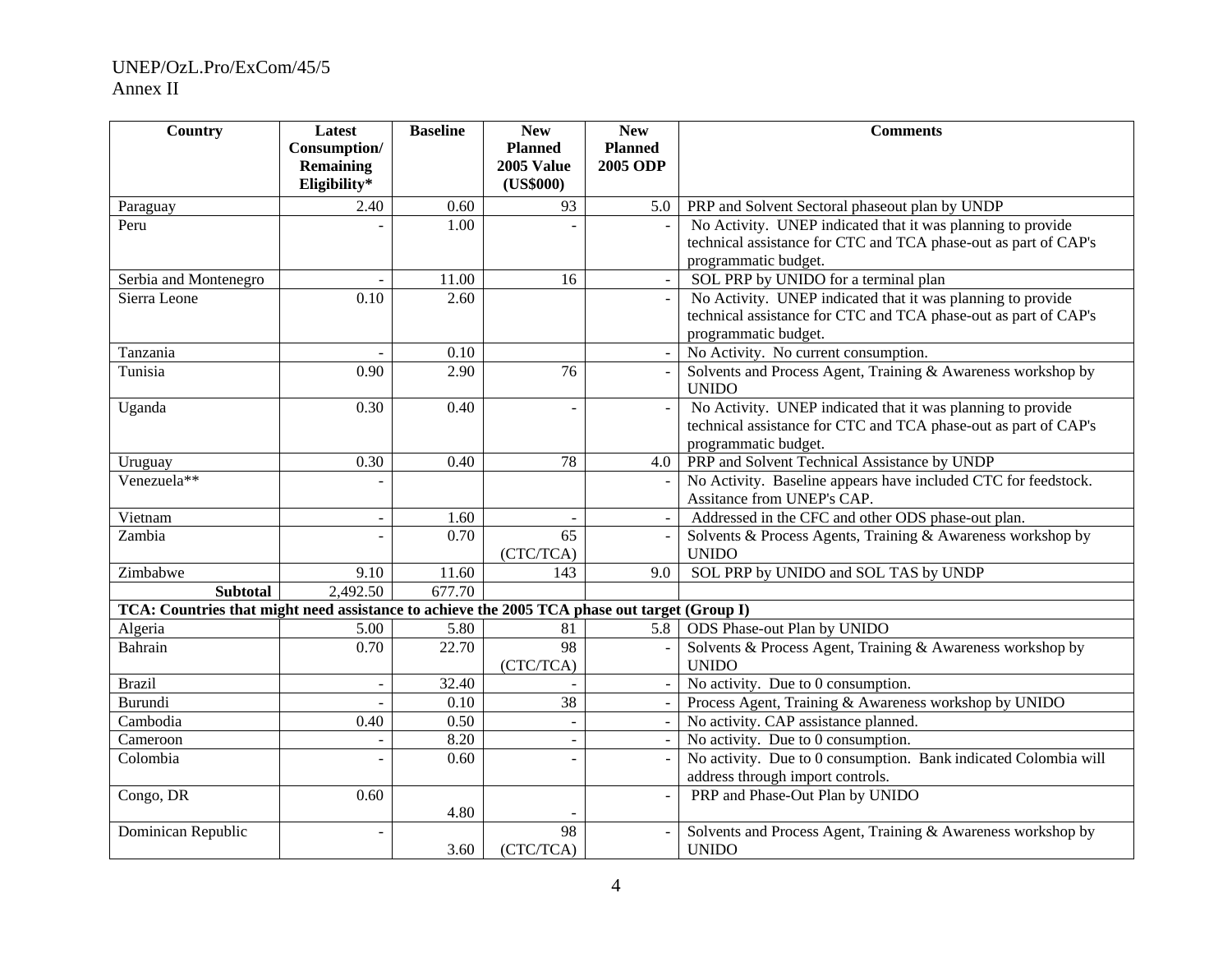| Country | Latest Consumption/ Remaining Eligibility* | Baseline | New Planned 2005 Value (US$000) | New Planned 2005 ODP | Comments |
|---|---|---|---|---|---|
| Paraguay | 2.40 | 0.60 | 93 | 5.0 | PRP and Solvent Sectoral phaseout plan by UNDP |
| Peru | - | 1.00 | - | - | No Activity. UNEP indicated that it was planning to provide technical assistance for CTC and TCA phase-out as part of CAP's programmatic budget. |
| Serbia and Montenegro | - | 11.00 | 16 | - | SOL PRP by UNIDO for a terminal plan |
| Sierra Leone | 0.10 | 2.60 | | - | No Activity. UNEP indicated that it was planning to provide technical assistance for CTC and TCA phase-out as part of CAP's programmatic budget. |
| Tanzania | - | 0.10 | | - | No Activity. No current consumption. |
| Tunisia | 0.90 | 2.90 | 76 | - | Solvents and Process Agent, Training & Awareness workshop by UNIDO |
| Uganda | 0.30 | 0.40 | - | - | No Activity. UNEP indicated that it was planning to provide technical assistance for CTC and TCA phase-out as part of CAP's programmatic budget. |
| Uruguay | 0.30 | 0.40 | 78 | 4.0 | PRP and Solvent Technical Assistance by UNDP |
| Venezuela** | - | | | - | No Activity. Baseline appears have included CTC for feedstock. Assitance from UNEP's CAP. |
| Vietnam | - | 1.60 | - | - | Addressed in the CFC and other ODS phase-out plan. |
| Zambia | - | 0.70 | 65 (CTC/TCA) | - | Solvents & Process Agents, Training & Awareness workshop by UNIDO |
| Zimbabwe | 9.10 | 11.60 | 143 | 9.0 | SOL PRP by UNIDO and SOL TAS by UNDP |
| **Subtotal** | 2,492.50 | 677.70 | | | |
| **TCA: Countries that might need assistance to achieve the 2005 TCA phase out target (Group I)** | | | | | |
| Algeria | 5.00 | 5.80 | 81 | 5.8 | ODS Phase-out Plan by UNIDO |
| Bahrain | 0.70 | 22.70 | 98 (CTC/TCA) | - | Solvents & Process Agent, Training & Awareness workshop by UNIDO |
| Brazil | - | 32.40 | - | - | No activity. Due to 0 consumption. |
| Burundi | - | 0.10 | 38 | - | Process Agent, Training & Awareness workshop by UNIDO |
| Cambodia | 0.40 | 0.50 | - | - | No activity. CAP assistance planned. |
| Cameroon | - | 8.20 | - | - | No activity. Due to 0 consumption. |
| Colombia | - | 0.60 | - | - | No activity. Due to 0 consumption. Bank indicated Colombia will address through import controls. |
| Congo, DR | 0.60 | 4.80 | - | - | PRP and Phase-Out Plan by UNIDO |
| Dominican Republic | - | 3.60 | 98 (CTC/TCA) | - | Solvents and Process Agent, Training & Awareness workshop by UNIDO |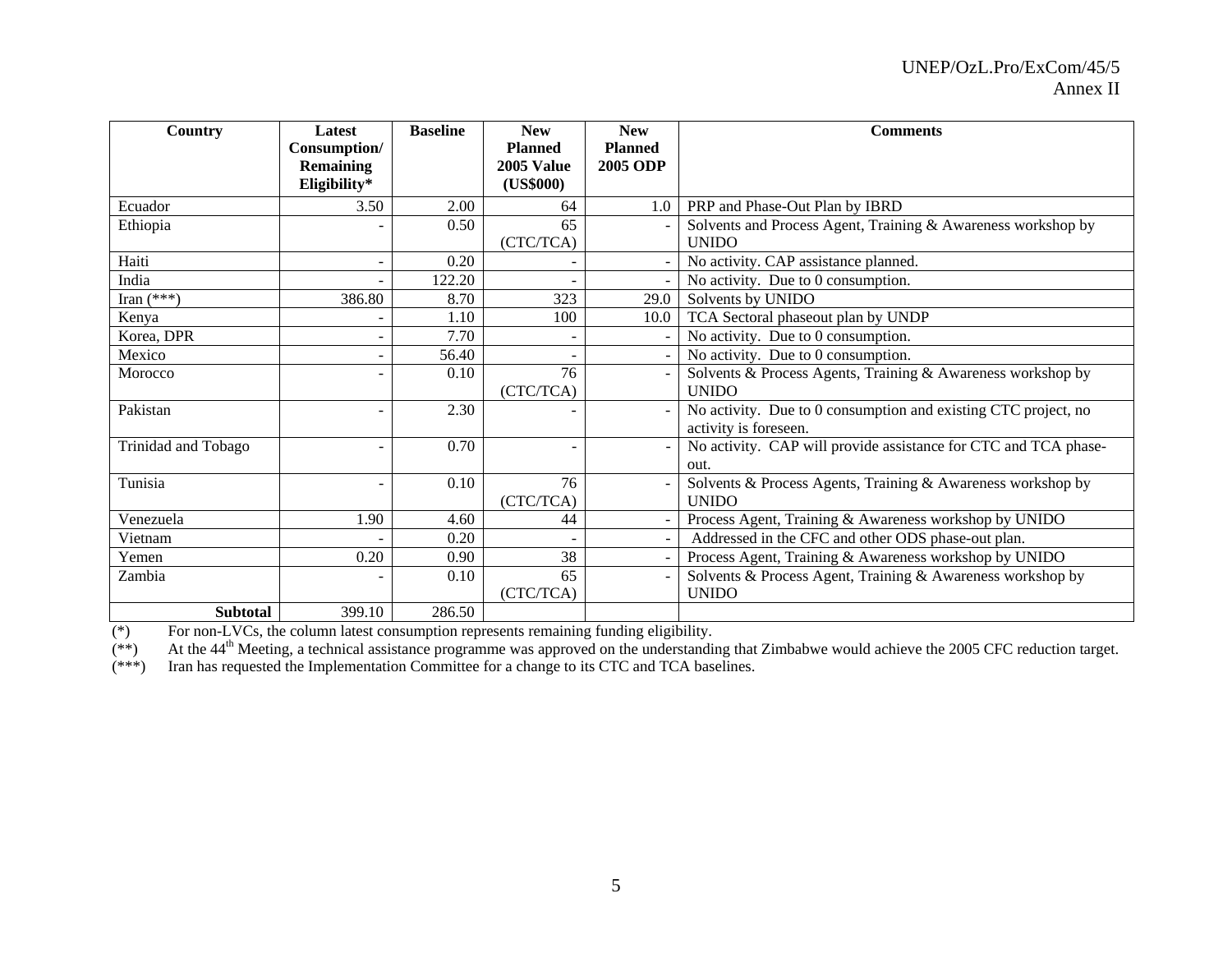| Country | Latest Consumption/ Remaining Eligibility* | Baseline | New Planned 2005 Value (US$000) | New Planned 2005 ODP | Comments |
|---|---|---|---|---|---|
| Ecuador | 3.50 | 2.00 | 64 | 1.0 | PRP and Phase-Out Plan by IBRD |
| Ethiopia | - | 0.50 | 65 (CTC/TCA) | - | Solvents and Process Agent, Training & Awareness workshop by UNIDO |
| Haiti | - | 0.20 | - | - | No activity. CAP assistance planned. |
| India | - | 122.20 | - | - | No activity. Due to 0 consumption. |
| Iran (***) | 386.80 | 8.70 | 323 | 29.0 | Solvents by UNIDO |
| Kenya | - | 1.10 | 100 | 10.0 | TCA Sectoral phaseout plan by UNDP |
| Korea, DPR | - | 7.70 | - | - | No activity. Due to 0 consumption. |
| Mexico | - | 56.40 | - | - | No activity. Due to 0 consumption. |
| Morocco | - | 0.10 | 76 (CTC/TCA) | - | Solvents & Process Agents, Training & Awareness workshop by UNIDO |
| Pakistan | - | 2.30 | - | - | No activity. Due to 0 consumption and existing CTC project, no activity is foreseen. |
| Trinidad and Tobago | - | 0.70 | - | - | No activity. CAP will provide assistance for CTC and TCA phase-out. |
| Tunisia | - | 0.10 | 76 (CTC/TCA) | - | Solvents & Process Agents, Training & Awareness workshop by UNIDO |
| Venezuela | 1.90 | 4.60 | 44 | - | Process Agent, Training & Awareness workshop by UNIDO |
| Vietnam | - | 0.20 | - | - | Addressed in the CFC and other ODS phase-out plan. |
| Yemen | 0.20 | 0.90 | 38 | - | Process Agent, Training & Awareness workshop by UNIDO |
| Zambia | - | 0.10 | 65 (CTC/TCA) | - | Solvents & Process Agent, Training & Awareness workshop by UNIDO |
| **Subtotal** | 399.10 | 286.50 | | | |

(*) For non-LVCs, the column latest consumption represents remaining funding eligibility.

(**) At the 44th Meeting, a technical assistance programme was approved on the understanding that Zimbabwe would achieve the 2005 CFC reduction target.

(***) Iran has requested the Implementation Committee for a change to its CTC and TCA baselines.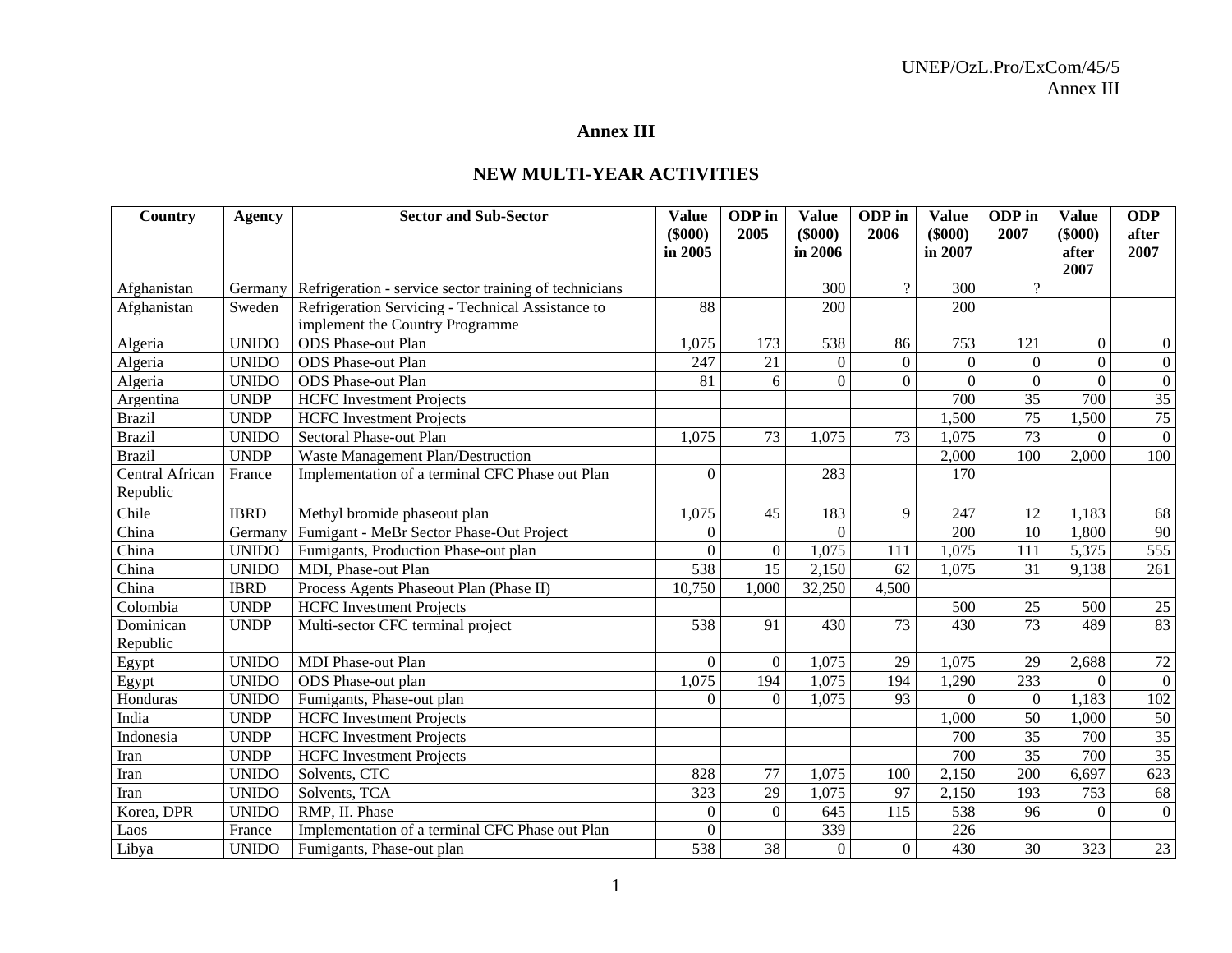# Annex III

## NEW MULTI-YEAR ACTIVITIES

| Country | Agency | Sector and Sub-Sector | Value ($000) in 2005 | ODP in 2005 | Value ($000) in 2006 | ODP in 2006 | Value ($000) in 2007 | ODP in 2007 | Value ($000) after 2007 | ODP after 2007 |
|---|---|---|---|---|---|---|---|---|---|---|
| Afghanistan | Germany | Refrigeration - service sector training of technicians | | | 300 | ? | 300 | ? | | |
| Afghanistan | Sweden | Refrigeration Servicing - Technical Assistance to implement the Country Programme | 88 | | 200 | | 200 | | | |
| Algeria | UNIDO | ODS Phase-out Plan | 1,075 | 173 | 538 | 86 | 753 | 121 | 0 | 0 |
| Algeria | UNIDO | ODS Phase-out Plan | 247 | 21 | 0 | 0 | 0 | 0 | 0 | 0 |
| Algeria | UNIDO | ODS Phase-out Plan | 81 | 6 | 0 | 0 | 0 | 0 | 0 | 0 |
| Argentina | UNDP | HCFC Investment Projects | | | | | 700 | 35 | 700 | 35 |
| Brazil | UNDP | HCFC Investment Projects | | | | | 1,500 | 75 | 1,500 | 75 |
| Brazil | UNIDO | Sectoral Phase-out Plan | 1,075 | 73 | 1,075 | 73 | 1,075 | 73 | 0 | 0 |
| Brazil | UNDP | Waste Management Plan/Destruction | | | | | 2,000 | 100 | 2,000 | 100 |
| Central African Republic | France | Implementation of a terminal CFC Phase out Plan | 0 | | 283 | | 170 | | | |
| Chile | IBRD | Methyl bromide phaseout plan | 1,075 | 45 | 183 | 9 | 247 | 12 | 1,183 | 68 |
| China | Germany | Fumigant - MeBr Sector Phase-Out Project | 0 | | 0 | | 200 | 10 | 1,800 | 90 |
| China | UNIDO | Fumigants, Production Phase-out plan | 0 | 0 | 1,075 | 111 | 1,075 | 111 | 5,375 | 555 |
| China | UNIDO | MDI, Phase-out Plan | 538 | 15 | 2,150 | 62 | 1,075 | 31 | 9,138 | 261 |
| China | IBRD | Process Agents Phaseout Plan (Phase II) | 10,750 | 1,000 | 32,250 | 4,500 | | | | |
| Colombia | UNDP | HCFC Investment Projects | | | | | 500 | 25 | 500 | 25 |
| Dominican Republic | UNDP | Multi-sector CFC terminal project | 538 | 91 | 430 | 73 | 430 | 73 | 489 | 83 |
| Egypt | UNIDO | MDI Phase-out Plan | 0 | 0 | 1,075 | 29 | 1,075 | 29 | 2,688 | 72 |
| Egypt | UNIDO | ODS Phase-out plan | 1,075 | 194 | 1,075 | 194 | 1,290 | 233 | 0 | 0 |
| Honduras | UNIDO | Fumigants, Phase-out plan | 0 | 0 | 1,075 | 93 | 0 | 0 | 1,183 | 102 |
| India | UNDP | HCFC Investment Projects | | | | | 1,000 | 50 | 1,000 | 50 |
| Indonesia | UNDP | HCFC Investment Projects | | | | | 700 | 35 | 700 | 35 |
| Iran | UNDP | HCFC Investment Projects | | | | | 700 | 35 | 700 | 35 |
| Iran | UNIDO | Solvents, CTC | 828 | 77 | 1,075 | 100 | 2,150 | 200 | 6,697 | 623 |
| Iran | UNIDO | Solvents, TCA | 323 | 29 | 1,075 | 97 | 2,150 | 193 | 753 | 68 |
| Korea, DPR | UNIDO | RMP, II. Phase | 0 | 0 | 645 | 115 | 538 | 96 | 0 | 0 |
| Laos | France | Implementation of a terminal CFC Phase out Plan | 0 | | 339 | | 226 | | | |
| Libya | UNIDO | Fumigants, Phase-out plan | 538 | 38 | 0 | 0 | 430 | 30 | 323 | 23 |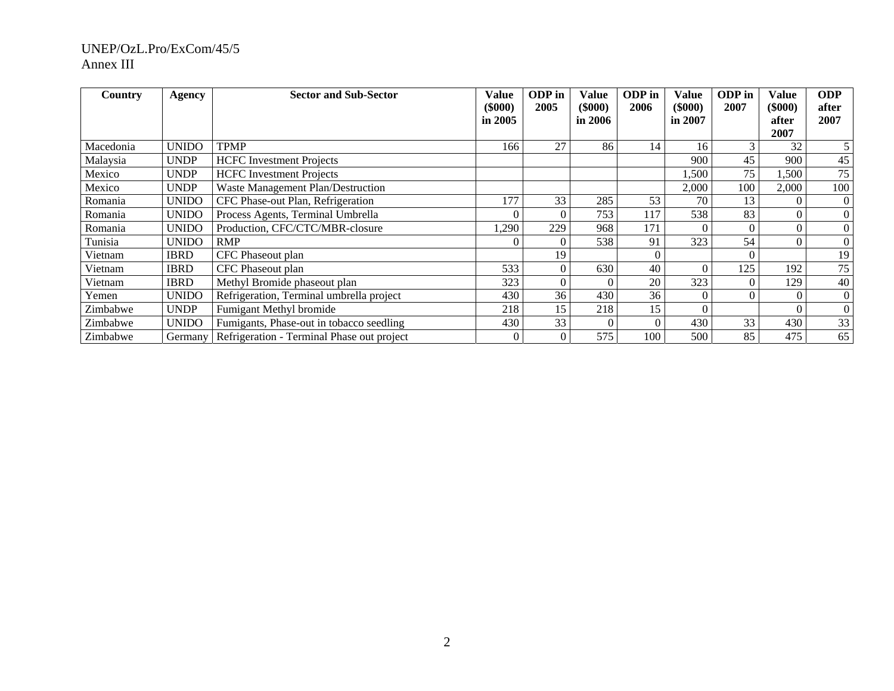| Country | Agency | Sector and Sub-Sector | Value ($000) in 2005 | ODP in 2005 | Value ($000) in 2006 | ODP in 2006 | Value ($000) in 2007 | ODP in 2007 | Value ($000) after 2007 | ODP after 2007 |
|---|---|---|---|---|---|---|---|---|---|---|
| Macedonia | UNIDO | TPMP | 166 | 27 | 86 | 14 | 16 | 3 | 32 | 5 |
| Malaysia | UNDP | HCFC Investment Projects | | | | | 900 | 45 | 900 | 45 |
| Mexico | UNDP | HCFC Investment Projects | | | | | 1,500 | 75 | 1,500 | 75 |
| Mexico | UNDP | Waste Management Plan/Destruction | | | | | 2,000 | 100 | 2,000 | 100 |
| Romania | UNIDO | CFC Phase-out Plan, Refrigeration | 177 | 33 | 285 | 53 | 70 | 13 | 0 | 0 |
| Romania | UNIDO | Process Agents, Terminal Umbrella | 0 | 0 | 753 | 117 | 538 | 83 | 0 | 0 |
| Romania | UNIDO | Production, CFC/CTC/MBR-closure | 1,290 | 229 | 968 | 171 | 0 | 0 | 0 | 0 |
| Tunisia | UNIDO | RMP | 0 | 0 | 538 | 91 | 323 | 54 | 0 | 0 |
| Vietnam | IBRD | CFC Phaseout plan | | 19 | | 0 | | 0 | | 19 |
| Vietnam | IBRD | CFC Phaseout plan | 533 | 0 | 630 | 40 | 0 | 125 | 192 | 75 |
| Vietnam | IBRD | Methyl Bromide phaseout plan | 323 | 0 | 0 | 20 | 323 | 0 | 129 | 40 |
| Yemen | UNIDO | Refrigeration, Terminal umbrella project | 430 | 36 | 430 | 36 | 0 | 0 | 0 | 0 |
| Zimbabwe | UNDP | Fumigant Methyl bromide | 218 | 15 | 218 | 15 | 0 | | 0 | 0 |
| Zimbabwe | UNIDO | Fumigants, Phase-out in tobacco seedling | 430 | 33 | 0 | 0 | 430 | 33 | 430 | 33 |
| Zimbabwe | Germany | Refrigeration - Terminal Phase out project | 0 | 0 | 575 | 100 | 500 | 85 | 475 | 65 |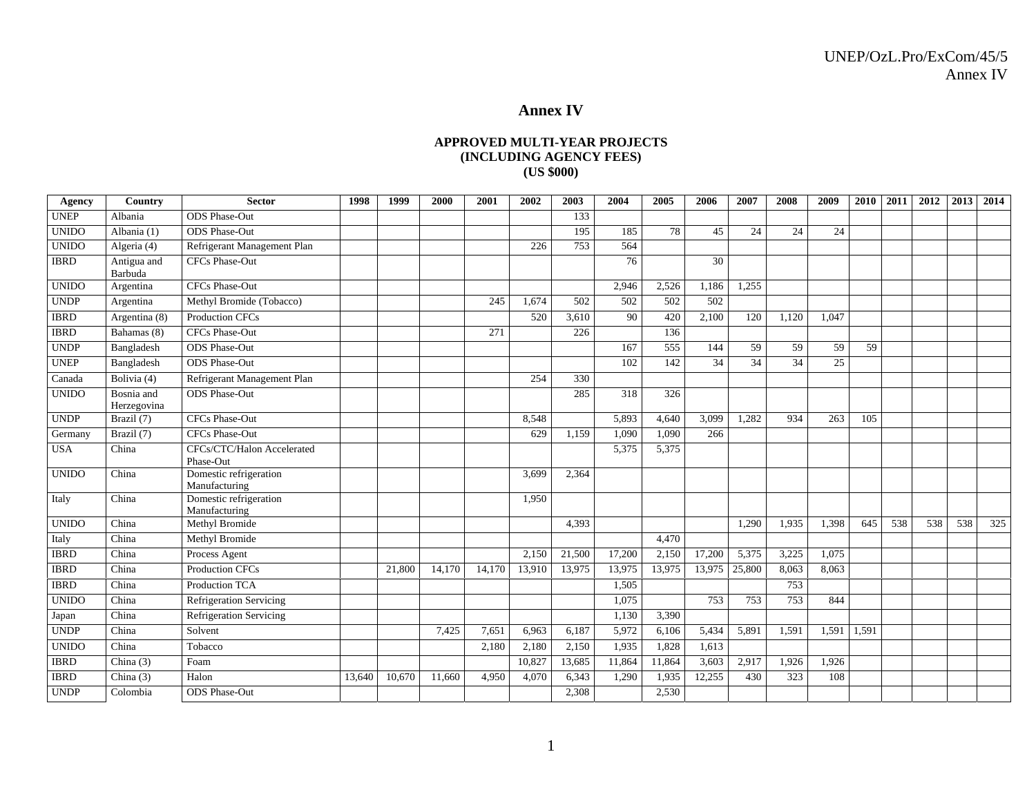# Annex IV

### APPROVED MULTI-YEAR PROJECTS
### (INCLUDING AGENCY FEES)
### (US $000)

| Agency | Country | Sector | 1998 | 1999 | 2000 | 2001 | 2002 | 2003 | 2004 | 2005 | 2006 | 2007 | 2008 | 2009 | 2010 | 2011 | 2012 | 2013 | 2014 |
|---|---|---|---|---|---|---|---|---|---|---|---|---|---|---|---|---|---|---|---|
| UNEP | Albania | ODS Phase-Out | | | | | | 133 | | | | | | | | | | | |
| UNIDO | Albania (1) | ODS Phase-Out | | | | | | 195 | 185 | 78 | 45 | 24 | 24 | 24 | | | | | |
| UNIDO | Algeria (4) | Refrigerant Management Plan | | | | | 226 | 753 | 564 | | | | | | | | | | |
| IBRD | Antigua and Barbuda | CFCs Phase-Out | | | | | | | 76 | | 30 | | | | | | | | |
| UNIDO | Argentina | CFCs Phase-Out | | | | | | | 2,946 | 2,526 | 1,186 | 1,255 | | | | | | | |
| UNDP | Argentina | Methyl Bromide (Tobacco) | | | | 245 | 1,674 | 502 | 502 | 502 | 502 | | | | | | | | |
| IBRD | Argentina (8) | Production CFCs | | | | | 520 | 3,610 | 90 | 420 | 2,100 | 120 | 1,120 | 1,047 | | | | | |
| IBRD | Bahamas (8) | CFCs Phase-Out | | | | 271 | | 226 | | 136 | | | | | | | | | |
| UNDP | Bangladesh | ODS Phase-Out | | | | | | | 167 | 555 | 144 | 59 | 59 | 59 | 59 | | | | |
| UNEP | Bangladesh | ODS Phase-Out | | | | | | | 102 | 142 | 34 | 34 | 34 | 25 | | | | | |
| Canada | Bolivia (4) | Refrigerant Management Plan | | | | | 254 | 330 | | | | | | | | | | | |
| UNIDO | Bosnia and Herzegovina | ODS Phase-Out | | | | | | 285 | 318 | 326 | | | | | | | | | |
| UNDP | Brazil (7) | CFCs Phase-Out | | | | | 8,548 | | 5,893 | 4,640 | 3,099 | 1,282 | 934 | 263 | 105 | | | | |
| Germany | Brazil (7) | CFCs Phase-Out | | | | | 629 | 1,159 | 1,090 | 1,090 | 266 | | | | | | | | |
| USA | China | CFCs/CTC/Halon Accelerated Phase-Out | | | | | | | 5,375 | 5,375 | | | | | | | | | |
| UNIDO | China | Domestic refrigeration Manufacturing | | | | | 3,699 | 2,364 | | | | | | | | | | | |
| Italy | China | Domestic refrigeration Manufacturing | | | | | 1,950 | | | | | | | | | | | | |
| UNIDO | China | Methyl Bromide | | | | | | 4,393 | | | | 1,290 | 1,935 | 1,398 | 645 | 538 | 538 | 538 | 325 |
| Italy | China | Methyl Bromide | | | | | | | | 4,470 | | | | | | | | | |
| IBRD | China | Process Agent | | | | | 2,150 | 21,500 | 17,200 | 2,150 | 17,200 | 5,375 | 3,225 | 1,075 | | | | | |
| IBRD | China | Production CFCs | | 21,800 | 14,170 | 14,170 | 13,910 | 13,975 | 13,975 | 13,975 | 13,975 | 25,800 | 8,063 | 8,063 | | | | | |
| IBRD | China | Production TCA | | | | | | | 1,505 | | | | 753 | | | | | | |
| UNIDO | China | Refrigeration Servicing | | | | | | | 1,075 | | 753 | 753 | 753 | 844 | | | | | |
| Japan | China | Refrigeration Servicing | | | | | | | 1,130 | 3,390 | | | | | | | | | |
| UNDP | China | Solvent | | | 7,425 | 7,651 | 6,963 | 6,187 | 5,972 | 6,106 | 5,434 | 5,891 | 1,591 | 1,591 | 1,591 | | | | |
| UNIDO | China | Tobacco | | | | 2,180 | 2,180 | 2,150 | 1,935 | 1,828 | 1,613 | | | | | | | | |
| IBRD | China (3) | Foam | | | | | 10,827 | 13,685 | 11,864 | 11,864 | 3,603 | 2,917 | 1,926 | 1,926 | | | | | |
| IBRD | China (3) | Halon | 13,640 | 10,670 | 11,660 | 4,950 | 4,070 | 6,343 | 1,290 | 1,935 | 12,255 | 430 | 323 | 108 | | | | | |
| UNDP | Colombia | ODS Phase-Out | | | | | | 2,308 | | 2,530 | | | | | | | | | |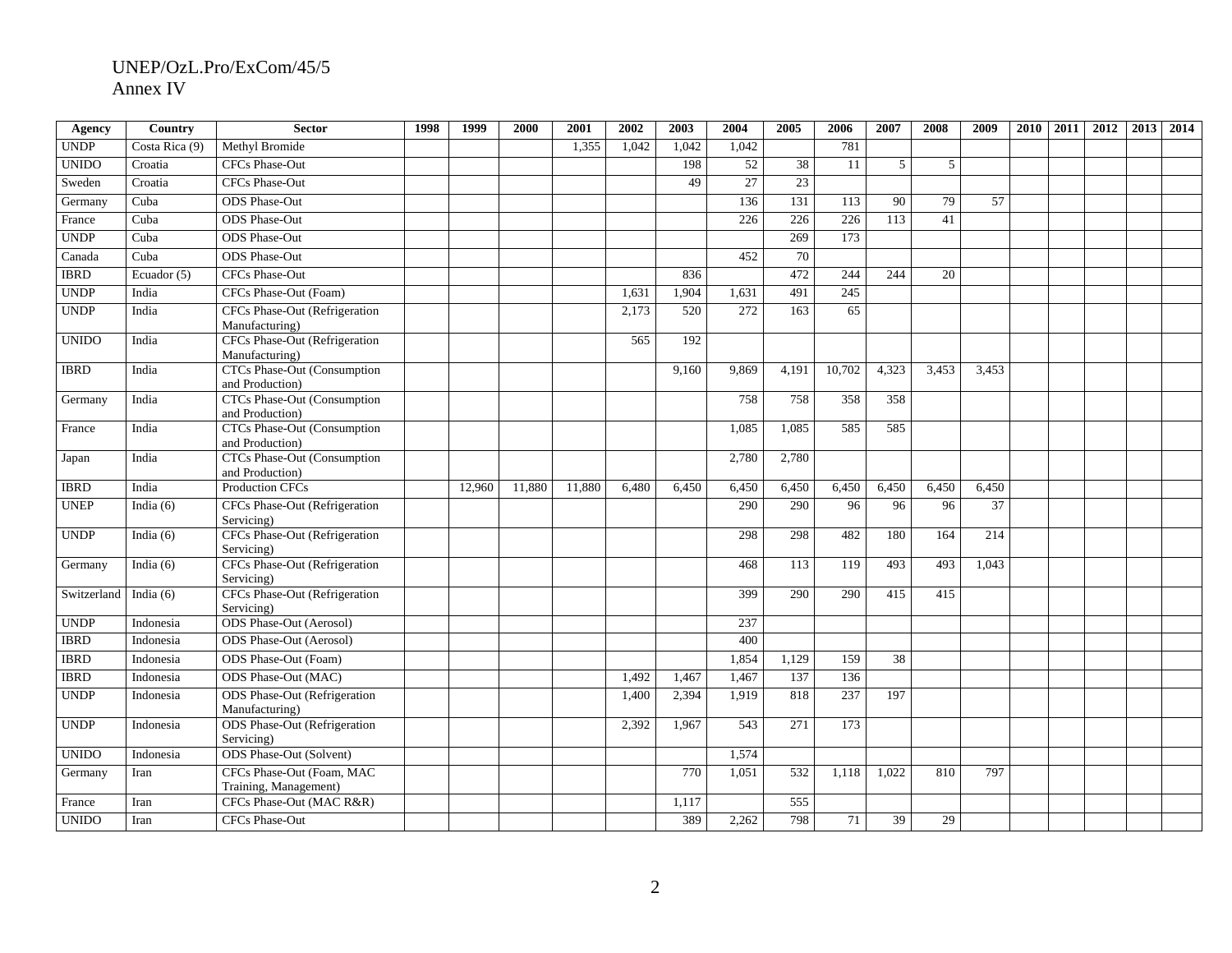| Agency | Country | Sector | 1998 | 1999 | 2000 | 2001 | 2002 | 2003 | 2004 | 2005 | 2006 | 2007 | 2008 | 2009 | 2010 | 2011 | 2012 | 2013 | 2014 |
|---|---|---|---|---|---|---|---|---|---|---|---|---|---|---|---|---|---|---|---|
| UNDP | Costa Rica (9) | Methyl Bromide | | | | 1,355 | 1,042 | 1,042 | 1,042 | | 781 | | | | | | | | |
| UNIDO | Croatia | CFCs Phase-Out | | | | | | 198 | 52 | 38 | 11 | 5 | 5 | | | | | | |
| Sweden | Croatia | CFCs Phase-Out | | | | | | 49 | 27 | 23 | | | | | | | | | |
| Germany | Cuba | ODS Phase-Out | | | | | | | 136 | 131 | 113 | 90 | 79 | 57 | | | | | |
| France | Cuba | ODS Phase-Out | | | | | | | 226 | 226 | 226 | 113 | 41 | | | | | | |
| UNDP | Cuba | ODS Phase-Out | | | | | | | | 269 | 173 | | | | | | | | |
| Canada | Cuba | ODS Phase-Out | | | | | | | 452 | 70 | | | | | | | | | |
| IBRD | Ecuador (5) | CFCs Phase-Out | | | | | | 836 | | 472 | 244 | 244 | 20 | | | | | | |
| UNDP | India | CFCs Phase-Out (Foam) | | | | | 1,631 | 1,904 | 1,631 | 491 | 245 | | | | | | | | |
| UNDP | India | CFCs Phase-Out (Refrigeration Manufacturing) | | | | | 2,173 | 520 | 272 | 163 | 65 | | | | | | | | |
| UNIDO | India | CFCs Phase-Out (Refrigeration Manufacturing) | | | | | 565 | 192 | | | | | | | | | | | |
| IBRD | India | CTCs Phase-Out (Consumption and Production) | | | | | | 9,160 | 9,869 | 4,191 | 10,702 | 4,323 | 3,453 | 3,453 | | | | | |
| Germany | India | CTCs Phase-Out (Consumption and Production) | | | | | | | 758 | 758 | 358 | 358 | | | | | | | |
| France | India | CTCs Phase-Out (Consumption and Production) | | | | | | | 1,085 | 1,085 | 585 | 585 | | | | | | | |
| Japan | India | CTCs Phase-Out (Consumption and Production) | | | | | | | 2,780 | 2,780 | | | | | | | | | |
| IBRD | India | Production CFCs | | 12,960 | 11,880 | 11,880 | 6,480 | 6,450 | 6,450 | 6,450 | 6,450 | 6,450 | 6,450 | 6,450 | | | | | |
| UNEP | India (6) | CFCs Phase-Out (Refrigeration Servicing) | | | | | | | 290 | 290 | 96 | 96 | 96 | 37 | | | | | |
| UNDP | India (6) | CFCs Phase-Out (Refrigeration Servicing) | | | | | | | 298 | 298 | 482 | 180 | 164 | 214 | | | | | |
| Germany | India (6) | CFCs Phase-Out (Refrigeration Servicing) | | | | | | | 468 | 113 | 119 | 493 | 493 | 1,043 | | | | | |
| Switzerland | India (6) | CFCs Phase-Out (Refrigeration Servicing) | | | | | | | 399 | 290 | 290 | 415 | 415 | | | | | | |
| UNDP | Indonesia | ODS Phase-Out (Aerosol) | | | | | | | 237 | | | | | | | | | | |
| IBRD | Indonesia | ODS Phase-Out (Aerosol) | | | | | | | 400 | | | | | | | | | | |
| IBRD | Indonesia | ODS Phase-Out (Foam) | | | | | | | 1,854 | 1,129 | 159 | 38 | | | | | | | |
| IBRD | Indonesia | ODS Phase-Out (MAC) | | | | | 1,492 | 1,467 | 1,467 | 137 | 136 | | | | | | | | |
| UNDP | Indonesia | ODS Phase-Out (Refrigeration Manufacturing) | | | | | 1,400 | 2,394 | 1,919 | 818 | 237 | 197 | | | | | | | |
| UNDP | Indonesia | ODS Phase-Out (Refrigeration Servicing) | | | | | 2,392 | 1,967 | 543 | 271 | 173 | | | | | | | | |
| UNIDO | Indonesia | ODS Phase-Out (Solvent) | | | | | | | 1,574 | | | | | | | | | | |
| Germany | Iran | CFCs Phase-Out (Foam, MAC Training, Management) | | | | | | 770 | 1,051 | 532 | 1,118 | 1,022 | 810 | 797 | | | | | |
| France | Iran | CFCs Phase-Out (MAC R&R) | | | | | | 1,117 | | 555 | | | | | | | | | |
| UNIDO | Iran | CFCs Phase-Out | | | | | | 389 | 2,262 | 798 | 71 | 39 | 29 | | | | | | |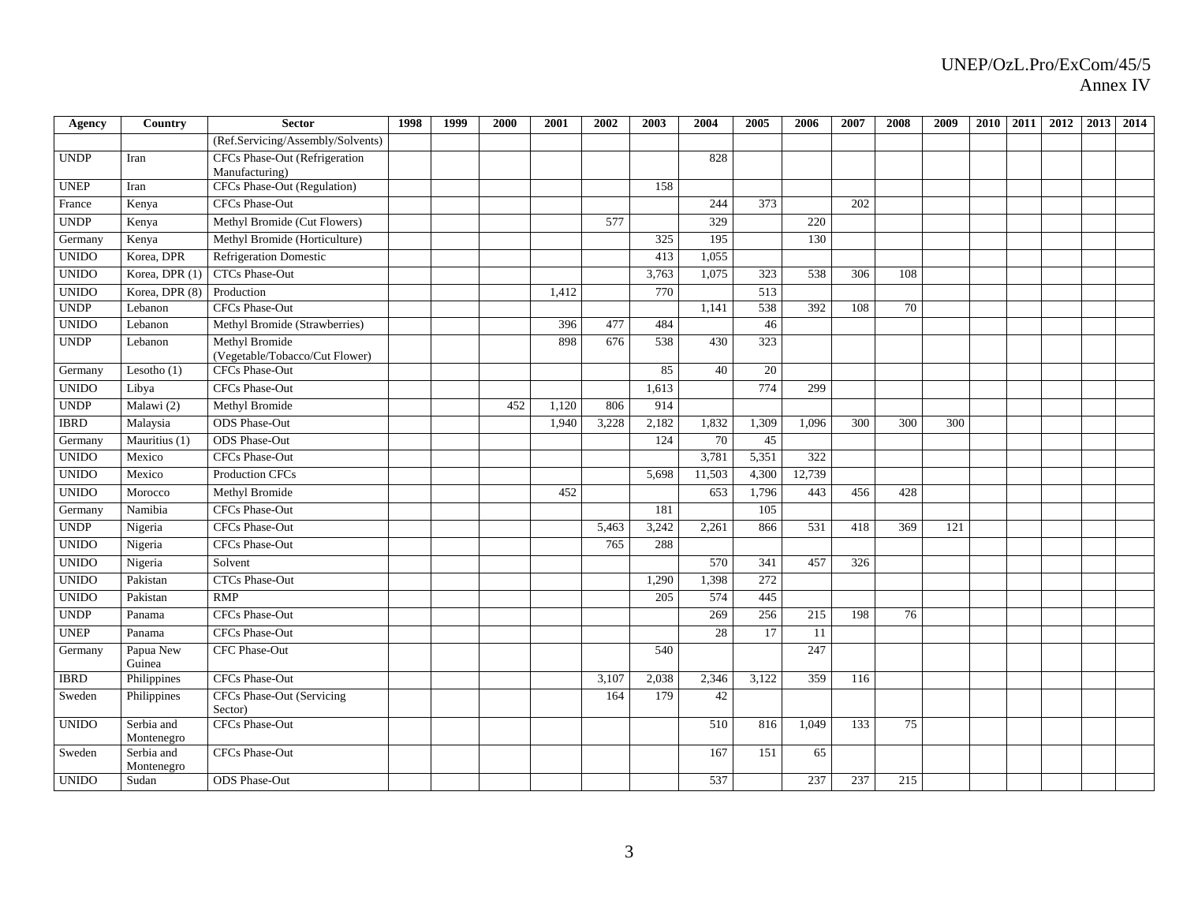| Agency | Country | Sector | 1998 | 1999 | 2000 | 2001 | 2002 | 2003 | 2004 | 2005 | 2006 | 2007 | 2008 | 2009 | 2010 | 2011 | 2012 | 2013 | 2014 |
|---|---|---|---|---|---|---|---|---|---|---|---|---|---|---|---|---|---|---|---|
| | | (Ref.Servicing/Assembly/Solvents) | | | | | | | | | | | | | | | | | |
| UNDP | Iran | CFCs Phase-Out (Refrigeration Manufacturing) | | | | | | | 828 | | | | | | | | | | |
| UNEP | Iran | CFCs Phase-Out (Regulation) | | | | | | 158 | | | | | | | | | | | |
| France | Kenya | CFCs Phase-Out | | | | | | | 244 | 373 | | 202 | | | | | | | |
| UNDP | Kenya | Methyl Bromide (Cut Flowers) | | | | | 577 | | 329 | | 220 | | | | | | | | |
| Germany | Kenya | Methyl Bromide (Horticulture) | | | | | | 325 | 195 | | 130 | | | | | | | | |
| UNIDO | Korea, DPR | Refrigeration Domestic | | | | | | 413 | 1,055 | | | | | | | | | | |
| UNIDO | Korea, DPR (1) | CTCs Phase-Out | | | | | | 3,763 | 1,075 | 323 | 538 | 306 | 108 | | | | | | |
| UNIDO | Korea, DPR (8) | Production | | | | 1,412 | | 770 | | 513 | | | | | | | | | |
| UNDP | Lebanon | CFCs Phase-Out | | | | | | | 1,141 | 538 | 392 | 108 | 70 | | | | | | |
| UNIDO | Lebanon | Methyl Bromide (Strawberries) | | | | 396 | 477 | 484 | | 46 | | | | | | | | | |
| UNDP | Lebanon | Methyl Bromide (Vegetable/Tobacco/Cut Flower) | | | | 898 | 676 | 538 | 430 | 323 | | | | | | | | | |
| Germany | Lesotho (1) | CFCs Phase-Out | | | | | | 85 | 40 | 20 | | | | | | | | | |
| UNIDO | Libya | CFCs Phase-Out | | | | | | 1,613 | | 774 | 299 | | | | | | | | |
| UNDP | Malawi (2) | Methyl Bromide | | | 452 | 1,120 | 806 | 914 | | | | | | | | | | | |
| IBRD | Malaysia | ODS Phase-Out | | | | 1,940 | 3,228 | 2,182 | 1,832 | 1,309 | 1,096 | 300 | 300 | 300 | | | | | |
| Germany | Mauritius (1) | ODS Phase-Out | | | | | | 124 | 70 | 45 | | | | | | | | | |
| UNIDO | Mexico | CFCs Phase-Out | | | | | | | 3,781 | 5,351 | 322 | | | | | | | | |
| UNIDO | Mexico | Production CFCs | | | | | | 5,698 | 11,503 | 4,300 | 12,739 | | | | | | | | |
| UNIDO | Morocco | Methyl Bromide | | | | 452 | | | 653 | 1,796 | 443 | 456 | 428 | | | | | | |
| Germany | Namibia | CFCs Phase-Out | | | | | | 181 | | 105 | | | | | | | | | |
| UNDP | Nigeria | CFCs Phase-Out | | | | | 5,463 | 3,242 | 2,261 | 866 | 531 | 418 | 369 | 121 | | | | | |
| UNIDO | Nigeria | CFCs Phase-Out | | | | | 765 | 288 | | | | | | | | | | | |
| UNIDO | Nigeria | Solvent | | | | | | | 570 | 341 | 457 | 326 | | | | | | | |
| UNIDO | Pakistan | CTCs Phase-Out | | | | | | 1,290 | 1,398 | 272 | | | | | | | | | |
| UNIDO | Pakistan | RMP | | | | | | 205 | 574 | 445 | | | | | | | | | |
| UNDP | Panama | CFCs Phase-Out | | | | | | | 269 | 256 | 215 | 198 | 76 | | | | | | |
| UNEP | Panama | CFCs Phase-Out | | | | | | | 28 | 17 | 11 | | | | | | | | |
| Germany | Papua New Guinea | CFC Phase-Out | | | | | | 540 | | | 247 | | | | | | | | |
| IBRD | Philippines | CFCs Phase-Out | | | | | 3,107 | 2,038 | 2,346 | 3,122 | 359 | 116 | | | | | | | |
| Sweden | Philippines | CFCs Phase-Out (Servicing Sector) | | | | | 164 | 179 | 42 | | | | | | | | | | |
| UNIDO | Serbia and Montenegro | CFCs Phase-Out | | | | | | | 510 | 816 | 1,049 | 133 | 75 | | | | | | |
| Sweden | Serbia and Montenegro | CFCs Phase-Out | | | | | | | 167 | 151 | 65 | | | | | | | | |
| UNIDO | Sudan | ODS Phase-Out | | | | | | | 537 | | 237 | 237 | 215 | | | | | | |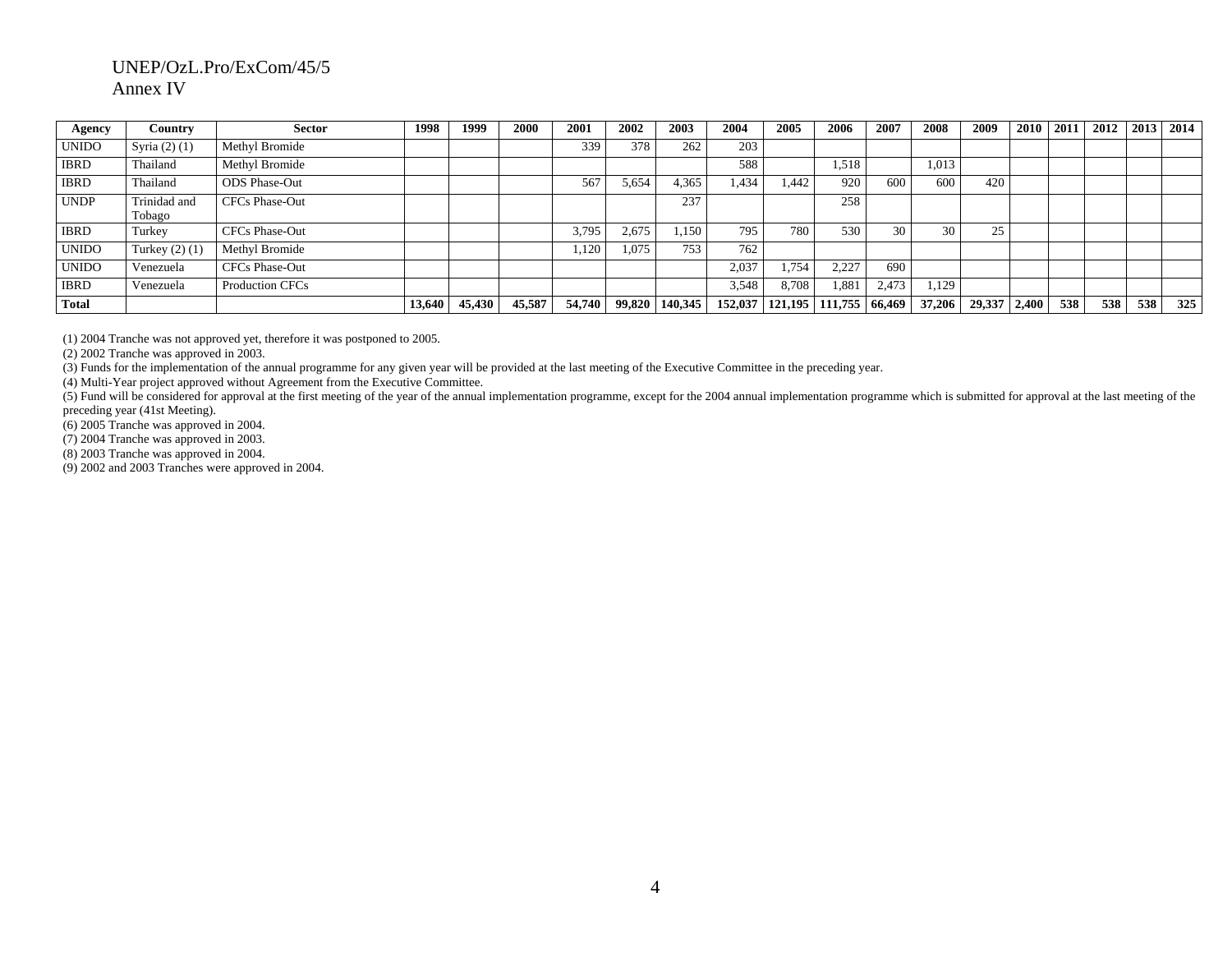| Agency | Country | Sector | 1998 | 1999 | 2000 | 2001 | 2002 | 2003 | 2004 | 2005 | 2006 | 2007 | 2008 | 2009 | 2010 | 2011 | 2012 | 2013 | 2014 |
|---|---|---|---|---|---|---|---|---|---|---|---|---|---|---|---|---|---|---|---|
| UNIDO | Syria (2) (1) | Methyl Bromide | | | | 339 | 378 | 262 | 203 | | | | | | | | | | |
| IBRD | Thailand | Methyl Bromide | | | | | | | 588 | | 1,518 | | 1,013 | | | | | | |
| IBRD | Thailand | ODS Phase-Out | | | | 567 | 5,654 | 4,365 | 1,434 | 1,442 | 920 | 600 | 600 | 420 | | | | | |
| UNDP | Trinidad and Tobago | CFCs Phase-Out | | | | | | 237 | | | 258 | | | | | | | | |
| IBRD | Turkey | CFCs Phase-Out | | | | 3,795 | 2,675 | 1,150 | 795 | 780 | 530 | 30 | 30 | 25 | | | | | |
| UNIDO | Turkey (2) (1) | Methyl Bromide | | | | 1,120 | 1,075 | 753 | 762 | | | | | | | | | | |
| UNIDO | Venezuela | CFCs Phase-Out | | | | | | | 2,037 | 1,754 | 2,227 | 690 | | | | | | | |
| IBRD | Venezuela | Production CFCs | | | | | | | 3,548 | 8,708 | 1,881 | 2,473 | 1,129 | | | | | | |
| **Total** | | | **13,640** | **45,430** | **45,587** | **54,740** | **99,820** | **140,345** | **152,037** | **121,195** | **111,755** | **66,469** | **37,206** | **29,337** | **2,400** | **538** | **538** | **538** | **325** |

(1) 2004 Tranche was not approved yet, therefore it was postponed to 2005.
(2) 2002 Tranche was approved in 2003.
(3) Funds for the implementation of the annual programme for any given year will be provided at the last meeting of the Executive Committee in the preceding year.
(4) Multi-Year project approved without Agreement from the Executive Committee.
(5) Fund will be considered for approval at the first meeting of the year of the annual implementation programme, except for the 2004 annual implementation programme which is submitted for approval at the last meeting of the preceding year (41st Meeting).
(6) 2005 Tranche was approved in 2004.
(7) 2004 Tranche was approved in 2003.
(8) 2003 Tranche was approved in 2004.
(9) 2002 and 2003 Tranches were approved in 2004.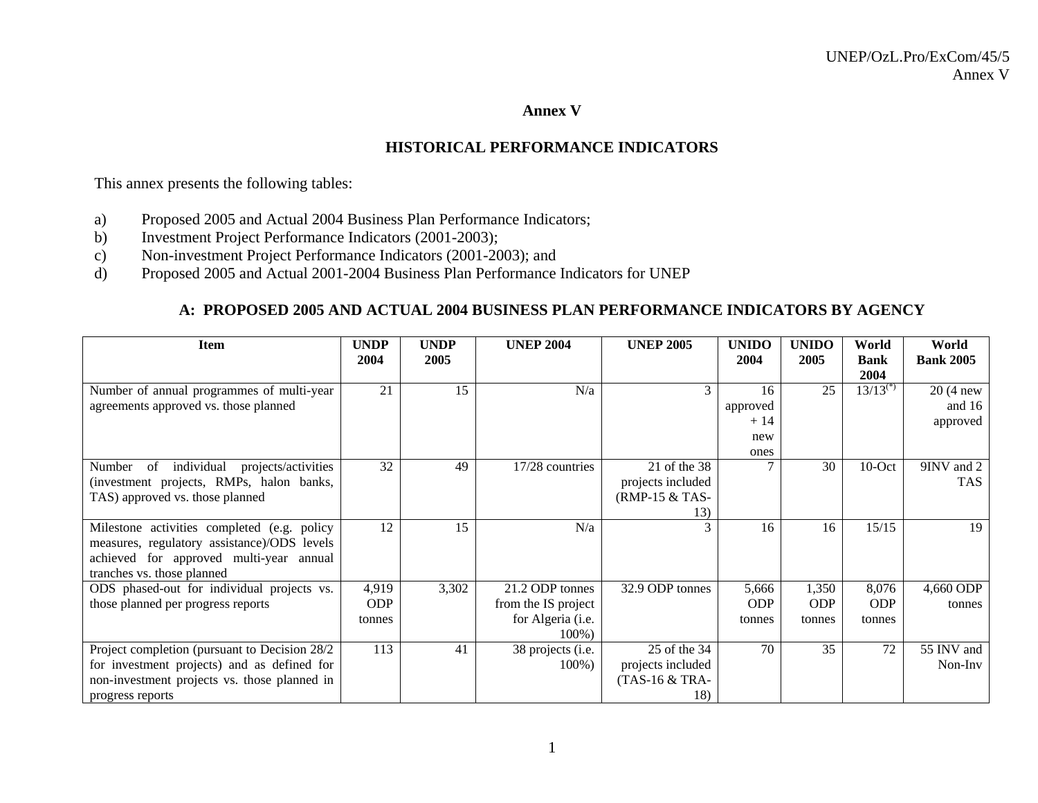# Annex V

## HISTORICAL PERFORMANCE INDICATORS

This annex presents the following tables:

a) Proposed 2005 and Actual 2004 Business Plan Performance Indicators;
b) Investment Project Performance Indicators (2001-2003);
c) Non-investment Project Performance Indicators (2001-2003); and
d) Proposed 2005 and Actual 2001-2004 Business Plan Performance Indicators for UNEP

### A: PROPOSED 2005 AND ACTUAL 2004 BUSINESS PLAN PERFORMANCE INDICATORS BY AGENCY

| Item | UNDP 2004 | UNDP 2005 | UNEP 2004 | UNEP 2005 | UNIDO 2004 | UNIDO 2005 | World Bank 2004 | World Bank 2005 |
|---|---|---|---|---|---|---|---|---|
| Number of annual programmes of multi-year agreements approved vs. those planned | 21 | 15 | N/a | 3 | 16 approved + 14 new ones | 25 | 13/13(*) | 20 (4 new and 16 approved |
| Number of individual projects/activities (investment projects, RMPs, halon banks, TAS) approved vs. those planned | 32 | 49 | 17/28 countries | 21 of the 38 projects included (RMP-15 & TAS-13) | 7 | 30 | 10-Oct | 9INV and 2 TAS |
| Milestone activities completed (e.g. policy measures, regulatory assistance)/ODS levels achieved for approved multi-year annual tranches vs. those planned | 12 | 15 | N/a | 3 | 16 | 16 | 15/15 | 19 |
| ODS phased-out for individual projects vs. those planned per progress reports | 4,919 ODP tonnes | 3,302 | 21.2 ODP tonnes from the IS project for Algeria (i.e. 100%) | 32.9 ODP tonnes | 5,666 ODP tonnes | 1,350 ODP tonnes | 8,076 ODP tonnes | 4,660 ODP tonnes |
| Project completion (pursuant to Decision 28/2 for investment projects) and as defined for non-investment projects vs. those planned in progress reports | 113 | 41 | 38 projects (i.e. 100%) | 25 of the 34 projects included (TAS-16 & TRA-18) | 70 | 35 | 72 | 55 INV and Non-Inv |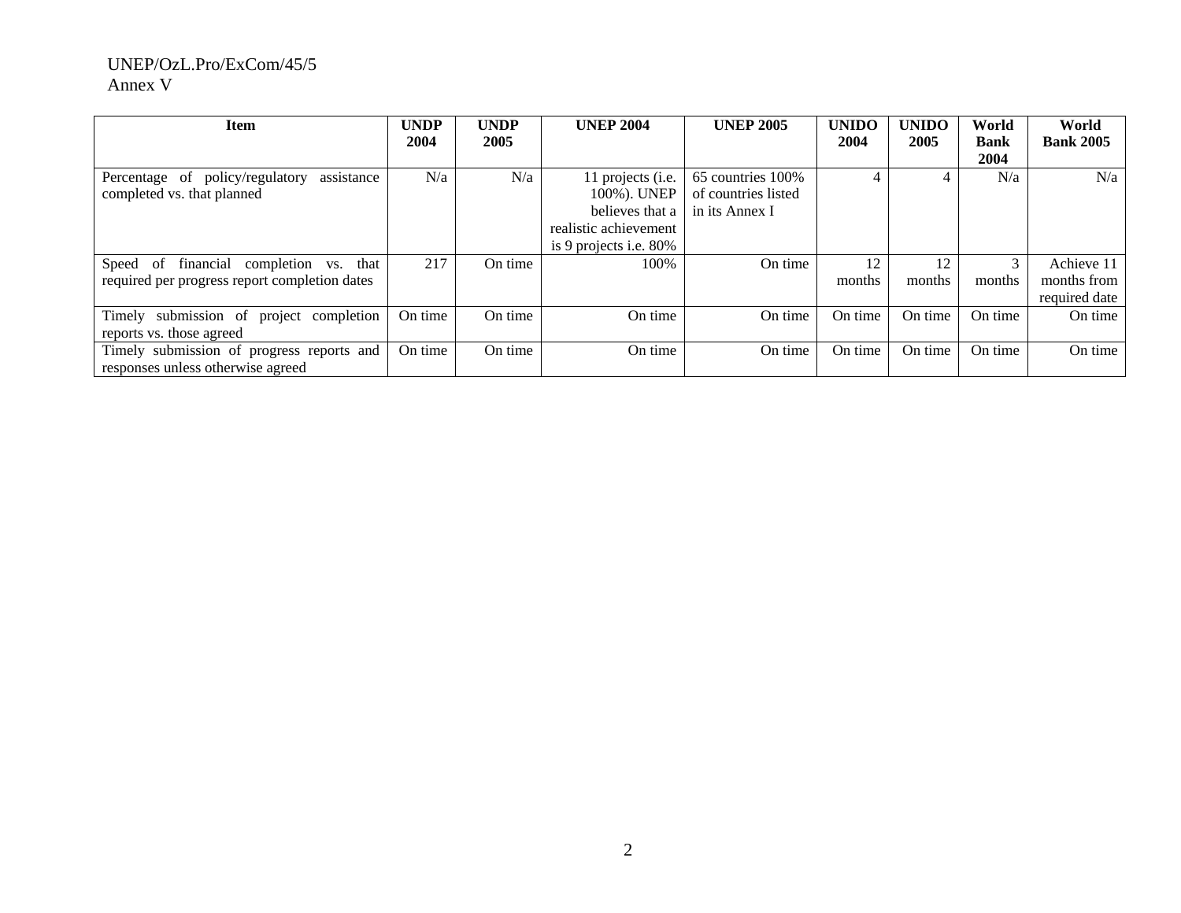| Item | UNDP 2004 | UNDP 2005 | UNEP 2004 | UNEP 2005 | UNIDO 2004 | UNIDO 2005 | World Bank 2004 | World Bank 2005 |
|---|---|---|---|---|---|---|---|---|
| Percentage of policy/regulatory assistance completed vs. that planned | N/a | N/a | 11 projects (i.e. 100%). UNEP believes that a realistic achievement is 9 projects i.e. 80% | 65 countries 100% of countries listed in its Annex I | 4 | 4 | N/a | N/a |
| Speed of financial completion vs. that required per progress report completion dates | 217 | On time | 100% | On time | 12 months | 12 months | 3 months | Achieve 11 months from required date |
| Timely submission of project completion reports vs. those agreed | On time | On time | On time | On time | On time | On time | On time | On time |
| Timely submission of progress reports and responses unless otherwise agreed | On time | On time | On time | On time | On time | On time | On time | On time |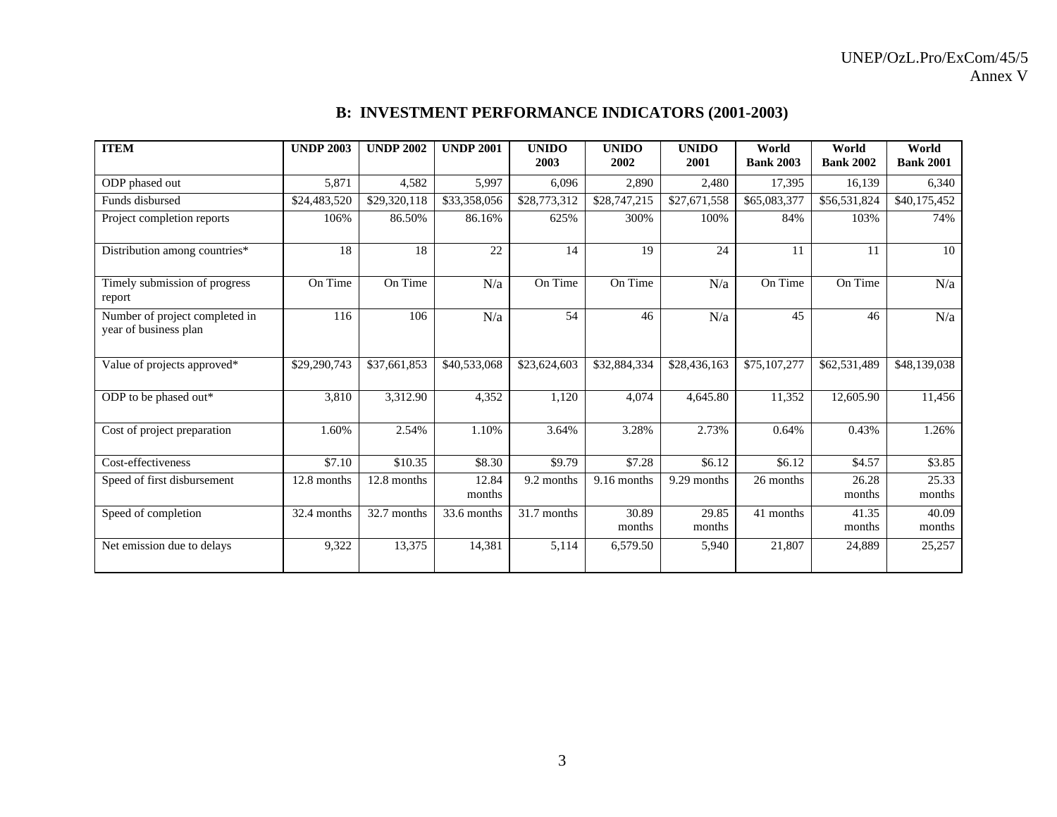## B: INVESTMENT PERFORMANCE INDICATORS (2001-2003)

| ITEM | UNDP 2003 | UNDP 2002 | UNDP 2001 | UNIDO 2003 | UNIDO 2002 | UNIDO 2001 | World Bank 2003 | World Bank 2002 | World Bank 2001 |
|---|---|---|---|---|---|---|---|---|---|
| ODP phased out | 5,871 | 4,582 | 5,997 | 6,096 | 2,890 | 2,480 | 17,395 | 16,139 | 6,340 |
| Funds disbursed | $24,483,520 | $29,320,118 | $33,358,056 | $28,773,312 | $28,747,215 | $27,671,558 | $65,083,377 | $56,531,824 | $40,175,452 |
| Project completion reports | 106% | 86.50% | 86.16% | 625% | 300% | 100% | 84% | 103% | 74% |
| Distribution among countries* | 18 | 18 | 22 | 14 | 19 | 24 | 11 | 11 | 10 |
| Timely submission of progress report | On Time | On Time | N/a | On Time | On Time | N/a | On Time | On Time | N/a |
| Number of project completed in year of business plan | 116 | 106 | N/a | 54 | 46 | N/a | 45 | 46 | N/a |
| Value of projects approved* | $29,290,743 | $37,661,853 | $40,533,068 | $23,624,603 | $32,884,334 | $28,436,163 | $75,107,277 | $62,531,489 | $48,139,038 |
| ODP to be phased out* | 3,810 | 3,312.90 | 4,352 | 1,120 | 4,074 | 4,645.80 | 11,352 | 12,605.90 | 11,456 |
| Cost of project preparation | 1.60% | 2.54% | 1.10% | 3.64% | 3.28% | 2.73% | 0.64% | 0.43% | 1.26% |
| Cost-effectiveness | $7.10 | $10.35 | $8.30 | $9.79 | $7.28 | $6.12 | $6.12 | $4.57 | $3.85 |
| Speed of first disbursement | 12.8 months | 12.8 months | 12.84 months | 9.2 months | 9.16 months | 9.29 months | 26 months | 26.28 months | 25.33 months |
| Speed of completion | 32.4 months | 32.7 months | 33.6 months | 31.7 months | 30.89 months | 29.85 months | 41 months | 41.35 months | 40.09 months |
| Net emission due to delays | 9,322 | 13,375 | 14,381 | 5,114 | 6,579.50 | 5,940 | 21,807 | 24,889 | 25,257 |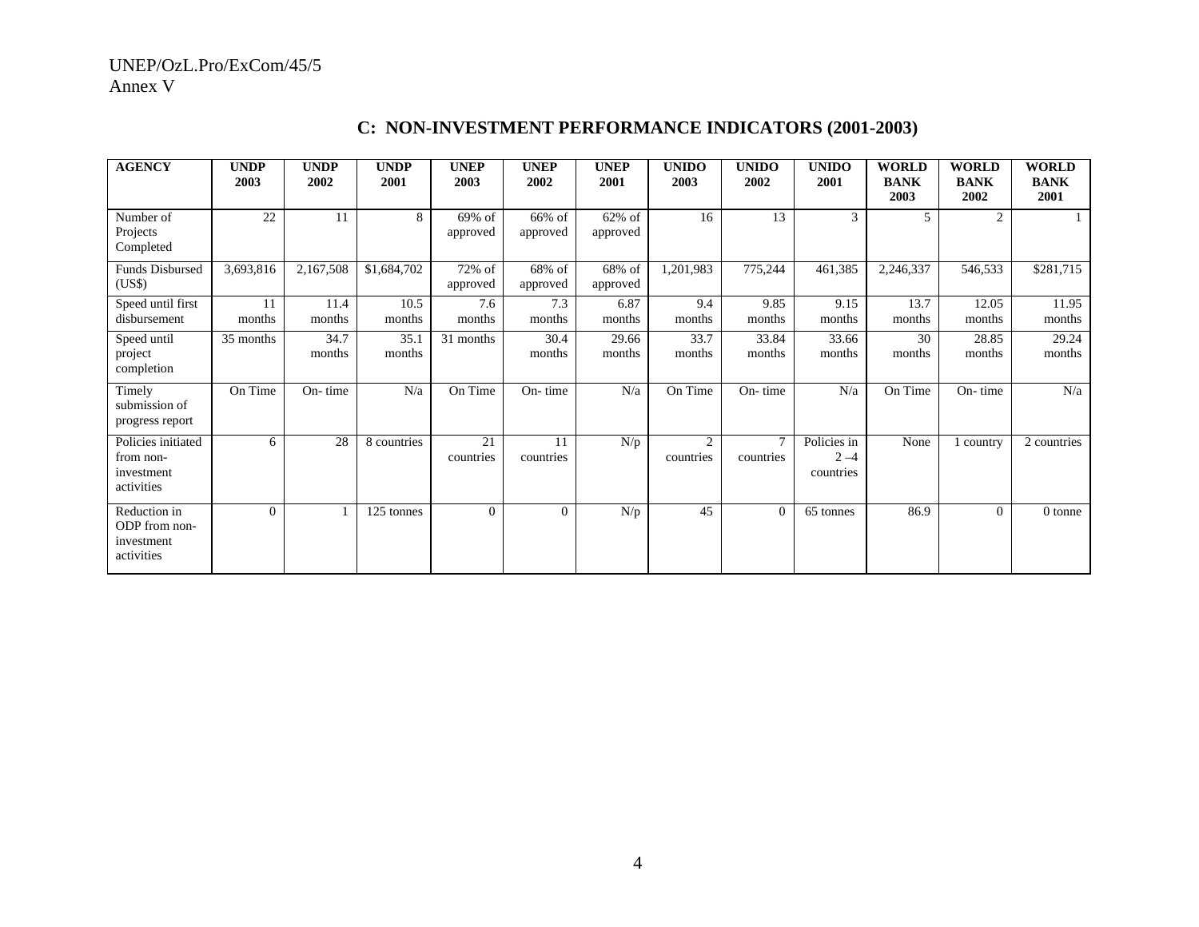## C: NON-INVESTMENT PERFORMANCE INDICATORS (2001-2003)

| AGENCY | UNDP 2003 | UNDP 2002 | UNDP 2001 | UNEP 2003 | UNEP 2002 | UNEP 2001 | UNIDO 2003 | UNIDO 2002 | UNIDO 2001 | WORLD BANK 2003 | WORLD BANK 2002 | WORLD BANK 2001 |
|---|---|---|---|---|---|---|---|---|---|---|---|---|
| Number of Projects Completed | 22 | 11 | 8 | 69% of approved | 66% of approved | 62% of approved | 16 | 13 | 3 | 5 | 2 | 1 |
| Funds Disbursed (US$) | 3,693,816 | 2,167,508 | $1,684,702 | 72% of approved | 68% of approved | 68% of approved | 1,201,983 | 775,244 | 461,385 | 2,246,337 | 546,533 | $281,715 |
| Speed until first disbursement | 11 months | 11.4 months | 10.5 months | 7.6 months | 7.3 months | 6.87 months | 9.4 months | 9.85 months | 9.15 months | 13.7 months | 12.05 months | 11.95 months |
| Speed until project completion | 35 months | 34.7 months | 35.1 months | 31 months | 30.4 months | 29.66 months | 33.7 months | 33.84 months | 33.66 months | 30 months | 28.85 months | 29.24 months |
| Timely submission of progress report | On Time | On- time | N/a | On Time | On- time | N/a | On Time | On- time | N/a | On Time | On- time | N/a |
| Policies initiated from non-investment activities | 6 | 28 | 8 countries | 21 countries | 11 countries | N/p | 2 countries | 7 countries | Policies in 2 –4 countries | None | 1 country | 2 countries |
| Reduction in ODP from non-investment activities | 0 | 1 | 125 tonnes | 0 | 0 | N/p | 45 | 0 | 65 tonnes | 86.9 | 0 | 0 tonne |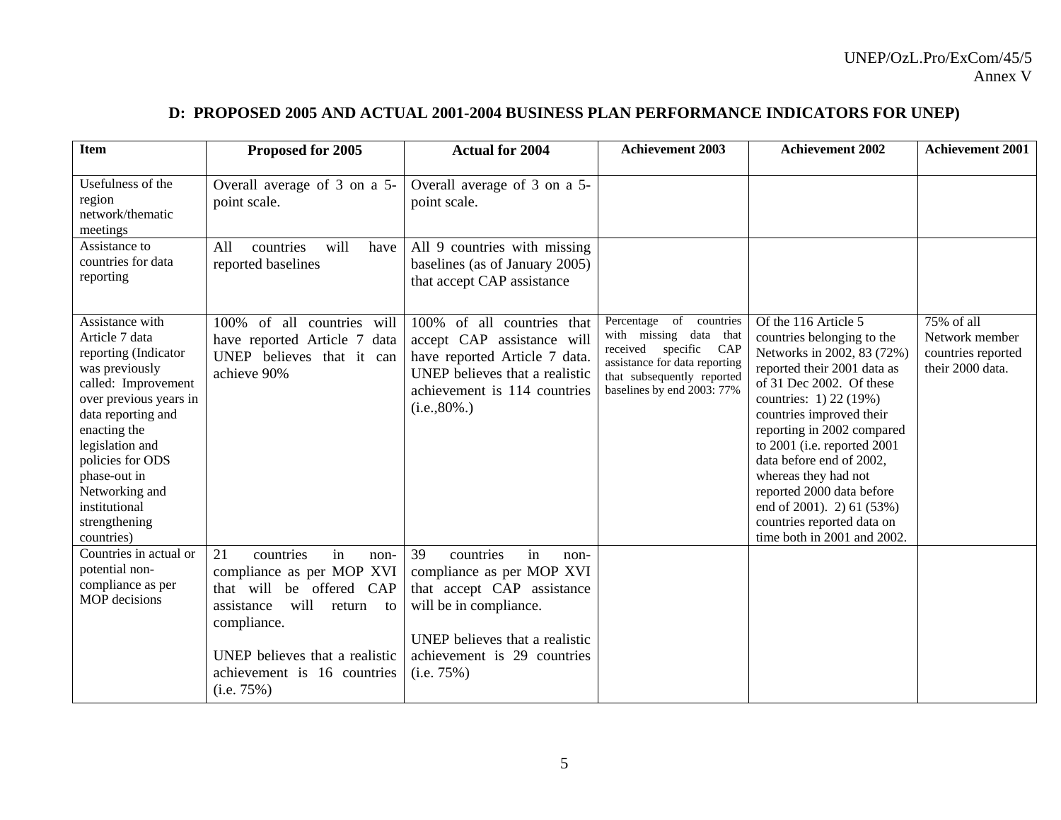## D: PROPOSED 2005 AND ACTUAL 2001-2004 BUSINESS PLAN PERFORMANCE INDICATORS FOR UNEP)

| Item | Proposed for 2005 | Actual for 2004 | Achievement 2003 | Achievement 2002 | Achievement 2001 |
|---|---|---|---|---|---|
| Usefulness of the region network/thematic meetings | Overall average of 3 on a 5-point scale. | Overall average of 3 on a 5-point scale. | | | |
| Assistance to countries for data reporting | All countries will have reported baselines | All 9 countries with missing baselines (as of January 2005) that accept CAP assistance | | | |
| Assistance with Article 7 data reporting (Indicator was previously called: Improvement over previous years in data reporting and enacting the legislation and policies for ODS phase-out in Networking and institutional strengthening countries) | 100% of all countries will have reported Article 7 data UNEP believes that it can achieve 90% | 100% of all countries that accept CAP assistance will have reported Article 7 data. UNEP believes that a realistic achievement is 114 countries (i.e.,80%.) | Percentage of countries with missing data that received specific CAP assistance for data reporting that subsequently reported baselines by end 2003: 77% | Of the 116 Article 5 countries belonging to the Networks in 2002, 83 (72%) reported their 2001 data as of 31 Dec 2002. Of these countries: 1) 22 (19%) countries improved their reporting in 2002 compared to 2001 (i.e. reported 2001 data before end of 2002, whereas they had not reported 2000 data before end of 2001). 2) 61 (53%) countries reported data on time both in 2001 and 2002. | 75% of all Network member countries reported their 2000 data. |
| Countries in actual or potential non-compliance as per MOP decisions | 21 countries in non-compliance as per MOP XVI that will be offered CAP assistance will return to compliance.<br><br>UNEP believes that a realistic achievement is 16 countries (i.e. 75%) | 39 countries in non-compliance as per MOP XVI that accept CAP assistance will be in compliance.<br><br>UNEP believes that a realistic achievement is 29 countries (i.e. 75%) | | | |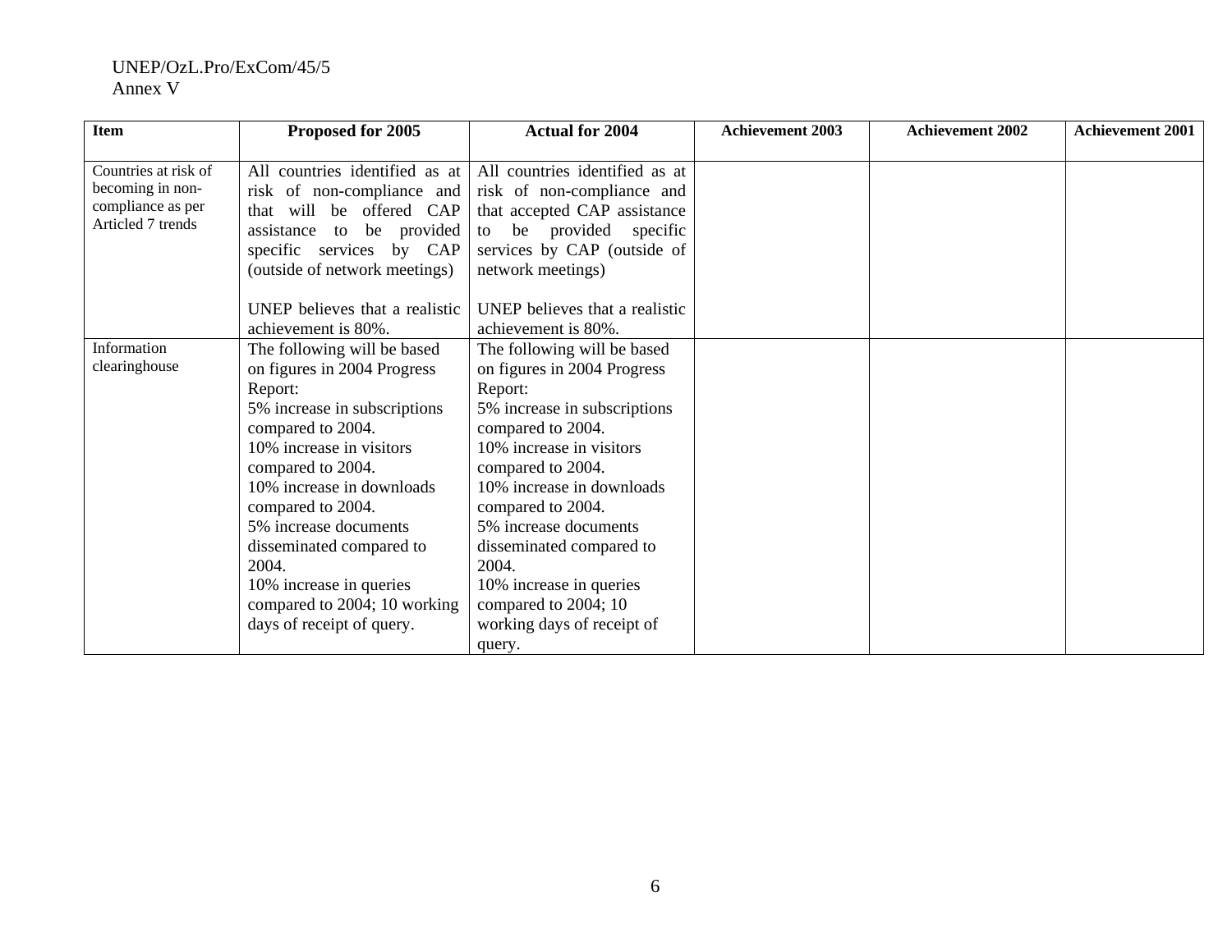| Item | Proposed for 2005 | Actual for 2004 | Achievement 2003 | Achievement 2002 | Achievement 2001 |
|---|---|---|---|---|---|
| Countries at risk of becoming in non-compliance as per Articled 7 trends | All countries identified as at risk of non-compliance and that will be offered CAP assistance to be provided specific services by CAP (outside of network meetings)<br><br>UNEP believes that a realistic achievement is 80%. | All countries identified as at risk of non-compliance and that accepted CAP assistance to be provided specific services by CAP (outside of network meetings)<br><br>UNEP believes that a realistic achievement is 80%. | | | |
| Information clearinghouse | The following will be based on figures in 2004 Progress Report:<br>5% increase in subscriptions compared to 2004.<br>10% increase in visitors compared to 2004.<br>10% increase in downloads compared to 2004.<br>5% increase documents disseminated compared to 2004.<br>10% increase in queries compared to 2004; 10 working days of receipt of query. | The following will be based on figures in 2004 Progress Report:<br>5% increase in subscriptions compared to 2004.<br>10% increase in visitors compared to 2004.<br>10% increase in downloads compared to 2004.<br>5% increase documents disseminated compared to 2004.<br>10% increase in queries compared to 2004; 10 working days of receipt of query. | | | |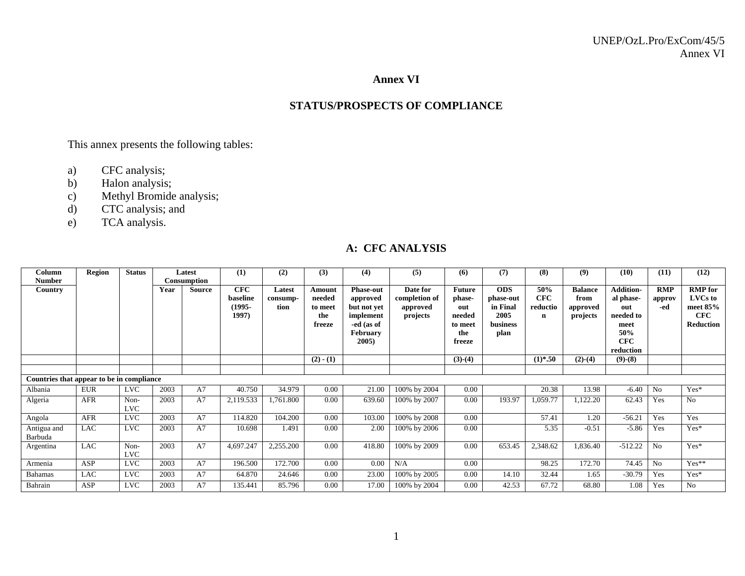# Annex VI

## STATUS/PROSPECTS OF COMPLIANCE

This annex presents the following tables:

a) CFC analysis;
b) Halon analysis;
c) Methyl Bromide analysis;
d) CTC analysis; and
e) TCA analysis.

## A: CFC ANALYSIS

| Column Number | Region | Status | Latest Consumption | | (1) | (2) | (3) | (4) | (5) | (6) | (7) | (8) | (9) | (10) | (11) | (12) |
|---|---|---|---|---|---|---|---|---|---|---|---|---|---|---|---|---|
| Country | | | Year | Source | CFC baseline (1995-1997) | Latest consump-tion | Amount needed to meet the freeze | Phase-out approved but not yet implement-ed (as of February 2005) | Date for completion of approved projects | Future phase-out needed to meet the freeze | ODS phase-out in Final 2005 business plan | 50% CFC reduction | Balance from approved projects | Addition-al phase-out needed to meet 50% CFC reduction | RMP approv-ed | RMP for LVCs to meet 85% CFC Reduction |
| | | | | | | | (2) - (1) | | | (3)-(4) | | (1)*.50 | (2)-(4) | (9)-(8) | | |
| | | | | | | | | | | | | | | | | |
| **Countries that appear to be in compliance** | | | | | | | | | | | | | | | | |
| Albania | EUR | LVC | 2003 | A7 | 40.750 | 34.979 | 0.00 | 21.00 | 100% by 2004 | 0.00 | | 20.38 | 13.98 | -6.40 | No | Yes* |
| Algeria | AFR | Non-LVC | 2003 | A7 | 2,119.533 | 1,761.800 | 0.00 | 639.60 | 100% by 2007 | 0.00 | 193.97 | 1,059.77 | 1,122.20 | 62.43 | Yes | No |
| Angola | AFR | LVC | 2003 | A7 | 114.820 | 104.200 | 0.00 | 103.00 | 100% by 2008 | 0.00 | | 57.41 | 1.20 | -56.21 | Yes | Yes |
| Antigua and Barbuda | LAC | LVC | 2003 | A7 | 10.698 | 1.491 | 0.00 | 2.00 | 100% by 2006 | 0.00 | | 5.35 | -0.51 | -5.86 | Yes | Yes* |
| Argentina | LAC | Non-LVC | 2003 | A7 | 4,697.247 | 2,255.200 | 0.00 | 418.80 | 100% by 2009 | 0.00 | 653.45 | 2,348.62 | 1,836.40 | -512.22 | No | Yes* |
| Armenia | ASP | LVC | 2003 | A7 | 196.500 | 172.700 | 0.00 | 0.00 | N/A | 0.00 | | 98.25 | 172.70 | 74.45 | No | Yes** |
| Bahamas | LAC | LVC | 2003 | A7 | 64.870 | 24.646 | 0.00 | 23.00 | 100% by 2005 | 0.00 | 14.10 | 32.44 | 1.65 | -30.79 | Yes | Yes* |
| Bahrain | ASP | LVC | 2003 | A7 | 135.441 | 85.796 | 0.00 | 17.00 | 100% by 2004 | 0.00 | 42.53 | 67.72 | 68.80 | 1.08 | Yes | No |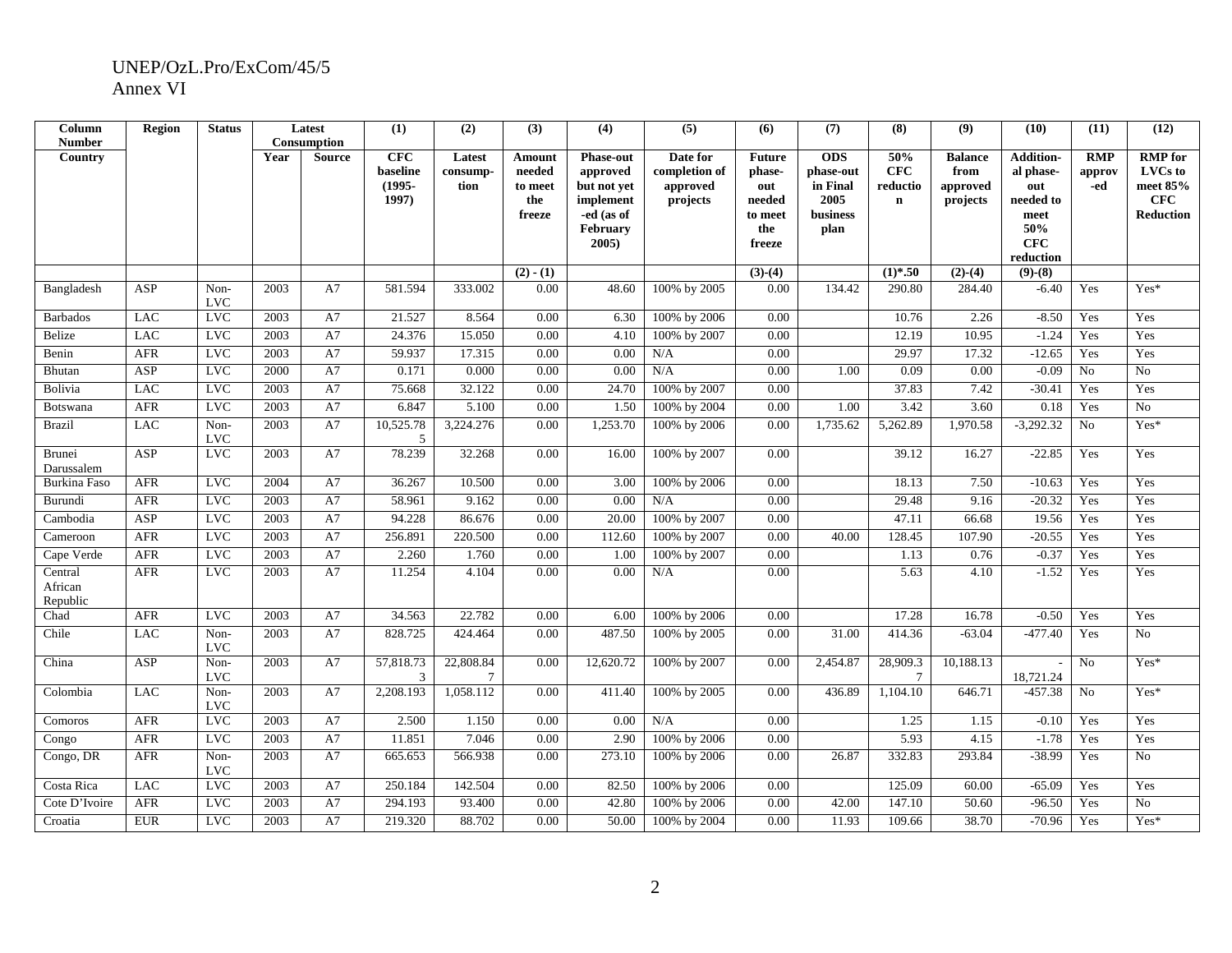UNEP/OzL.Pro/ExCom/45/5
Annex VI

| Column Number | Region | Status | Latest Consumption | | (1) | (2) | (3) | (4) | (5) | (6) | (7) | (8) | (9) | (10) | (11) | (12) |
|---|---|---|---|---|---|---|---|---|---|---|---|---|---|---|---|---|
| Country | | | Year | Source | CFC baseline (1995-1997) | Latest consump-tion | Amount needed to meet the freeze | Phase-out approved but not yet implement-ed (as of February 2005) | Date for completion of approved projects | Future phase-out needed to meet the freeze | ODS phase-out in Final 2005 business plan | 50% CFC reduction | Balance from approved projects | Addition-al phase-out needed to meet 50% CFC reduction | RMP approv-ed | RMP for LVCs to meet 85% CFC Reduction |
| | | | | | | | (2) - (1) | | | (3)-(4) | | (1)*.50 | (2)-(4) | (9)-(8) | | |
| Bangladesh | ASP | Non-LVC | 2003 | A7 | 581.594 | 333.002 | 0.00 | 48.60 | 100% by 2005 | 0.00 | 134.42 | 290.80 | 284.40 | -6.40 | Yes | Yes* |
| Barbados | LAC | LVC | 2003 | A7 | 21.527 | 8.564 | 0.00 | 6.30 | 100% by 2006 | 0.00 | | 10.76 | 2.26 | -8.50 | Yes | Yes |
| Belize | LAC | LVC | 2003 | A7 | 24.376 | 15.050 | 0.00 | 4.10 | 100% by 2007 | 0.00 | | 12.19 | 10.95 | -1.24 | Yes | Yes |
| Benin | AFR | LVC | 2003 | A7 | 59.937 | 17.315 | 0.00 | 0.00 | N/A | 0.00 | | 29.97 | 17.32 | -12.65 | Yes | Yes |
| Bhutan | ASP | LVC | 2000 | A7 | 0.171 | 0.000 | 0.00 | 0.00 | N/A | 0.00 | 1.00 | 0.09 | 0.00 | -0.09 | No | No |
| Bolivia | LAC | LVC | 2003 | A7 | 75.668 | 32.122 | 0.00 | 24.70 | 100% by 2007 | 0.00 | | 37.83 | 7.42 | -30.41 | Yes | Yes |
| Botswana | AFR | LVC | 2003 | A7 | 6.847 | 5.100 | 0.00 | 1.50 | 100% by 2004 | 0.00 | 1.00 | 3.42 | 3.60 | 0.18 | Yes | No |
| Brazil | LAC | Non-LVC | 2003 | A7 | 10,525.785 | 3,224.276 | 0.00 | 1,253.70 | 100% by 2006 | 0.00 | 1,735.62 | 5,262.89 | 1,970.58 | -3,292.32 | No | Yes* |
| Brunei Darussalem | ASP | LVC | 2003 | A7 | 78.239 | 32.268 | 0.00 | 16.00 | 100% by 2007 | 0.00 | | 39.12 | 16.27 | -22.85 | Yes | Yes |
| Burkina Faso | AFR | LVC | 2004 | A7 | 36.267 | 10.500 | 0.00 | 3.00 | 100% by 2006 | 0.00 | | 18.13 | 7.50 | -10.63 | Yes | Yes |
| Burundi | AFR | LVC | 2003 | A7 | 58.961 | 9.162 | 0.00 | 0.00 | N/A | 0.00 | | 29.48 | 9.16 | -20.32 | Yes | Yes |
| Cambodia | ASP | LVC | 2003 | A7 | 94.228 | 86.676 | 0.00 | 20.00 | 100% by 2007 | 0.00 | | 47.11 | 66.68 | 19.56 | Yes | Yes |
| Cameroon | AFR | LVC | 2003 | A7 | 256.891 | 220.500 | 0.00 | 112.60 | 100% by 2007 | 0.00 | 40.00 | 128.45 | 107.90 | -20.55 | Yes | Yes |
| Cape Verde | AFR | LVC | 2003 | A7 | 2.260 | 1.760 | 0.00 | 1.00 | 100% by 2007 | 0.00 | | 1.13 | 0.76 | -0.37 | Yes | Yes |
| Central African Republic | AFR | LVC | 2003 | A7 | 11.254 | 4.104 | 0.00 | 0.00 | N/A | 0.00 | | 5.63 | 4.10 | -1.52 | Yes | Yes |
| Chad | AFR | LVC | 2003 | A7 | 34.563 | 22.782 | 0.00 | 6.00 | 100% by 2006 | 0.00 | | 17.28 | 16.78 | -0.50 | Yes | Yes |
| Chile | LAC | Non-LVC | 2003 | A7 | 828.725 | 424.464 | 0.00 | 487.50 | 100% by 2005 | 0.00 | 31.00 | 414.36 | -63.04 | -477.40 | Yes | No |
| China | ASP | Non-LVC | 2003 | A7 | 57,818.733 | 22,808.847 | 0.00 | 12,620.72 | 100% by 2007 | 0.00 | 2,454.87 | 28,909.37 | 10,188.13 | -18,721.24 | No | Yes* |
| Colombia | LAC | Non-LVC | 2003 | A7 | 2,208.193 | 1,058.112 | 0.00 | 411.40 | 100% by 2005 | 0.00 | 436.89 | 1,104.10 | 646.71 | -457.38 | No | Yes* |
| Comoros | AFR | LVC | 2003 | A7 | 2.500 | 1.150 | 0.00 | 0.00 | N/A | 0.00 | | 1.25 | 1.15 | -0.10 | Yes | Yes |
| Congo | AFR | LVC | 2003 | A7 | 11.851 | 7.046 | 0.00 | 2.90 | 100% by 2006 | 0.00 | | 5.93 | 4.15 | -1.78 | Yes | Yes |
| Congo, DR | AFR | Non-LVC | 2003 | A7 | 665.653 | 566.938 | 0.00 | 273.10 | 100% by 2006 | 0.00 | 26.87 | 332.83 | 293.84 | -38.99 | Yes | No |
| Costa Rica | LAC | LVC | 2003 | A7 | 250.184 | 142.504 | 0.00 | 82.50 | 100% by 2006 | 0.00 | | 125.09 | 60.00 | -65.09 | Yes | Yes |
| Cote D'Ivoire | AFR | LVC | 2003 | A7 | 294.193 | 93.400 | 0.00 | 42.80 | 100% by 2006 | 0.00 | 42.00 | 147.10 | 50.60 | -96.50 | Yes | No |
| Croatia | EUR | LVC | 2003 | A7 | 219.320 | 88.702 | 0.00 | 50.00 | 100% by 2004 | 0.00 | 11.93 | 109.66 | 38.70 | -70.96 | Yes | Yes* |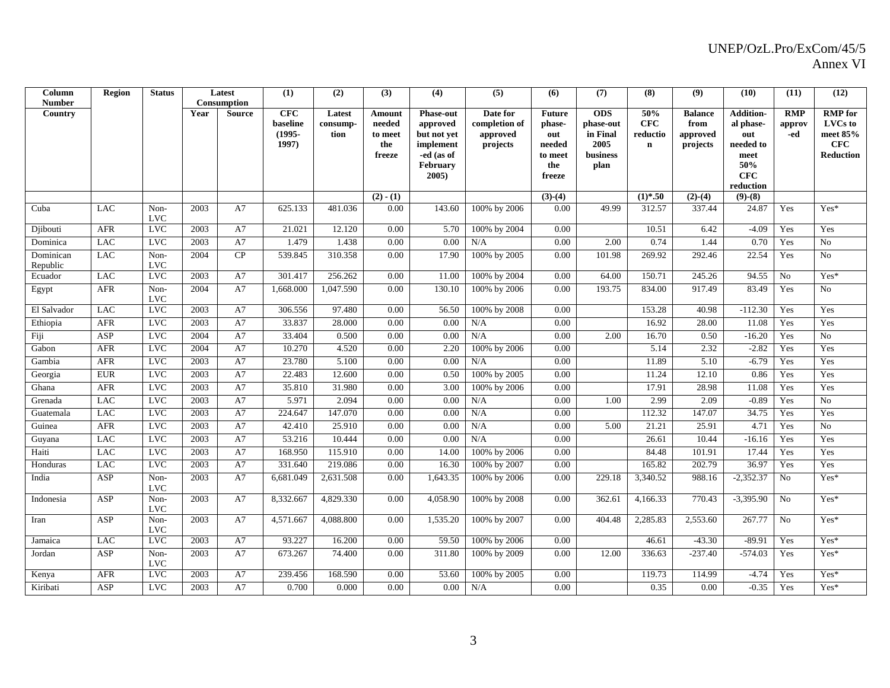| Column Number | Region | Status | Latest Consumption | | (1) | (2) | (3) | (4) | (5) | (6) | (7) | (8) | (9) | (10) | (11) | (12) |
|---|---|---|---|---|---|---|---|---|---|---|---|---|---|---|---|---|
| Country | | | Year | Source | CFC baseline (1995-1997) | Latest consump-tion | Amount needed to meet the freeze | Phase-out approved but not yet implement-ed (as of February 2005) | Date for completion of approved projects | Future phase-out needed to meet the freeze | ODS phase-out in Final 2005 business plan | 50% CFC reduction | Balance from approved projects | Addition-al phase-out needed to meet 50% CFC reduction | RMP approv-ed | RMP for LVCs to meet 85% CFC Reduction |
| | | | | | | | (2) - (1) | | | (3)-(4) | | (1)*.50 | (2)-(4) | (9)-(8) | | |
| Cuba | LAC | Non-LVC | 2003 | A7 | 625.133 | 481.036 | 0.00 | 143.60 | 100% by 2006 | 0.00 | 49.99 | 312.57 | 337.44 | 24.87 | Yes | Yes* |
| Djibouti | AFR | LVC | 2003 | A7 | 21.021 | 12.120 | 0.00 | 5.70 | 100% by 2004 | 0.00 | | 10.51 | 6.42 | -4.09 | Yes | Yes |
| Dominica | LAC | LVC | 2003 | A7 | 1.479 | 1.438 | 0.00 | 0.00 | N/A | 0.00 | 2.00 | 0.74 | 1.44 | 0.70 | Yes | No |
| Dominican Republic | LAC | Non-LVC | 2004 | CP | 539.845 | 310.358 | 0.00 | 17.90 | 100% by 2005 | 0.00 | 101.98 | 269.92 | 292.46 | 22.54 | Yes | No |
| Ecuador | LAC | LVC | 2003 | A7 | 301.417 | 256.262 | 0.00 | 11.00 | 100% by 2004 | 0.00 | 64.00 | 150.71 | 245.26 | 94.55 | No | Yes* |
| Egypt | AFR | Non-LVC | 2004 | A7 | 1,668.000 | 1,047.590 | 0.00 | 130.10 | 100% by 2006 | 0.00 | 193.75 | 834.00 | 917.49 | 83.49 | Yes | No |
| El Salvador | LAC | LVC | 2003 | A7 | 306.556 | 97.480 | 0.00 | 56.50 | 100% by 2008 | 0.00 | | 153.28 | 40.98 | -112.30 | Yes | Yes |
| Ethiopia | AFR | LVC | 2003 | A7 | 33.837 | 28.000 | 0.00 | 0.00 | N/A | 0.00 | | 16.92 | 28.00 | 11.08 | Yes | Yes |
| Fiji | ASP | LVC | 2004 | A7 | 33.404 | 0.500 | 0.00 | 0.00 | N/A | 0.00 | 2.00 | 16.70 | 0.50 | -16.20 | Yes | No |
| Gabon | AFR | LVC | 2004 | A7 | 10.270 | 4.520 | 0.00 | 2.20 | 100% by 2006 | 0.00 | | 5.14 | 2.32 | -2.82 | Yes | Yes |
| Gambia | AFR | LVC | 2003 | A7 | 23.780 | 5.100 | 0.00 | 0.00 | N/A | 0.00 | | 11.89 | 5.10 | -6.79 | Yes | Yes |
| Georgia | EUR | LVC | 2003 | A7 | 22.483 | 12.600 | 0.00 | 0.50 | 100% by 2005 | 0.00 | | 11.24 | 12.10 | 0.86 | Yes | Yes |
| Ghana | AFR | LVC | 2003 | A7 | 35.810 | 31.980 | 0.00 | 3.00 | 100% by 2006 | 0.00 | | 17.91 | 28.98 | 11.08 | Yes | Yes |
| Grenada | LAC | LVC | 2003 | A7 | 5.971 | 2.094 | 0.00 | 0.00 | N/A | 0.00 | 1.00 | 2.99 | 2.09 | -0.89 | Yes | No |
| Guatemala | LAC | LVC | 2003 | A7 | 224.647 | 147.070 | 0.00 | 0.00 | N/A | 0.00 | | 112.32 | 147.07 | 34.75 | Yes | Yes |
| Guinea | AFR | LVC | 2003 | A7 | 42.410 | 25.910 | 0.00 | 0.00 | N/A | 0.00 | 5.00 | 21.21 | 25.91 | 4.71 | Yes | No |
| Guyana | LAC | LVC | 2003 | A7 | 53.216 | 10.444 | 0.00 | 0.00 | N/A | 0.00 | | 26.61 | 10.44 | -16.16 | Yes | Yes |
| Haiti | LAC | LVC | 2003 | A7 | 168.950 | 115.910 | 0.00 | 14.00 | 100% by 2006 | 0.00 | | 84.48 | 101.91 | 17.44 | Yes | Yes |
| Honduras | LAC | LVC | 2003 | A7 | 331.640 | 219.086 | 0.00 | 16.30 | 100% by 2007 | 0.00 | | 165.82 | 202.79 | 36.97 | Yes | Yes |
| India | ASP | Non-LVC | 2003 | A7 | 6,681.049 | 2,631.508 | 0.00 | 1,643.35 | 100% by 2006 | 0.00 | 229.18 | 3,340.52 | 988.16 | -2,352.37 | No | Yes* |
| Indonesia | ASP | Non-LVC | 2003 | A7 | 8,332.667 | 4,829.330 | 0.00 | 4,058.90 | 100% by 2008 | 0.00 | 362.61 | 4,166.33 | 770.43 | -3,395.90 | No | Yes* |
| Iran | ASP | Non-LVC | 2003 | A7 | 4,571.667 | 4,088.800 | 0.00 | 1,535.20 | 100% by 2007 | 0.00 | 404.48 | 2,285.83 | 2,553.60 | 267.77 | No | Yes* |
| Jamaica | LAC | LVC | 2003 | A7 | 93.227 | 16.200 | 0.00 | 59.50 | 100% by 2006 | 0.00 | | 46.61 | -43.30 | -89.91 | Yes | Yes* |
| Jordan | ASP | Non-LVC | 2003 | A7 | 673.267 | 74.400 | 0.00 | 311.80 | 100% by 2009 | 0.00 | 12.00 | 336.63 | -237.40 | -574.03 | Yes | Yes* |
| Kenya | AFR | LVC | 2003 | A7 | 239.456 | 168.590 | 0.00 | 53.60 | 100% by 2005 | 0.00 | | 119.73 | 114.99 | -4.74 | Yes | Yes* |
| Kiribati | ASP | LVC | 2003 | A7 | 0.700 | 0.000 | 0.00 | 0.00 | N/A | 0.00 | | 0.35 | 0.00 | -0.35 | Yes | Yes* |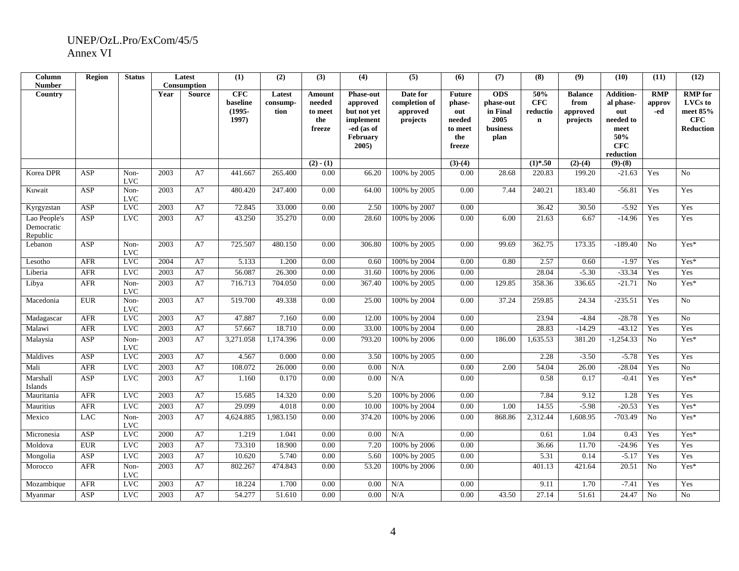| Column Number | Region | Status | Latest Consumption | | (1) | (2) | (3) | (4) | (5) | (6) | (7) | (8) | (9) | (10) | (11) | (12) |
|---|---|---|---|---|---|---|---|---|---|---|---|---|---|---|---|---|
| Country | | | Year | Source | CFC baseline (1995-1997) | Latest consump-tion | Amount needed to meet the freeze | Phase-out approved but not yet implement-ed (as of February 2005) | Date for completion of approved projects | Future phase-out needed to meet the freeze | ODS phase-out in Final 2005 business plan | 50% CFC reduction | Balance from approved projects | Addition-al phase-out needed to meet 50% CFC reduction | RMP approv-ed | RMP for LVCs to meet 85% CFC Reduction |
| | | | | | | | (2) - (1) | | | (3)-(4) | | (1)*.50 | (2)-(4) | (9)-(8) | | |
| Korea DPR | ASP | Non-LVC | 2003 | A7 | 441.667 | 265.400 | 0.00 | 66.20 | 100% by 2005 | 0.00 | 28.68 | 220.83 | 199.20 | -21.63 | Yes | No |
| Kuwait | ASP | Non-LVC | 2003 | A7 | 480.420 | 247.400 | 0.00 | 64.00 | 100% by 2005 | 0.00 | 7.44 | 240.21 | 183.40 | -56.81 | Yes | Yes |
| Kyrgyzstan | ASP | LVC | 2003 | A7 | 72.845 | 33.000 | 0.00 | 2.50 | 100% by 2007 | 0.00 | | 36.42 | 30.50 | -5.92 | Yes | Yes |
| Lao People's Democratic Republic | ASP | LVC | 2003 | A7 | 43.250 | 35.270 | 0.00 | 28.60 | 100% by 2006 | 0.00 | 6.00 | 21.63 | 6.67 | -14.96 | Yes | Yes |
| Lebanon | ASP | Non-LVC | 2003 | A7 | 725.507 | 480.150 | 0.00 | 306.80 | 100% by 2005 | 0.00 | 99.69 | 362.75 | 173.35 | -189.40 | No | Yes* |
| Lesotho | AFR | LVC | 2004 | A7 | 5.133 | 1.200 | 0.00 | 0.60 | 100% by 2004 | 0.00 | 0.80 | 2.57 | 0.60 | -1.97 | Yes | Yes* |
| Liberia | AFR | LVC | 2003 | A7 | 56.087 | 26.300 | 0.00 | 31.60 | 100% by 2006 | 0.00 | | 28.04 | -5.30 | -33.34 | Yes | Yes |
| Libya | AFR | Non-LVC | 2003 | A7 | 716.713 | 704.050 | 0.00 | 367.40 | 100% by 2005 | 0.00 | 129.85 | 358.36 | 336.65 | -21.71 | No | Yes* |
| Macedonia | EUR | Non-LVC | 2003 | A7 | 519.700 | 49.338 | 0.00 | 25.00 | 100% by 2004 | 0.00 | 37.24 | 259.85 | 24.34 | -235.51 | Yes | No |
| Madagascar | AFR | LVC | 2003 | A7 | 47.887 | 7.160 | 0.00 | 12.00 | 100% by 2004 | 0.00 | | 23.94 | -4.84 | -28.78 | Yes | No |
| Malawi | AFR | LVC | 2003 | A7 | 57.667 | 18.710 | 0.00 | 33.00 | 100% by 2004 | 0.00 | | 28.83 | -14.29 | -43.12 | Yes | Yes |
| Malaysia | ASP | Non-LVC | 2003 | A7 | 3,271.058 | 1,174.396 | 0.00 | 793.20 | 100% by 2006 | 0.00 | 186.00 | 1,635.53 | 381.20 | -1,254.33 | No | Yes* |
| Maldives | ASP | LVC | 2003 | A7 | 4.567 | 0.000 | 0.00 | 3.50 | 100% by 2005 | 0.00 | | 2.28 | -3.50 | -5.78 | Yes | Yes |
| Mali | AFR | LVC | 2003 | A7 | 108.072 | 26.000 | 0.00 | 0.00 | N/A | 0.00 | 2.00 | 54.04 | 26.00 | -28.04 | Yes | No |
| Marshall Islands | ASP | LVC | 2003 | A7 | 1.160 | 0.170 | 0.00 | 0.00 | N/A | 0.00 | | 0.58 | 0.17 | -0.41 | Yes | Yes* |
| Mauritania | AFR | LVC | 2003 | A7 | 15.685 | 14.320 | 0.00 | 5.20 | 100% by 2006 | 0.00 | | 7.84 | 9.12 | 1.28 | Yes | Yes |
| Mauritius | AFR | LVC | 2003 | A7 | 29.099 | 4.018 | 0.00 | 10.00 | 100% by 2004 | 0.00 | 1.00 | 14.55 | -5.98 | -20.53 | Yes | Yes* |
| Mexico | LAC | Non-LVC | 2003 | A7 | 4,624.885 | 1,983.150 | 0.00 | 374.20 | 100% by 2006 | 0.00 | 868.86 | 2,312.44 | 1,608.95 | -703.49 | No | Yes* |
| Micronesia | ASP | LVC | 2000 | A7 | 1.219 | 1.041 | 0.00 | 0.00 | N/A | 0.00 | | 0.61 | 1.04 | 0.43 | Yes | Yes* |
| Moldova | EUR | LVC | 2003 | A7 | 73.310 | 18.900 | 0.00 | 7.20 | 100% by 2006 | 0.00 | | 36.66 | 11.70 | -24.96 | Yes | Yes |
| Mongolia | ASP | LVC | 2003 | A7 | 10.620 | 5.740 | 0.00 | 5.60 | 100% by 2005 | 0.00 | | 5.31 | 0.14 | -5.17 | Yes | Yes |
| Morocco | AFR | Non-LVC | 2003 | A7 | 802.267 | 474.843 | 0.00 | 53.20 | 100% by 2006 | 0.00 | | 401.13 | 421.64 | 20.51 | No | Yes* |
| Mozambique | AFR | LVC | 2003 | A7 | 18.224 | 1.700 | 0.00 | 0.00 | N/A | 0.00 | | 9.11 | 1.70 | -7.41 | Yes | Yes |
| Myanmar | ASP | LVC | 2003 | A7 | 54.277 | 51.610 | 0.00 | 0.00 | N/A | 0.00 | 43.50 | 27.14 | 51.61 | 24.47 | No | No |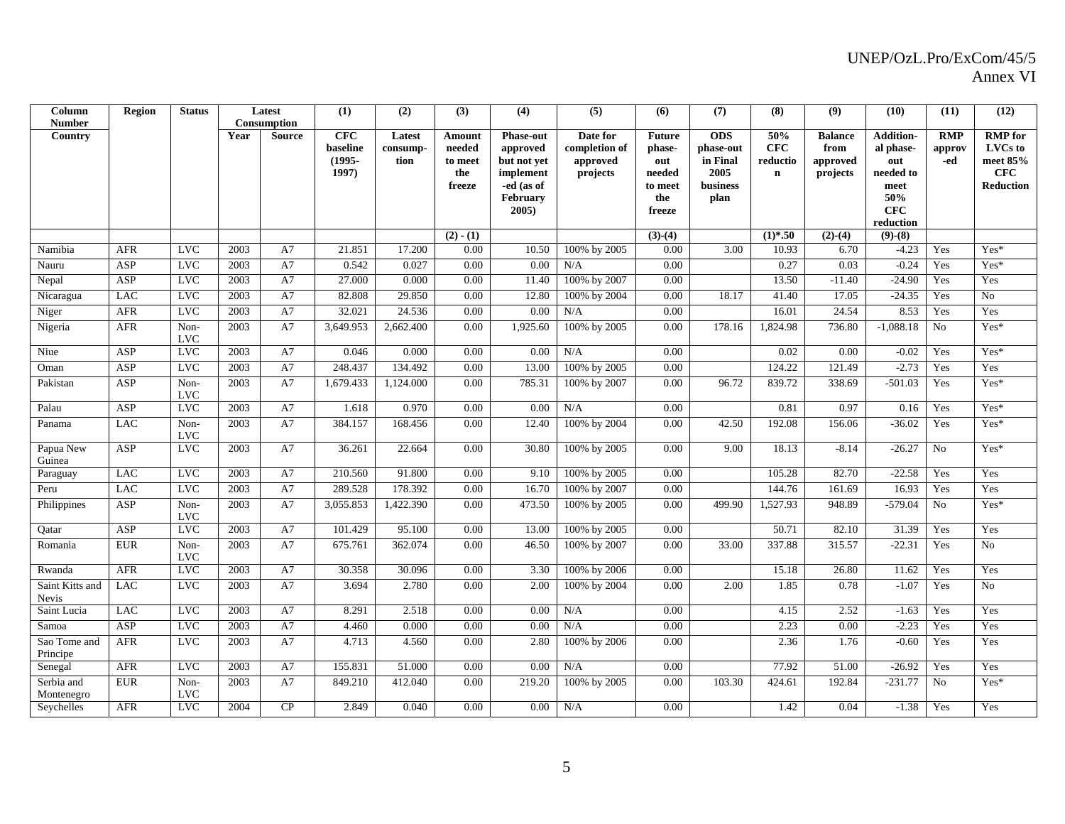| Column Number | Region | Status | Latest Consumption | | (1) | (2) | (3) | (4) | (5) | (6) | (7) | (8) | (9) | (10) | (11) | (12) |
|---|---|---|---|---|---|---|---|---|---|---|---|---|---|---|---|---|
| Country | | | Year | Source | CFC baseline (1995-1997) | Latest consump-tion | Amount needed to meet the freeze | Phase-out approved but not yet implement -ed (as of February 2005) | Date for completion of approved projects | Future phase-out needed to meet the freeze | ODS phase-out in Final 2005 business plan | 50% CFC reductio n | Balance from approved projects | Addition-al phase-out needed to meet 50% CFC reduction | RMP approv -ed | RMP for LVCs to meet 85% CFC Reduction |
| | | | | | | | (2) - (1) | | | (3)-(4) | | (1)*.50 | (2)-(4) | (9)-(8) | | |
| Namibia | AFR | LVC | 2003 | A7 | 21.851 | 17.200 | 0.00 | 10.50 | 100% by 2005 | 0.00 | 3.00 | 10.93 | 6.70 | -4.23 | Yes | Yes* |
| Nauru | ASP | LVC | 2003 | A7 | 0.542 | 0.027 | 0.00 | 0.00 | N/A | 0.00 | | 0.27 | 0.03 | -0.24 | Yes | Yes* |
| Nepal | ASP | LVC | 2003 | A7 | 27.000 | 0.000 | 0.00 | 11.40 | 100% by 2007 | 0.00 | | 13.50 | -11.40 | -24.90 | Yes | Yes |
| Nicaragua | LAC | LVC | 2003 | A7 | 82.808 | 29.850 | 0.00 | 12.80 | 100% by 2004 | 0.00 | 18.17 | 41.40 | 17.05 | -24.35 | Yes | No |
| Niger | AFR | LVC | 2003 | A7 | 32.021 | 24.536 | 0.00 | 0.00 | N/A | 0.00 | | 16.01 | 24.54 | 8.53 | Yes | Yes |
| Nigeria | AFR | Non-LVC | 2003 | A7 | 3,649.953 | 2,662.400 | 0.00 | 1,925.60 | 100% by 2005 | 0.00 | 178.16 | 1,824.98 | 736.80 | -1,088.18 | No | Yes* |
| Niue | ASP | LVC | 2003 | A7 | 0.046 | 0.000 | 0.00 | 0.00 | N/A | 0.00 | | 0.02 | 0.00 | -0.02 | Yes | Yes* |
| Oman | ASP | LVC | 2003 | A7 | 248.437 | 134.492 | 0.00 | 13.00 | 100% by 2005 | 0.00 | | 124.22 | 121.49 | -2.73 | Yes | Yes |
| Pakistan | ASP | Non-LVC | 2003 | A7 | 1,679.433 | 1,124.000 | 0.00 | 785.31 | 100% by 2007 | 0.00 | 96.72 | 839.72 | 338.69 | -501.03 | Yes | Yes* |
| Palau | ASP | LVC | 2003 | A7 | 1.618 | 0.970 | 0.00 | 0.00 | N/A | 0.00 | | 0.81 | 0.97 | 0.16 | Yes | Yes* |
| Panama | LAC | Non-LVC | 2003 | A7 | 384.157 | 168.456 | 0.00 | 12.40 | 100% by 2004 | 0.00 | 42.50 | 192.08 | 156.06 | -36.02 | Yes | Yes* |
| Papua New Guinea | ASP | LVC | 2003 | A7 | 36.261 | 22.664 | 0.00 | 30.80 | 100% by 2005 | 0.00 | 9.00 | 18.13 | -8.14 | -26.27 | No | Yes* |
| Paraguay | LAC | LVC | 2003 | A7 | 210.560 | 91.800 | 0.00 | 9.10 | 100% by 2005 | 0.00 | | 105.28 | 82.70 | -22.58 | Yes | Yes |
| Peru | LAC | LVC | 2003 | A7 | 289.528 | 178.392 | 0.00 | 16.70 | 100% by 2007 | 0.00 | | 144.76 | 161.69 | 16.93 | Yes | Yes |
| Philippines | ASP | Non-LVC | 2003 | A7 | 3,055.853 | 1,422.390 | 0.00 | 473.50 | 100% by 2005 | 0.00 | 499.90 | 1,527.93 | 948.89 | -579.04 | No | Yes* |
| Qatar | ASP | LVC | 2003 | A7 | 101.429 | 95.100 | 0.00 | 13.00 | 100% by 2005 | 0.00 | | 50.71 | 82.10 | 31.39 | Yes | Yes |
| Romania | EUR | Non-LVC | 2003 | A7 | 675.761 | 362.074 | 0.00 | 46.50 | 100% by 2007 | 0.00 | 33.00 | 337.88 | 315.57 | -22.31 | Yes | No |
| Rwanda | AFR | LVC | 2003 | A7 | 30.358 | 30.096 | 0.00 | 3.30 | 100% by 2006 | 0.00 | | 15.18 | 26.80 | 11.62 | Yes | Yes |
| Saint Kitts and Nevis | LAC | LVC | 2003 | A7 | 3.694 | 2.780 | 0.00 | 2.00 | 100% by 2004 | 0.00 | 2.00 | 1.85 | 0.78 | -1.07 | Yes | No |
| Saint Lucia | LAC | LVC | 2003 | A7 | 8.291 | 2.518 | 0.00 | 0.00 | N/A | 0.00 | | 4.15 | 2.52 | -1.63 | Yes | Yes |
| Samoa | ASP | LVC | 2003 | A7 | 4.460 | 0.000 | 0.00 | 0.00 | N/A | 0.00 | | 2.23 | 0.00 | -2.23 | Yes | Yes |
| Sao Tome and Principe | AFR | LVC | 2003 | A7 | 4.713 | 4.560 | 0.00 | 2.80 | 100% by 2006 | 0.00 | | 2.36 | 1.76 | -0.60 | Yes | Yes |
| Senegal | AFR | LVC | 2003 | A7 | 155.831 | 51.000 | 0.00 | 0.00 | N/A | 0.00 | | 77.92 | 51.00 | -26.92 | Yes | Yes |
| Serbia and Montenegro | EUR | Non-LVC | 2003 | A7 | 849.210 | 412.040 | 0.00 | 219.20 | 100% by 2005 | 0.00 | 103.30 | 424.61 | 192.84 | -231.77 | No | Yes* |
| Seychelles | AFR | LVC | 2004 | CP | 2.849 | 0.040 | 0.00 | 0.00 | N/A | 0.00 | | 1.42 | 0.04 | -1.38 | Yes | Yes |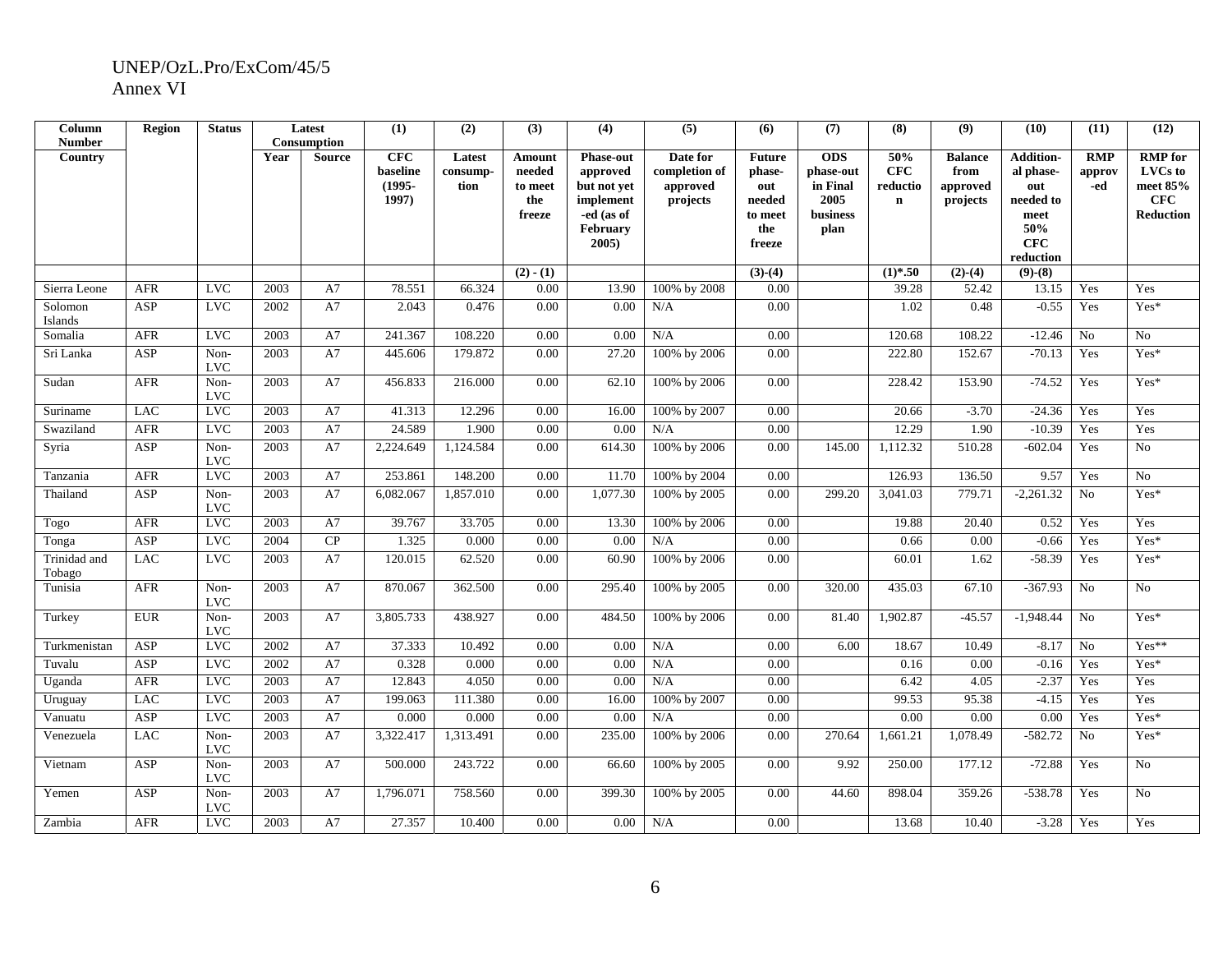| Column Number | Region | Status | Latest Consumption | | (1) | (2) | (3) | (4) | (5) | (6) | (7) | (8) | (9) | (10) | (11) | (12) |
|---|---|---|---|---|---|---|---|---|---|---|---|---|---|---|---|---|
| Country | | | Year | Source | CFC baseline (1995-1997) | Latest consump-tion | Amount needed to meet the freeze | Phase-out approved but not yet implement-ed (as of February 2005) | Date for completion of approved projects | Future phase-out needed to meet the freeze | ODS phase-out in Final 2005 business plan | 50% CFC reduction | Balance from approved projects | Addition-al phase-out needed to meet 50% CFC reduction | RMP approv-ed | RMP for LVCs to meet 85% CFC Reduction |
| | | | | | | | (2) - (1) | | | (3)-(4) | | (1)*.50 | (2)-(4) | (9)-(8) | | |
| Sierra Leone | AFR | LVC | 2003 | A7 | 78.551 | 66.324 | 0.00 | 13.90 | 100% by 2008 | 0.00 | | 39.28 | 52.42 | 13.15 | Yes | Yes |
| Solomon Islands | ASP | LVC | 2002 | A7 | 2.043 | 0.476 | 0.00 | 0.00 | N/A | 0.00 | | 1.02 | 0.48 | -0.55 | Yes | Yes* |
| Somalia | AFR | LVC | 2003 | A7 | 241.367 | 108.220 | 0.00 | 0.00 | N/A | 0.00 | | 120.68 | 108.22 | -12.46 | No | No |
| Sri Lanka | ASP | Non-LVC | 2003 | A7 | 445.606 | 179.872 | 0.00 | 27.20 | 100% by 2006 | 0.00 | | 222.80 | 152.67 | -70.13 | Yes | Yes* |
| Sudan | AFR | Non-LVC | 2003 | A7 | 456.833 | 216.000 | 0.00 | 62.10 | 100% by 2006 | 0.00 | | 228.42 | 153.90 | -74.52 | Yes | Yes* |
| Suriname | LAC | LVC | 2003 | A7 | 41.313 | 12.296 | 0.00 | 16.00 | 100% by 2007 | 0.00 | | 20.66 | -3.70 | -24.36 | Yes | Yes |
| Swaziland | AFR | LVC | 2003 | A7 | 24.589 | 1.900 | 0.00 | 0.00 | N/A | 0.00 | | 12.29 | 1.90 | -10.39 | Yes | Yes |
| Syria | ASP | Non-LVC | 2003 | A7 | 2,224.649 | 1,124.584 | 0.00 | 614.30 | 100% by 2006 | 0.00 | 145.00 | 1,112.32 | 510.28 | -602.04 | Yes | No |
| Tanzania | AFR | LVC | 2003 | A7 | 253.861 | 148.200 | 0.00 | 11.70 | 100% by 2004 | 0.00 | | 126.93 | 136.50 | 9.57 | Yes | No |
| Thailand | ASP | Non-LVC | 2003 | A7 | 6,082.067 | 1,857.010 | 0.00 | 1,077.30 | 100% by 2005 | 0.00 | 299.20 | 3,041.03 | 779.71 | -2,261.32 | No | Yes* |
| Togo | AFR | LVC | 2003 | A7 | 39.767 | 33.705 | 0.00 | 13.30 | 100% by 2006 | 0.00 | | 19.88 | 20.40 | 0.52 | Yes | Yes |
| Tonga | ASP | LVC | 2004 | CP | 1.325 | 0.000 | 0.00 | 0.00 | N/A | 0.00 | | 0.66 | 0.00 | -0.66 | Yes | Yes* |
| Trinidad and Tobago | LAC | LVC | 2003 | A7 | 120.015 | 62.520 | 0.00 | 60.90 | 100% by 2006 | 0.00 | | 60.01 | 1.62 | -58.39 | Yes | Yes* |
| Tunisia | AFR | Non-LVC | 2003 | A7 | 870.067 | 362.500 | 0.00 | 295.40 | 100% by 2005 | 0.00 | 320.00 | 435.03 | 67.10 | -367.93 | No | No |
| Turkey | EUR | Non-LVC | 2003 | A7 | 3,805.733 | 438.927 | 0.00 | 484.50 | 100% by 2006 | 0.00 | 81.40 | 1,902.87 | -45.57 | -1,948.44 | No | Yes* |
| Turkmenistan | ASP | LVC | 2002 | A7 | 37.333 | 10.492 | 0.00 | 0.00 | N/A | 0.00 | 6.00 | 18.67 | 10.49 | -8.17 | No | Yes** |
| Tuvalu | ASP | LVC | 2002 | A7 | 0.328 | 0.000 | 0.00 | 0.00 | N/A | 0.00 | | 0.16 | 0.00 | -0.16 | Yes | Yes* |
| Uganda | AFR | LVC | 2003 | A7 | 12.843 | 4.050 | 0.00 | 0.00 | N/A | 0.00 | | 6.42 | 4.05 | -2.37 | Yes | Yes |
| Uruguay | LAC | LVC | 2003 | A7 | 199.063 | 111.380 | 0.00 | 16.00 | 100% by 2007 | 0.00 | | 99.53 | 95.38 | -4.15 | Yes | Yes |
| Vanuatu | ASP | LVC | 2003 | A7 | 0.000 | 0.000 | 0.00 | 0.00 | N/A | 0.00 | | 0.00 | 0.00 | 0.00 | Yes | Yes* |
| Venezuela | LAC | Non-LVC | 2003 | A7 | 3,322.417 | 1,313.491 | 0.00 | 235.00 | 100% by 2006 | 0.00 | 270.64 | 1,661.21 | 1,078.49 | -582.72 | No | Yes* |
| Vietnam | ASP | Non-LVC | 2003 | A7 | 500.000 | 243.722 | 0.00 | 66.60 | 100% by 2005 | 0.00 | 9.92 | 250.00 | 177.12 | -72.88 | Yes | No |
| Yemen | ASP | Non-LVC | 2003 | A7 | 1,796.071 | 758.560 | 0.00 | 399.30 | 100% by 2005 | 0.00 | 44.60 | 898.04 | 359.26 | -538.78 | Yes | No |
| Zambia | AFR | LVC | 2003 | A7 | 27.357 | 10.400 | 0.00 | 0.00 | N/A | 0.00 | | 13.68 | 10.40 | -3.28 | Yes | Yes |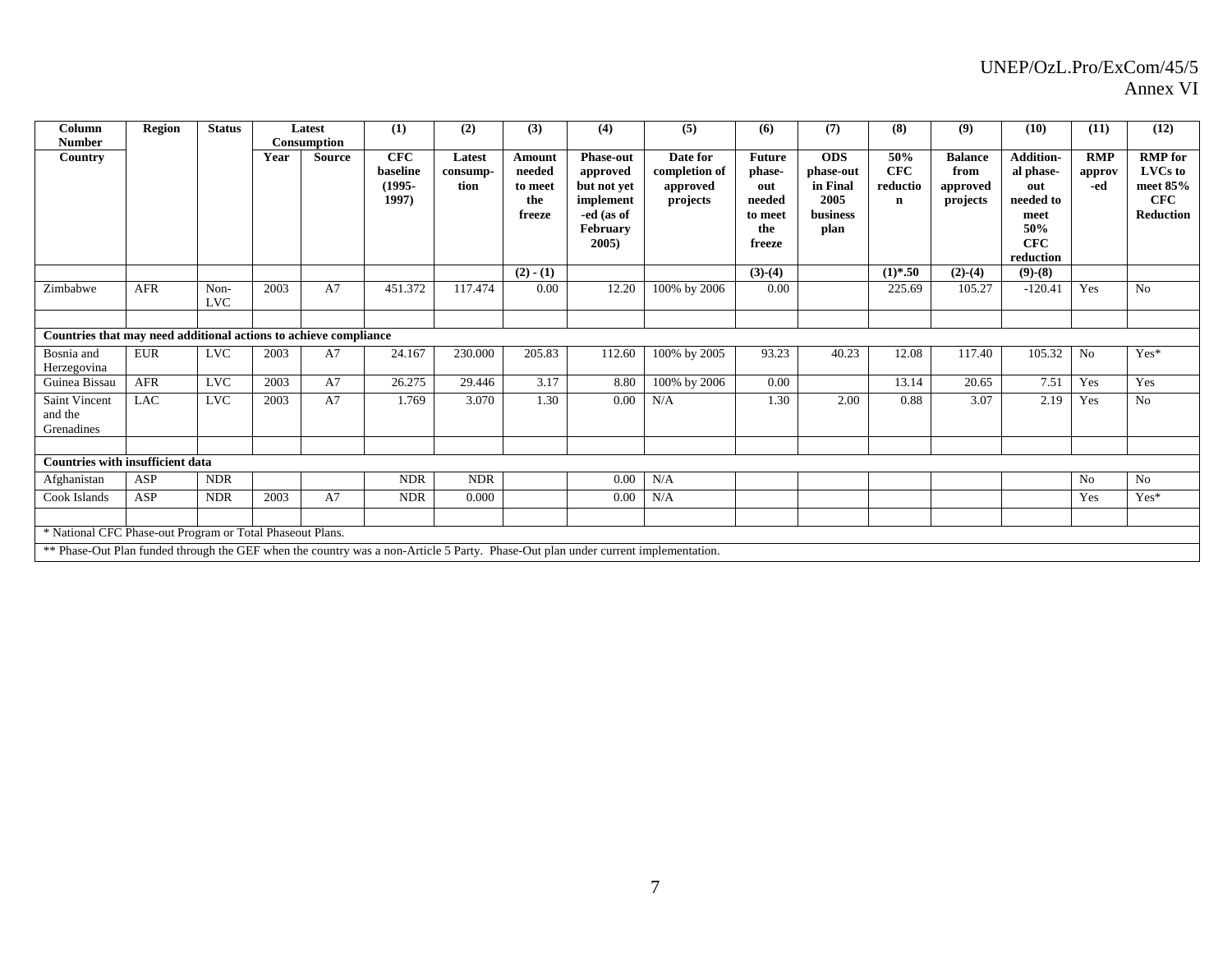| Column Number | Region | Status | Latest Consumption | | (1) | (2) | (3) | (4) | (5) | (6) | (7) | (8) | (9) | (10) | (11) | (12) |
|---|---|---|---|---|---|---|---|---|---|---|---|---|---|---|---|---|
| Country | | | Year | Source | CFC baseline (1995-1997) | Latest consump-tion | Amount needed to meet the freeze | Phase-out approved but not yet implement-ed (as of February 2005) | Date for completion of approved projects | Future phase-out needed to meet the freeze | ODS phase-out in Final 2005 business plan | 50% CFC reduction | Balance from approved projects | Addition-al phase-out needed to meet 50% CFC reduction | RMP approv-ed | RMP for LVCs to meet 85% CFC Reduction |
| | | | | | | | (2) - (1) | | | (3)-(4) | | (1)*.50 | (2)-(4) | (9)-(8) | | |
| Zimbabwe | AFR | Non-LVC | 2003 | A7 | 451.372 | 117.474 | 0.00 | 12.20 | 100% by 2006 | 0.00 | | 225.69 | 105.27 | -120.41 | Yes | No |
| | | | | | | | | | | | | | | | | |
| **Countries that may need additional actions to achieve compliance** | | | | | | | | | | | | | | | | |
| Bosnia and Herzegovina | EUR | LVC | 2003 | A7 | 24.167 | 230.000 | 205.83 | 112.60 | 100% by 2005 | 93.23 | 40.23 | 12.08 | 117.40 | 105.32 | No | Yes* |
| Guinea Bissau | AFR | LVC | 2003 | A7 | 26.275 | 29.446 | 3.17 | 8.80 | 100% by 2006 | 0.00 | | 13.14 | 20.65 | 7.51 | Yes | Yes |
| Saint Vincent and the Grenadines | LAC | LVC | 2003 | A7 | 1.769 | 3.070 | 1.30 | 0.00 | N/A | 1.30 | 2.00 | 0.88 | 3.07 | 2.19 | Yes | No |
| | | | | | | | | | | | | | | | | |
| **Countries with insufficient data** | | | | | | | | | | | | | | | | |
| Afghanistan | ASP | NDR | | | NDR | NDR | | 0.00 | N/A | | | | | | No | No |
| Cook Islands | ASP | NDR | 2003 | A7 | NDR | 0.000 | | 0.00 | N/A | | | | | | Yes | Yes* |
| | | | | | | | | | | | | | | | | |
| * National CFC Phase-out Program or Total Phaseout Plans. | | | | | | | | | | | | | | | | |
| ** Phase-Out Plan funded through the GEF when the country was a non-Article 5 Party. Phase-Out plan under current implementation. | | | | | | | | | | | | | | | | |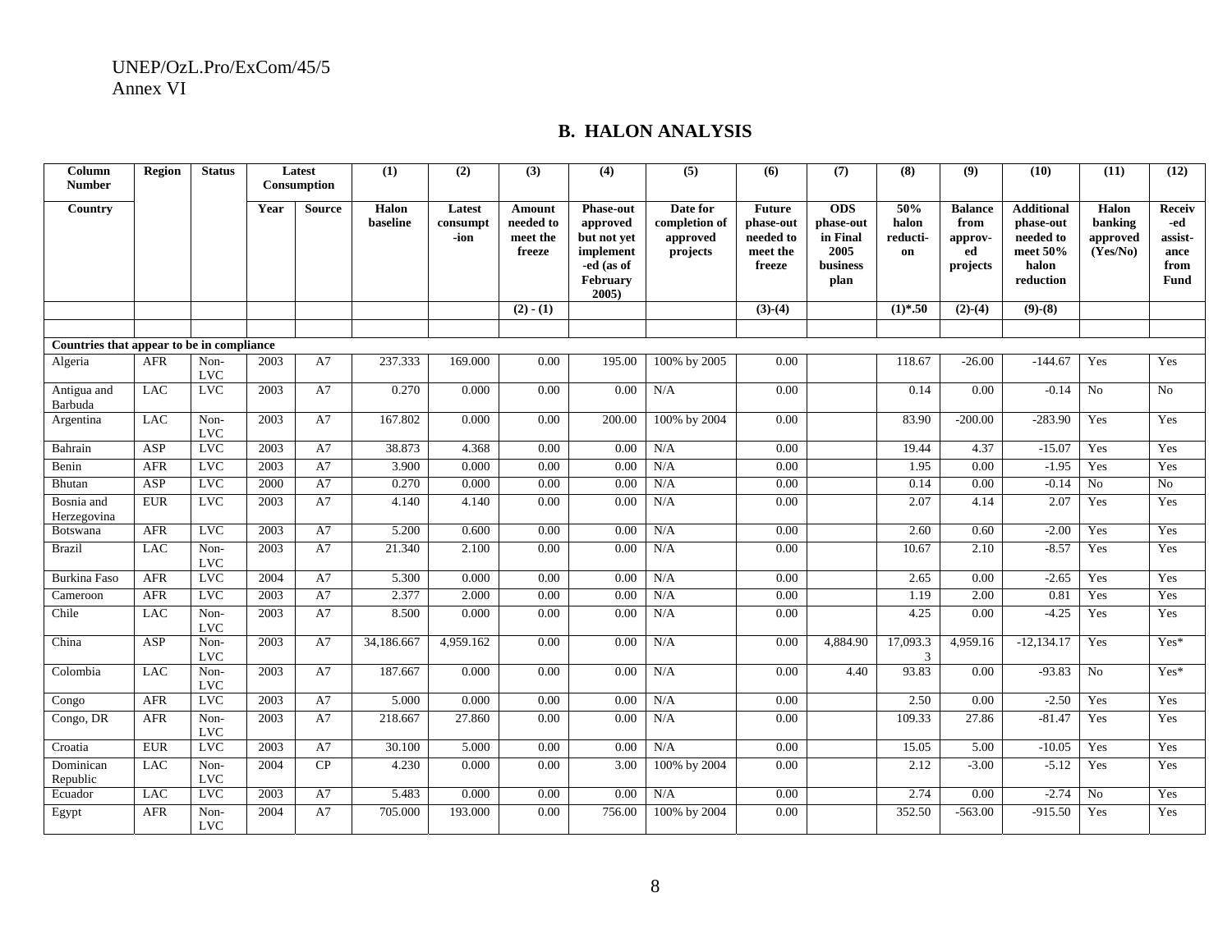UNEP/OzL.Pro/ExCom/45/5
Annex VI

## B. HALON ANALYSIS

| Column Number | Region | Status | Latest Consumption | | (1) | (2) | (3) | (4) | (5) | (6) | (7) | (8) | (9) | (10) | (11) | (12) |
|---|---|---|---|---|---|---|---|---|---|---|---|---|---|---|---|---|
| Country | | | Year | Source | Halon baseline | Latest consumption | Amount needed to meet the freeze | Phase-out approved but not yet implemented (as of February 2005) | Date for completion of approved projects | Future phase-out needed to meet the freeze | ODS phase-out in Final 2005 business plan | 50% halon reduction | Balance from approved projects | Additional phase-out needed to meet 50% halon reduction | Halon banking approved (Yes/No) | Received assistance from Fund |
| | | | | | | | (2) - (1) | | | (3)-(4) | | (1)*.50 | (2)-(4) | (9)-(8) | | |
| | | | | | | | | | | | | | | | | |
| **Countries that appear to be in compliance** | | | | | | | | | | | | | | | | |
| Algeria | AFR | Non-LVC | 2003 | A7 | 237.333 | 169.000 | 0.00 | 195.00 | 100% by 2005 | 0.00 | | 118.67 | -26.00 | -144.67 | Yes | Yes |
| Antigua and Barbuda | LAC | LVC | 2003 | A7 | 0.270 | 0.000 | 0.00 | 0.00 | N/A | 0.00 | | 0.14 | 0.00 | -0.14 | No | No |
| Argentina | LAC | Non-LVC | 2003 | A7 | 167.802 | 0.000 | 0.00 | 200.00 | 100% by 2004 | 0.00 | | 83.90 | -200.00 | -283.90 | Yes | Yes |
| Bahrain | ASP | LVC | 2003 | A7 | 38.873 | 4.368 | 0.00 | 0.00 | N/A | 0.00 | | 19.44 | 4.37 | -15.07 | Yes | Yes |
| Benin | AFR | LVC | 2003 | A7 | 3.900 | 0.000 | 0.00 | 0.00 | N/A | 0.00 | | 1.95 | 0.00 | -1.95 | Yes | Yes |
| Bhutan | ASP | LVC | 2000 | A7 | 0.270 | 0.000 | 0.00 | 0.00 | N/A | 0.00 | | 0.14 | 0.00 | -0.14 | No | No |
| Bosnia and Herzegovina | EUR | LVC | 2003 | A7 | 4.140 | 4.140 | 0.00 | 0.00 | N/A | 0.00 | | 2.07 | 4.14 | 2.07 | Yes | Yes |
| Botswana | AFR | LVC | 2003 | A7 | 5.200 | 0.600 | 0.00 | 0.00 | N/A | 0.00 | | 2.60 | 0.60 | -2.00 | Yes | Yes |
| Brazil | LAC | Non-LVC | 2003 | A7 | 21.340 | 2.100 | 0.00 | 0.00 | N/A | 0.00 | | 10.67 | 2.10 | -8.57 | Yes | Yes |
| Burkina Faso | AFR | LVC | 2004 | A7 | 5.300 | 0.000 | 0.00 | 0.00 | N/A | 0.00 | | 2.65 | 0.00 | -2.65 | Yes | Yes |
| Cameroon | AFR | LVC | 2003 | A7 | 2.377 | 2.000 | 0.00 | 0.00 | N/A | 0.00 | | 1.19 | 2.00 | 0.81 | Yes | Yes |
| Chile | LAC | Non-LVC | 2003 | A7 | 8.500 | 0.000 | 0.00 | 0.00 | N/A | 0.00 | | 4.25 | 0.00 | -4.25 | Yes | Yes |
| China | ASP | Non-LVC | 2003 | A7 | 34,186.667 | 4,959.162 | 0.00 | 0.00 | N/A | 0.00 | 4,884.90 | 17,093.33 | 4,959.16 | -12,134.17 | Yes | Yes* |
| Colombia | LAC | Non-LVC | 2003 | A7 | 187.667 | 0.000 | 0.00 | 0.00 | N/A | 0.00 | 4.40 | 93.83 | 0.00 | -93.83 | No | Yes* |
| Congo | AFR | LVC | 2003 | A7 | 5.000 | 0.000 | 0.00 | 0.00 | N/A | 0.00 | | 2.50 | 0.00 | -2.50 | Yes | Yes |
| Congo, DR | AFR | Non-LVC | 2003 | A7 | 218.667 | 27.860 | 0.00 | 0.00 | N/A | 0.00 | | 109.33 | 27.86 | -81.47 | Yes | Yes |
| Croatia | EUR | LVC | 2003 | A7 | 30.100 | 5.000 | 0.00 | 0.00 | N/A | 0.00 | | 15.05 | 5.00 | -10.05 | Yes | Yes |
| Dominican Republic | LAC | Non-LVC | 2004 | CP | 4.230 | 0.000 | 0.00 | 3.00 | 100% by 2004 | 0.00 | | 2.12 | -3.00 | -5.12 | Yes | Yes |
| Ecuador | LAC | LVC | 2003 | A7 | 5.483 | 0.000 | 0.00 | 0.00 | N/A | 0.00 | | 2.74 | 0.00 | -2.74 | No | Yes |
| Egypt | AFR | Non-LVC | 2004 | A7 | 705.000 | 193.000 | 0.00 | 756.00 | 100% by 2004 | 0.00 | | 352.50 | -563.00 | -915.50 | Yes | Yes |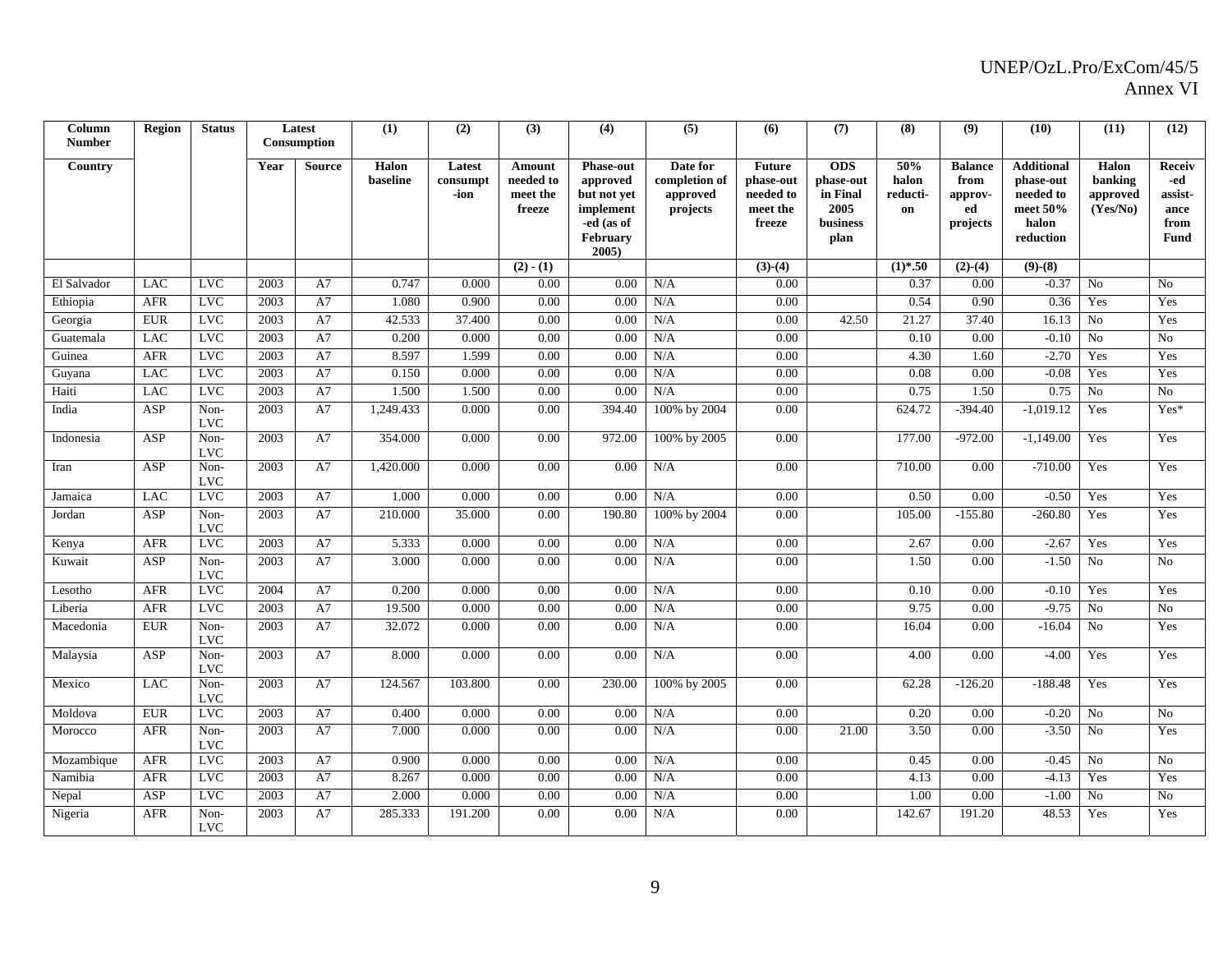| Column Number | Region | Status | Latest Consumption | | (1) | (2) | (3) | (4) | (5) | (6) | (7) | (8) | (9) | (10) | (11) | (12) |
|---|---|---|---|---|---|---|---|---|---|---|---|---|---|---|---|---|
| Country | | | Year | Source | Halon baseline | Latest consumpt-ion | Amount needed to meet the freeze | Phase-out approved but not yet implement-ed (as of February 2005) | Date for completion of approved projects | Future phase-out needed to meet the freeze | ODS phase-out in Final 2005 business plan | 50% halon reducti-on | Balance from approv-ed projects | Additional phase-out needed to meet 50% halon reduction | Halon banking approved (Yes/No) | Receiv-ed assist-ance from Fund |
| | | | | | | | (2) - (1) | | | (3)-(4) | | (1)*.50 | (2)-(4) | (9)-(8) | | |
| El Salvador | LAC | LVC | 2003 | A7 | 0.747 | 0.000 | 0.00 | 0.00 | N/A | 0.00 | | 0.37 | 0.00 | -0.37 | No | No |
| Ethiopia | AFR | LVC | 2003 | A7 | 1.080 | 0.900 | 0.00 | 0.00 | N/A | 0.00 | | 0.54 | 0.90 | 0.36 | Yes | Yes |
| Georgia | EUR | LVC | 2003 | A7 | 42.533 | 37.400 | 0.00 | 0.00 | N/A | 0.00 | 42.50 | 21.27 | 37.40 | 16.13 | No | Yes |
| Guatemala | LAC | LVC | 2003 | A7 | 0.200 | 0.000 | 0.00 | 0.00 | N/A | 0.00 | | 0.10 | 0.00 | -0.10 | No | No |
| Guinea | AFR | LVC | 2003 | A7 | 8.597 | 1.599 | 0.00 | 0.00 | N/A | 0.00 | | 4.30 | 1.60 | -2.70 | Yes | Yes |
| Guyana | LAC | LVC | 2003 | A7 | 0.150 | 0.000 | 0.00 | 0.00 | N/A | 0.00 | | 0.08 | 0.00 | -0.08 | Yes | Yes |
| Haiti | LAC | LVC | 2003 | A7 | 1.500 | 1.500 | 0.00 | 0.00 | N/A | 0.00 | | 0.75 | 1.50 | 0.75 | No | No |
| India | ASP | Non-LVC | 2003 | A7 | 1,249.433 | 0.000 | 0.00 | 394.40 | 100% by 2004 | 0.00 | | 624.72 | -394.40 | -1,019.12 | Yes | Yes* |
| Indonesia | ASP | Non-LVC | 2003 | A7 | 354.000 | 0.000 | 0.00 | 972.00 | 100% by 2005 | 0.00 | | 177.00 | -972.00 | -1,149.00 | Yes | Yes |
| Iran | ASP | Non-LVC | 2003 | A7 | 1,420.000 | 0.000 | 0.00 | 0.00 | N/A | 0.00 | | 710.00 | 0.00 | -710.00 | Yes | Yes |
| Jamaica | LAC | LVC | 2003 | A7 | 1.000 | 0.000 | 0.00 | 0.00 | N/A | 0.00 | | 0.50 | 0.00 | -0.50 | Yes | Yes |
| Jordan | ASP | Non-LVC | 2003 | A7 | 210.000 | 35.000 | 0.00 | 190.80 | 100% by 2004 | 0.00 | | 105.00 | -155.80 | -260.80 | Yes | Yes |
| Kenya | AFR | LVC | 2003 | A7 | 5.333 | 0.000 | 0.00 | 0.00 | N/A | 0.00 | | 2.67 | 0.00 | -2.67 | Yes | Yes |
| Kuwait | ASP | Non-LVC | 2003 | A7 | 3.000 | 0.000 | 0.00 | 0.00 | N/A | 0.00 | | 1.50 | 0.00 | -1.50 | No | No |
| Lesotho | AFR | LVC | 2004 | A7 | 0.200 | 0.000 | 0.00 | 0.00 | N/A | 0.00 | | 0.10 | 0.00 | -0.10 | Yes | Yes |
| Liberia | AFR | LVC | 2003 | A7 | 19.500 | 0.000 | 0.00 | 0.00 | N/A | 0.00 | | 9.75 | 0.00 | -9.75 | No | No |
| Macedonia | EUR | Non-LVC | 2003 | A7 | 32.072 | 0.000 | 0.00 | 0.00 | N/A | 0.00 | | 16.04 | 0.00 | -16.04 | No | Yes |
| Malaysia | ASP | Non-LVC | 2003 | A7 | 8.000 | 0.000 | 0.00 | 0.00 | N/A | 0.00 | | 4.00 | 0.00 | -4.00 | Yes | Yes |
| Mexico | LAC | Non-LVC | 2003 | A7 | 124.567 | 103.800 | 0.00 | 230.00 | 100% by 2005 | 0.00 | | 62.28 | -126.20 | -188.48 | Yes | Yes |
| Moldova | EUR | LVC | 2003 | A7 | 0.400 | 0.000 | 0.00 | 0.00 | N/A | 0.00 | | 0.20 | 0.00 | -0.20 | No | No |
| Morocco | AFR | Non-LVC | 2003 | A7 | 7.000 | 0.000 | 0.00 | 0.00 | N/A | 0.00 | 21.00 | 3.50 | 0.00 | -3.50 | No | Yes |
| Mozambique | AFR | LVC | 2003 | A7 | 0.900 | 0.000 | 0.00 | 0.00 | N/A | 0.00 | | 0.45 | 0.00 | -0.45 | No | No |
| Namibia | AFR | LVC | 2003 | A7 | 8.267 | 0.000 | 0.00 | 0.00 | N/A | 0.00 | | 4.13 | 0.00 | -4.13 | Yes | Yes |
| Nepal | ASP | LVC | 2003 | A7 | 2.000 | 0.000 | 0.00 | 0.00 | N/A | 0.00 | | 1.00 | 0.00 | -1.00 | No | No |
| Nigeria | AFR | Non-LVC | 2003 | A7 | 285.333 | 191.200 | 0.00 | 0.00 | N/A | 0.00 | | 142.67 | 191.20 | 48.53 | Yes | Yes |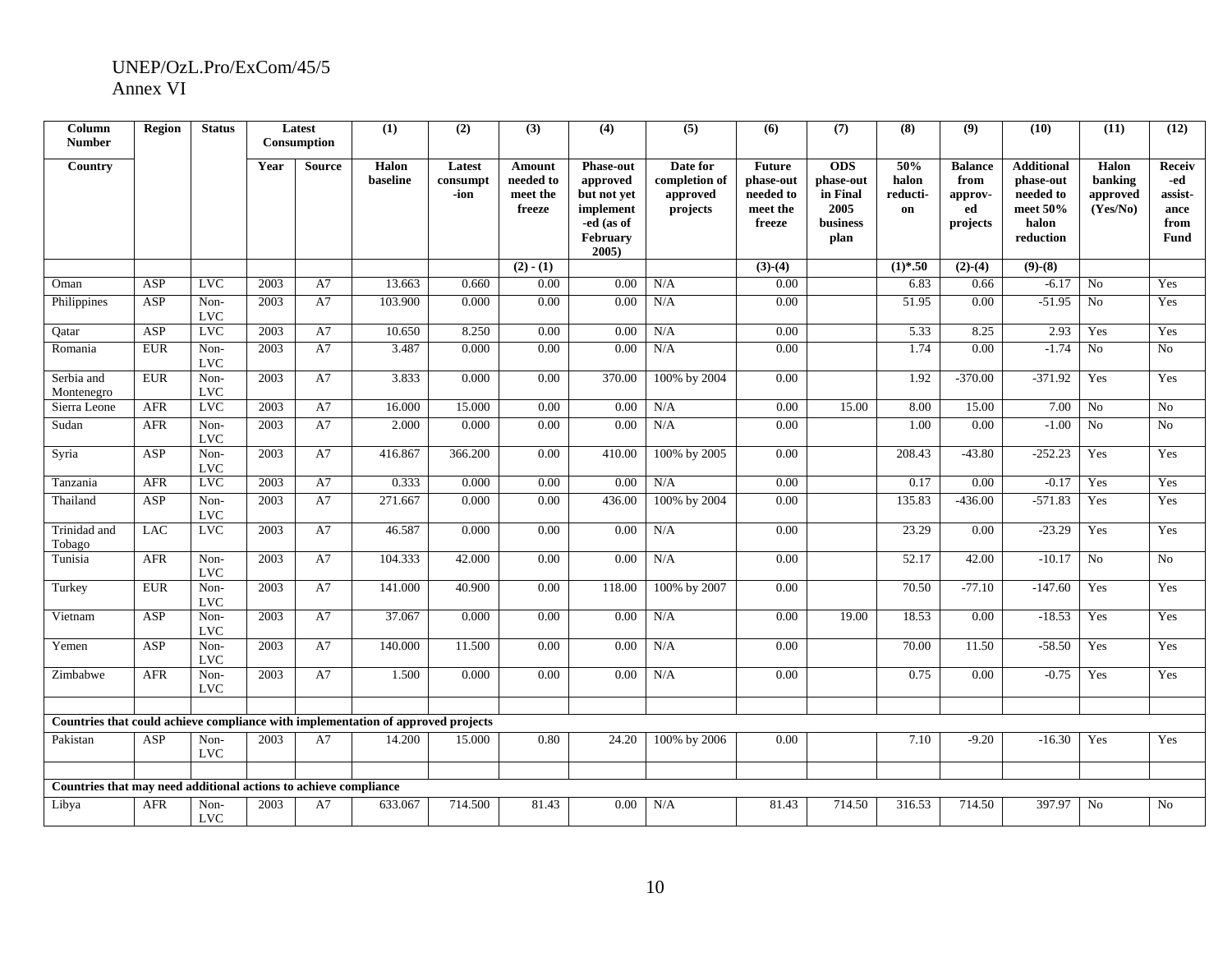| Column Number | Region | Status | Latest Consumption | | (1) | (2) | (3) | (4) | (5) | (6) | (7) | (8) | (9) | (10) | (11) | (12) |
|---|---|---|---|---|---|---|---|---|---|---|---|---|---|---|---|---|
| Country | | | Year | Source | Halon baseline | Latest consumpt-ion | Amount needed to meet the freeze | Phase-out approved but not yet implement-ed (as of February 2005) | Date for completion of approved projects | Future phase-out needed to meet the freeze | ODS phase-out in Final 2005 business plan | 50% halon reducti-on | Balance from approv-ed projects | Additional phase-out needed to meet 50% halon reduction | Halon banking approved (Yes/No) | Receiv-ed assist-ance from Fund |
| | | | | | | | (2) - (1) | | | (3)-(4) | | (1)*.50 | (2)-(4) | (9)-(8) | | |
| Oman | ASP | LVC | 2003 | A7 | 13.663 | 0.660 | 0.00 | 0.00 | N/A | 0.00 | | 6.83 | 0.66 | -6.17 | No | Yes |
| Philippines | ASP | Non-LVC | 2003 | A7 | 103.900 | 0.000 | 0.00 | 0.00 | N/A | 0.00 | | 51.95 | 0.00 | -51.95 | No | Yes |
| Qatar | ASP | LVC | 2003 | A7 | 10.650 | 8.250 | 0.00 | 0.00 | N/A | 0.00 | | 5.33 | 8.25 | 2.93 | Yes | Yes |
| Romania | EUR | Non-LVC | 2003 | A7 | 3.487 | 0.000 | 0.00 | 0.00 | N/A | 0.00 | | 1.74 | 0.00 | -1.74 | No | No |
| Serbia and Montenegro | EUR | Non-LVC | 2003 | A7 | 3.833 | 0.000 | 0.00 | 370.00 | 100% by 2004 | 0.00 | | 1.92 | -370.00 | -371.92 | Yes | Yes |
| Sierra Leone | AFR | LVC | 2003 | A7 | 16.000 | 15.000 | 0.00 | 0.00 | N/A | 0.00 | 15.00 | 8.00 | 15.00 | 7.00 | No | No |
| Sudan | AFR | Non-LVC | 2003 | A7 | 2.000 | 0.000 | 0.00 | 0.00 | N/A | 0.00 | | 1.00 | 0.00 | -1.00 | No | No |
| Syria | ASP | Non-LVC | 2003 | A7 | 416.867 | 366.200 | 0.00 | 410.00 | 100% by 2005 | 0.00 | | 208.43 | -43.80 | -252.23 | Yes | Yes |
| Tanzania | AFR | LVC | 2003 | A7 | 0.333 | 0.000 | 0.00 | 0.00 | N/A | 0.00 | | 0.17 | 0.00 | -0.17 | Yes | Yes |
| Thailand | ASP | Non-LVC | 2003 | A7 | 271.667 | 0.000 | 0.00 | 436.00 | 100% by 2004 | 0.00 | | 135.83 | -436.00 | -571.83 | Yes | Yes |
| Trinidad and Tobago | LAC | LVC | 2003 | A7 | 46.587 | 0.000 | 0.00 | 0.00 | N/A | 0.00 | | 23.29 | 0.00 | -23.29 | Yes | Yes |
| Tunisia | AFR | Non-LVC | 2003 | A7 | 104.333 | 42.000 | 0.00 | 0.00 | N/A | 0.00 | | 52.17 | 42.00 | -10.17 | No | No |
| Turkey | EUR | Non-LVC | 2003 | A7 | 141.000 | 40.900 | 0.00 | 118.00 | 100% by 2007 | 0.00 | | 70.50 | -77.10 | -147.60 | Yes | Yes |
| Vietnam | ASP | Non-LVC | 2003 | A7 | 37.067 | 0.000 | 0.00 | 0.00 | N/A | 0.00 | 19.00 | 18.53 | 0.00 | -18.53 | Yes | Yes |
| Yemen | ASP | Non-LVC | 2003 | A7 | 140.000 | 11.500 | 0.00 | 0.00 | N/A | 0.00 | | 70.00 | 11.50 | -58.50 | Yes | Yes |
| Zimbabwe | AFR | Non-LVC | 2003 | A7 | 1.500 | 0.000 | 0.00 | 0.00 | N/A | 0.00 | | 0.75 | 0.00 | -0.75 | Yes | Yes |
| | | | | | | | | | | | | | | | | |
| **Countries that could achieve compliance with implementation of approved projects** | | | | | | | | | | | | | | | | |
| Pakistan | ASP | Non-LVC | 2003 | A7 | 14.200 | 15.000 | 0.80 | 24.20 | 100% by 2006 | 0.00 | | 7.10 | -9.20 | -16.30 | Yes | Yes |
| | | | | | | | | | | | | | | | | |
| **Countries that may need additional actions to achieve compliance** | | | | | | | | | | | | | | | | |
| Libya | AFR | Non-LVC | 2003 | A7 | 633.067 | 714.500 | 81.43 | 0.00 | N/A | 81.43 | 714.50 | 316.53 | 714.50 | 397.97 | No | No |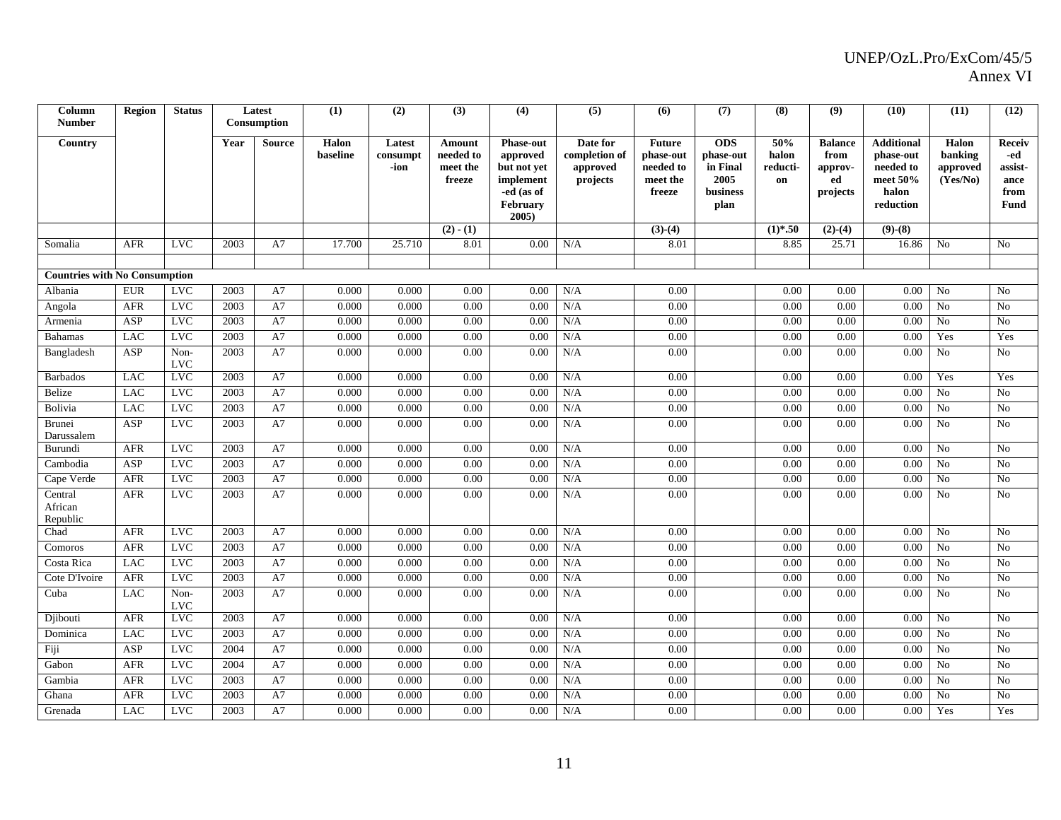| Column Number | Region | Status | Latest Consumption | | (1) | (2) | (3) | (4) | (5) | (6) | (7) | (8) | (9) | (10) | (11) | (12) |
|---|---|---|---|---|---|---|---|---|---|---|---|---|---|---|---|---|
| Country | | | Year | Source | Halon baseline | Latest consumpt-ion | Amount needed to meet the freeze | Phase-out approved but not yet implement-ed (as of February 2005) | Date for completion of approved projects | Future phase-out needed to meet the freeze | ODS phase-out in Final 2005 business plan | 50% halon reducti-on | Balance from approv-ed projects | Additional phase-out needed to meet 50% halon reduction | Halon banking approved (Yes/No) | Receiv-ed assist-ance from Fund |
| | | | | | | | (2) - (1) | | | (3)-(4) | | (1)*.50 | (2)-(4) | (9)-(8) | | |
| Somalia | AFR | LVC | 2003 | A7 | 17.700 | 25.710 | 8.01 | 0.00 | N/A | 8.01 | | 8.85 | 25.71 | 16.86 | No | No |
| | | | | | | | | | | | | | | | | |
| **Countries with No Consumption** | | | | | | | | | | | | | | | | |
| Albania | EUR | LVC | 2003 | A7 | 0.000 | 0.000 | 0.00 | 0.00 | N/A | 0.00 | | 0.00 | 0.00 | 0.00 | No | No |
| Angola | AFR | LVC | 2003 | A7 | 0.000 | 0.000 | 0.00 | 0.00 | N/A | 0.00 | | 0.00 | 0.00 | 0.00 | No | No |
| Armenia | ASP | LVC | 2003 | A7 | 0.000 | 0.000 | 0.00 | 0.00 | N/A | 0.00 | | 0.00 | 0.00 | 0.00 | No | No |
| Bahamas | LAC | LVC | 2003 | A7 | 0.000 | 0.000 | 0.00 | 0.00 | N/A | 0.00 | | 0.00 | 0.00 | 0.00 | Yes | Yes |
| Bangladesh | ASP | Non-LVC | 2003 | A7 | 0.000 | 0.000 | 0.00 | 0.00 | N/A | 0.00 | | 0.00 | 0.00 | 0.00 | No | No |
| Barbados | LAC | LVC | 2003 | A7 | 0.000 | 0.000 | 0.00 | 0.00 | N/A | 0.00 | | 0.00 | 0.00 | 0.00 | Yes | Yes |
| Belize | LAC | LVC | 2003 | A7 | 0.000 | 0.000 | 0.00 | 0.00 | N/A | 0.00 | | 0.00 | 0.00 | 0.00 | No | No |
| Bolivia | LAC | LVC | 2003 | A7 | 0.000 | 0.000 | 0.00 | 0.00 | N/A | 0.00 | | 0.00 | 0.00 | 0.00 | No | No |
| Brunei Darussalem | ASP | LVC | 2003 | A7 | 0.000 | 0.000 | 0.00 | 0.00 | N/A | 0.00 | | 0.00 | 0.00 | 0.00 | No | No |
| Burundi | AFR | LVC | 2003 | A7 | 0.000 | 0.000 | 0.00 | 0.00 | N/A | 0.00 | | 0.00 | 0.00 | 0.00 | No | No |
| Cambodia | ASP | LVC | 2003 | A7 | 0.000 | 0.000 | 0.00 | 0.00 | N/A | 0.00 | | 0.00 | 0.00 | 0.00 | No | No |
| Cape Verde | AFR | LVC | 2003 | A7 | 0.000 | 0.000 | 0.00 | 0.00 | N/A | 0.00 | | 0.00 | 0.00 | 0.00 | No | No |
| Central African Republic | AFR | LVC | 2003 | A7 | 0.000 | 0.000 | 0.00 | 0.00 | N/A | 0.00 | | 0.00 | 0.00 | 0.00 | No | No |
| Chad | AFR | LVC | 2003 | A7 | 0.000 | 0.000 | 0.00 | 0.00 | N/A | 0.00 | | 0.00 | 0.00 | 0.00 | No | No |
| Comoros | AFR | LVC | 2003 | A7 | 0.000 | 0.000 | 0.00 | 0.00 | N/A | 0.00 | | 0.00 | 0.00 | 0.00 | No | No |
| Costa Rica | LAC | LVC | 2003 | A7 | 0.000 | 0.000 | 0.00 | 0.00 | N/A | 0.00 | | 0.00 | 0.00 | 0.00 | No | No |
| Cote D'Ivoire | AFR | LVC | 2003 | A7 | 0.000 | 0.000 | 0.00 | 0.00 | N/A | 0.00 | | 0.00 | 0.00 | 0.00 | No | No |
| Cuba | LAC | Non-LVC | 2003 | A7 | 0.000 | 0.000 | 0.00 | 0.00 | N/A | 0.00 | | 0.00 | 0.00 | 0.00 | No | No |
| Djibouti | AFR | LVC | 2003 | A7 | 0.000 | 0.000 | 0.00 | 0.00 | N/A | 0.00 | | 0.00 | 0.00 | 0.00 | No | No |
| Dominica | LAC | LVC | 2003 | A7 | 0.000 | 0.000 | 0.00 | 0.00 | N/A | 0.00 | | 0.00 | 0.00 | 0.00 | No | No |
| Fiji | ASP | LVC | 2004 | A7 | 0.000 | 0.000 | 0.00 | 0.00 | N/A | 0.00 | | 0.00 | 0.00 | 0.00 | No | No |
| Gabon | AFR | LVC | 2004 | A7 | 0.000 | 0.000 | 0.00 | 0.00 | N/A | 0.00 | | 0.00 | 0.00 | 0.00 | No | No |
| Gambia | AFR | LVC | 2003 | A7 | 0.000 | 0.000 | 0.00 | 0.00 | N/A | 0.00 | | 0.00 | 0.00 | 0.00 | No | No |
| Ghana | AFR | LVC | 2003 | A7 | 0.000 | 0.000 | 0.00 | 0.00 | N/A | 0.00 | | 0.00 | 0.00 | 0.00 | No | No |
| Grenada | LAC | LVC | 2003 | A7 | 0.000 | 0.000 | 0.00 | 0.00 | N/A | 0.00 | | 0.00 | 0.00 | 0.00 | Yes | Yes |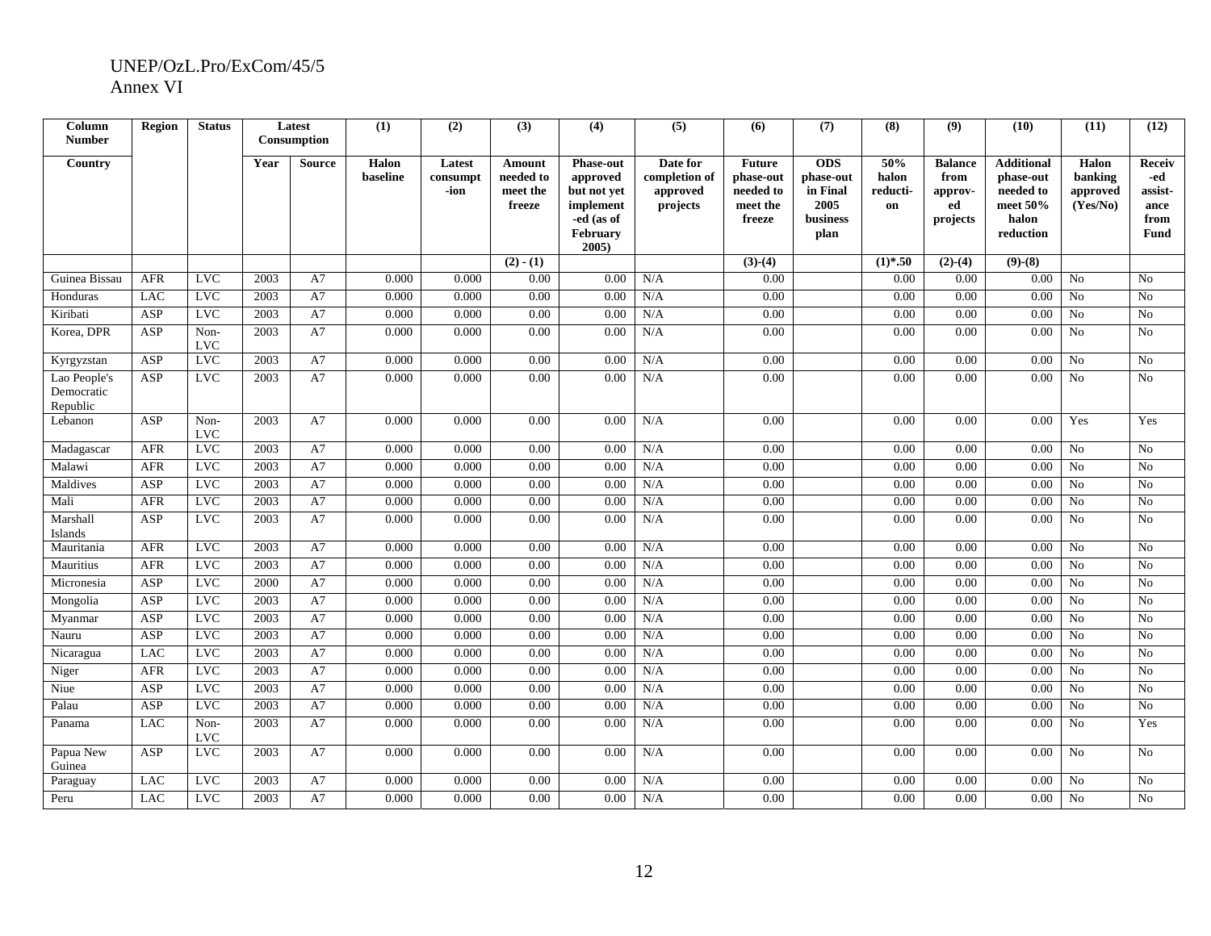| Column Number | Region | Status | Latest Consumption | | (1) | (2) | (3) | (4) | (5) | (6) | (7) | (8) | (9) | (10) | (11) | (12) |
|---|---|---|---|---|---|---|---|---|---|---|---|---|---|---|---|---|
| Country | | | Year | Source | Halon baseline | Latest consumpt-ion | Amount needed to meet the freeze | Phase-out approved but not yet implement-ed (as of February 2005) | Date for completion of approved projects | Future phase-out needed to meet the freeze | ODS phase-out in Final 2005 business plan | 50% halon reducti-on | Balance from approv-ed projects | Additional phase-out needed to meet 50% halon reduction | Halon banking approved (Yes/No) | Receiv-ed assist-ance from Fund |
| | | | | | | | (2) - (1) | | | (3)-(4) | | (1)*.50 | (2)-(4) | (9)-(8) | | |
| Guinea Bissau | AFR | LVC | 2003 | A7 | 0.000 | 0.000 | 0.00 | 0.00 | N/A | 0.00 | | 0.00 | 0.00 | 0.00 | No | No |
| Honduras | LAC | LVC | 2003 | A7 | 0.000 | 0.000 | 0.00 | 0.00 | N/A | 0.00 | | 0.00 | 0.00 | 0.00 | No | No |
| Kiribati | ASP | LVC | 2003 | A7 | 0.000 | 0.000 | 0.00 | 0.00 | N/A | 0.00 | | 0.00 | 0.00 | 0.00 | No | No |
| Korea, DPR | ASP | Non-LVC | 2003 | A7 | 0.000 | 0.000 | 0.00 | 0.00 | N/A | 0.00 | | 0.00 | 0.00 | 0.00 | No | No |
| Kyrgyzstan | ASP | LVC | 2003 | A7 | 0.000 | 0.000 | 0.00 | 0.00 | N/A | 0.00 | | 0.00 | 0.00 | 0.00 | No | No |
| Lao People's Democratic Republic | ASP | LVC | 2003 | A7 | 0.000 | 0.000 | 0.00 | 0.00 | N/A | 0.00 | | 0.00 | 0.00 | 0.00 | No | No |
| Lebanon | ASP | Non-LVC | 2003 | A7 | 0.000 | 0.000 | 0.00 | 0.00 | N/A | 0.00 | | 0.00 | 0.00 | 0.00 | Yes | Yes |
| Madagascar | AFR | LVC | 2003 | A7 | 0.000 | 0.000 | 0.00 | 0.00 | N/A | 0.00 | | 0.00 | 0.00 | 0.00 | No | No |
| Malawi | AFR | LVC | 2003 | A7 | 0.000 | 0.000 | 0.00 | 0.00 | N/A | 0.00 | | 0.00 | 0.00 | 0.00 | No | No |
| Maldives | ASP | LVC | 2003 | A7 | 0.000 | 0.000 | 0.00 | 0.00 | N/A | 0.00 | | 0.00 | 0.00 | 0.00 | No | No |
| Mali | AFR | LVC | 2003 | A7 | 0.000 | 0.000 | 0.00 | 0.00 | N/A | 0.00 | | 0.00 | 0.00 | 0.00 | No | No |
| Marshall Islands | ASP | LVC | 2003 | A7 | 0.000 | 0.000 | 0.00 | 0.00 | N/A | 0.00 | | 0.00 | 0.00 | 0.00 | No | No |
| Mauritania | AFR | LVC | 2003 | A7 | 0.000 | 0.000 | 0.00 | 0.00 | N/A | 0.00 | | 0.00 | 0.00 | 0.00 | No | No |
| Mauritius | AFR | LVC | 2003 | A7 | 0.000 | 0.000 | 0.00 | 0.00 | N/A | 0.00 | | 0.00 | 0.00 | 0.00 | No | No |
| Micronesia | ASP | LVC | 2000 | A7 | 0.000 | 0.000 | 0.00 | 0.00 | N/A | 0.00 | | 0.00 | 0.00 | 0.00 | No | No |
| Mongolia | ASP | LVC | 2003 | A7 | 0.000 | 0.000 | 0.00 | 0.00 | N/A | 0.00 | | 0.00 | 0.00 | 0.00 | No | No |
| Myanmar | ASP | LVC | 2003 | A7 | 0.000 | 0.000 | 0.00 | 0.00 | N/A | 0.00 | | 0.00 | 0.00 | 0.00 | No | No |
| Nauru | ASP | LVC | 2003 | A7 | 0.000 | 0.000 | 0.00 | 0.00 | N/A | 0.00 | | 0.00 | 0.00 | 0.00 | No | No |
| Nicaragua | LAC | LVC | 2003 | A7 | 0.000 | 0.000 | 0.00 | 0.00 | N/A | 0.00 | | 0.00 | 0.00 | 0.00 | No | No |
| Niger | AFR | LVC | 2003 | A7 | 0.000 | 0.000 | 0.00 | 0.00 | N/A | 0.00 | | 0.00 | 0.00 | 0.00 | No | No |
| Niue | ASP | LVC | 2003 | A7 | 0.000 | 0.000 | 0.00 | 0.00 | N/A | 0.00 | | 0.00 | 0.00 | 0.00 | No | No |
| Palau | ASP | LVC | 2003 | A7 | 0.000 | 0.000 | 0.00 | 0.00 | N/A | 0.00 | | 0.00 | 0.00 | 0.00 | No | No |
| Panama | LAC | Non-LVC | 2003 | A7 | 0.000 | 0.000 | 0.00 | 0.00 | N/A | 0.00 | | 0.00 | 0.00 | 0.00 | No | Yes |
| Papua New Guinea | ASP | LVC | 2003 | A7 | 0.000 | 0.000 | 0.00 | 0.00 | N/A | 0.00 | | 0.00 | 0.00 | 0.00 | No | No |
| Paraguay | LAC | LVC | 2003 | A7 | 0.000 | 0.000 | 0.00 | 0.00 | N/A | 0.00 | | 0.00 | 0.00 | 0.00 | No | No |
| Peru | LAC | LVC | 2003 | A7 | 0.000 | 0.000 | 0.00 | 0.00 | N/A | 0.00 | | 0.00 | 0.00 | 0.00 | No | No |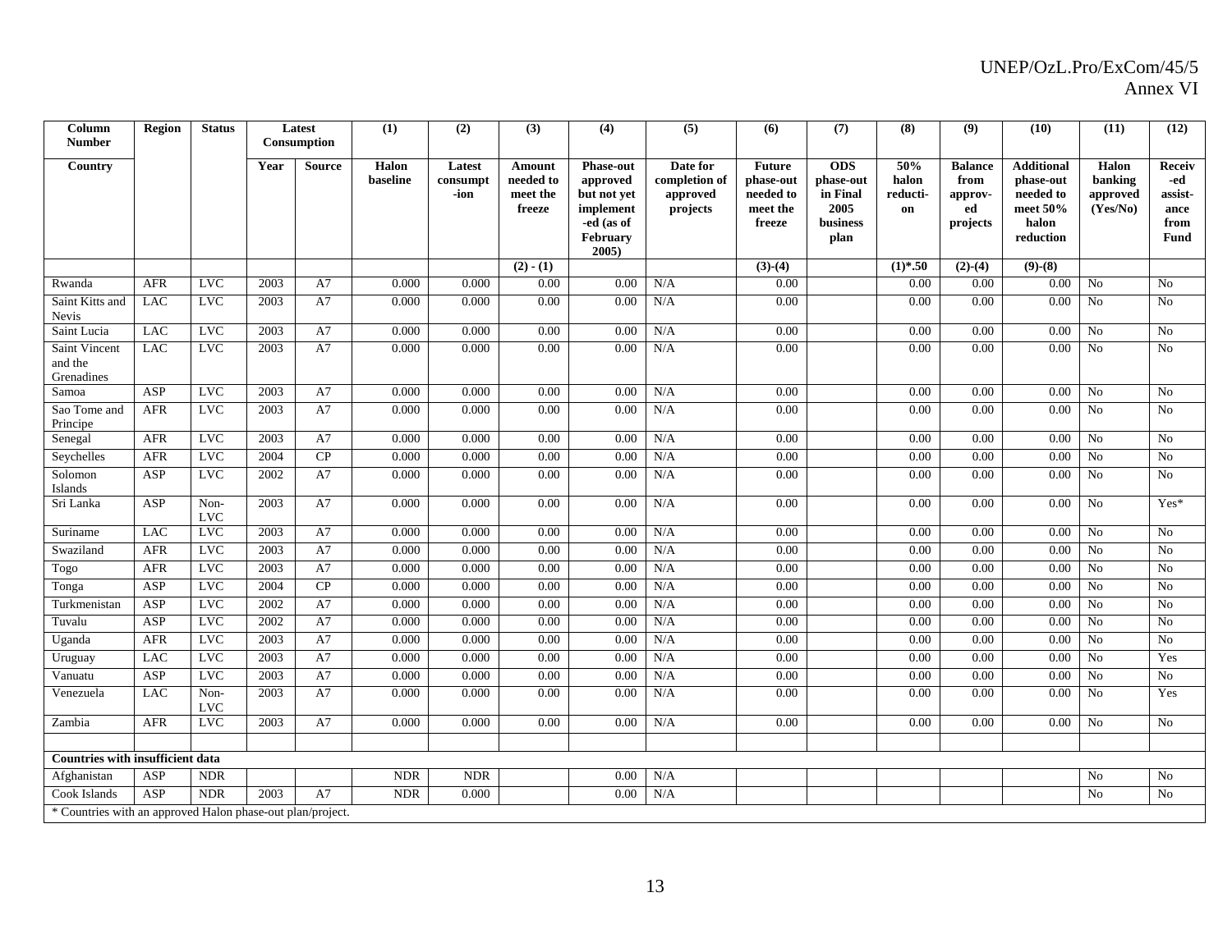| Column Number | Region | Status | Latest Consumption | | (1) | (2) | (3) | (4) | (5) | (6) | (7) | (8) | (9) | (10) | (11) | (12) |
|---|---|---|---|---|---|---|---|---|---|---|---|---|---|---|---|---|
| Country | | | Year | Source | Halon baseline | Latest consumpt-ion | Amount needed to meet the freeze | Phase-out approved but not yet implement-ed (as of February 2005) | Date for completion of approved projects | Future phase-out needed to meet the freeze | ODS phase-out in Final 2005 business plan | 50% halon reducti-on | Balance from approv-ed projects | Additional phase-out needed to meet 50% halon reduction | Halon banking approved (Yes/No) | Receiv-ed assist-ance from Fund |
| | | | | | | | (2) - (1) | | | (3)-(4) | | (1)*.50 | (2)-(4) | (9)-(8) | | |
| Rwanda | AFR | LVC | 2003 | A7 | 0.000 | 0.000 | 0.00 | 0.00 | N/A | 0.00 | | 0.00 | 0.00 | 0.00 | No | No |
| Saint Kitts and Nevis | LAC | LVC | 2003 | A7 | 0.000 | 0.000 | 0.00 | 0.00 | N/A | 0.00 | | 0.00 | 0.00 | 0.00 | No | No |
| Saint Lucia | LAC | LVC | 2003 | A7 | 0.000 | 0.000 | 0.00 | 0.00 | N/A | 0.00 | | 0.00 | 0.00 | 0.00 | No | No |
| Saint Vincent and the Grenadines | LAC | LVC | 2003 | A7 | 0.000 | 0.000 | 0.00 | 0.00 | N/A | 0.00 | | 0.00 | 0.00 | 0.00 | No | No |
| Samoa | ASP | LVC | 2003 | A7 | 0.000 | 0.000 | 0.00 | 0.00 | N/A | 0.00 | | 0.00 | 0.00 | 0.00 | No | No |
| Sao Tome and Principe | AFR | LVC | 2003 | A7 | 0.000 | 0.000 | 0.00 | 0.00 | N/A | 0.00 | | 0.00 | 0.00 | 0.00 | No | No |
| Senegal | AFR | LVC | 2003 | A7 | 0.000 | 0.000 | 0.00 | 0.00 | N/A | 0.00 | | 0.00 | 0.00 | 0.00 | No | No |
| Seychelles | AFR | LVC | 2004 | CP | 0.000 | 0.000 | 0.00 | 0.00 | N/A | 0.00 | | 0.00 | 0.00 | 0.00 | No | No |
| Solomon Islands | ASP | LVC | 2002 | A7 | 0.000 | 0.000 | 0.00 | 0.00 | N/A | 0.00 | | 0.00 | 0.00 | 0.00 | No | No |
| Sri Lanka | ASP | Non-LVC | 2003 | A7 | 0.000 | 0.000 | 0.00 | 0.00 | N/A | 0.00 | | 0.00 | 0.00 | 0.00 | No | Yes* |
| Suriname | LAC | LVC | 2003 | A7 | 0.000 | 0.000 | 0.00 | 0.00 | N/A | 0.00 | | 0.00 | 0.00 | 0.00 | No | No |
| Swaziland | AFR | LVC | 2003 | A7 | 0.000 | 0.000 | 0.00 | 0.00 | N/A | 0.00 | | 0.00 | 0.00 | 0.00 | No | No |
| Togo | AFR | LVC | 2003 | A7 | 0.000 | 0.000 | 0.00 | 0.00 | N/A | 0.00 | | 0.00 | 0.00 | 0.00 | No | No |
| Tonga | ASP | LVC | 2004 | CP | 0.000 | 0.000 | 0.00 | 0.00 | N/A | 0.00 | | 0.00 | 0.00 | 0.00 | No | No |
| Turkmenistan | ASP | LVC | 2002 | A7 | 0.000 | 0.000 | 0.00 | 0.00 | N/A | 0.00 | | 0.00 | 0.00 | 0.00 | No | No |
| Tuvalu | ASP | LVC | 2002 | A7 | 0.000 | 0.000 | 0.00 | 0.00 | N/A | 0.00 | | 0.00 | 0.00 | 0.00 | No | No |
| Uganda | AFR | LVC | 2003 | A7 | 0.000 | 0.000 | 0.00 | 0.00 | N/A | 0.00 | | 0.00 | 0.00 | 0.00 | No | No |
| Uruguay | LAC | LVC | 2003 | A7 | 0.000 | 0.000 | 0.00 | 0.00 | N/A | 0.00 | | 0.00 | 0.00 | 0.00 | No | Yes |
| Vanuatu | ASP | LVC | 2003 | A7 | 0.000 | 0.000 | 0.00 | 0.00 | N/A | 0.00 | | 0.00 | 0.00 | 0.00 | No | No |
| Venezuela | LAC | Non-LVC | 2003 | A7 | 0.000 | 0.000 | 0.00 | 0.00 | N/A | 0.00 | | 0.00 | 0.00 | 0.00 | No | Yes |
| Zambia | AFR | LVC | 2003 | A7 | 0.000 | 0.000 | 0.00 | 0.00 | N/A | 0.00 | | 0.00 | 0.00 | 0.00 | No | No |
| | | | | | | | | | | | | | | | | |
| **Countries with insufficient data** | | | | | | | | | | | | | | | | |
| Afghanistan | ASP | NDR | | | NDR | NDR | | 0.00 | N/A | | | | | | No | No |
| Cook Islands | ASP | NDR | 2003 | A7 | NDR | 0.000 | | 0.00 | N/A | | | | | | No | No |

\* Countries with an approved Halon phase-out plan/project.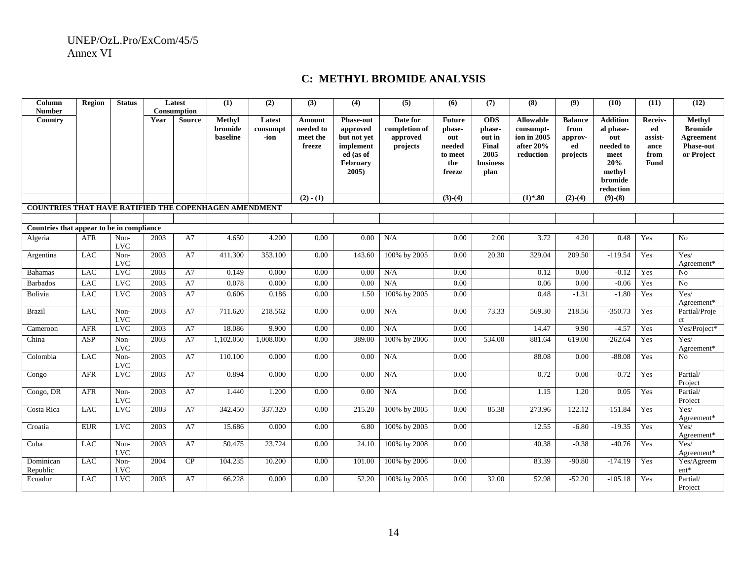## C: METHYL BROMIDE ANALYSIS

| Column Number | Region | Status | Latest Consumption | | (1) | (2) | (3) | (4) | (5) | (6) | (7) | (8) | (9) | (10) | (11) | (12) |
|---|---|---|---|---|---|---|---|---|---|---|---|---|---|---|---|---|
| Country | | | Year | Source | Methyl bromide baseline | Latest consumpt-ion | Amount needed to meet the freeze | Phase-out approved but not yet implemented (as of February 2005) | Date for completion of approved projects | Future phase-out needed to meet the freeze | ODS phase-out in Final 2005 business plan | Allowable consumpt-ion in 2005 after 20% reduction | Balance from approv-ed projects | Addition al phase-out needed to meet 20% methyl bromide reduction | Receiv-ed assist-ance from Fund | Methyl Bromide Agreement Phase-out or Project |
| | | | | | | | (2) - (1) | | | (3)-(4) | | (1)*.80 | (2)-(4) | (9)-(8) | | |
| **COUNTRIES THAT HAVE RATIFIED THE COPENHAGEN AMENDMENT** | | | | | | | | | | | | | | | | |
| | | | | | | | | | | | | | | | | |
| **Countries that appear to be in compliance** | | | | | | | | | | | | | | | | |
| Algeria | AFR | Non-LVC | 2003 | A7 | 4.650 | 4.200 | 0.00 | 0.00 | N/A | 0.00 | 2.00 | 3.72 | 4.20 | 0.48 | Yes | No |
| Argentina | LAC | Non-LVC | 2003 | A7 | 411.300 | 353.100 | 0.00 | 143.60 | 100% by 2005 | 0.00 | 20.30 | 329.04 | 209.50 | -119.54 | Yes | Yes/ Agreement* |
| Bahamas | LAC | LVC | 2003 | A7 | 0.149 | 0.000 | 0.00 | 0.00 | N/A | 0.00 | | 0.12 | 0.00 | -0.12 | Yes | No |
| Barbados | LAC | LVC | 2003 | A7 | 0.078 | 0.000 | 0.00 | 0.00 | N/A | 0.00 | | 0.06 | 0.00 | -0.06 | Yes | No |
| Bolivia | LAC | LVC | 2003 | A7 | 0.606 | 0.186 | 0.00 | 1.50 | 100% by 2005 | 0.00 | | 0.48 | -1.31 | -1.80 | Yes | Yes/ Agreement* |
| Brazil | LAC | Non-LVC | 2003 | A7 | 711.620 | 218.562 | 0.00 | 0.00 | N/A | 0.00 | 73.33 | 569.30 | 218.56 | -350.73 | Yes | Partial/Project |
| Cameroon | AFR | LVC | 2003 | A7 | 18.086 | 9.900 | 0.00 | 0.00 | N/A | 0.00 | | 14.47 | 9.90 | -4.57 | Yes | Yes/Project* |
| China | ASP | Non-LVC | 2003 | A7 | 1,102.050 | 1,008.000 | 0.00 | 389.00 | 100% by 2006 | 0.00 | 534.00 | 881.64 | 619.00 | -262.64 | Yes | Yes/ Agreement* |
| Colombia | LAC | Non-LVC | 2003 | A7 | 110.100 | 0.000 | 0.00 | 0.00 | N/A | 0.00 | | 88.08 | 0.00 | -88.08 | Yes | No |
| Congo | AFR | LVC | 2003 | A7 | 0.894 | 0.000 | 0.00 | 0.00 | N/A | 0.00 | | 0.72 | 0.00 | -0.72 | Yes | Partial/ Project |
| Congo, DR | AFR | Non-LVC | 2003 | A7 | 1.440 | 1.200 | 0.00 | 0.00 | N/A | 0.00 | | 1.15 | 1.20 | 0.05 | Yes | Partial/ Project |
| Costa Rica | LAC | LVC | 2003 | A7 | 342.450 | 337.320 | 0.00 | 215.20 | 100% by 2005 | 0.00 | 85.38 | 273.96 | 122.12 | -151.84 | Yes | Yes/ Agreement* |
| Croatia | EUR | LVC | 2003 | A7 | 15.686 | 0.000 | 0.00 | 6.80 | 100% by 2005 | 0.00 | | 12.55 | -6.80 | -19.35 | Yes | Yes/ Agreement* |
| Cuba | LAC | Non-LVC | 2003 | A7 | 50.475 | 23.724 | 0.00 | 24.10 | 100% by 2008 | 0.00 | | 40.38 | -0.38 | -40.76 | Yes | Yes/ Agreement* |
| Dominican Republic | LAC | Non-LVC | 2004 | CP | 104.235 | 10.200 | 0.00 | 101.00 | 100% by 2006 | 0.00 | | 83.39 | -90.80 | -174.19 | Yes | Yes/Agreement* |
| Ecuador | LAC | LVC | 2003 | A7 | 66.228 | 0.000 | 0.00 | 52.20 | 100% by 2005 | 0.00 | 32.00 | 52.98 | -52.20 | -105.18 | Yes | Partial/ Project |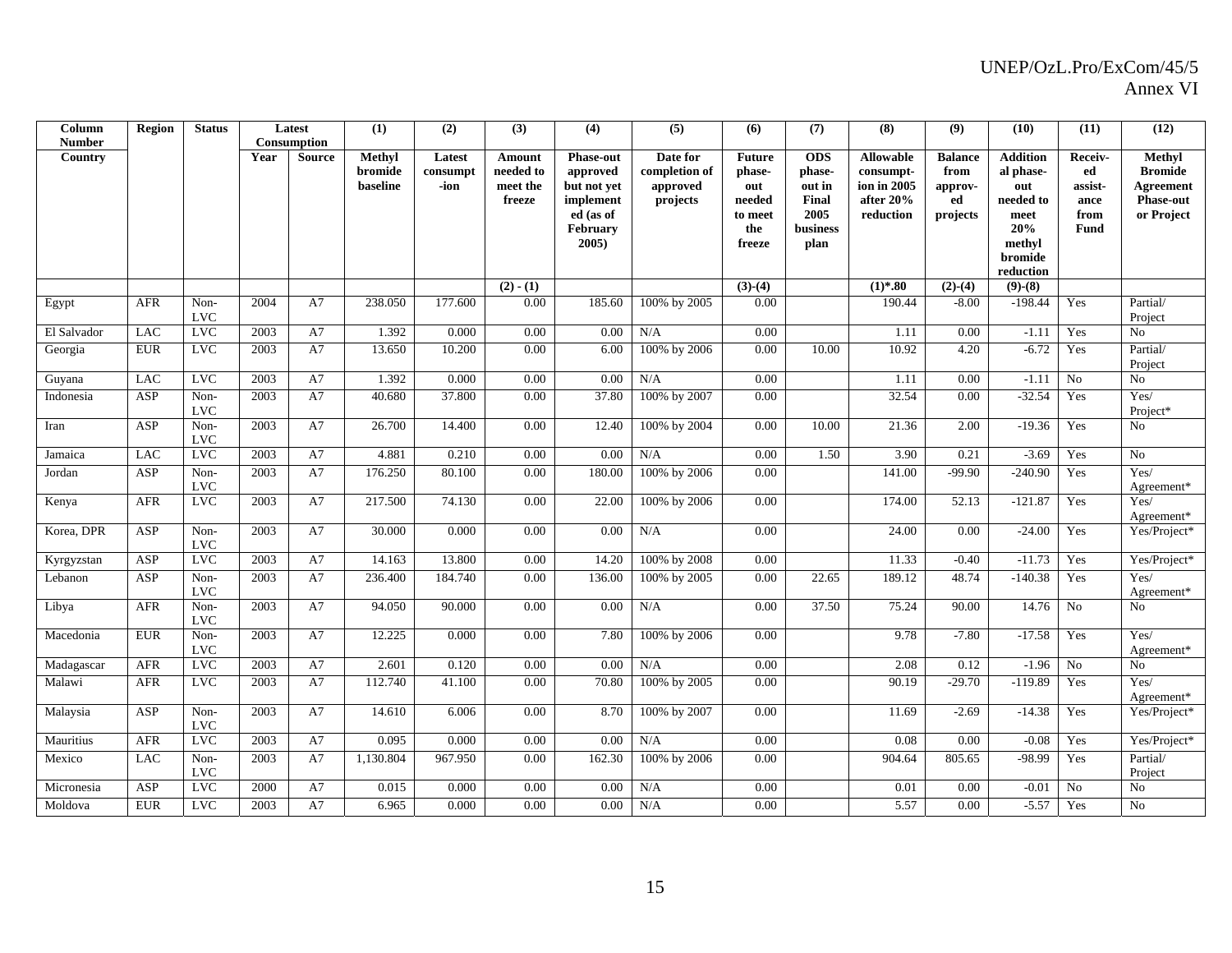| Column Number | Region | Status | Latest Consumption | | (1) | (2) | (3) | (4) | (5) | (6) | (7) | (8) | (9) | (10) | (11) | (12) |
|---|---|---|---|---|---|---|---|---|---|---|---|---|---|---|---|---|
| Country | | | Year | Source | Methyl bromide baseline | Latest consumpt-ion | Amount needed to meet the freeze | Phase-out approved but not yet implement ed (as of February 2005) | Date for completion of approved projects | Future phase-out needed to meet the freeze | ODS phase-out in Final 2005 business plan | Allowable consumpt-ion in 2005 after 20% reduction | Balance from approv-ed projects | Addition al phase-out needed to meet 20% methyl bromide reduction | Receiv-ed assist-ance from Fund | Methyl Bromide Agreement Phase-out or Project |
| | | | | | | | (2) - (1) | | | (3)-(4) | | (1)*.80 | (2)-(4) | (9)-(8) | | |
| Egypt | AFR | Non-LVC | 2004 | A7 | 238.050 | 177.600 | 0.00 | 185.60 | 100% by 2005 | 0.00 | | 190.44 | -8.00 | -198.44 | Yes | Partial/ Project |
| El Salvador | LAC | LVC | 2003 | A7 | 1.392 | 0.000 | 0.00 | 0.00 | N/A | 0.00 | | 1.11 | 0.00 | -1.11 | Yes | No |
| Georgia | EUR | LVC | 2003 | A7 | 13.650 | 10.200 | 0.00 | 6.00 | 100% by 2006 | 0.00 | 10.00 | 10.92 | 4.20 | -6.72 | Yes | Partial/ Project |
| Guyana | LAC | LVC | 2003 | A7 | 1.392 | 0.000 | 0.00 | 0.00 | N/A | 0.00 | | 1.11 | 0.00 | -1.11 | No | No |
| Indonesia | ASP | Non-LVC | 2003 | A7 | 40.680 | 37.800 | 0.00 | 37.80 | 100% by 2007 | 0.00 | | 32.54 | 0.00 | -32.54 | Yes | Yes/ Project* |
| Iran | ASP | Non-LVC | 2003 | A7 | 26.700 | 14.400 | 0.00 | 12.40 | 100% by 2004 | 0.00 | 10.00 | 21.36 | 2.00 | -19.36 | Yes | No |
| Jamaica | LAC | LVC | 2003 | A7 | 4.881 | 0.210 | 0.00 | 0.00 | N/A | 0.00 | 1.50 | 3.90 | 0.21 | -3.69 | Yes | No |
| Jordan | ASP | Non-LVC | 2003 | A7 | 176.250 | 80.100 | 0.00 | 180.00 | 100% by 2006 | 0.00 | | 141.00 | -99.90 | -240.90 | Yes | Yes/ Agreement* |
| Kenya | AFR | LVC | 2003 | A7 | 217.500 | 74.130 | 0.00 | 22.00 | 100% by 2006 | 0.00 | | 174.00 | 52.13 | -121.87 | Yes | Yes/ Agreement* |
| Korea, DPR | ASP | Non-LVC | 2003 | A7 | 30.000 | 0.000 | 0.00 | 0.00 | N/A | 0.00 | | 24.00 | 0.00 | -24.00 | Yes | Yes/Project* |
| Kyrgyzstan | ASP | LVC | 2003 | A7 | 14.163 | 13.800 | 0.00 | 14.20 | 100% by 2008 | 0.00 | | 11.33 | -0.40 | -11.73 | Yes | Yes/Project* |
| Lebanon | ASP | Non-LVC | 2003 | A7 | 236.400 | 184.740 | 0.00 | 136.00 | 100% by 2005 | 0.00 | 22.65 | 189.12 | 48.74 | -140.38 | Yes | Yes/ Agreement* |
| Libya | AFR | Non-LVC | 2003 | A7 | 94.050 | 90.000 | 0.00 | 0.00 | N/A | 0.00 | 37.50 | 75.24 | 90.00 | 14.76 | No | No |
| Macedonia | EUR | Non-LVC | 2003 | A7 | 12.225 | 0.000 | 0.00 | 7.80 | 100% by 2006 | 0.00 | | 9.78 | -7.80 | -17.58 | Yes | Yes/ Agreement* |
| Madagascar | AFR | LVC | 2003 | A7 | 2.601 | 0.120 | 0.00 | 0.00 | N/A | 0.00 | | 2.08 | 0.12 | -1.96 | No | No |
| Malawi | AFR | LVC | 2003 | A7 | 112.740 | 41.100 | 0.00 | 70.80 | 100% by 2005 | 0.00 | | 90.19 | -29.70 | -119.89 | Yes | Yes/ Agreement* |
| Malaysia | ASP | Non-LVC | 2003 | A7 | 14.610 | 6.006 | 0.00 | 8.70 | 100% by 2007 | 0.00 | | 11.69 | -2.69 | -14.38 | Yes | Yes/Project* |
| Mauritius | AFR | LVC | 2003 | A7 | 0.095 | 0.000 | 0.00 | 0.00 | N/A | 0.00 | | 0.08 | 0.00 | -0.08 | Yes | Yes/Project* |
| Mexico | LAC | Non-LVC | 2003 | A7 | 1,130.804 | 967.950 | 0.00 | 162.30 | 100% by 2006 | 0.00 | | 904.64 | 805.65 | -98.99 | Yes | Partial/ Project |
| Micronesia | ASP | LVC | 2000 | A7 | 0.015 | 0.000 | 0.00 | 0.00 | N/A | 0.00 | | 0.01 | 0.00 | -0.01 | No | No |
| Moldova | EUR | LVC | 2003 | A7 | 6.965 | 0.000 | 0.00 | 0.00 | N/A | 0.00 | | 5.57 | 0.00 | -5.57 | Yes | No |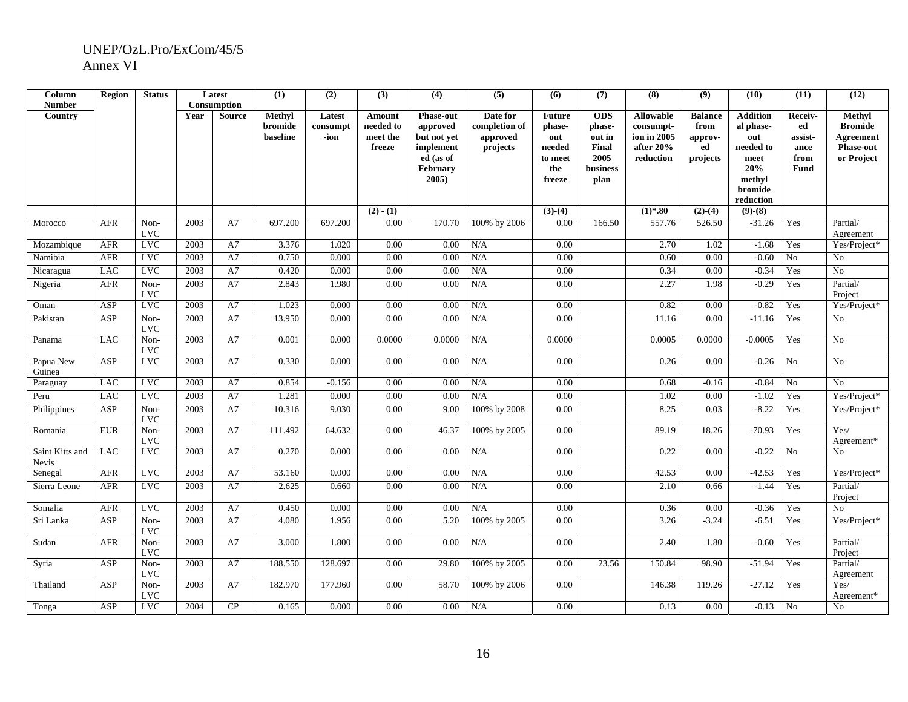UNEP/OzL.Pro/ExCom/45/5
Annex VI

| Column Number | Region | Status | Latest Consumption | | (1) | (2) | (3) | (4) | (5) | (6) | (7) | (8) | (9) | (10) | (11) | (12) |
|---|---|---|---|---|---|---|---|---|---|---|---|---|---|---|---|---|
| Country | | | Year | Source | Methyl bromide baseline | Latest consumpt-ion | Amount needed to meet the freeze | Phase-out approved but not yet implemented (as of February 2005) | Date for completion of approved projects | Future phase-out needed to meet the freeze | ODS phase-out in Final 2005 business plan | Allowable consumpt-ion in 2005 after 20% reduction | Balance from approv-ed projects | Additional phase-out needed to meet 20% methyl bromide reduction | Receiv-ed assist-ance from Fund | Methyl Bromide Agreement Phase-out or Project |
| | | | | | | | (2) - (1) | | | (3)-(4) | | (1)*.80 | (2)-(4) | (9)-(8) | | |
| Morocco | AFR | Non-LVC | 2003 | A7 | 697.200 | 697.200 | 0.00 | 170.70 | 100% by 2006 | 0.00 | 166.50 | 557.76 | 526.50 | -31.26 | Yes | Partial/ Agreement |
| Mozambique | AFR | LVC | 2003 | A7 | 3.376 | 1.020 | 0.00 | 0.00 | N/A | 0.00 | | 2.70 | 1.02 | -1.68 | Yes | Yes/Project* |
| Namibia | AFR | LVC | 2003 | A7 | 0.750 | 0.000 | 0.00 | 0.00 | N/A | 0.00 | | 0.60 | 0.00 | -0.60 | No | No |
| Nicaragua | LAC | LVC | 2003 | A7 | 0.420 | 0.000 | 0.00 | 0.00 | N/A | 0.00 | | 0.34 | 0.00 | -0.34 | Yes | No |
| Nigeria | AFR | Non-LVC | 2003 | A7 | 2.843 | 1.980 | 0.00 | 0.00 | N/A | 0.00 | | 2.27 | 1.98 | -0.29 | Yes | Partial/ Project |
| Oman | ASP | LVC | 2003 | A7 | 1.023 | 0.000 | 0.00 | 0.00 | N/A | 0.00 | | 0.82 | 0.00 | -0.82 | Yes | Yes/Project* |
| Pakistan | ASP | Non-LVC | 2003 | A7 | 13.950 | 0.000 | 0.00 | 0.00 | N/A | 0.00 | | 11.16 | 0.00 | -11.16 | Yes | No |
| Panama | LAC | Non-LVC | 2003 | A7 | 0.001 | 0.000 | 0.0000 | 0.0000 | N/A | 0.0000 | | 0.0005 | 0.0000 | -0.0005 | Yes | No |
| Papua New Guinea | ASP | LVC | 2003 | A7 | 0.330 | 0.000 | 0.00 | 0.00 | N/A | 0.00 | | 0.26 | 0.00 | -0.26 | No | No |
| Paraguay | LAC | LVC | 2003 | A7 | 0.854 | -0.156 | 0.00 | 0.00 | N/A | 0.00 | | 0.68 | -0.16 | -0.84 | No | No |
| Peru | LAC | LVC | 2003 | A7 | 1.281 | 0.000 | 0.00 | 0.00 | N/A | 0.00 | | 1.02 | 0.00 | -1.02 | Yes | Yes/Project* |
| Philippines | ASP | Non-LVC | 2003 | A7 | 10.316 | 9.030 | 0.00 | 9.00 | 100% by 2008 | 0.00 | | 8.25 | 0.03 | -8.22 | Yes | Yes/Project* |
| Romania | EUR | Non-LVC | 2003 | A7 | 111.492 | 64.632 | 0.00 | 46.37 | 100% by 2005 | 0.00 | | 89.19 | 18.26 | -70.93 | Yes | Yes/ Agreement* |
| Saint Kitts and Nevis | LAC | LVC | 2003 | A7 | 0.270 | 0.000 | 0.00 | 0.00 | N/A | 0.00 | | 0.22 | 0.00 | -0.22 | No | No |
| Senegal | AFR | LVC | 2003 | A7 | 53.160 | 0.000 | 0.00 | 0.00 | N/A | 0.00 | | 42.53 | 0.00 | -42.53 | Yes | Yes/Project* |
| Sierra Leone | AFR | LVC | 2003 | A7 | 2.625 | 0.660 | 0.00 | 0.00 | N/A | 0.00 | | 2.10 | 0.66 | -1.44 | Yes | Partial/ Project |
| Somalia | AFR | LVC | 2003 | A7 | 0.450 | 0.000 | 0.00 | 0.00 | N/A | 0.00 | | 0.36 | 0.00 | -0.36 | Yes | No |
| Sri Lanka | ASP | Non-LVC | 2003 | A7 | 4.080 | 1.956 | 0.00 | 5.20 | 100% by 2005 | 0.00 | | 3.26 | -3.24 | -6.51 | Yes | Yes/Project* |
| Sudan | AFR | Non-LVC | 2003 | A7 | 3.000 | 1.800 | 0.00 | 0.00 | N/A | 0.00 | | 2.40 | 1.80 | -0.60 | Yes | Partial/ Project |
| Syria | ASP | Non-LVC | 2003 | A7 | 188.550 | 128.697 | 0.00 | 29.80 | 100% by 2005 | 0.00 | 23.56 | 150.84 | 98.90 | -51.94 | Yes | Partial/ Agreement |
| Thailand | ASP | Non-LVC | 2003 | A7 | 182.970 | 177.960 | 0.00 | 58.70 | 100% by 2006 | 0.00 | | 146.38 | 119.26 | -27.12 | Yes | Yes/ Agreement* |
| Tonga | ASP | LVC | 2004 | CP | 0.165 | 0.000 | 0.00 | 0.00 | N/A | 0.00 | | 0.13 | 0.00 | -0.13 | No | No |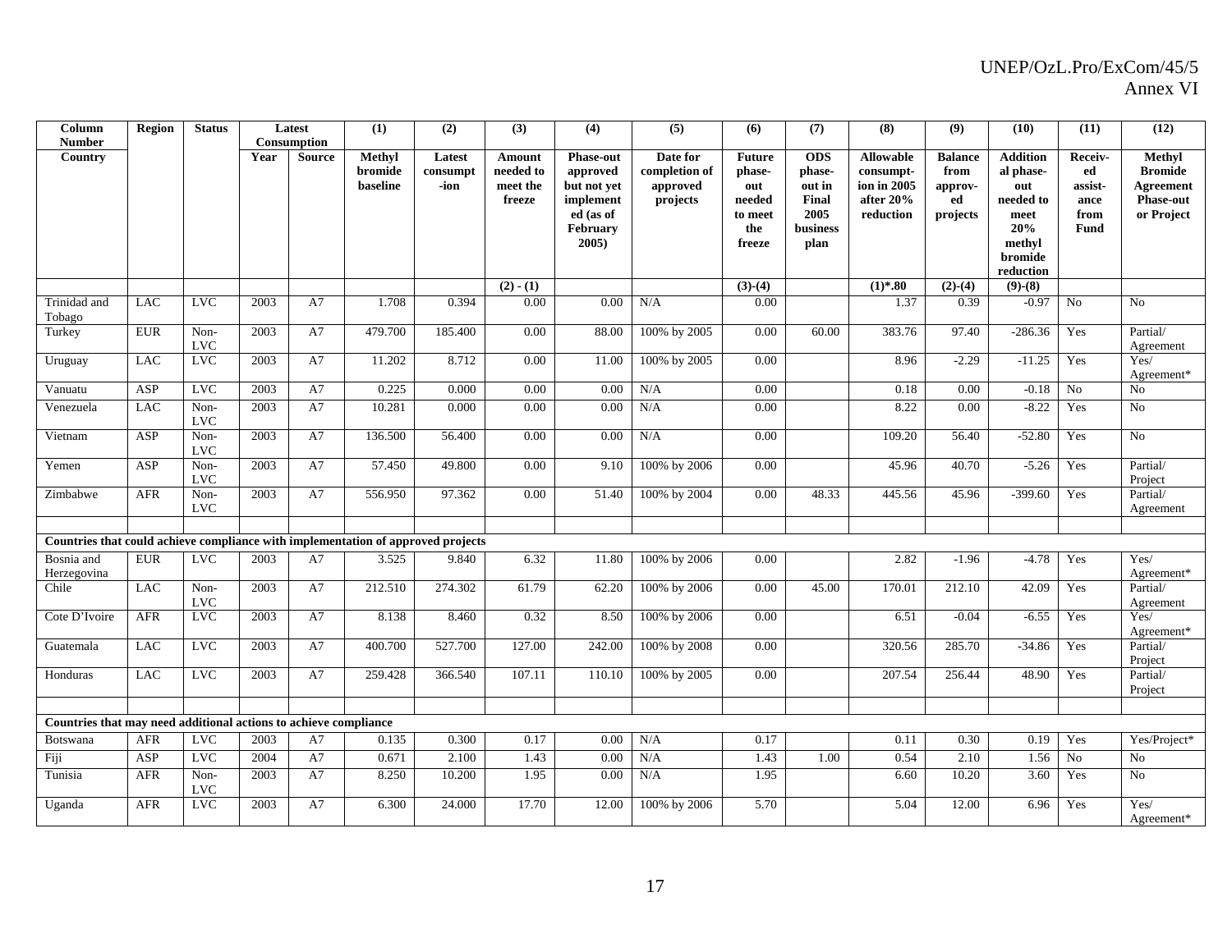| Column Number | Region | Status | Latest Consumption | | (1) | (2) | (3) | (4) | (5) | (6) | (7) | (8) | (9) | (10) | (11) | (12) |
|---|---|---|---|---|---|---|---|---|---|---|---|---|---|---|---|---|
| Country | | | Year | Source | Methyl bromide baseline | Latest consumpt-ion | Amount needed to meet the freeze | Phase-out approved but not yet implemented (as of February 2005) | Date for completion of approved projects | Future phase-out needed to meet the freeze | ODS phase-out in Final 2005 business plan | Allowable consumpt-ion in 2005 after 20% reduction | Balance from approv-ed projects | Additional phase-out needed to meet 20% methyl bromide reduction | Receiv-ed assist-ance from Fund | Methyl Bromide Agreement Phase-out or Project |
| | | | | | | | (2) - (1) | | | (3)-(4) | | (1)*.80 | (2)-(4) | (9)-(8) | | |
| Trinidad and Tobago | LAC | LVC | 2003 | A7 | 1.708 | 0.394 | 0.00 | 0.00 | N/A | 0.00 | | 1.37 | 0.39 | -0.97 | No | No |
| Turkey | EUR | Non-LVC | 2003 | A7 | 479.700 | 185.400 | 0.00 | 88.00 | 100% by 2005 | 0.00 | 60.00 | 383.76 | 97.40 | -286.36 | Yes | Partial/ Agreement |
| Uruguay | LAC | LVC | 2003 | A7 | 11.202 | 8.712 | 0.00 | 11.00 | 100% by 2005 | 0.00 | | 8.96 | -2.29 | -11.25 | Yes | Yes/ Agreement* |
| Vanuatu | ASP | LVC | 2003 | A7 | 0.225 | 0.000 | 0.00 | 0.00 | N/A | 0.00 | | 0.18 | 0.00 | -0.18 | No | No |
| Venezuela | LAC | Non-LVC | 2003 | A7 | 10.281 | 0.000 | 0.00 | 0.00 | N/A | 0.00 | | 8.22 | 0.00 | -8.22 | Yes | No |
| Vietnam | ASP | Non-LVC | 2003 | A7 | 136.500 | 56.400 | 0.00 | 0.00 | N/A | 0.00 | | 109.20 | 56.40 | -52.80 | Yes | No |
| Yemen | ASP | Non-LVC | 2003 | A7 | 57.450 | 49.800 | 0.00 | 9.10 | 100% by 2006 | 0.00 | | 45.96 | 40.70 | -5.26 | Yes | Partial/ Project |
| Zimbabwe | AFR | Non-LVC | 2003 | A7 | 556.950 | 97.362 | 0.00 | 51.40 | 100% by 2004 | 0.00 | 48.33 | 445.56 | 45.96 | -399.60 | Yes | Partial/ Agreement |
| | | | | | | | | | | | | | | | | |
| **Countries that could achieve compliance with implementation of approved projects** | | | | | | | | | | | | | | | | |
| Bosnia and Herzegovina | EUR | LVC | 2003 | A7 | 3.525 | 9.840 | 6.32 | 11.80 | 100% by 2006 | 0.00 | | 2.82 | -1.96 | -4.78 | Yes | Yes/ Agreement* |
| Chile | LAC | Non-LVC | 2003 | A7 | 212.510 | 274.302 | 61.79 | 62.20 | 100% by 2006 | 0.00 | 45.00 | 170.01 | 212.10 | 42.09 | Yes | Partial/ Agreement |
| Cote D'Ivoire | AFR | LVC | 2003 | A7 | 8.138 | 8.460 | 0.32 | 8.50 | 100% by 2006 | 0.00 | | 6.51 | -0.04 | -6.55 | Yes | Yes/ Agreement* |
| Guatemala | LAC | LVC | 2003 | A7 | 400.700 | 527.700 | 127.00 | 242.00 | 100% by 2008 | 0.00 | | 320.56 | 285.70 | -34.86 | Yes | Partial/ Project |
| Honduras | LAC | LVC | 2003 | A7 | 259.428 | 366.540 | 107.11 | 110.10 | 100% by 2005 | 0.00 | | 207.54 | 256.44 | 48.90 | Yes | Partial/ Project |
| | | | | | | | | | | | | | | | | |
| **Countries that may need additional actions to achieve compliance** | | | | | | | | | | | | | | | | |
| Botswana | AFR | LVC | 2003 | A7 | 0.135 | 0.300 | 0.17 | 0.00 | N/A | 0.17 | | 0.11 | 0.30 | 0.19 | Yes | Yes/Project* |
| Fiji | ASP | LVC | 2004 | A7 | 0.671 | 2.100 | 1.43 | 0.00 | N/A | 1.43 | 1.00 | 0.54 | 2.10 | 1.56 | No | No |
| Tunisia | AFR | Non-LVC | 2003 | A7 | 8.250 | 10.200 | 1.95 | 0.00 | N/A | 1.95 | | 6.60 | 10.20 | 3.60 | Yes | No |
| Uganda | AFR | LVC | 2003 | A7 | 6.300 | 24.000 | 17.70 | 12.00 | 100% by 2006 | 5.70 | | 5.04 | 12.00 | 6.96 | Yes | Yes/ Agreement* |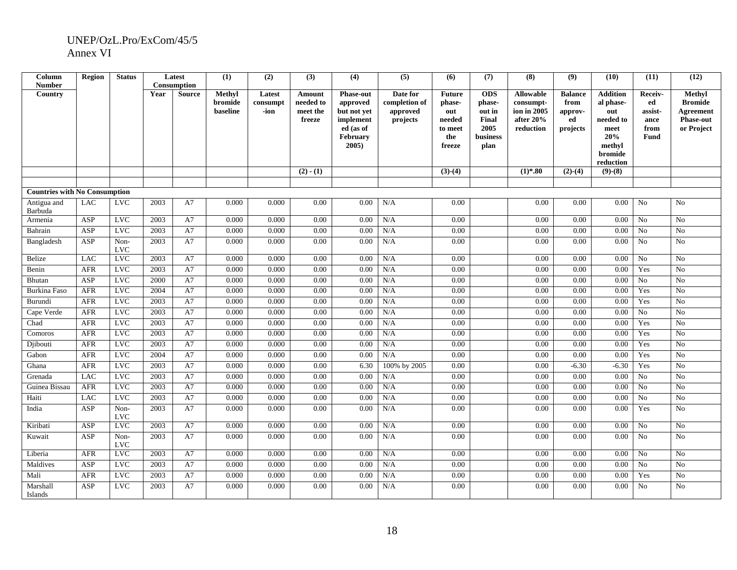UNEP/OzL.Pro/ExCom/45/5
Annex VI

| Column Number | Region | Status | Latest Consumption | | (1) | (2) | (3) | (4) | (5) | (6) | (7) | (8) | (9) | (10) | (11) | (12) |
|---|---|---|---|---|---|---|---|---|---|---|---|---|---|---|---|---|
| Country | | | Year | Source | Methyl bromide baseline | Latest consumpt-ion | Amount needed to meet the freeze | Phase-out approved but not yet implement ed (as of February 2005) | Date for completion of approved projects | Future phase-out needed to meet the freeze | ODS phase-out in Final 2005 business plan | Allowable consumpt-ion in 2005 after 20% reduction | Balance from approv-ed projects | Addition al phase-out needed to meet 20% methyl bromide reduction | Receiv-ed assist-ance from Fund | Methyl Bromide Agreement Phase-out or Project |
| | | | | | | | (2) - (1) | | | (3)-(4) | | (1)*.80 | (2)-(4) | (9)-(8) | | |
| | | | | | | | | | | | | | | | | |
| **Countries with No Consumption** | | | | | | | | | | | | | | | | |
| Antigua and Barbuda | LAC | LVC | 2003 | A7 | 0.000 | 0.000 | 0.00 | 0.00 | N/A | 0.00 | | 0.00 | 0.00 | 0.00 | No | No |
| Armenia | ASP | LVC | 2003 | A7 | 0.000 | 0.000 | 0.00 | 0.00 | N/A | 0.00 | | 0.00 | 0.00 | 0.00 | No | No |
| Bahrain | ASP | LVC | 2003 | A7 | 0.000 | 0.000 | 0.00 | 0.00 | N/A | 0.00 | | 0.00 | 0.00 | 0.00 | No | No |
| Bangladesh | ASP | Non-LVC | 2003 | A7 | 0.000 | 0.000 | 0.00 | 0.00 | N/A | 0.00 | | 0.00 | 0.00 | 0.00 | No | No |
| Belize | LAC | LVC | 2003 | A7 | 0.000 | 0.000 | 0.00 | 0.00 | N/A | 0.00 | | 0.00 | 0.00 | 0.00 | No | No |
| Benin | AFR | LVC | 2003 | A7 | 0.000 | 0.000 | 0.00 | 0.00 | N/A | 0.00 | | 0.00 | 0.00 | 0.00 | Yes | No |
| Bhutan | ASP | LVC | 2000 | A7 | 0.000 | 0.000 | 0.00 | 0.00 | N/A | 0.00 | | 0.00 | 0.00 | 0.00 | No | No |
| Burkina Faso | AFR | LVC | 2004 | A7 | 0.000 | 0.000 | 0.00 | 0.00 | N/A | 0.00 | | 0.00 | 0.00 | 0.00 | Yes | No |
| Burundi | AFR | LVC | 2003 | A7 | 0.000 | 0.000 | 0.00 | 0.00 | N/A | 0.00 | | 0.00 | 0.00 | 0.00 | Yes | No |
| Cape Verde | AFR | LVC | 2003 | A7 | 0.000 | 0.000 | 0.00 | 0.00 | N/A | 0.00 | | 0.00 | 0.00 | 0.00 | No | No |
| Chad | AFR | LVC | 2003 | A7 | 0.000 | 0.000 | 0.00 | 0.00 | N/A | 0.00 | | 0.00 | 0.00 | 0.00 | Yes | No |
| Comoros | AFR | LVC | 2003 | A7 | 0.000 | 0.000 | 0.00 | 0.00 | N/A | 0.00 | | 0.00 | 0.00 | 0.00 | Yes | No |
| Djibouti | AFR | LVC | 2003 | A7 | 0.000 | 0.000 | 0.00 | 0.00 | N/A | 0.00 | | 0.00 | 0.00 | 0.00 | Yes | No |
| Gabon | AFR | LVC | 2004 | A7 | 0.000 | 0.000 | 0.00 | 0.00 | N/A | 0.00 | | 0.00 | 0.00 | 0.00 | Yes | No |
| Ghana | AFR | LVC | 2003 | A7 | 0.000 | 0.000 | 0.00 | 6.30 | 100% by 2005 | 0.00 | | 0.00 | -6.30 | -6.30 | Yes | No |
| Grenada | LAC | LVC | 2003 | A7 | 0.000 | 0.000 | 0.00 | 0.00 | N/A | 0.00 | | 0.00 | 0.00 | 0.00 | No | No |
| Guinea Bissau | AFR | LVC | 2003 | A7 | 0.000 | 0.000 | 0.00 | 0.00 | N/A | 0.00 | | 0.00 | 0.00 | 0.00 | No | No |
| Haiti | LAC | LVC | 2003 | A7 | 0.000 | 0.000 | 0.00 | 0.00 | N/A | 0.00 | | 0.00 | 0.00 | 0.00 | No | No |
| India | ASP | Non-LVC | 2003 | A7 | 0.000 | 0.000 | 0.00 | 0.00 | N/A | 0.00 | | 0.00 | 0.00 | 0.00 | Yes | No |
| Kiribati | ASP | LVC | 2003 | A7 | 0.000 | 0.000 | 0.00 | 0.00 | N/A | 0.00 | | 0.00 | 0.00 | 0.00 | No | No |
| Kuwait | ASP | Non-LVC | 2003 | A7 | 0.000 | 0.000 | 0.00 | 0.00 | N/A | 0.00 | | 0.00 | 0.00 | 0.00 | No | No |
| Liberia | AFR | LVC | 2003 | A7 | 0.000 | 0.000 | 0.00 | 0.00 | N/A | 0.00 | | 0.00 | 0.00 | 0.00 | No | No |
| Maldives | ASP | LVC | 2003 | A7 | 0.000 | 0.000 | 0.00 | 0.00 | N/A | 0.00 | | 0.00 | 0.00 | 0.00 | No | No |
| Mali | AFR | LVC | 2003 | A7 | 0.000 | 0.000 | 0.00 | 0.00 | N/A | 0.00 | | 0.00 | 0.00 | 0.00 | Yes | No |
| Marshall Islands | ASP | LVC | 2003 | A7 | 0.000 | 0.000 | 0.00 | 0.00 | N/A | 0.00 | | 0.00 | 0.00 | 0.00 | No | No |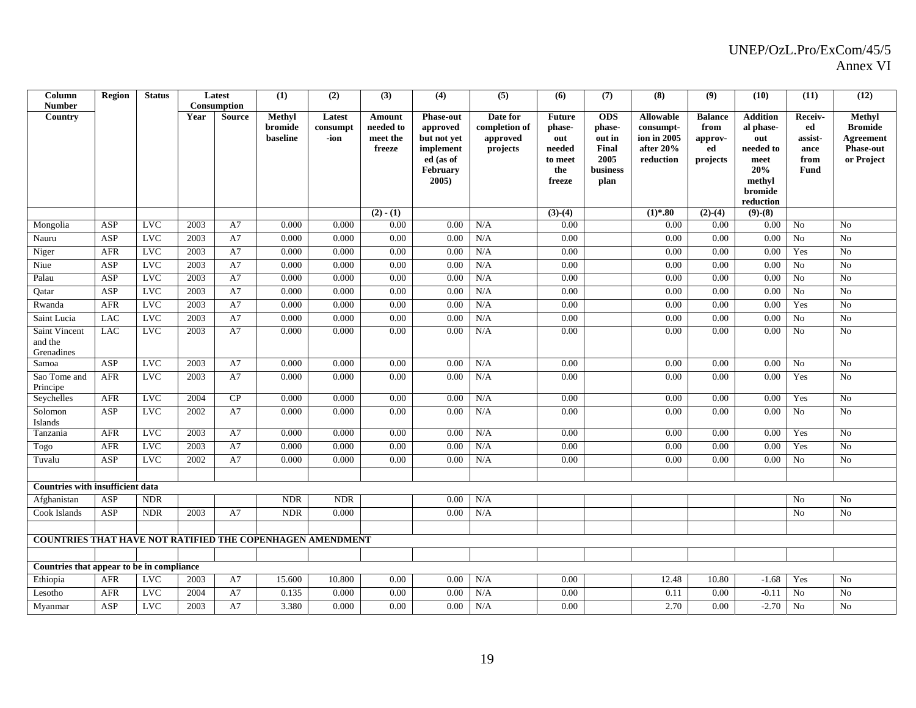| Column Number | Region | Status | Latest Consumption | | (1) | (2) | (3) | (4) | (5) | (6) | (7) | (8) | (9) | (10) | (11) | (12) |
|---|---|---|---|---|---|---|---|---|---|---|---|---|---|---|---|---|
| Country | | | Year | Source | Methyl bromide baseline | Latest consumpt-ion | Amount needed to meet the freeze | Phase-out approved but not yet implemented (as of February 2005) | Date for completion of approved projects | Future phase-out needed to meet the freeze | ODS phase-out in Final 2005 business plan | Allowable consumpt-ion in 2005 after 20% reduction | Balance from approv-ed projects | Additional phase-out needed to meet 20% methyl bromide reduction | Receiv-ed assist-ance from Fund | Methyl Bromide Agreement Phase-out or Project |
| | | | | | | | (2) - (1) | | | (3)-(4) | | (1)*.80 | (2)-(4) | (9)-(8) | | |
| Mongolia | ASP | LVC | 2003 | A7 | 0.000 | 0.000 | 0.00 | 0.00 | N/A | 0.00 | | 0.00 | 0.00 | 0.00 | No | No |
| Nauru | ASP | LVC | 2003 | A7 | 0.000 | 0.000 | 0.00 | 0.00 | N/A | 0.00 | | 0.00 | 0.00 | 0.00 | No | No |
| Niger | AFR | LVC | 2003 | A7 | 0.000 | 0.000 | 0.00 | 0.00 | N/A | 0.00 | | 0.00 | 0.00 | 0.00 | Yes | No |
| Niue | ASP | LVC | 2003 | A7 | 0.000 | 0.000 | 0.00 | 0.00 | N/A | 0.00 | | 0.00 | 0.00 | 0.00 | No | No |
| Palau | ASP | LVC | 2003 | A7 | 0.000 | 0.000 | 0.00 | 0.00 | N/A | 0.00 | | 0.00 | 0.00 | 0.00 | No | No |
| Qatar | ASP | LVC | 2003 | A7 | 0.000 | 0.000 | 0.00 | 0.00 | N/A | 0.00 | | 0.00 | 0.00 | 0.00 | No | No |
| Rwanda | AFR | LVC | 2003 | A7 | 0.000 | 0.000 | 0.00 | 0.00 | N/A | 0.00 | | 0.00 | 0.00 | 0.00 | Yes | No |
| Saint Lucia | LAC | LVC | 2003 | A7 | 0.000 | 0.000 | 0.00 | 0.00 | N/A | 0.00 | | 0.00 | 0.00 | 0.00 | No | No |
| Saint Vincent and the Grenadines | LAC | LVC | 2003 | A7 | 0.000 | 0.000 | 0.00 | 0.00 | N/A | 0.00 | | 0.00 | 0.00 | 0.00 | No | No |
| Samoa | ASP | LVC | 2003 | A7 | 0.000 | 0.000 | 0.00 | 0.00 | N/A | 0.00 | | 0.00 | 0.00 | 0.00 | No | No |
| Sao Tome and Principe | AFR | LVC | 2003 | A7 | 0.000 | 0.000 | 0.00 | 0.00 | N/A | 0.00 | | 0.00 | 0.00 | 0.00 | Yes | No |
| Seychelles | AFR | LVC | 2004 | CP | 0.000 | 0.000 | 0.00 | 0.00 | N/A | 0.00 | | 0.00 | 0.00 | 0.00 | Yes | No |
| Solomon Islands | ASP | LVC | 2002 | A7 | 0.000 | 0.000 | 0.00 | 0.00 | N/A | 0.00 | | 0.00 | 0.00 | 0.00 | No | No |
| Tanzania | AFR | LVC | 2003 | A7 | 0.000 | 0.000 | 0.00 | 0.00 | N/A | 0.00 | | 0.00 | 0.00 | 0.00 | Yes | No |
| Togo | AFR | LVC | 2003 | A7 | 0.000 | 0.000 | 0.00 | 0.00 | N/A | 0.00 | | 0.00 | 0.00 | 0.00 | Yes | No |
| Tuvalu | ASP | LVC | 2002 | A7 | 0.000 | 0.000 | 0.00 | 0.00 | N/A | 0.00 | | 0.00 | 0.00 | 0.00 | No | No |
| | | | | | | | | | | | | | | | | |
| **Countries with insufficient data** | | | | | | | | | | | | | | | | |
| Afghanistan | ASP | NDR | | | NDR | NDR | | 0.00 | N/A | | | | | | No | No |
| Cook Islands | ASP | NDR | 2003 | A7 | NDR | 0.000 | | 0.00 | N/A | | | | | | No | No |
| | | | | | | | | | | | | | | | | |
| **COUNTRIES THAT HAVE NOT RATIFIED THE COPENHAGEN AMENDMENT** | | | | | | | | | | | | | | | | |
| | | | | | | | | | | | | | | | | |
| **Countries that appear to be in compliance** | | | | | | | | | | | | | | | | |
| Ethiopia | AFR | LVC | 2003 | A7 | 15.600 | 10.800 | 0.00 | 0.00 | N/A | 0.00 | | 12.48 | 10.80 | -1.68 | Yes | No |
| Lesotho | AFR | LVC | 2004 | A7 | 0.135 | 0.000 | 0.00 | 0.00 | N/A | 0.00 | | 0.11 | 0.00 | -0.11 | No | No |
| Myanmar | ASP | LVC | 2003 | A7 | 3.380 | 0.000 | 0.00 | 0.00 | N/A | 0.00 | | 2.70 | 0.00 | -2.70 | No | No |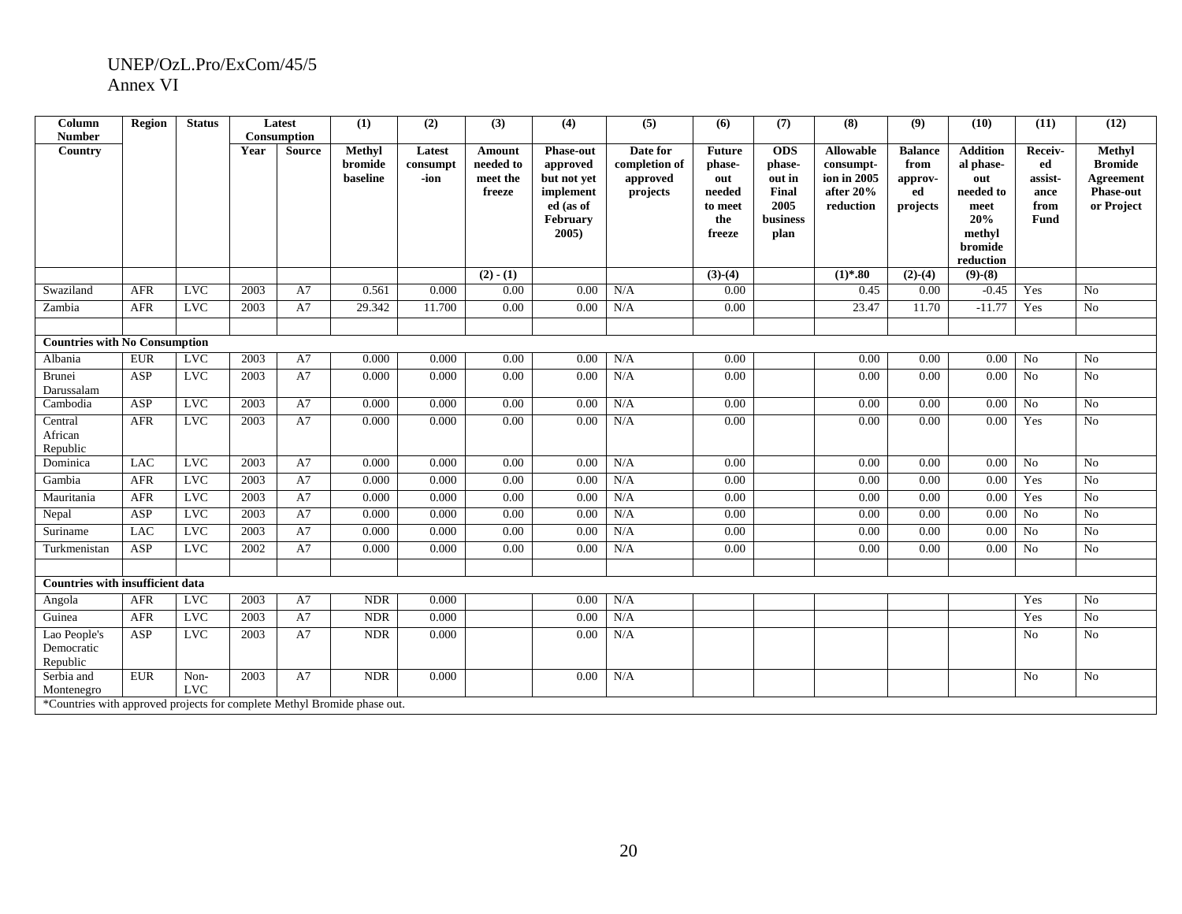UNEP/OzL.Pro/ExCom/45/5
Annex VI

| Column Number | Region | Status | Latest Consumption | | (1) | (2) | (3) | (4) | (5) | (6) | (7) | (8) | (9) | (10) | (11) | (12) |
|---|---|---|---|---|---|---|---|---|---|---|---|---|---|---|---|---|
| Country | | | Year | Source | Methyl bromide baseline | Latest consumpt -ion | Amount needed to meet the freeze | Phase-out approved but not yet implement ed (as of February 2005) | Date for completion of approved projects | Future phase-out needed to meet the freeze | ODS phase-out in Final 2005 business plan | Allowable consumpt-ion in 2005 after 20% reduction | Balance from approv-ed projects | Addition al phase-out needed to meet 20% methyl bromide reduction | Receiv-ed assist-ance from Fund | Methyl Bromide Agreement Phase-out or Project |
| | | | | | | | (2) - (1) | | | (3)-(4) | | (1)*.80 | (2)-(4) | (9)-(8) | | |
| Swaziland | AFR | LVC | 2003 | A7 | 0.561 | 0.000 | 0.00 | 0.00 | N/A | 0.00 | | 0.45 | 0.00 | -0.45 | Yes | No |
| Zambia | AFR | LVC | 2003 | A7 | 29.342 | 11.700 | 0.00 | 0.00 | N/A | 0.00 | | 23.47 | 11.70 | -11.77 | Yes | No |
| | | | | | | | | | | | | | | | | |
| **Countries with No Consumption** | | | | | | | | | | | | | | | | |
| Albania | EUR | LVC | 2003 | A7 | 0.000 | 0.000 | 0.00 | 0.00 | N/A | 0.00 | | 0.00 | 0.00 | 0.00 | No | No |
| Brunei Darussalam | ASP | LVC | 2003 | A7 | 0.000 | 0.000 | 0.00 | 0.00 | N/A | 0.00 | | 0.00 | 0.00 | 0.00 | No | No |
| Cambodia | ASP | LVC | 2003 | A7 | 0.000 | 0.000 | 0.00 | 0.00 | N/A | 0.00 | | 0.00 | 0.00 | 0.00 | No | No |
| Central African Republic | AFR | LVC | 2003 | A7 | 0.000 | 0.000 | 0.00 | 0.00 | N/A | 0.00 | | 0.00 | 0.00 | 0.00 | Yes | No |
| Dominica | LAC | LVC | 2003 | A7 | 0.000 | 0.000 | 0.00 | 0.00 | N/A | 0.00 | | 0.00 | 0.00 | 0.00 | No | No |
| Gambia | AFR | LVC | 2003 | A7 | 0.000 | 0.000 | 0.00 | 0.00 | N/A | 0.00 | | 0.00 | 0.00 | 0.00 | Yes | No |
| Mauritania | AFR | LVC | 2003 | A7 | 0.000 | 0.000 | 0.00 | 0.00 | N/A | 0.00 | | 0.00 | 0.00 | 0.00 | Yes | No |
| Nepal | ASP | LVC | 2003 | A7 | 0.000 | 0.000 | 0.00 | 0.00 | N/A | 0.00 | | 0.00 | 0.00 | 0.00 | No | No |
| Suriname | LAC | LVC | 2003 | A7 | 0.000 | 0.000 | 0.00 | 0.00 | N/A | 0.00 | | 0.00 | 0.00 | 0.00 | No | No |
| Turkmenistan | ASP | LVC | 2002 | A7 | 0.000 | 0.000 | 0.00 | 0.00 | N/A | 0.00 | | 0.00 | 0.00 | 0.00 | No | No |
| | | | | | | | | | | | | | | | | |
| **Countries with insufficient data** | | | | | | | | | | | | | | | | |
| Angola | AFR | LVC | 2003 | A7 | NDR | 0.000 | | 0.00 | N/A | | | | | | Yes | No |
| Guinea | AFR | LVC | 2003 | A7 | NDR | 0.000 | | 0.00 | N/A | | | | | | Yes | No |
| Lao People's Democratic Republic | ASP | LVC | 2003 | A7 | NDR | 0.000 | | 0.00 | N/A | | | | | | No | No |
| Serbia and Montenegro | EUR | Non-LVC | 2003 | A7 | NDR | 0.000 | | 0.00 | N/A | | | | | | No | No |

*Countries with approved projects for complete Methyl Bromide phase out.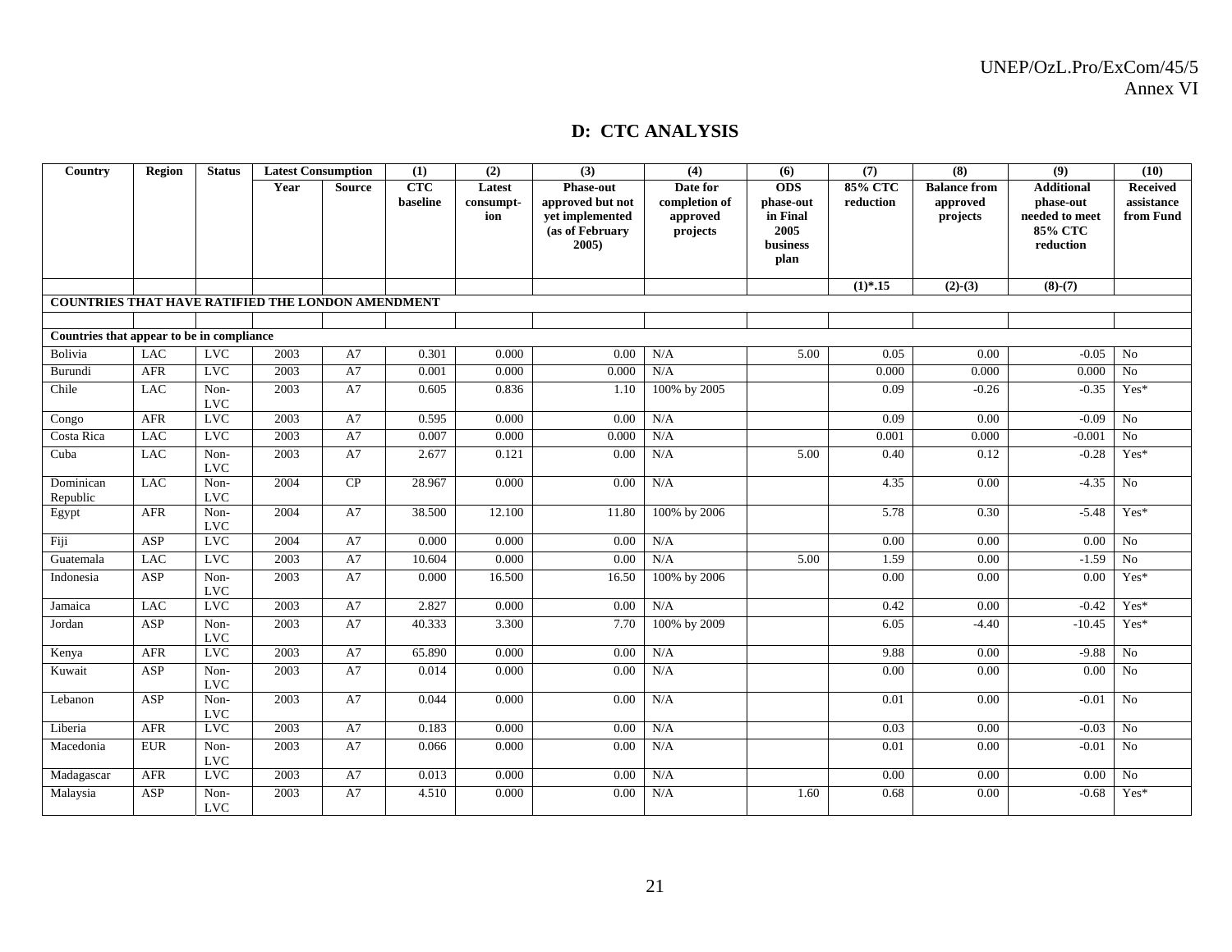## D: CTC ANALYSIS

| Country | Region | Status | Latest Consumption | | (1) | (2) | (3) | (4) | (6) | (7) | (8) | (9) | (10) |
|---|---|---|---|---|---|---|---|---|---|---|---|---|---|
| | | | Year | Source | CTC baseline | Latest consumpt-ion | Phase-out approved but not yet implemented (as of February 2005) | Date for completion of approved projects | ODS phase-out in Final 2005 business plan | 85% CTC reduction | Balance from approved projects | Additional phase-out needed to meet 85% CTC reduction | Received assistance from Fund |
| | | | | | | | | | | (1)*.15 | (2)-(3) | (8)-(7) | |
| **COUNTRIES THAT HAVE RATIFIED THE LONDON AMENDMENT** | | | | | | | | | | | | | |
| | | | | | | | | | | | | | |
| **Countries that appear to be in compliance** | | | | | | | | | | | | | |
| Bolivia | LAC | LVC | 2003 | A7 | 0.301 | 0.000 | 0.00 | N/A | 5.00 | 0.05 | 0.00 | -0.05 | No |
| Burundi | AFR | LVC | 2003 | A7 | 0.001 | 0.000 | 0.000 | N/A | | 0.000 | 0.000 | 0.000 | No |
| Chile | LAC | Non-LVC | 2003 | A7 | 0.605 | 0.836 | 1.10 | 100% by 2005 | | 0.09 | -0.26 | -0.35 | Yes* |
| Congo | AFR | LVC | 2003 | A7 | 0.595 | 0.000 | 0.00 | N/A | | 0.09 | 0.00 | -0.09 | No |
| Costa Rica | LAC | LVC | 2003 | A7 | 0.007 | 0.000 | 0.000 | N/A | | 0.001 | 0.000 | -0.001 | No |
| Cuba | LAC | Non-LVC | 2003 | A7 | 2.677 | 0.121 | 0.00 | N/A | 5.00 | 0.40 | 0.12 | -0.28 | Yes* |
| Dominican Republic | LAC | Non-LVC | 2004 | CP | 28.967 | 0.000 | 0.00 | N/A | | 4.35 | 0.00 | -4.35 | No |
| Egypt | AFR | Non-LVC | 2004 | A7 | 38.500 | 12.100 | 11.80 | 100% by 2006 | | 5.78 | 0.30 | -5.48 | Yes* |
| Fiji | ASP | LVC | 2004 | A7 | 0.000 | 0.000 | 0.00 | N/A | | 0.00 | 0.00 | 0.00 | No |
| Guatemala | LAC | LVC | 2003 | A7 | 10.604 | 0.000 | 0.00 | N/A | 5.00 | 1.59 | 0.00 | -1.59 | No |
| Indonesia | ASP | Non-LVC | 2003 | A7 | 0.000 | 16.500 | 16.50 | 100% by 2006 | | 0.00 | 0.00 | 0.00 | Yes* |
| Jamaica | LAC | LVC | 2003 | A7 | 2.827 | 0.000 | 0.00 | N/A | | 0.42 | 0.00 | -0.42 | Yes* |
| Jordan | ASP | Non-LVC | 2003 | A7 | 40.333 | 3.300 | 7.70 | 100% by 2009 | | 6.05 | -4.40 | -10.45 | Yes* |
| Kenya | AFR | LVC | 2003 | A7 | 65.890 | 0.000 | 0.00 | N/A | | 9.88 | 0.00 | -9.88 | No |
| Kuwait | ASP | Non-LVC | 2003 | A7 | 0.014 | 0.000 | 0.00 | N/A | | 0.00 | 0.00 | 0.00 | No |
| Lebanon | ASP | Non-LVC | 2003 | A7 | 0.044 | 0.000 | 0.00 | N/A | | 0.01 | 0.00 | -0.01 | No |
| Liberia | AFR | LVC | 2003 | A7 | 0.183 | 0.000 | 0.00 | N/A | | 0.03 | 0.00 | -0.03 | No |
| Macedonia | EUR | Non-LVC | 2003 | A7 | 0.066 | 0.000 | 0.00 | N/A | | 0.01 | 0.00 | -0.01 | No |
| Madagascar | AFR | LVC | 2003 | A7 | 0.013 | 0.000 | 0.00 | N/A | | 0.00 | 0.00 | 0.00 | No |
| Malaysia | ASP | Non-LVC | 2003 | A7 | 4.510 | 0.000 | 0.00 | N/A | 1.60 | 0.68 | 0.00 | -0.68 | Yes* |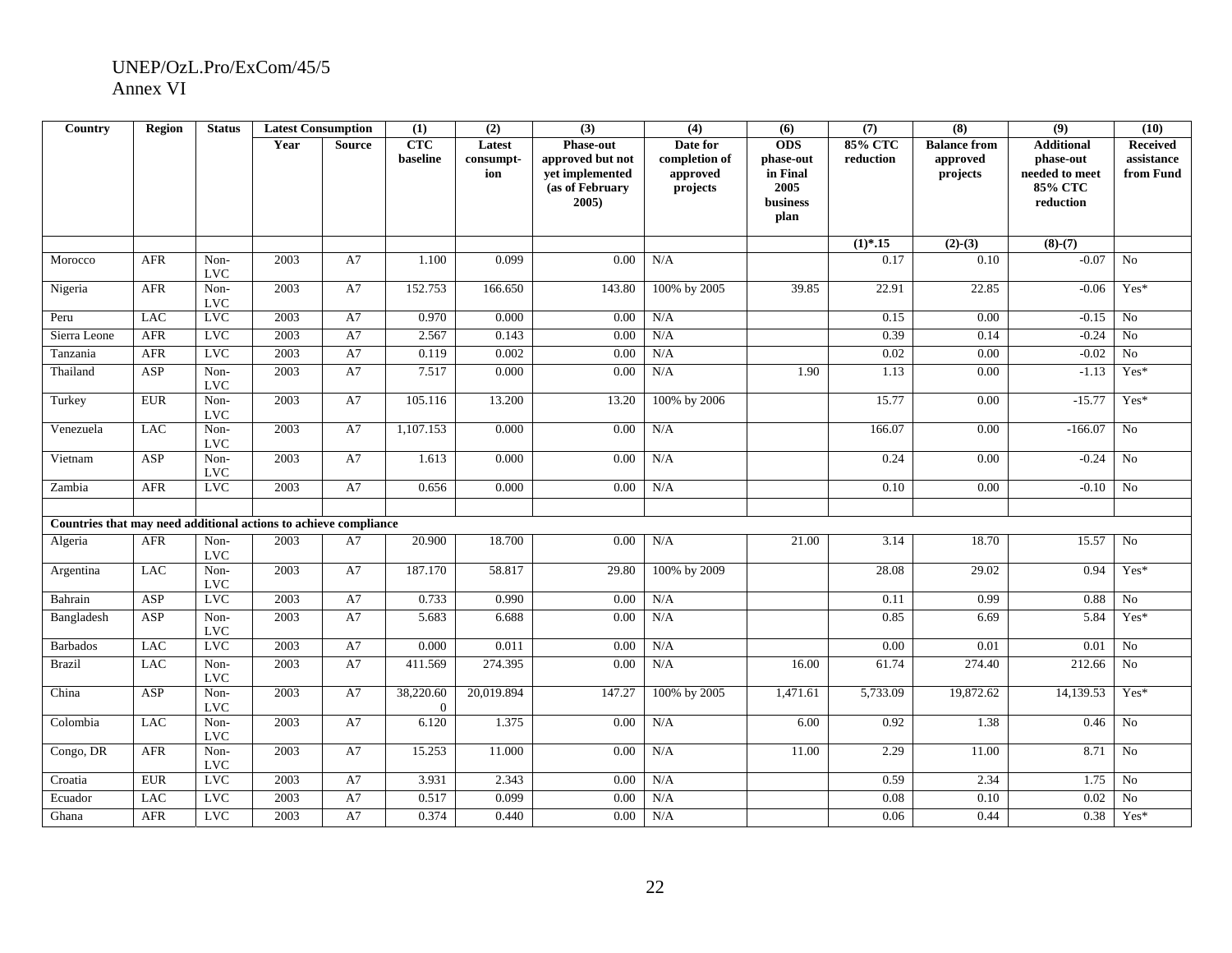| Country | Region | Status | Latest Consumption | | (1) | (2) | (3) | (4) | (6) | (7) | (8) | (9) | (10) |
|---|---|---|---|---|---|---|---|---|---|---|---|---|---|
| | | | Year | Source | CTC baseline | Latest consumpt-ion | Phase-out approved but not yet implemented (as of February 2005) | Date for completion of approved projects | ODS phase-out in Final 2005 business plan | 85% CTC reduction | Balance from approved projects | Additional phase-out needed to meet 85% CTC reduction | Received assistance from Fund |
| | | | | | | | | | | (1)*.15 | (2)-(3) | (8)-(7) | |
| Morocco | AFR | Non-LVC | 2003 | A7 | 1.100 | 0.099 | 0.00 | N/A | | 0.17 | 0.10 | -0.07 | No |
| Nigeria | AFR | Non-LVC | 2003 | A7 | 152.753 | 166.650 | 143.80 | 100% by 2005 | 39.85 | 22.91 | 22.85 | -0.06 | Yes* |
| Peru | LAC | LVC | 2003 | A7 | 0.970 | 0.000 | 0.00 | N/A | | 0.15 | 0.00 | -0.15 | No |
| Sierra Leone | AFR | LVC | 2003 | A7 | 2.567 | 0.143 | 0.00 | N/A | | 0.39 | 0.14 | -0.24 | No |
| Tanzania | AFR | LVC | 2003 | A7 | 0.119 | 0.002 | 0.00 | N/A | | 0.02 | 0.00 | -0.02 | No |
| Thailand | ASP | Non-LVC | 2003 | A7 | 7.517 | 0.000 | 0.00 | N/A | 1.90 | 1.13 | 0.00 | -1.13 | Yes* |
| Turkey | EUR | Non-LVC | 2003 | A7 | 105.116 | 13.200 | 13.20 | 100% by 2006 | | 15.77 | 0.00 | -15.77 | Yes* |
| Venezuela | LAC | Non-LVC | 2003 | A7 | 1,107.153 | 0.000 | 0.00 | N/A | | 166.07 | 0.00 | -166.07 | No |
| Vietnam | ASP | Non-LVC | 2003 | A7 | 1.613 | 0.000 | 0.00 | N/A | | 0.24 | 0.00 | -0.24 | No |
| Zambia | AFR | LVC | 2003 | A7 | 0.656 | 0.000 | 0.00 | N/A | | 0.10 | 0.00 | -0.10 | No |
| | | | | | | | | | | | | | |
| **Countries that may need additional actions to achieve compliance** | | | | | | | | | | | | | |
| Algeria | AFR | Non-LVC | 2003 | A7 | 20.900 | 18.700 | 0.00 | N/A | 21.00 | 3.14 | 18.70 | 15.57 | No |
| Argentina | LAC | Non-LVC | 2003 | A7 | 187.170 | 58.817 | 29.80 | 100% by 2009 | | 28.08 | 29.02 | 0.94 | Yes* |
| Bahrain | ASP | LVC | 2003 | A7 | 0.733 | 0.990 | 0.00 | N/A | | 0.11 | 0.99 | 0.88 | No |
| Bangladesh | ASP | Non-LVC | 2003 | A7 | 5.683 | 6.688 | 0.00 | N/A | | 0.85 | 6.69 | 5.84 | Yes* |
| Barbados | LAC | LVC | 2003 | A7 | 0.000 | 0.011 | 0.00 | N/A | | 0.00 | 0.01 | 0.01 | No |
| Brazil | LAC | Non-LVC | 2003 | A7 | 411.569 | 274.395 | 0.00 | N/A | 16.00 | 61.74 | 274.40 | 212.66 | No |
| China | ASP | Non-LVC | 2003 | A7 | 38,220.600 | 20,019.894 | 147.27 | 100% by 2005 | 1,471.61 | 5,733.09 | 19,872.62 | 14,139.53 | Yes* |
| Colombia | LAC | Non-LVC | 2003 | A7 | 6.120 | 1.375 | 0.00 | N/A | 6.00 | 0.92 | 1.38 | 0.46 | No |
| Congo, DR | AFR | Non-LVC | 2003 | A7 | 15.253 | 11.000 | 0.00 | N/A | 11.00 | 2.29 | 11.00 | 8.71 | No |
| Croatia | EUR | LVC | 2003 | A7 | 3.931 | 2.343 | 0.00 | N/A | | 0.59 | 2.34 | 1.75 | No |
| Ecuador | LAC | LVC | 2003 | A7 | 0.517 | 0.099 | 0.00 | N/A | | 0.08 | 0.10 | 0.02 | No |
| Ghana | AFR | LVC | 2003 | A7 | 0.374 | 0.440 | 0.00 | N/A | | 0.06 | 0.44 | 0.38 | Yes* |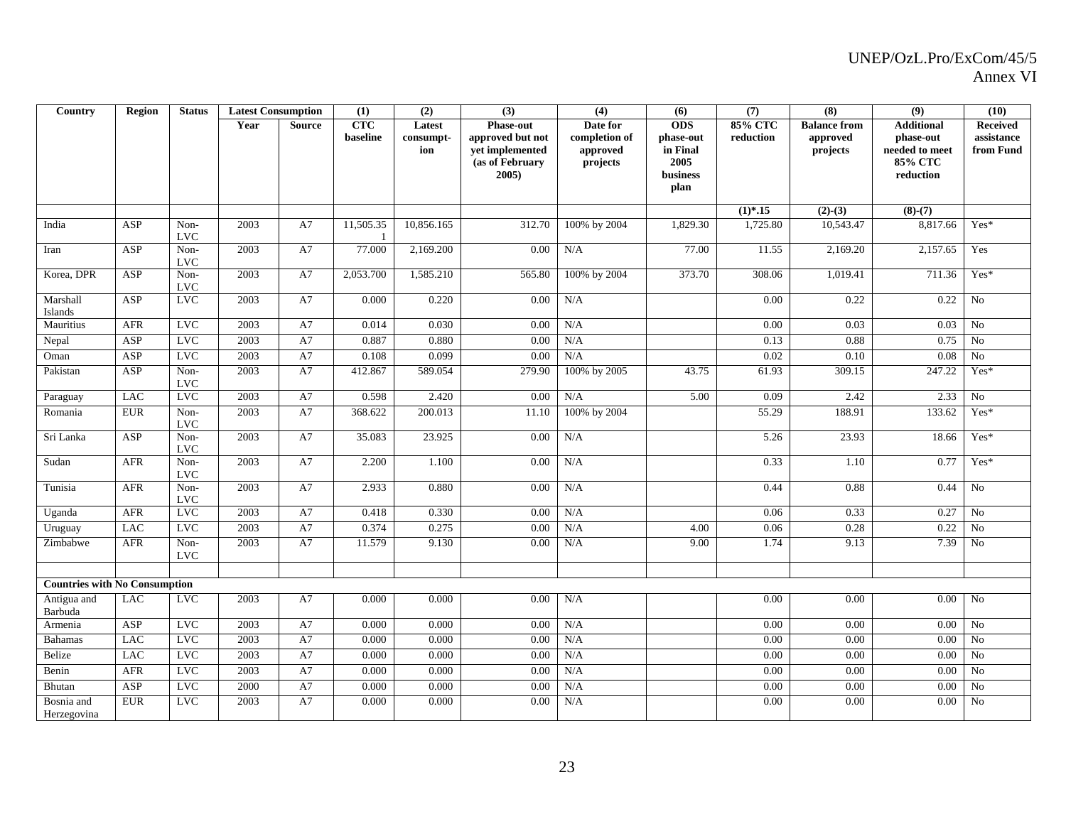| Country | Region | Status | Latest Consumption | | (1) | (2) | (3) | (4) | (6) | (7) | (8) | (9) | (10) |
|---|---|---|---|---|---|---|---|---|---|---|---|---|---|
| | | | Year | Source | CTC baseline | Latest consumpt-ion | Phase-out approved but not yet implemented (as of February 2005) | Date for completion of approved projects | ODS phase-out in Final 2005 business plan | 85% CTC reduction | Balance from approved projects | Additional phase-out needed to meet 85% CTC reduction | Received assistance from Fund |
| | | | | | | | | | | (1)*.15 | (2)-(3) | (8)-(7) | |
| India | ASP | Non-LVC | 2003 | A7 | 11,505.351 | 10,856.165 | 312.70 | 100% by 2004 | 1,829.30 | 1,725.80 | 10,543.47 | 8,817.66 | Yes* |
| Iran | ASP | Non-LVC | 2003 | A7 | 77.000 | 2,169.200 | 0.00 | N/A | 77.00 | 11.55 | 2,169.20 | 2,157.65 | Yes |
| Korea, DPR | ASP | Non-LVC | 2003 | A7 | 2,053.700 | 1,585.210 | 565.80 | 100% by 2004 | 373.70 | 308.06 | 1,019.41 | 711.36 | Yes* |
| Marshall Islands | ASP | LVC | 2003 | A7 | 0.000 | 0.220 | 0.00 | N/A | | 0.00 | 0.22 | 0.22 | No |
| Mauritius | AFR | LVC | 2003 | A7 | 0.014 | 0.030 | 0.00 | N/A | | 0.00 | 0.03 | 0.03 | No |
| Nepal | ASP | LVC | 2003 | A7 | 0.887 | 0.880 | 0.00 | N/A | | 0.13 | 0.88 | 0.75 | No |
| Oman | ASP | LVC | 2003 | A7 | 0.108 | 0.099 | 0.00 | N/A | | 0.02 | 0.10 | 0.08 | No |
| Pakistan | ASP | Non-LVC | 2003 | A7 | 412.867 | 589.054 | 279.90 | 100% by 2005 | 43.75 | 61.93 | 309.15 | 247.22 | Yes* |
| Paraguay | LAC | LVC | 2003 | A7 | 0.598 | 2.420 | 0.00 | N/A | 5.00 | 0.09 | 2.42 | 2.33 | No |
| Romania | EUR | Non-LVC | 2003 | A7 | 368.622 | 200.013 | 11.10 | 100% by 2004 | | 55.29 | 188.91 | 133.62 | Yes* |
| Sri Lanka | ASP | Non-LVC | 2003 | A7 | 35.083 | 23.925 | 0.00 | N/A | | 5.26 | 23.93 | 18.66 | Yes* |
| Sudan | AFR | Non-LVC | 2003 | A7 | 2.200 | 1.100 | 0.00 | N/A | | 0.33 | 1.10 | 0.77 | Yes* |
| Tunisia | AFR | Non-LVC | 2003 | A7 | 2.933 | 0.880 | 0.00 | N/A | | 0.44 | 0.88 | 0.44 | No |
| Uganda | AFR | LVC | 2003 | A7 | 0.418 | 0.330 | 0.00 | N/A | | 0.06 | 0.33 | 0.27 | No |
| Uruguay | LAC | LVC | 2003 | A7 | 0.374 | 0.275 | 0.00 | N/A | 4.00 | 0.06 | 0.28 | 0.22 | No |
| Zimbabwe | AFR | Non-LVC | 2003 | A7 | 11.579 | 9.130 | 0.00 | N/A | 9.00 | 1.74 | 9.13 | 7.39 | No |
| | | | | | | | | | | | | | |
| **Countries with No Consumption** | | | | | | | | | | | | | |
| Antigua and Barbuda | LAC | LVC | 2003 | A7 | 0.000 | 0.000 | 0.00 | N/A | | 0.00 | 0.00 | 0.00 | No |
| Armenia | ASP | LVC | 2003 | A7 | 0.000 | 0.000 | 0.00 | N/A | | 0.00 | 0.00 | 0.00 | No |
| Bahamas | LAC | LVC | 2003 | A7 | 0.000 | 0.000 | 0.00 | N/A | | 0.00 | 0.00 | 0.00 | No |
| Belize | LAC | LVC | 2003 | A7 | 0.000 | 0.000 | 0.00 | N/A | | 0.00 | 0.00 | 0.00 | No |
| Benin | AFR | LVC | 2003 | A7 | 0.000 | 0.000 | 0.00 | N/A | | 0.00 | 0.00 | 0.00 | No |
| Bhutan | ASP | LVC | 2000 | A7 | 0.000 | 0.000 | 0.00 | N/A | | 0.00 | 0.00 | 0.00 | No |
| Bosnia and Herzegovina | EUR | LVC | 2003 | A7 | 0.000 | 0.000 | 0.00 | N/A | | 0.00 | 0.00 | 0.00 | No |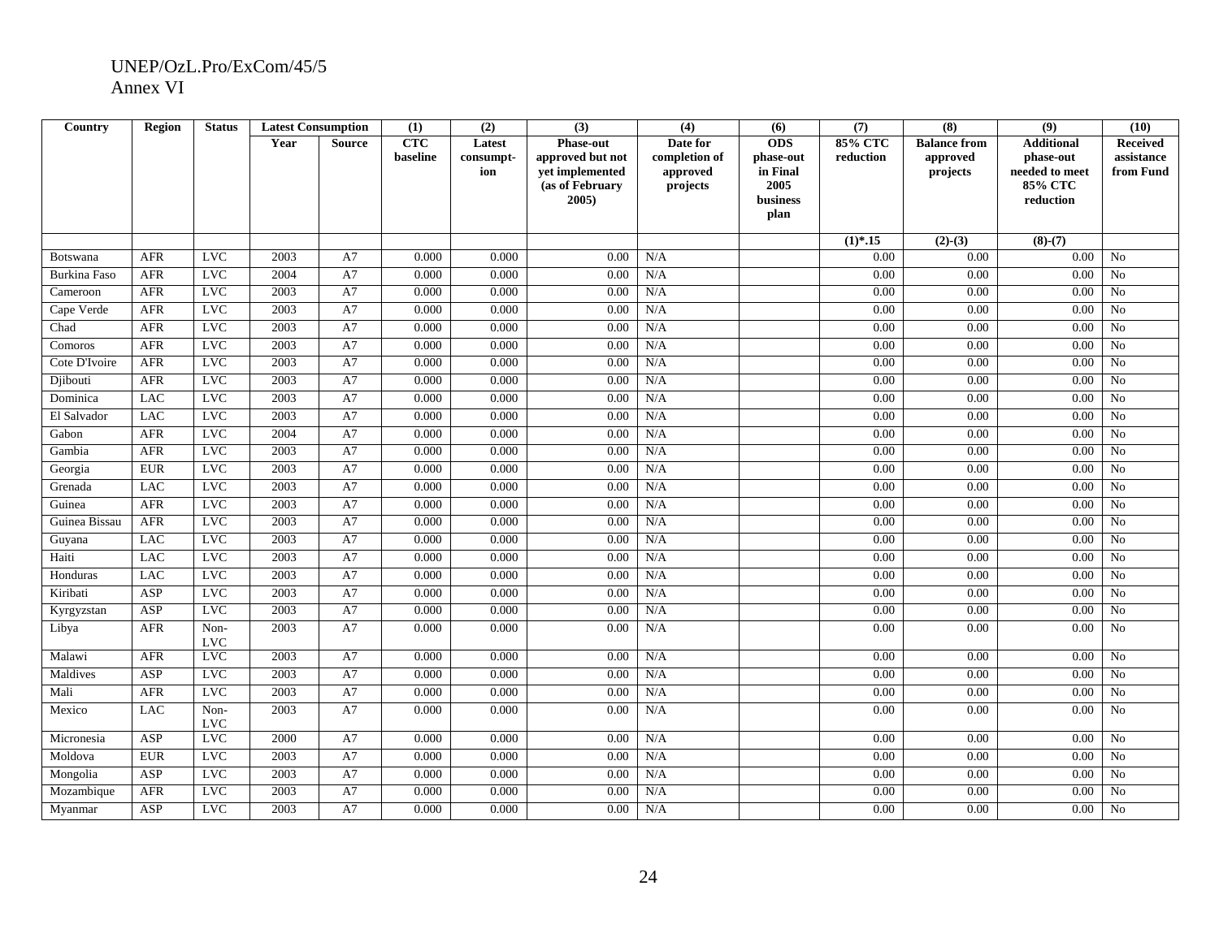UNEP/OzL.Pro/ExCom/45/5
Annex VI

| Country | Region | Status | Latest Consumption | | (1) | (2) | (3) | (4) | (6) | (7) | (8) | (9) | (10) |
|---|---|---|---|---|---|---|---|---|---|---|---|---|---|
| | | | Year | Source | CTC baseline | Latest consumpt-ion | Phase-out approved but not yet implemented (as of February 2005) | Date for completion of approved projects | ODS phase-out in Final 2005 business plan | 85% CTC reduction | Balance from approved projects | Additional phase-out needed to meet 85% CTC reduction | Received assistance from Fund |
| | | | | | | | | | | (1)*.15 | (2)-(3) | (8)-(7) | |
| Botswana | AFR | LVC | 2003 | A7 | 0.000 | 0.000 | 0.00 | N/A | | 0.00 | 0.00 | 0.00 | No |
| Burkina Faso | AFR | LVC | 2004 | A7 | 0.000 | 0.000 | 0.00 | N/A | | 0.00 | 0.00 | 0.00 | No |
| Cameroon | AFR | LVC | 2003 | A7 | 0.000 | 0.000 | 0.00 | N/A | | 0.00 | 0.00 | 0.00 | No |
| Cape Verde | AFR | LVC | 2003 | A7 | 0.000 | 0.000 | 0.00 | N/A | | 0.00 | 0.00 | 0.00 | No |
| Chad | AFR | LVC | 2003 | A7 | 0.000 | 0.000 | 0.00 | N/A | | 0.00 | 0.00 | 0.00 | No |
| Comoros | AFR | LVC | 2003 | A7 | 0.000 | 0.000 | 0.00 | N/A | | 0.00 | 0.00 | 0.00 | No |
| Cote D'Ivoire | AFR | LVC | 2003 | A7 | 0.000 | 0.000 | 0.00 | N/A | | 0.00 | 0.00 | 0.00 | No |
| Djibouti | AFR | LVC | 2003 | A7 | 0.000 | 0.000 | 0.00 | N/A | | 0.00 | 0.00 | 0.00 | No |
| Dominica | LAC | LVC | 2003 | A7 | 0.000 | 0.000 | 0.00 | N/A | | 0.00 | 0.00 | 0.00 | No |
| El Salvador | LAC | LVC | 2003 | A7 | 0.000 | 0.000 | 0.00 | N/A | | 0.00 | 0.00 | 0.00 | No |
| Gabon | AFR | LVC | 2004 | A7 | 0.000 | 0.000 | 0.00 | N/A | | 0.00 | 0.00 | 0.00 | No |
| Gambia | AFR | LVC | 2003 | A7 | 0.000 | 0.000 | 0.00 | N/A | | 0.00 | 0.00 | 0.00 | No |
| Georgia | EUR | LVC | 2003 | A7 | 0.000 | 0.000 | 0.00 | N/A | | 0.00 | 0.00 | 0.00 | No |
| Grenada | LAC | LVC | 2003 | A7 | 0.000 | 0.000 | 0.00 | N/A | | 0.00 | 0.00 | 0.00 | No |
| Guinea | AFR | LVC | 2003 | A7 | 0.000 | 0.000 | 0.00 | N/A | | 0.00 | 0.00 | 0.00 | No |
| Guinea Bissau | AFR | LVC | 2003 | A7 | 0.000 | 0.000 | 0.00 | N/A | | 0.00 | 0.00 | 0.00 | No |
| Guyana | LAC | LVC | 2003 | A7 | 0.000 | 0.000 | 0.00 | N/A | | 0.00 | 0.00 | 0.00 | No |
| Haiti | LAC | LVC | 2003 | A7 | 0.000 | 0.000 | 0.00 | N/A | | 0.00 | 0.00 | 0.00 | No |
| Honduras | LAC | LVC | 2003 | A7 | 0.000 | 0.000 | 0.00 | N/A | | 0.00 | 0.00 | 0.00 | No |
| Kiribati | ASP | LVC | 2003 | A7 | 0.000 | 0.000 | 0.00 | N/A | | 0.00 | 0.00 | 0.00 | No |
| Kyrgyzstan | ASP | LVC | 2003 | A7 | 0.000 | 0.000 | 0.00 | N/A | | 0.00 | 0.00 | 0.00 | No |
| Libya | AFR | Non-LVC | 2003 | A7 | 0.000 | 0.000 | 0.00 | N/A | | 0.00 | 0.00 | 0.00 | No |
| Malawi | AFR | LVC | 2003 | A7 | 0.000 | 0.000 | 0.00 | N/A | | 0.00 | 0.00 | 0.00 | No |
| Maldives | ASP | LVC | 2003 | A7 | 0.000 | 0.000 | 0.00 | N/A | | 0.00 | 0.00 | 0.00 | No |
| Mali | AFR | LVC | 2003 | A7 | 0.000 | 0.000 | 0.00 | N/A | | 0.00 | 0.00 | 0.00 | No |
| Mexico | LAC | Non-LVC | 2003 | A7 | 0.000 | 0.000 | 0.00 | N/A | | 0.00 | 0.00 | 0.00 | No |
| Micronesia | ASP | LVC | 2000 | A7 | 0.000 | 0.000 | 0.00 | N/A | | 0.00 | 0.00 | 0.00 | No |
| Moldova | EUR | LVC | 2003 | A7 | 0.000 | 0.000 | 0.00 | N/A | | 0.00 | 0.00 | 0.00 | No |
| Mongolia | ASP | LVC | 2003 | A7 | 0.000 | 0.000 | 0.00 | N/A | | 0.00 | 0.00 | 0.00 | No |
| Mozambique | AFR | LVC | 2003 | A7 | 0.000 | 0.000 | 0.00 | N/A | | 0.00 | 0.00 | 0.00 | No |
| Myanmar | ASP | LVC | 2003 | A7 | 0.000 | 0.000 | 0.00 | N/A | | 0.00 | 0.00 | 0.00 | No |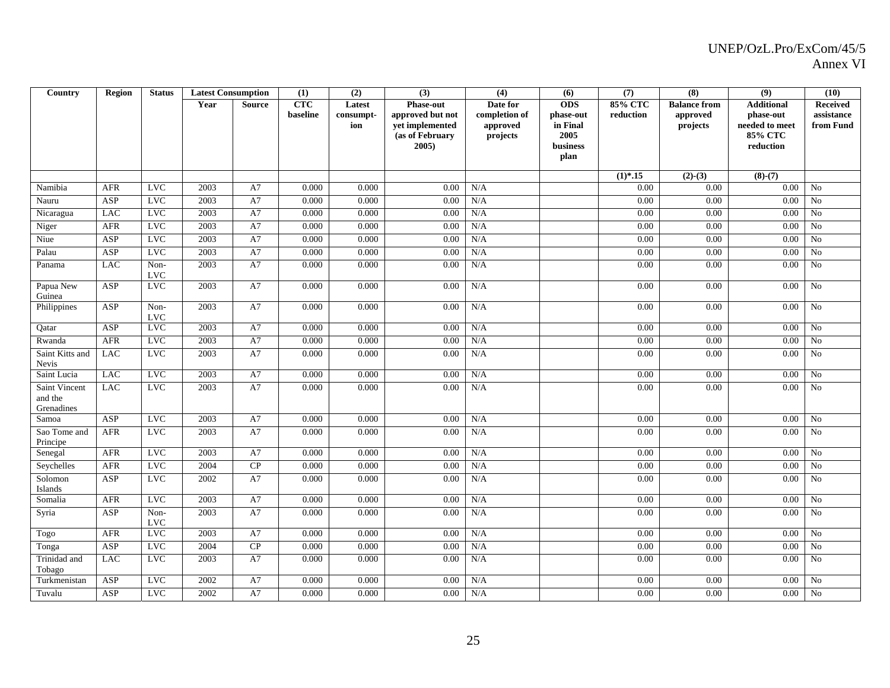| Country | Region | Status | Latest Consumption | | (1) | (2) | (3) | (4) | (6) | (7) | (8) | (9) | (10) |
|---|---|---|---|---|---|---|---|---|---|---|---|---|---|
| | | | Year | Source | CTC baseline | Latest consumpt-ion | Phase-out approved but not yet implemented (as of February 2005) | Date for completion of approved projects | ODS phase-out in Final 2005 business plan | 85% CTC reduction | Balance from approved projects | Additional phase-out needed to meet 85% CTC reduction | Received assistance from Fund |
| | | | | | | | | | | (1)*.15 | (2)-(3) | (8)-(7) | |
| Namibia | AFR | LVC | 2003 | A7 | 0.000 | 0.000 | 0.00 | N/A | | 0.00 | 0.00 | 0.00 | No |
| Nauru | ASP | LVC | 2003 | A7 | 0.000 | 0.000 | 0.00 | N/A | | 0.00 | 0.00 | 0.00 | No |
| Nicaragua | LAC | LVC | 2003 | A7 | 0.000 | 0.000 | 0.00 | N/A | | 0.00 | 0.00 | 0.00 | No |
| Niger | AFR | LVC | 2003 | A7 | 0.000 | 0.000 | 0.00 | N/A | | 0.00 | 0.00 | 0.00 | No |
| Niue | ASP | LVC | 2003 | A7 | 0.000 | 0.000 | 0.00 | N/A | | 0.00 | 0.00 | 0.00 | No |
| Palau | ASP | LVC | 2003 | A7 | 0.000 | 0.000 | 0.00 | N/A | | 0.00 | 0.00 | 0.00 | No |
| Panama | LAC | Non-LVC | 2003 | A7 | 0.000 | 0.000 | 0.00 | N/A | | 0.00 | 0.00 | 0.00 | No |
| Papua New Guinea | ASP | LVC | 2003 | A7 | 0.000 | 0.000 | 0.00 | N/A | | 0.00 | 0.00 | 0.00 | No |
| Philippines | ASP | Non-LVC | 2003 | A7 | 0.000 | 0.000 | 0.00 | N/A | | 0.00 | 0.00 | 0.00 | No |
| Qatar | ASP | LVC | 2003 | A7 | 0.000 | 0.000 | 0.00 | N/A | | 0.00 | 0.00 | 0.00 | No |
| Rwanda | AFR | LVC | 2003 | A7 | 0.000 | 0.000 | 0.00 | N/A | | 0.00 | 0.00 | 0.00 | No |
| Saint Kitts and Nevis | LAC | LVC | 2003 | A7 | 0.000 | 0.000 | 0.00 | N/A | | 0.00 | 0.00 | 0.00 | No |
| Saint Lucia | LAC | LVC | 2003 | A7 | 0.000 | 0.000 | 0.00 | N/A | | 0.00 | 0.00 | 0.00 | No |
| Saint Vincent and the Grenadines | LAC | LVC | 2003 | A7 | 0.000 | 0.000 | 0.00 | N/A | | 0.00 | 0.00 | 0.00 | No |
| Samoa | ASP | LVC | 2003 | A7 | 0.000 | 0.000 | 0.00 | N/A | | 0.00 | 0.00 | 0.00 | No |
| Sao Tome and Principe | AFR | LVC | 2003 | A7 | 0.000 | 0.000 | 0.00 | N/A | | 0.00 | 0.00 | 0.00 | No |
| Senegal | AFR | LVC | 2003 | A7 | 0.000 | 0.000 | 0.00 | N/A | | 0.00 | 0.00 | 0.00 | No |
| Seychelles | AFR | LVC | 2004 | CP | 0.000 | 0.000 | 0.00 | N/A | | 0.00 | 0.00 | 0.00 | No |
| Solomon Islands | ASP | LVC | 2002 | A7 | 0.000 | 0.000 | 0.00 | N/A | | 0.00 | 0.00 | 0.00 | No |
| Somalia | AFR | LVC | 2003 | A7 | 0.000 | 0.000 | 0.00 | N/A | | 0.00 | 0.00 | 0.00 | No |
| Syria | ASP | Non-LVC | 2003 | A7 | 0.000 | 0.000 | 0.00 | N/A | | 0.00 | 0.00 | 0.00 | No |
| Togo | AFR | LVC | 2003 | A7 | 0.000 | 0.000 | 0.00 | N/A | | 0.00 | 0.00 | 0.00 | No |
| Tonga | ASP | LVC | 2004 | CP | 0.000 | 0.000 | 0.00 | N/A | | 0.00 | 0.00 | 0.00 | No |
| Trinidad and Tobago | LAC | LVC | 2003 | A7 | 0.000 | 0.000 | 0.00 | N/A | | 0.00 | 0.00 | 0.00 | No |
| Turkmenistan | ASP | LVC | 2002 | A7 | 0.000 | 0.000 | 0.00 | N/A | | 0.00 | 0.00 | 0.00 | No |
| Tuvalu | ASP | LVC | 2002 | A7 | 0.000 | 0.000 | 0.00 | N/A | | 0.00 | 0.00 | 0.00 | No |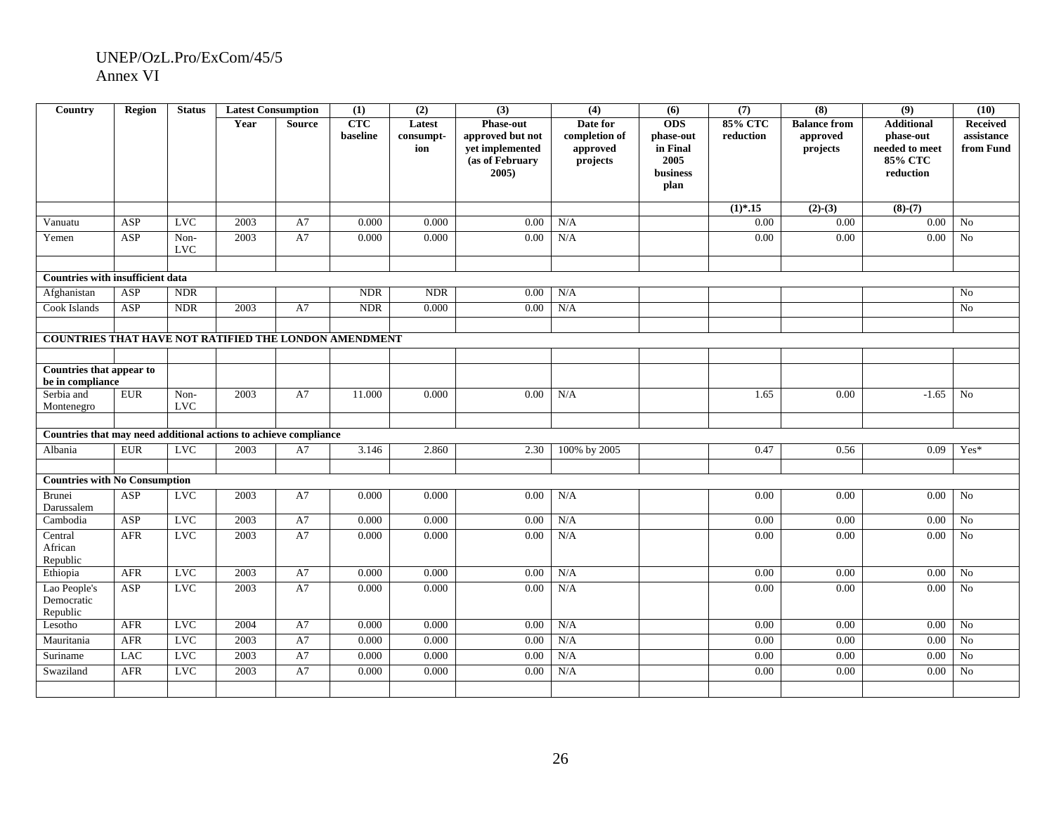| Country | Region | Status | Latest Consumption | | (1) | (2) | (3) | (4) | (6) | (7) | (8) | (9) | (10) |
|---|---|---|---|---|---|---|---|---|---|---|---|---|---|
| | | | Year | Source | CTC baseline | Latest consumpt-ion | Phase-out approved but not yet implemented (as of February 2005) | Date for completion of approved projects | ODS phase-out in Final 2005 business plan | 85% CTC reduction | Balance from approved projects | Additional phase-out needed to meet 85% CTC reduction | Received assistance from Fund |
| | | | | | | | | | | (1)*.15 | (2)-(3) | (8)-(7) | |
| Vanuatu | ASP | LVC | 2003 | A7 | 0.000 | 0.000 | 0.00 | N/A | | 0.00 | 0.00 | 0.00 | No |
| Yemen | ASP | Non-LVC | 2003 | A7 | 0.000 | 0.000 | 0.00 | N/A | | 0.00 | 0.00 | 0.00 | No |
| | | | | | | | | | | | | | |
| **Countries with insufficient data** | | | | | | | | | | | | | |
| Afghanistan | ASP | NDR | | | NDR | NDR | 0.00 | N/A | | | | | No |
| Cook Islands | ASP | NDR | 2003 | A7 | NDR | 0.000 | 0.00 | N/A | | | | | No |
| | | | | | | | | | | | | | |
| **COUNTRIES THAT HAVE NOT RATIFIED THE LONDON AMENDMENT** | | | | | | | | | | | | | |
| | | | | | | | | | | | | | |
| **Countries that appear to be in compliance** | | | | | | | | | | | | | |
| Serbia and Montenegro | EUR | Non-LVC | 2003 | A7 | 11.000 | 0.000 | 0.00 | N/A | | 1.65 | 0.00 | -1.65 | No |
| | | | | | | | | | | | | | |
| **Countries that may need additional actions to achieve compliance** | | | | | | | | | | | | | |
| Albania | EUR | LVC | 2003 | A7 | 3.146 | 2.860 | 2.30 | 100% by 2005 | | 0.47 | 0.56 | 0.09 | Yes* |
| | | | | | | | | | | | | | |
| **Countries with No Consumption** | | | | | | | | | | | | | |
| Brunei Darussalem | ASP | LVC | 2003 | A7 | 0.000 | 0.000 | 0.00 | N/A | | 0.00 | 0.00 | 0.00 | No |
| Cambodia | ASP | LVC | 2003 | A7 | 0.000 | 0.000 | 0.00 | N/A | | 0.00 | 0.00 | 0.00 | No |
| Central African Republic | AFR | LVC | 2003 | A7 | 0.000 | 0.000 | 0.00 | N/A | | 0.00 | 0.00 | 0.00 | No |
| Ethiopia | AFR | LVC | 2003 | A7 | 0.000 | 0.000 | 0.00 | N/A | | 0.00 | 0.00 | 0.00 | No |
| Lao People's Democratic Republic | ASP | LVC | 2003 | A7 | 0.000 | 0.000 | 0.00 | N/A | | 0.00 | 0.00 | 0.00 | No |
| Lesotho | AFR | LVC | 2004 | A7 | 0.000 | 0.000 | 0.00 | N/A | | 0.00 | 0.00 | 0.00 | No |
| Mauritania | AFR | LVC | 2003 | A7 | 0.000 | 0.000 | 0.00 | N/A | | 0.00 | 0.00 | 0.00 | No |
| Suriname | LAC | LVC | 2003 | A7 | 0.000 | 0.000 | 0.00 | N/A | | 0.00 | 0.00 | 0.00 | No |
| Swaziland | AFR | LVC | 2003 | A7 | 0.000 | 0.000 | 0.00 | N/A | | 0.00 | 0.00 | 0.00 | No |
| | | | | | | | | | | | | | |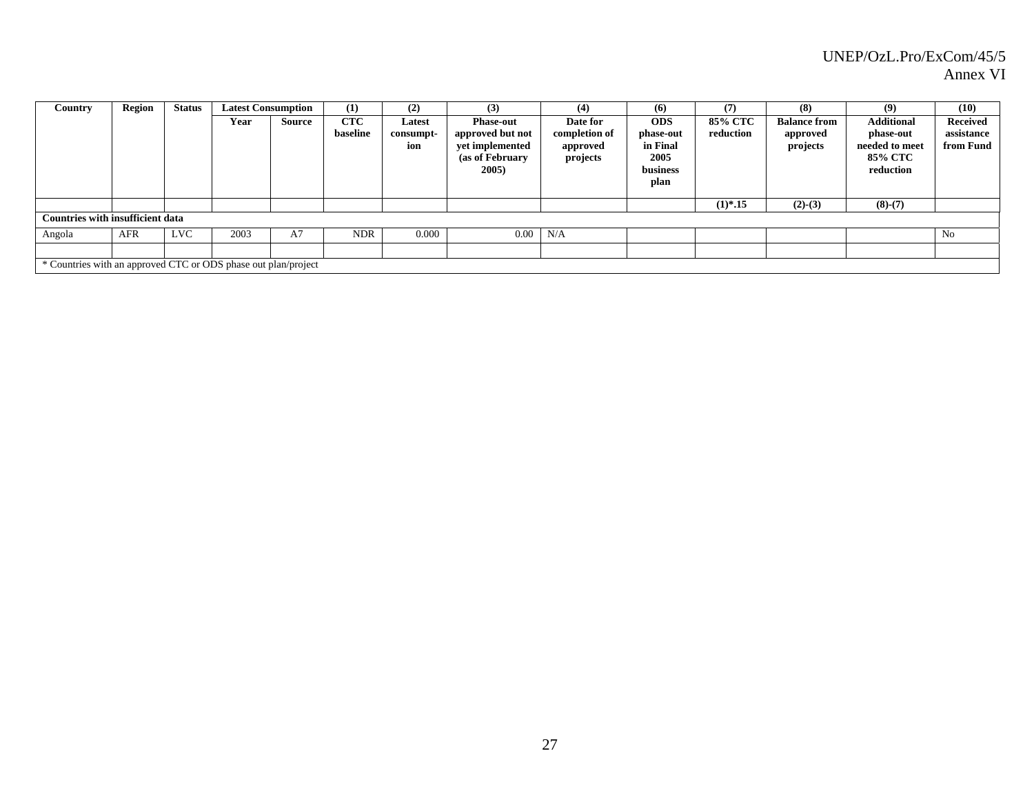| Country | Region | Status | Latest Consumption | | (1) | (2) | (3) | (4) | (6) | (7) | (8) | (9) | (10) |
|---|---|---|---|---|---|---|---|---|---|---|---|---|---|
| | | | Year | Source | CTC baseline | Latest consumption | Phase-out approved but not yet implemented (as of February 2005) | Date for completion of approved projects | ODS phase-out in Final 2005 business plan | 85% CTC reduction | Balance from approved projects | Additional phase-out needed to meet 85% CTC reduction | Received assistance from Fund |
| | | | | | | | | | | (1)*.15 | (2)-(3) | (8)-(7) | |
| **Countries with insufficient data** | | | | | | | | | | | | | |
| Angola | AFR | LVC | 2003 | A7 | NDR | 0.000 | 0.00 | N/A | | | | | No |
| | | | | | | | | | | | | | |
| * Countries with an approved CTC or ODS phase out plan/project | | | | | | | | | | | | | |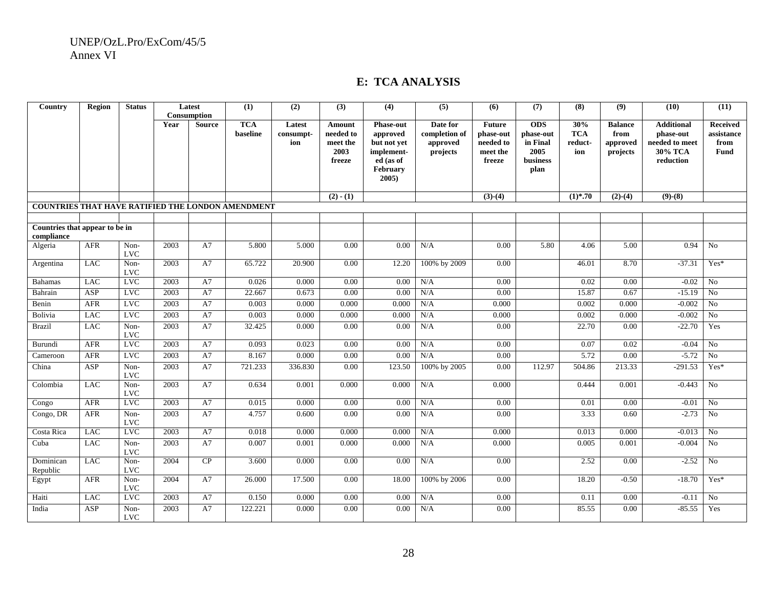UNEP/OzL.Pro/ExCom/45/5
Annex VI

## E: TCA ANALYSIS

| Country | Region | Status | Latest Consumption | | (1) | (2) | (3) | (4) | (5) | (6) | (7) | (8) | (9) | (10) | (11) |
|---|---|---|---|---|---|---|---|---|---|---|---|---|---|---|---|
| | | | Year | Source | TCA baseline | Latest consumpt-ion | Amount needed to meet the 2003 freeze | Phase-out approved but not yet implement-ed (as of February 2005) | Date for completion of approved projects | Future phase-out needed to meet the freeze | ODS phase-out in Final 2005 business plan | 30% TCA reduct-ion | Balance from approved projects | Additional phase-out needed to meet 30% TCA reduction | Received assistance from Fund |
| | | | | | | | (2) - (1) | | | (3)-(4) | | (1)*.70 | (2)-(4) | (9)-(8) | |
| **COUNTRIES THAT HAVE RATIFIED THE LONDON AMENDMENT** | | | | | | | | | | | | | | | |
| | | | | | | | | | | | | | | | |
| **Countries that appear to be in compliance** | | | | | | | | | | | | | | | |
| Algeria | AFR | Non-LVC | 2003 | A7 | 5.800 | 5.000 | 0.00 | 0.00 | N/A | 0.00 | 5.80 | 4.06 | 5.00 | 0.94 | No |
| Argentina | LAC | Non-LVC | 2003 | A7 | 65.722 | 20.900 | 0.00 | 12.20 | 100% by 2009 | 0.00 | | 46.01 | 8.70 | -37.31 | Yes* |
| Bahamas | LAC | LVC | 2003 | A7 | 0.026 | 0.000 | 0.00 | 0.00 | N/A | 0.00 | | 0.02 | 0.00 | -0.02 | No |
| Bahrain | ASP | LVC | 2003 | A7 | 22.667 | 0.673 | 0.00 | 0.00 | N/A | 0.00 | | 15.87 | 0.67 | -15.19 | No |
| Benin | AFR | LVC | 2003 | A7 | 0.003 | 0.000 | 0.000 | 0.000 | N/A | 0.000 | | 0.002 | 0.000 | -0.002 | No |
| Bolivia | LAC | LVC | 2003 | A7 | 0.003 | 0.000 | 0.000 | 0.000 | N/A | 0.000 | | 0.002 | 0.000 | -0.002 | No |
| Brazil | LAC | Non-LVC | 2003 | A7 | 32.425 | 0.000 | 0.00 | 0.00 | N/A | 0.00 | | 22.70 | 0.00 | -22.70 | Yes |
| Burundi | AFR | LVC | 2003 | A7 | 0.093 | 0.023 | 0.00 | 0.00 | N/A | 0.00 | | 0.07 | 0.02 | -0.04 | No |
| Cameroon | AFR | LVC | 2003 | A7 | 8.167 | 0.000 | 0.00 | 0.00 | N/A | 0.00 | | 5.72 | 0.00 | -5.72 | No |
| China | ASP | Non-LVC | 2003 | A7 | 721.233 | 336.830 | 0.00 | 123.50 | 100% by 2005 | 0.00 | 112.97 | 504.86 | 213.33 | -291.53 | Yes* |
| Colombia | LAC | Non-LVC | 2003 | A7 | 0.634 | 0.001 | 0.000 | 0.000 | N/A | 0.000 | | 0.444 | 0.001 | -0.443 | No |
| Congo | AFR | LVC | 2003 | A7 | 0.015 | 0.000 | 0.00 | 0.00 | N/A | 0.00 | | 0.01 | 0.00 | -0.01 | No |
| Congo, DR | AFR | Non-LVC | 2003 | A7 | 4.757 | 0.600 | 0.00 | 0.00 | N/A | 0.00 | | 3.33 | 0.60 | -2.73 | No |
| Costa Rica | LAC | LVC | 2003 | A7 | 0.018 | 0.000 | 0.000 | 0.000 | N/A | 0.000 | | 0.013 | 0.000 | -0.013 | No |
| Cuba | LAC | Non-LVC | 2003 | A7 | 0.007 | 0.001 | 0.000 | 0.000 | N/A | 0.000 | | 0.005 | 0.001 | -0.004 | No |
| Dominican Republic | LAC | Non-LVC | 2004 | CP | 3.600 | 0.000 | 0.00 | 0.00 | N/A | 0.00 | | 2.52 | 0.00 | -2.52 | No |
| Egypt | AFR | Non-LVC | 2004 | A7 | 26.000 | 17.500 | 0.00 | 18.00 | 100% by 2006 | 0.00 | | 18.20 | -0.50 | -18.70 | Yes* |
| Haiti | LAC | LVC | 2003 | A7 | 0.150 | 0.000 | 0.00 | 0.00 | N/A | 0.00 | | 0.11 | 0.00 | -0.11 | No |
| India | ASP | Non-LVC | 2003 | A7 | 122.221 | 0.000 | 0.00 | 0.00 | N/A | 0.00 | | 85.55 | 0.00 | -85.55 | Yes |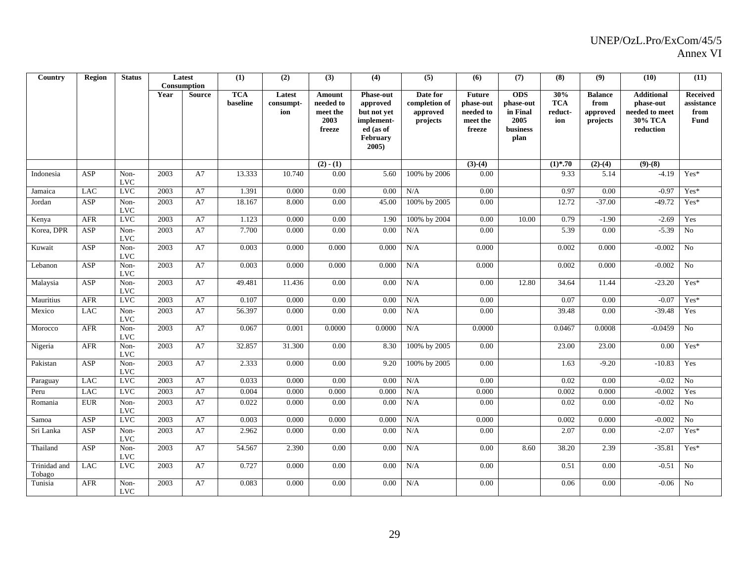| Country | Region | Status | Latest Consumption | | (1) | (2) | (3) | (4) | (5) | (6) | (7) | (8) | (9) | (10) | (11) |
|---|---|---|---|---|---|---|---|---|---|---|---|---|---|---|---|
| | | | Year | Source | TCA baseline | Latest consumpt-ion | Amount needed to meet the 2003 freeze | Phase-out approved but not yet implement-ed (as of February 2005) | Date for completion of approved projects | Future phase-out needed to meet the freeze | ODS phase-out in Final 2005 business plan | 30% TCA reduct-ion | Balance from approved projects | Additional phase-out needed to meet 30% TCA reduction | Received assistance from Fund |
| | | | | | | | (2) - (1) | | | (3)-(4) | | (1)*.70 | (2)-(4) | (9)-(8) | |
| Indonesia | ASP | Non-LVC | 2003 | A7 | 13.333 | 10.740 | 0.00 | 5.60 | 100% by 2006 | 0.00 | | 9.33 | 5.14 | -4.19 | Yes* |
| Jamaica | LAC | LVC | 2003 | A7 | 1.391 | 0.000 | 0.00 | 0.00 | N/A | 0.00 | | 0.97 | 0.00 | -0.97 | Yes* |
| Jordan | ASP | Non-LVC | 2003 | A7 | 18.167 | 8.000 | 0.00 | 45.00 | 100% by 2005 | 0.00 | | 12.72 | -37.00 | -49.72 | Yes* |
| Kenya | AFR | LVC | 2003 | A7 | 1.123 | 0.000 | 0.00 | 1.90 | 100% by 2004 | 0.00 | 10.00 | 0.79 | -1.90 | -2.69 | Yes |
| Korea, DPR | ASP | Non-LVC | 2003 | A7 | 7.700 | 0.000 | 0.00 | 0.00 | N/A | 0.00 | | 5.39 | 0.00 | -5.39 | No |
| Kuwait | ASP | Non-LVC | 2003 | A7 | 0.003 | 0.000 | 0.000 | 0.000 | N/A | 0.000 | | 0.002 | 0.000 | -0.002 | No |
| Lebanon | ASP | Non-LVC | 2003 | A7 | 0.003 | 0.000 | 0.000 | 0.000 | N/A | 0.000 | | 0.002 | 0.000 | -0.002 | No |
| Malaysia | ASP | Non-LVC | 2003 | A7 | 49.481 | 11.436 | 0.00 | 0.00 | N/A | 0.00 | 12.80 | 34.64 | 11.44 | -23.20 | Yes* |
| Mauritius | AFR | LVC | 2003 | A7 | 0.107 | 0.000 | 0.00 | 0.00 | N/A | 0.00 | | 0.07 | 0.00 | -0.07 | Yes* |
| Mexico | LAC | Non-LVC | 2003 | A7 | 56.397 | 0.000 | 0.00 | 0.00 | N/A | 0.00 | | 39.48 | 0.00 | -39.48 | Yes |
| Morocco | AFR | Non-LVC | 2003 | A7 | 0.067 | 0.001 | 0.0000 | 0.0000 | N/A | 0.0000 | | 0.0467 | 0.0008 | -0.0459 | No |
| Nigeria | AFR | Non-LVC | 2003 | A7 | 32.857 | 31.300 | 0.00 | 8.30 | 100% by 2005 | 0.00 | | 23.00 | 23.00 | 0.00 | Yes* |
| Pakistan | ASP | Non-LVC | 2003 | A7 | 2.333 | 0.000 | 0.00 | 9.20 | 100% by 2005 | 0.00 | | 1.63 | -9.20 | -10.83 | Yes |
| Paraguay | LAC | LVC | 2003 | A7 | 0.033 | 0.000 | 0.00 | 0.00 | N/A | 0.00 | | 0.02 | 0.00 | -0.02 | No |
| Peru | LAC | LVC | 2003 | A7 | 0.004 | 0.000 | 0.000 | 0.000 | N/A | 0.000 | | 0.002 | 0.000 | -0.002 | Yes |
| Romania | EUR | Non-LVC | 2003 | A7 | 0.022 | 0.000 | 0.00 | 0.00 | N/A | 0.00 | | 0.02 | 0.00 | -0.02 | No |
| Samoa | ASP | LVC | 2003 | A7 | 0.003 | 0.000 | 0.000 | 0.000 | N/A | 0.000 | | 0.002 | 0.000 | -0.002 | No |
| Sri Lanka | ASP | Non-LVC | 2003 | A7 | 2.962 | 0.000 | 0.00 | 0.00 | N/A | 0.00 | | 2.07 | 0.00 | -2.07 | Yes* |
| Thailand | ASP | Non-LVC | 2003 | A7 | 54.567 | 2.390 | 0.00 | 0.00 | N/A | 0.00 | 8.60 | 38.20 | 2.39 | -35.81 | Yes* |
| Trinidad and Tobago | LAC | LVC | 2003 | A7 | 0.727 | 0.000 | 0.00 | 0.00 | N/A | 0.00 | | 0.51 | 0.00 | -0.51 | No |
| Tunisia | AFR | Non-LVC | 2003 | A7 | 0.083 | 0.000 | 0.00 | 0.00 | N/A | 0.00 | | 0.06 | 0.00 | -0.06 | No |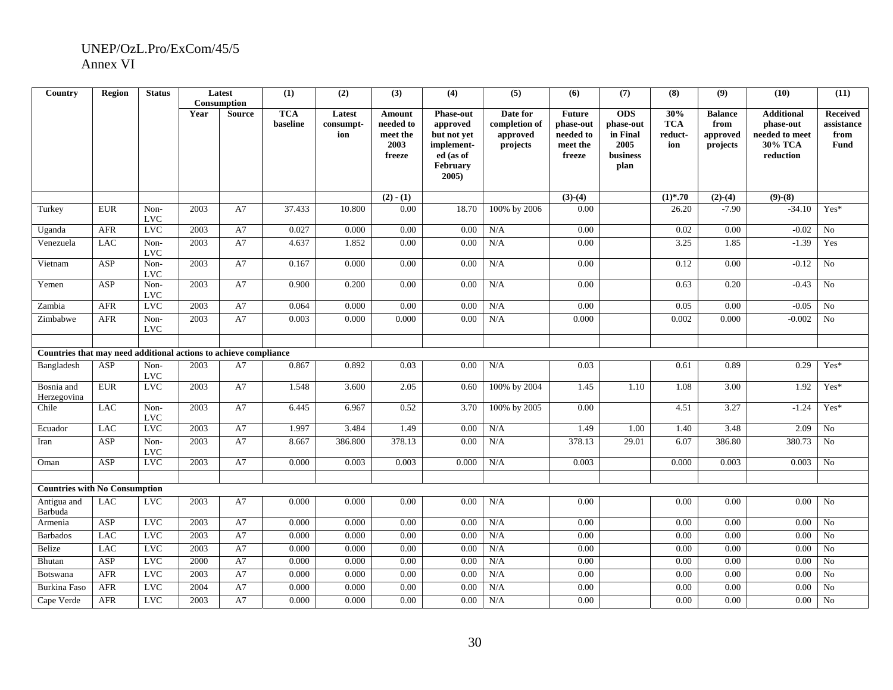| Country | Region | Status | Latest Consumption | | (1) | (2) | (3) | (4) | (5) | (6) | (7) | (8) | (9) | (10) | (11) |
|---|---|---|---|---|---|---|---|---|---|---|---|---|---|---|---|
| | | | Year | Source | TCA baseline | Latest consumpt-ion | Amount needed to meet the 2003 freeze | Phase-out approved but not yet implement-ed (as of February 2005) | Date for completion of approved projects | Future phase-out needed to meet the freeze | ODS phase-out in Final 2005 business plan | 30% TCA reduct-ion | Balance from approved projects | Additional phase-out needed to meet 30% TCA reduction | Received assistance from Fund |
| | | | | | | | (2) - (1) | | | (3)-(4) | | (1)*.70 | (2)-(4) | (9)-(8) | |
| Turkey | EUR | Non-LVC | 2003 | A7 | 37.433 | 10.800 | 0.00 | 18.70 | 100% by 2006 | 0.00 | | 26.20 | -7.90 | -34.10 | Yes* |
| Uganda | AFR | LVC | 2003 | A7 | 0.027 | 0.000 | 0.00 | 0.00 | N/A | 0.00 | | 0.02 | 0.00 | -0.02 | No |
| Venezuela | LAC | Non-LVC | 2003 | A7 | 4.637 | 1.852 | 0.00 | 0.00 | N/A | 0.00 | | 3.25 | 1.85 | -1.39 | Yes |
| Vietnam | ASP | Non-LVC | 2003 | A7 | 0.167 | 0.000 | 0.00 | 0.00 | N/A | 0.00 | | 0.12 | 0.00 | -0.12 | No |
| Yemen | ASP | Non-LVC | 2003 | A7 | 0.900 | 0.200 | 0.00 | 0.00 | N/A | 0.00 | | 0.63 | 0.20 | -0.43 | No |
| Zambia | AFR | LVC | 2003 | A7 | 0.064 | 0.000 | 0.00 | 0.00 | N/A | 0.00 | | 0.05 | 0.00 | -0.05 | No |
| Zimbabwe | AFR | Non-LVC | 2003 | A7 | 0.003 | 0.000 | 0.000 | 0.00 | N/A | 0.000 | | 0.002 | 0.000 | -0.002 | No |
| | | | | | | | | | | | | | | | |
| **Countries that may need additional actions to achieve compliance** | | | | | | | | | | | | | | | |
| Bangladesh | ASP | Non-LVC | 2003 | A7 | 0.867 | 0.892 | 0.03 | 0.00 | N/A | 0.03 | | 0.61 | 0.89 | 0.29 | Yes* |
| Bosnia and Herzegovina | EUR | LVC | 2003 | A7 | 1.548 | 3.600 | 2.05 | 0.60 | 100% by 2004 | 1.45 | 1.10 | 1.08 | 3.00 | 1.92 | Yes* |
| Chile | LAC | Non-LVC | 2003 | A7 | 6.445 | 6.967 | 0.52 | 3.70 | 100% by 2005 | 0.00 | | 4.51 | 3.27 | -1.24 | Yes* |
| Ecuador | LAC | LVC | 2003 | A7 | 1.997 | 3.484 | 1.49 | 0.00 | N/A | 1.49 | 1.00 | 1.40 | 3.48 | 2.09 | No |
| Iran | ASP | Non-LVC | 2003 | A7 | 8.667 | 386.800 | 378.13 | 0.00 | N/A | 378.13 | 29.01 | 6.07 | 386.80 | 380.73 | No |
| Oman | ASP | LVC | 2003 | A7 | 0.000 | 0.003 | 0.003 | 0.000 | N/A | 0.003 | | 0.000 | 0.003 | 0.003 | No |
| | | | | | | | | | | | | | | | |
| **Countries with No Consumption** | | | | | | | | | | | | | | | |
| Antigua and Barbuda | LAC | LVC | 2003 | A7 | 0.000 | 0.000 | 0.00 | 0.00 | N/A | 0.00 | | 0.00 | 0.00 | 0.00 | No |
| Armenia | ASP | LVC | 2003 | A7 | 0.000 | 0.000 | 0.00 | 0.00 | N/A | 0.00 | | 0.00 | 0.00 | 0.00 | No |
| Barbados | LAC | LVC | 2003 | A7 | 0.000 | 0.000 | 0.00 | 0.00 | N/A | 0.00 | | 0.00 | 0.00 | 0.00 | No |
| Belize | LAC | LVC | 2003 | A7 | 0.000 | 0.000 | 0.00 | 0.00 | N/A | 0.00 | | 0.00 | 0.00 | 0.00 | No |
| Bhutan | ASP | LVC | 2000 | A7 | 0.000 | 0.000 | 0.00 | 0.00 | N/A | 0.00 | | 0.00 | 0.00 | 0.00 | No |
| Botswana | AFR | LVC | 2003 | A7 | 0.000 | 0.000 | 0.00 | 0.00 | N/A | 0.00 | | 0.00 | 0.00 | 0.00 | No |
| Burkina Faso | AFR | LVC | 2004 | A7 | 0.000 | 0.000 | 0.00 | 0.00 | N/A | 0.00 | | 0.00 | 0.00 | 0.00 | No |
| Cape Verde | AFR | LVC | 2003 | A7 | 0.000 | 0.000 | 0.00 | 0.00 | N/A | 0.00 | | 0.00 | 0.00 | 0.00 | No |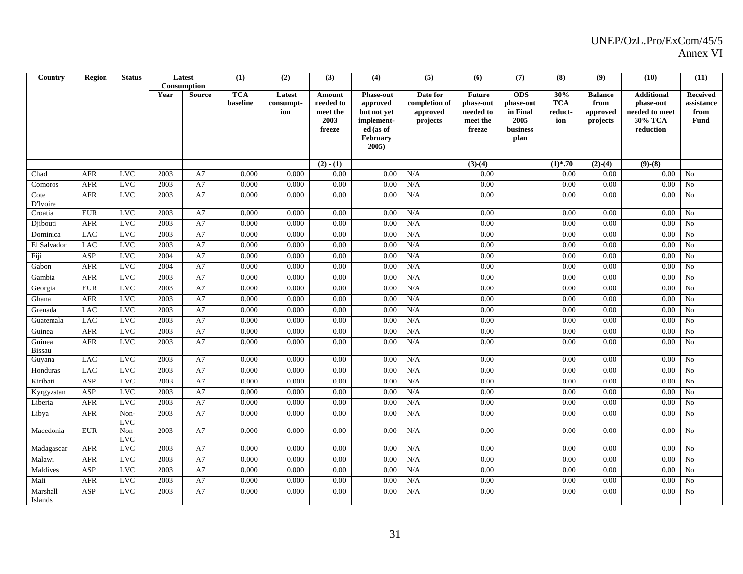| Country | Region | Status | Latest Consumption | | (1) | (2) | (3) | (4) | (5) | (6) | (7) | (8) | (9) | (10) | (11) |
|---|---|---|---|---|---|---|---|---|---|---|---|---|---|---|---|
| | | | Year | Source | TCA baseline | Latest consumpt-ion | Amount needed to meet the 2003 freeze | Phase-out approved but not yet implement-ed (as of February 2005) | Date for completion of approved projects | Future phase-out needed to meet the freeze | ODS phase-out in Final 2005 business plan | 30% TCA reduct-ion | Balance from approved projects | Additional phase-out needed to meet 30% TCA reduction | Received assistance from Fund |
| | | | | | | | (2) - (1) | | | (3)-(4) | | (1)*.70 | (2)-(4) | (9)-(8) | |
| Chad | AFR | LVC | 2003 | A7 | 0.000 | 0.000 | 0.00 | 0.00 | N/A | 0.00 | | 0.00 | 0.00 | 0.00 | No |
| Comoros | AFR | LVC | 2003 | A7 | 0.000 | 0.000 | 0.00 | 0.00 | N/A | 0.00 | | 0.00 | 0.00 | 0.00 | No |
| Cote D'Ivoire | AFR | LVC | 2003 | A7 | 0.000 | 0.000 | 0.00 | 0.00 | N/A | 0.00 | | 0.00 | 0.00 | 0.00 | No |
| Croatia | EUR | LVC | 2003 | A7 | 0.000 | 0.000 | 0.00 | 0.00 | N/A | 0.00 | | 0.00 | 0.00 | 0.00 | No |
| Djibouti | AFR | LVC | 2003 | A7 | 0.000 | 0.000 | 0.00 | 0.00 | N/A | 0.00 | | 0.00 | 0.00 | 0.00 | No |
| Dominica | LAC | LVC | 2003 | A7 | 0.000 | 0.000 | 0.00 | 0.00 | N/A | 0.00 | | 0.00 | 0.00 | 0.00 | No |
| El Salvador | LAC | LVC | 2003 | A7 | 0.000 | 0.000 | 0.00 | 0.00 | N/A | 0.00 | | 0.00 | 0.00 | 0.00 | No |
| Fiji | ASP | LVC | 2004 | A7 | 0.000 | 0.000 | 0.00 | 0.00 | N/A | 0.00 | | 0.00 | 0.00 | 0.00 | No |
| Gabon | AFR | LVC | 2004 | A7 | 0.000 | 0.000 | 0.00 | 0.00 | N/A | 0.00 | | 0.00 | 0.00 | 0.00 | No |
| Gambia | AFR | LVC | 2003 | A7 | 0.000 | 0.000 | 0.00 | 0.00 | N/A | 0.00 | | 0.00 | 0.00 | 0.00 | No |
| Georgia | EUR | LVC | 2003 | A7 | 0.000 | 0.000 | 0.00 | 0.00 | N/A | 0.00 | | 0.00 | 0.00 | 0.00 | No |
| Ghana | AFR | LVC | 2003 | A7 | 0.000 | 0.000 | 0.00 | 0.00 | N/A | 0.00 | | 0.00 | 0.00 | 0.00 | No |
| Grenada | LAC | LVC | 2003 | A7 | 0.000 | 0.000 | 0.00 | 0.00 | N/A | 0.00 | | 0.00 | 0.00 | 0.00 | No |
| Guatemala | LAC | LVC | 2003 | A7 | 0.000 | 0.000 | 0.00 | 0.00 | N/A | 0.00 | | 0.00 | 0.00 | 0.00 | No |
| Guinea | AFR | LVC | 2003 | A7 | 0.000 | 0.000 | 0.00 | 0.00 | N/A | 0.00 | | 0.00 | 0.00 | 0.00 | No |
| Guinea Bissau | AFR | LVC | 2003 | A7 | 0.000 | 0.000 | 0.00 | 0.00 | N/A | 0.00 | | 0.00 | 0.00 | 0.00 | No |
| Guyana | LAC | LVC | 2003 | A7 | 0.000 | 0.000 | 0.00 | 0.00 | N/A | 0.00 | | 0.00 | 0.00 | 0.00 | No |
| Honduras | LAC | LVC | 2003 | A7 | 0.000 | 0.000 | 0.00 | 0.00 | N/A | 0.00 | | 0.00 | 0.00 | 0.00 | No |
| Kiribati | ASP | LVC | 2003 | A7 | 0.000 | 0.000 | 0.00 | 0.00 | N/A | 0.00 | | 0.00 | 0.00 | 0.00 | No |
| Kyrgyzstan | ASP | LVC | 2003 | A7 | 0.000 | 0.000 | 0.00 | 0.00 | N/A | 0.00 | | 0.00 | 0.00 | 0.00 | No |
| Liberia | AFR | LVC | 2003 | A7 | 0.000 | 0.000 | 0.00 | 0.00 | N/A | 0.00 | | 0.00 | 0.00 | 0.00 | No |
| Libya | AFR | Non-LVC | 2003 | A7 | 0.000 | 0.000 | 0.00 | 0.00 | N/A | 0.00 | | 0.00 | 0.00 | 0.00 | No |
| Macedonia | EUR | Non-LVC | 2003 | A7 | 0.000 | 0.000 | 0.00 | 0.00 | N/A | 0.00 | | 0.00 | 0.00 | 0.00 | No |
| Madagascar | AFR | LVC | 2003 | A7 | 0.000 | 0.000 | 0.00 | 0.00 | N/A | 0.00 | | 0.00 | 0.00 | 0.00 | No |
| Malawi | AFR | LVC | 2003 | A7 | 0.000 | 0.000 | 0.00 | 0.00 | N/A | 0.00 | | 0.00 | 0.00 | 0.00 | No |
| Maldives | ASP | LVC | 2003 | A7 | 0.000 | 0.000 | 0.00 | 0.00 | N/A | 0.00 | | 0.00 | 0.00 | 0.00 | No |
| Mali | AFR | LVC | 2003 | A7 | 0.000 | 0.000 | 0.00 | 0.00 | N/A | 0.00 | | 0.00 | 0.00 | 0.00 | No |
| Marshall Islands | ASP | LVC | 2003 | A7 | 0.000 | 0.000 | 0.00 | 0.00 | N/A | 0.00 | | 0.00 | 0.00 | 0.00 | No |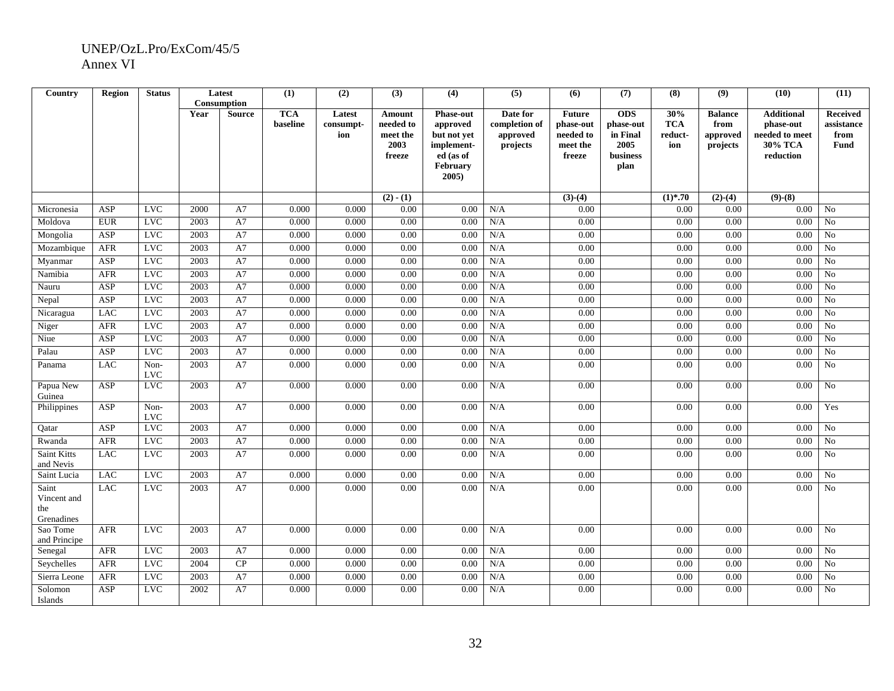| Country | Region | Status | Latest Consumption | | (1) | (2) | (3) | (4) | (5) | (6) | (7) | (8) | (9) | (10) | (11) |
|---|---|---|---|---|---|---|---|---|---|---|---|---|---|---|---|
| | | | Year | Source | TCA baseline | Latest consumpt-ion | Amount needed to meet the 2003 freeze | Phase-out approved but not yet implement-ed (as of February 2005) | Date for completion of approved projects | Future phase-out needed to meet the freeze | ODS phase-out in Final 2005 business plan | 30% TCA reduct-ion | Balance from approved projects | Additional phase-out needed to meet 30% TCA reduction | Received assistance from Fund |
| | | | | | | | (2) - (1) | | | (3)-(4) | | (1)*.70 | (2)-(4) | (9)-(8) | |
| Micronesia | ASP | LVC | 2000 | A7 | 0.000 | 0.000 | 0.00 | 0.00 | N/A | 0.00 | | 0.00 | 0.00 | 0.00 | No |
| Moldova | EUR | LVC | 2003 | A7 | 0.000 | 0.000 | 0.00 | 0.00 | N/A | 0.00 | | 0.00 | 0.00 | 0.00 | No |
| Mongolia | ASP | LVC | 2003 | A7 | 0.000 | 0.000 | 0.00 | 0.00 | N/A | 0.00 | | 0.00 | 0.00 | 0.00 | No |
| Mozambique | AFR | LVC | 2003 | A7 | 0.000 | 0.000 | 0.00 | 0.00 | N/A | 0.00 | | 0.00 | 0.00 | 0.00 | No |
| Myanmar | ASP | LVC | 2003 | A7 | 0.000 | 0.000 | 0.00 | 0.00 | N/A | 0.00 | | 0.00 | 0.00 | 0.00 | No |
| Namibia | AFR | LVC | 2003 | A7 | 0.000 | 0.000 | 0.00 | 0.00 | N/A | 0.00 | | 0.00 | 0.00 | 0.00 | No |
| Nauru | ASP | LVC | 2003 | A7 | 0.000 | 0.000 | 0.00 | 0.00 | N/A | 0.00 | | 0.00 | 0.00 | 0.00 | No |
| Nepal | ASP | LVC | 2003 | A7 | 0.000 | 0.000 | 0.00 | 0.00 | N/A | 0.00 | | 0.00 | 0.00 | 0.00 | No |
| Nicaragua | LAC | LVC | 2003 | A7 | 0.000 | 0.000 | 0.00 | 0.00 | N/A | 0.00 | | 0.00 | 0.00 | 0.00 | No |
| Niger | AFR | LVC | 2003 | A7 | 0.000 | 0.000 | 0.00 | 0.00 | N/A | 0.00 | | 0.00 | 0.00 | 0.00 | No |
| Niue | ASP | LVC | 2003 | A7 | 0.000 | 0.000 | 0.00 | 0.00 | N/A | 0.00 | | 0.00 | 0.00 | 0.00 | No |
| Palau | ASP | LVC | 2003 | A7 | 0.000 | 0.000 | 0.00 | 0.00 | N/A | 0.00 | | 0.00 | 0.00 | 0.00 | No |
| Panama | LAC | Non-LVC | 2003 | A7 | 0.000 | 0.000 | 0.00 | 0.00 | N/A | 0.00 | | 0.00 | 0.00 | 0.00 | No |
| Papua New Guinea | ASP | LVC | 2003 | A7 | 0.000 | 0.000 | 0.00 | 0.00 | N/A | 0.00 | | 0.00 | 0.00 | 0.00 | No |
| Philippines | ASP | Non-LVC | 2003 | A7 | 0.000 | 0.000 | 0.00 | 0.00 | N/A | 0.00 | | 0.00 | 0.00 | 0.00 | Yes |
| Qatar | ASP | LVC | 2003 | A7 | 0.000 | 0.000 | 0.00 | 0.00 | N/A | 0.00 | | 0.00 | 0.00 | 0.00 | No |
| Rwanda | AFR | LVC | 2003 | A7 | 0.000 | 0.000 | 0.00 | 0.00 | N/A | 0.00 | | 0.00 | 0.00 | 0.00 | No |
| Saint Kitts and Nevis | LAC | LVC | 2003 | A7 | 0.000 | 0.000 | 0.00 | 0.00 | N/A | 0.00 | | 0.00 | 0.00 | 0.00 | No |
| Saint Lucia | LAC | LVC | 2003 | A7 | 0.000 | 0.000 | 0.00 | 0.00 | N/A | 0.00 | | 0.00 | 0.00 | 0.00 | No |
| Saint Vincent and the Grenadines | LAC | LVC | 2003 | A7 | 0.000 | 0.000 | 0.00 | 0.00 | N/A | 0.00 | | 0.00 | 0.00 | 0.00 | No |
| Sao Tome and Principe | AFR | LVC | 2003 | A7 | 0.000 | 0.000 | 0.00 | 0.00 | N/A | 0.00 | | 0.00 | 0.00 | 0.00 | No |
| Senegal | AFR | LVC | 2003 | A7 | 0.000 | 0.000 | 0.00 | 0.00 | N/A | 0.00 | | 0.00 | 0.00 | 0.00 | No |
| Seychelles | AFR | LVC | 2004 | CP | 0.000 | 0.000 | 0.00 | 0.00 | N/A | 0.00 | | 0.00 | 0.00 | 0.00 | No |
| Sierra Leone | AFR | LVC | 2003 | A7 | 0.000 | 0.000 | 0.00 | 0.00 | N/A | 0.00 | | 0.00 | 0.00 | 0.00 | No |
| Solomon Islands | ASP | LVC | 2002 | A7 | 0.000 | 0.000 | 0.00 | 0.00 | N/A | 0.00 | | 0.00 | 0.00 | 0.00 | No |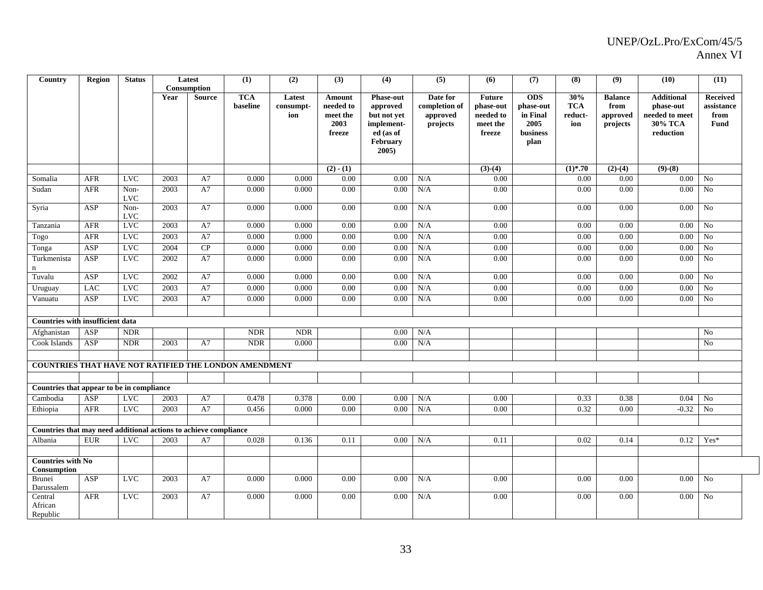| Country | Region | Status | Latest Consumption | | (1) | (2) | (3) | (4) | (5) | (6) | (7) | (8) | (9) | (10) | (11) |
|---|---|---|---|---|---|---|---|---|---|---|---|---|---|---|---|
| | | | Year | Source | TCA baseline | Latest consumpt-ion | Amount needed to meet the 2003 freeze | Phase-out approved but not yet implement-ed (as of February 2005) | Date for completion of approved projects | Future phase-out needed to meet the freeze | ODS phase-out in Final 2005 business plan | 30% TCA reduct-ion | Balance from approved projects | Additional phase-out needed to meet 30% TCA reduction | Received assistance from Fund |
| | | | | | | | (2) - (1) | | | (3)-(4) | | (1)*.70 | (2)-(4) | (9)-(8) | |
| Somalia | AFR | LVC | 2003 | A7 | 0.000 | 0.000 | 0.00 | 0.00 | N/A | 0.00 | | 0.00 | 0.00 | 0.00 | No |
| Sudan | AFR | Non-LVC | 2003 | A7 | 0.000 | 0.000 | 0.00 | 0.00 | N/A | 0.00 | | 0.00 | 0.00 | 0.00 | No |
| Syria | ASP | Non-LVC | 2003 | A7 | 0.000 | 0.000 | 0.00 | 0.00 | N/A | 0.00 | | 0.00 | 0.00 | 0.00 | No |
| Tanzania | AFR | LVC | 2003 | A7 | 0.000 | 0.000 | 0.00 | 0.00 | N/A | 0.00 | | 0.00 | 0.00 | 0.00 | No |
| Togo | AFR | LVC | 2003 | A7 | 0.000 | 0.000 | 0.00 | 0.00 | N/A | 0.00 | | 0.00 | 0.00 | 0.00 | No |
| Tonga | ASP | LVC | 2004 | CP | 0.000 | 0.000 | 0.00 | 0.00 | N/A | 0.00 | | 0.00 | 0.00 | 0.00 | No |
| Turkmenistan | ASP | LVC | 2002 | A7 | 0.000 | 0.000 | 0.00 | 0.00 | N/A | 0.00 | | 0.00 | 0.00 | 0.00 | No |
| Tuvalu | ASP | LVC | 2002 | A7 | 0.000 | 0.000 | 0.00 | 0.00 | N/A | 0.00 | | 0.00 | 0.00 | 0.00 | No |
| Uruguay | LAC | LVC | 2003 | A7 | 0.000 | 0.000 | 0.00 | 0.00 | N/A | 0.00 | | 0.00 | 0.00 | 0.00 | No |
| Vanuatu | ASP | LVC | 2003 | A7 | 0.000 | 0.000 | 0.00 | 0.00 | N/A | 0.00 | | 0.00 | 0.00 | 0.00 | No |
| | | | | | | | | | | | | | | | |
| **Countries with insufficient data** | | | | | | | | | | | | | | | |
| Afghanistan | ASP | NDR | | | NDR | NDR | | 0.00 | N/A | | | | | | No |
| Cook Islands | ASP | NDR | 2003 | A7 | NDR | 0.000 | | 0.00 | N/A | | | | | | No |
| | | | | | | | | | | | | | | | |
| **COUNTRIES THAT HAVE NOT RATIFIED THE LONDON AMENDMENT** | | | | | | | | | | | | | | | |
| | | | | | | | | | | | | | | | |
| **Countries that appear to be in compliance** | | | | | | | | | | | | | | | |
| Cambodia | ASP | LVC | 2003 | A7 | 0.478 | 0.378 | 0.00 | 0.00 | N/A | 0.00 | | 0.33 | 0.38 | 0.04 | No |
| Ethiopia | AFR | LVC | 2003 | A7 | 0.456 | 0.000 | 0.00 | 0.00 | N/A | 0.00 | | 0.32 | 0.00 | -0.32 | No |
| | | | | | | | | | | | | | | | |
| **Countries that may need additional actions to achieve compliance** | | | | | | | | | | | | | | | |
| Albania | EUR | LVC | 2003 | A7 | 0.028 | 0.136 | 0.11 | 0.00 | N/A | 0.11 | | 0.02 | 0.14 | 0.12 | Yes* |
| | | | | | | | | | | | | | | | |
| **Countries with No Consumption** | | | | | | | | | | | | | | | |
| Brunei Darussalem | ASP | LVC | 2003 | A7 | 0.000 | 0.000 | 0.00 | 0.00 | N/A | 0.00 | | 0.00 | 0.00 | 0.00 | No |
| Central African Republic | AFR | LVC | 2003 | A7 | 0.000 | 0.000 | 0.00 | 0.00 | N/A | 0.00 | | 0.00 | 0.00 | 0.00 | No |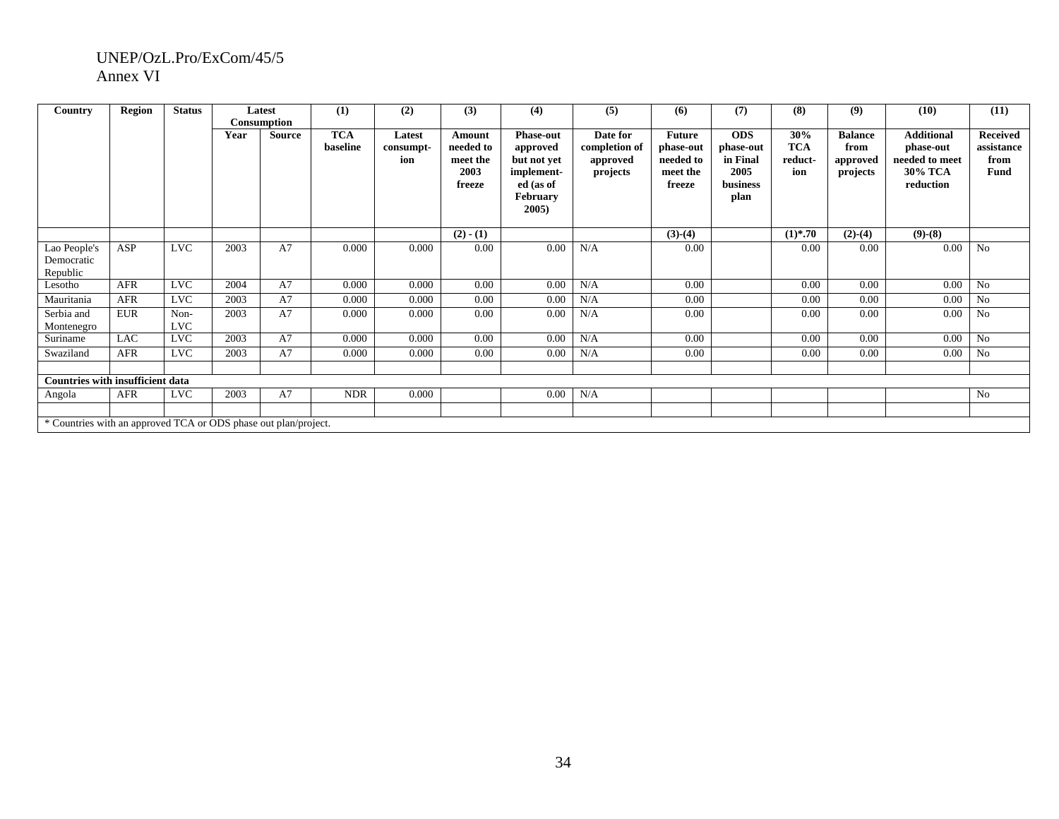| Country | Region | Status | Latest Consumption | | (1) | (2) | (3) | (4) | (5) | (6) | (7) | (8) | (9) | (10) | (11) |
|---|---|---|---|---|---|---|---|---|---|---|---|---|---|---|---|
| | | | Year | Source | TCA baseline | Latest consumpt-ion | Amount needed to meet the 2003 freeze | Phase-out approved but not yet implement-ed (as of February 2005) | Date for completion of approved projects | Future phase-out needed to meet the freeze | ODS phase-out in Final 2005 business plan | 30% TCA reduct-ion | Balance from approved projects | Additional phase-out needed to meet 30% TCA reduction | Received assistance from Fund |
| | | | | | | | (2) - (1) | | | (3)-(4) | | (1)*.70 | (2)-(4) | (9)-(8) | |
| Lao People's Democratic Republic | ASP | LVC | 2003 | A7 | 0.000 | 0.000 | 0.00 | 0.00 | N/A | 0.00 | | 0.00 | 0.00 | 0.00 | No |
| Lesotho | AFR | LVC | 2004 | A7 | 0.000 | 0.000 | 0.00 | 0.00 | N/A | 0.00 | | 0.00 | 0.00 | 0.00 | No |
| Mauritania | AFR | LVC | 2003 | A7 | 0.000 | 0.000 | 0.00 | 0.00 | N/A | 0.00 | | 0.00 | 0.00 | 0.00 | No |
| Serbia and Montenegro | EUR | Non-LVC | 2003 | A7 | 0.000 | 0.000 | 0.00 | 0.00 | N/A | 0.00 | | 0.00 | 0.00 | 0.00 | No |
| Suriname | LAC | LVC | 2003 | A7 | 0.000 | 0.000 | 0.00 | 0.00 | N/A | 0.00 | | 0.00 | 0.00 | 0.00 | No |
| Swaziland | AFR | LVC | 2003 | A7 | 0.000 | 0.000 | 0.00 | 0.00 | N/A | 0.00 | | 0.00 | 0.00 | 0.00 | No |
| | | | | | | | | | | | | | | | |
| **Countries with insufficient data** | | | | | | | | | | | | | | | |
| Angola | AFR | LVC | 2003 | A7 | NDR | 0.000 | | 0.00 | N/A | | | | | | No |
| | | | | | | | | | | | | | | | |
| * Countries with an approved TCA or ODS phase out plan/project. | | | | | | | | | | | | | | | |